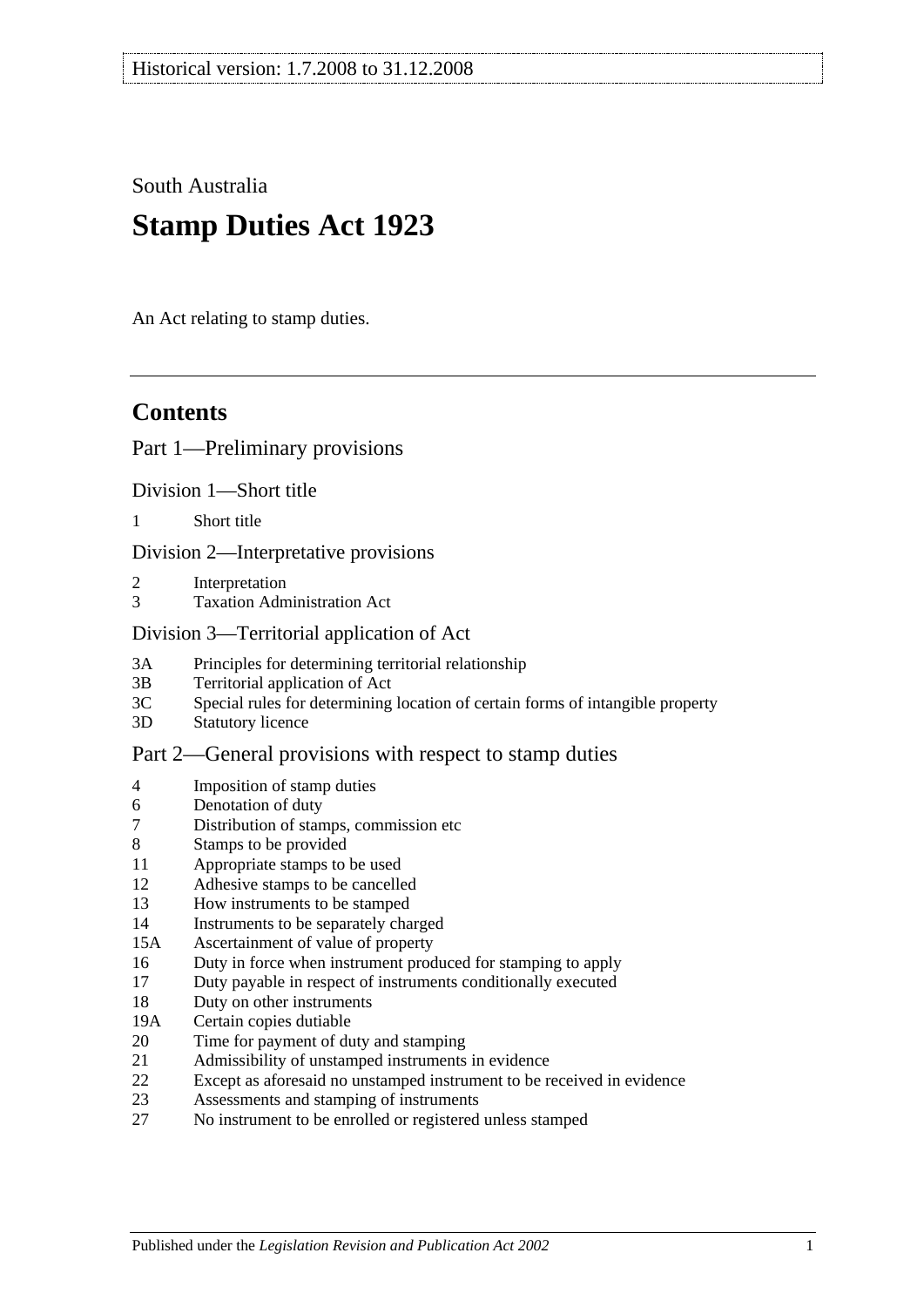Historical version: 1.7.2008 to 31.12.2008

South Australia

# Stamp Duties Act 1923

An Act relating to stamp duties.

## Contents

Part 1—Preliminary provisions

Division 1—Short title

1 Short title

Division 2—Interpretative provisions

2 Interpretation
3 Taxation Administration Act

Division 3—Territorial application of Act

3A Principles for determining territorial relationship
3B Territorial application of Act
3C Special rules for determining location of certain forms of intangible property
3D Statutory licence

Part 2—General provisions with respect to stamp duties

4 Imposition of stamp duties
6 Denotation of duty
7 Distribution of stamps, commission etc
8 Stamps to be provided
11 Appropriate stamps to be used
12 Adhesive stamps to be cancelled
13 How instruments to be stamped
14 Instruments to be separately charged
15A Ascertainment of value of property
16 Duty in force when instrument produced for stamping to apply
17 Duty payable in respect of instruments conditionally executed
18 Duty on other instruments
19A Certain copies dutiable
20 Time for payment of duty and stamping
21 Admissibility of unstamped instruments in evidence
22 Except as aforesaid no unstamped instrument to be received in evidence
23 Assessments and stamping of instruments
27 No instrument to be enrolled or registered unless stamped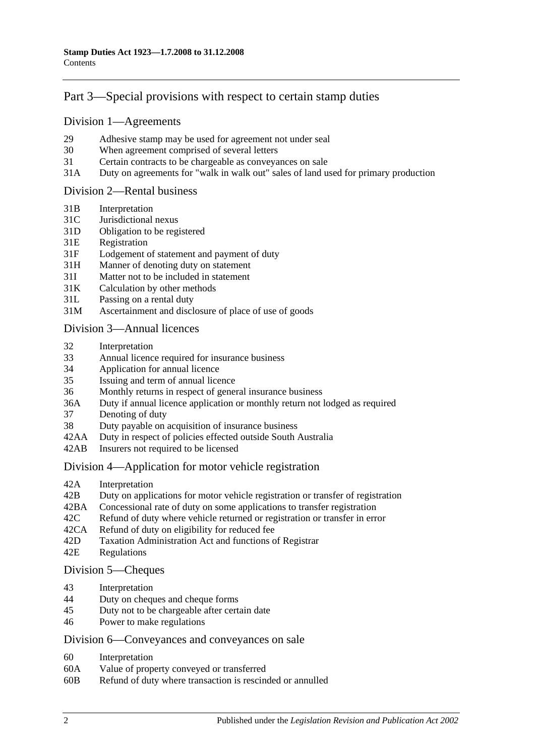## Part 3—Special provisions with respect to certain stamp duties

### Division 1—Agreements

29 Adhesive stamp may be used for agreement not under seal
30 When agreement comprised of several letters
31 Certain contracts to be chargeable as conveyances on sale
31A Duty on agreements for "walk in walk out" sales of land used for primary production

### Division 2—Rental business

31B Interpretation
31C Jurisdictional nexus
31D Obligation to be registered
31E Registration
31F Lodgement of statement and payment of duty
31H Manner of denoting duty on statement
31I Matter not to be included in statement
31K Calculation by other methods
31L Passing on a rental duty
31M Ascertainment and disclosure of place of use of goods

### Division 3—Annual licences

32 Interpretation
33 Annual licence required for insurance business
34 Application for annual licence
35 Issuing and term of annual licence
36 Monthly returns in respect of general insurance business
36A Duty if annual licence application or monthly return not lodged as required
37 Denoting of duty
38 Duty payable on acquisition of insurance business
42AA Duty in respect of policies effected outside South Australia
42AB Insurers not required to be licensed

### Division 4—Application for motor vehicle registration

42A Interpretation
42B Duty on applications for motor vehicle registration or transfer of registration
42BA Concessional rate of duty on some applications to transfer registration
42C Refund of duty where vehicle returned or registration or transfer in error
42CA Refund of duty on eligibility for reduced fee
42D Taxation Administration Act and functions of Registrar
42E Regulations

### Division 5—Cheques

43 Interpretation
44 Duty on cheques and cheque forms
45 Duty not to be chargeable after certain date
46 Power to make regulations

### Division 6—Conveyances and conveyances on sale

60 Interpretation
60A Value of property conveyed or transferred
60B Refund of duty where transaction is rescinded or annulled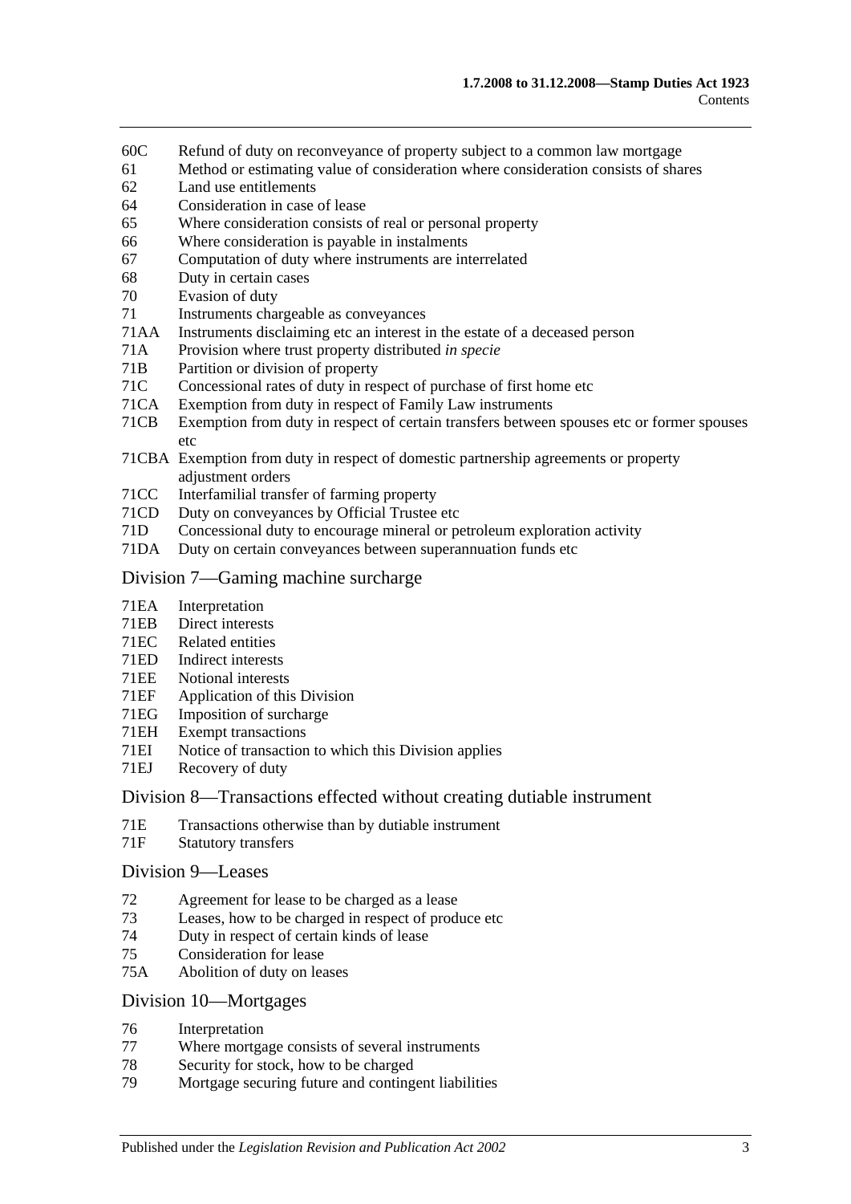60C Refund of duty on reconveyance of property subject to a common law mortgage
61 Method or estimating value of consideration where consideration consists of shares
62 Land use entitlements
64 Consideration in case of lease
65 Where consideration consists of real or personal property
66 Where consideration is payable in instalments
67 Computation of duty where instruments are interrelated
68 Duty in certain cases
70 Evasion of duty
71 Instruments chargeable as conveyances
71AA Instruments disclaiming etc an interest in the estate of a deceased person
71A Provision where trust property distributed *in specie*
71B Partition or division of property
71C Concessional rates of duty in respect of purchase of first home etc
71CA Exemption from duty in respect of Family Law instruments
71CB Exemption from duty in respect of certain transfers between spouses etc or former spouses etc
71CBA Exemption from duty in respect of domestic partnership agreements or property adjustment orders
71CC Interfamilial transfer of farming property
71CD Duty on conveyances by Official Trustee etc
71D Concessional duty to encourage mineral or petroleum exploration activity
71DA Duty on certain conveyances between superannuation funds etc

## Division 7—Gaming machine surcharge

71EA Interpretation
71EB Direct interests
71EC Related entities
71ED Indirect interests
71EE Notional interests
71EF Application of this Division
71EG Imposition of surcharge
71EH Exempt transactions
71EI Notice of transaction to which this Division applies
71EJ Recovery of duty

## Division 8—Transactions effected without creating dutiable instrument

71E Transactions otherwise than by dutiable instrument
71F Statutory transfers

## Division 9—Leases

72 Agreement for lease to be charged as a lease
73 Leases, how to be charged in respect of produce etc
74 Duty in respect of certain kinds of lease
75 Consideration for lease
75A Abolition of duty on leases

## Division 10—Mortgages

76 Interpretation
77 Where mortgage consists of several instruments
78 Security for stock, how to be charged
79 Mortgage securing future and contingent liabilities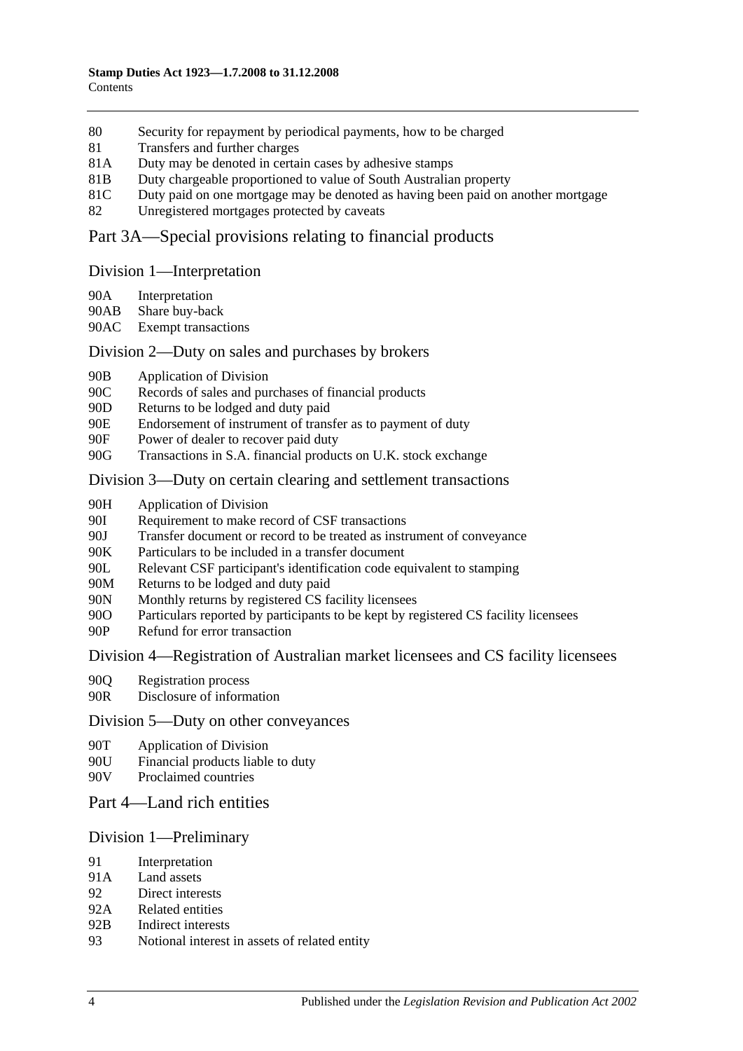80 Security for repayment by periodical payments, how to be charged
81 Transfers and further charges
81A Duty may be denoted in certain cases by adhesive stamps
81B Duty chargeable proportioned to value of South Australian property
81C Duty paid on one mortgage may be denoted as having been paid on another mortgage
82 Unregistered mortgages protected by caveats

## Part 3A—Special provisions relating to financial products

### Division 1—Interpretation

90A Interpretation
90AB Share buy-back
90AC Exempt transactions

### Division 2—Duty on sales and purchases by brokers

90B Application of Division
90C Records of sales and purchases of financial products
90D Returns to be lodged and duty paid
90E Endorsement of instrument of transfer as to payment of duty
90F Power of dealer to recover paid duty
90G Transactions in S.A. financial products on U.K. stock exchange

### Division 3—Duty on certain clearing and settlement transactions

90H Application of Division
90I Requirement to make record of CSF transactions
90J Transfer document or record to be treated as instrument of conveyance
90K Particulars to be included in a transfer document
90L Relevant CSF participant's identification code equivalent to stamping
90M Returns to be lodged and duty paid
90N Monthly returns by registered CS facility licensees
90O Particulars reported by participants to be kept by registered CS facility licensees
90P Refund for error transaction

### Division 4—Registration of Australian market licensees and CS facility licensees

90Q Registration process
90R Disclosure of information

### Division 5—Duty on other conveyances

90T Application of Division
90U Financial products liable to duty
90V Proclaimed countries

## Part 4—Land rich entities

### Division 1—Preliminary

91 Interpretation
91A Land assets
92 Direct interests
92A Related entities
92B Indirect interests
93 Notional interest in assets of related entity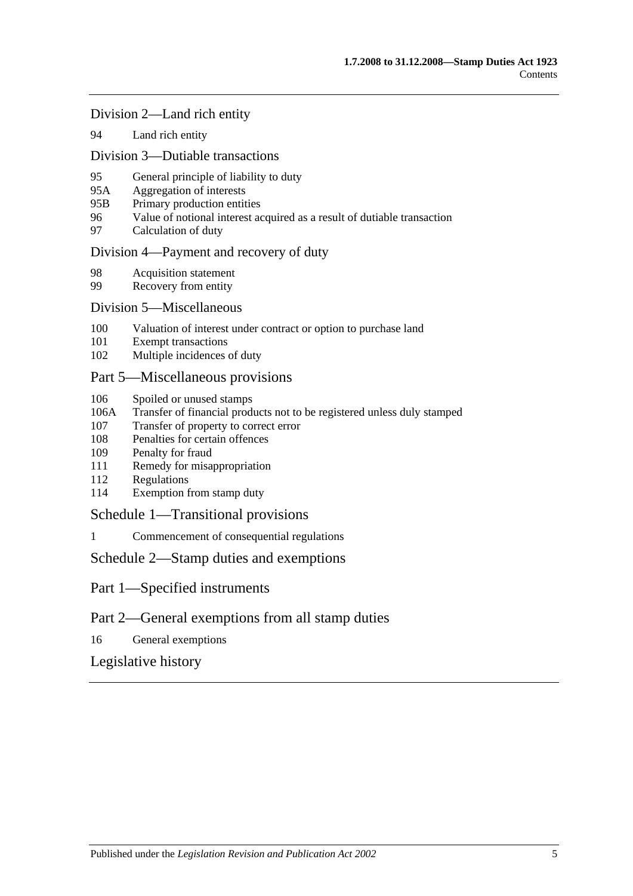## Division 2—Land rich entity

94 Land rich entity

## Division 3—Dutiable transactions

95 General principle of liability to duty
95A Aggregation of interests
95B Primary production entities
96 Value of notional interest acquired as a result of dutiable transaction
97 Calculation of duty

## Division 4—Payment and recovery of duty

98 Acquisition statement
99 Recovery from entity

## Division 5—Miscellaneous

100 Valuation of interest under contract or option to purchase land
101 Exempt transactions
102 Multiple incidences of duty

## Part 5—Miscellaneous provisions

106 Spoiled or unused stamps
106A Transfer of financial products not to be registered unless duly stamped
107 Transfer of property to correct error
108 Penalties for certain offences
109 Penalty for fraud
111 Remedy for misappropriation
112 Regulations
114 Exemption from stamp duty

## Schedule 1—Transitional provisions

1 Commencement of consequential regulations

## Schedule 2—Stamp duties and exemptions

## Part 1—Specified instruments

## Part 2—General exemptions from all stamp duties

16 General exemptions

## Legislative history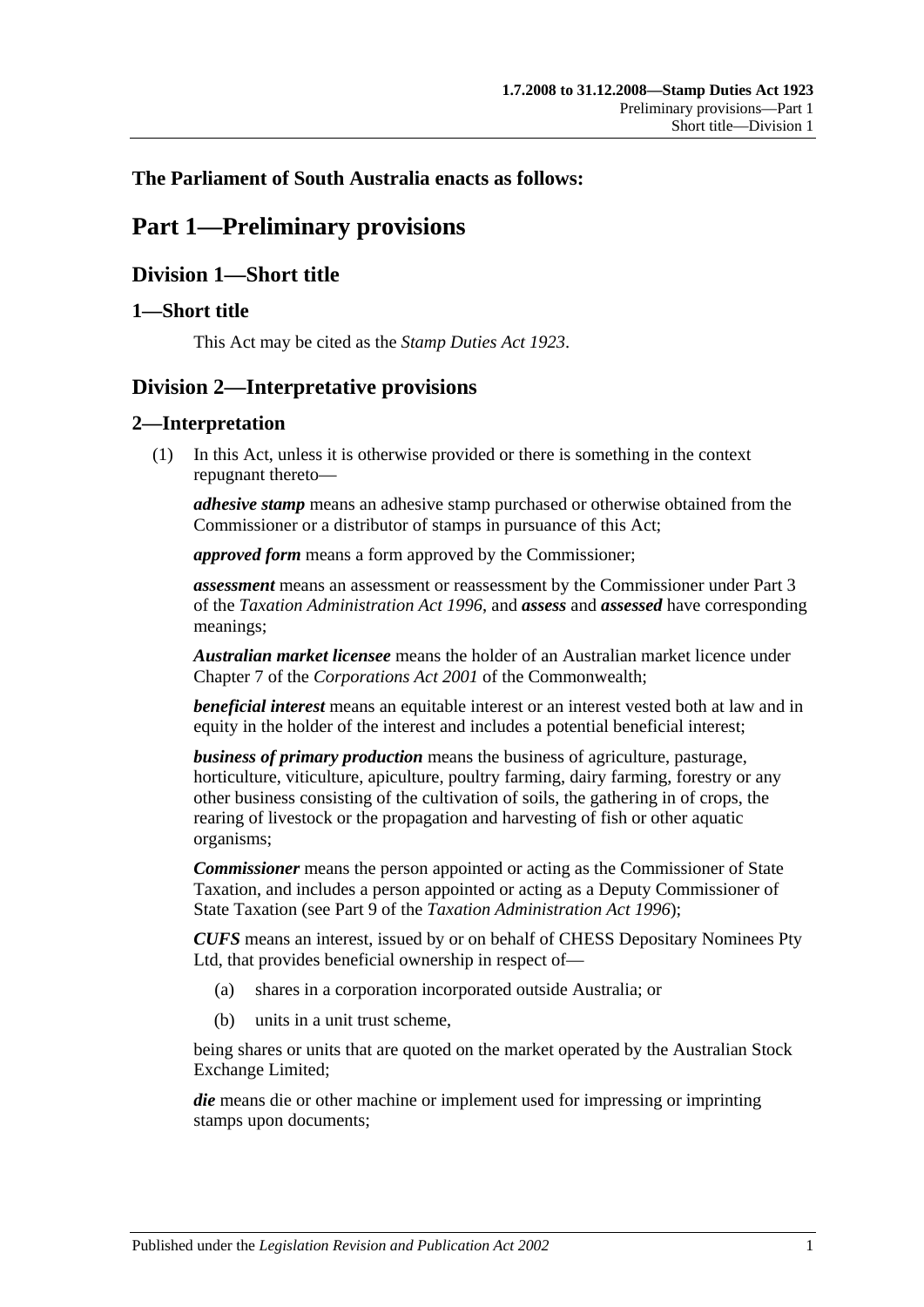**The Parliament of South Australia enacts as follows:**

# Part 1—Preliminary provisions

## Division 1—Short title

### 1—Short title

This Act may be cited as the *Stamp Duties Act 1923*.

## Division 2—Interpretative provisions

### 2—Interpretation

(1) In this Act, unless it is otherwise provided or there is something in the context repugnant thereto—

***adhesive stamp*** means an adhesive stamp purchased or otherwise obtained from the Commissioner or a distributor of stamps in pursuance of this Act;

***approved form*** means a form approved by the Commissioner;

***assessment*** means an assessment or reassessment by the Commissioner under Part 3 of the *Taxation Administration Act 1996*, and ***assess*** and ***assessed*** have corresponding meanings;

***Australian market licensee*** means the holder of an Australian market licence under Chapter 7 of the *Corporations Act 2001* of the Commonwealth;

***beneficial interest*** means an equitable interest or an interest vested both at law and in equity in the holder of the interest and includes a potential beneficial interest;

***business of primary production*** means the business of agriculture, pasturage, horticulture, viticulture, apiculture, poultry farming, dairy farming, forestry or any other business consisting of the cultivation of soils, the gathering in of crops, the rearing of livestock or the propagation and harvesting of fish or other aquatic organisms;

***Commissioner*** means the person appointed or acting as the Commissioner of State Taxation, and includes a person appointed or acting as a Deputy Commissioner of State Taxation (see Part 9 of the *Taxation Administration Act 1996*);

***CUFS*** means an interest, issued by or on behalf of CHESS Depositary Nominees Pty Ltd, that provides beneficial ownership in respect of—

(a) shares in a corporation incorporated outside Australia; or

(b) units in a unit trust scheme,

being shares or units that are quoted on the market operated by the Australian Stock Exchange Limited;

***die*** means die or other machine or implement used for impressing or imprinting stamps upon documents;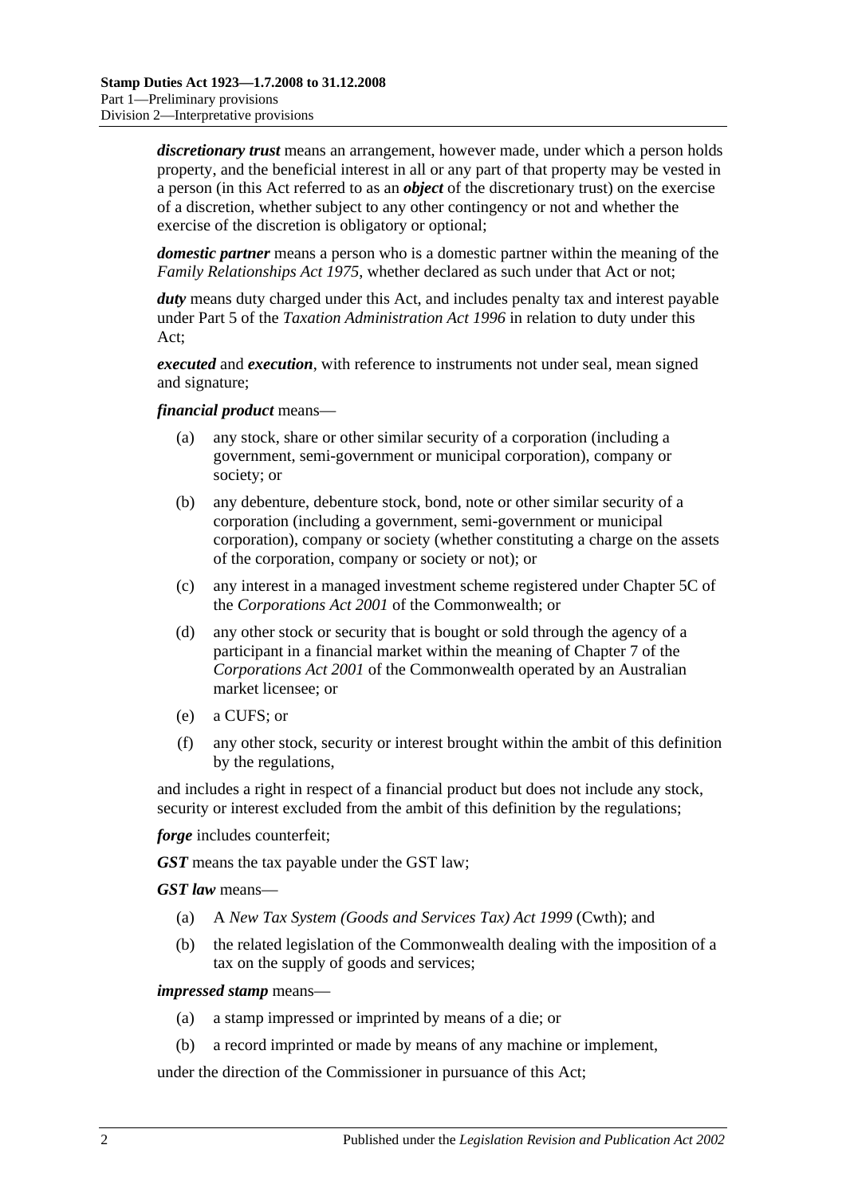***discretionary trust*** means an arrangement, however made, under which a person holds property, and the beneficial interest in all or any part of that property may be vested in a person (in this Act referred to as an ***object*** of the discretionary trust) on the exercise of a discretion, whether subject to any other contingency or not and whether the exercise of the discretion is obligatory or optional;

***domestic partner*** means a person who is a domestic partner within the meaning of the *Family Relationships Act 1975*, whether declared as such under that Act or not;

***duty*** means duty charged under this Act, and includes penalty tax and interest payable under Part 5 of the *Taxation Administration Act 1996* in relation to duty under this Act;

***executed*** and ***execution***, with reference to instruments not under seal, mean signed and signature;

***financial product*** means—

- (a) any stock, share or other similar security of a corporation (including a government, semi-government or municipal corporation), company or society; or
- (b) any debenture, debenture stock, bond, note or other similar security of a corporation (including a government, semi-government or municipal corporation), company or society (whether constituting a charge on the assets of the corporation, company or society or not); or
- (c) any interest in a managed investment scheme registered under Chapter 5C of the *Corporations Act 2001* of the Commonwealth; or
- (d) any other stock or security that is bought or sold through the agency of a participant in a financial market within the meaning of Chapter 7 of the *Corporations Act 2001* of the Commonwealth operated by an Australian market licensee; or
- (e) a CUFS; or
- (f) any other stock, security or interest brought within the ambit of this definition by the regulations,

and includes a right in respect of a financial product but does not include any stock, security or interest excluded from the ambit of this definition by the regulations;

***forge*** includes counterfeit;

***GST*** means the tax payable under the GST law;

***GST law*** means—

- (a) A *New Tax System (Goods and Services Tax) Act 1999* (Cwth); and
- (b) the related legislation of the Commonwealth dealing with the imposition of a tax on the supply of goods and services;

***impressed stamp*** means—

- (a) a stamp impressed or imprinted by means of a die; or
- (b) a record imprinted or made by means of any machine or implement,

under the direction of the Commissioner in pursuance of this Act;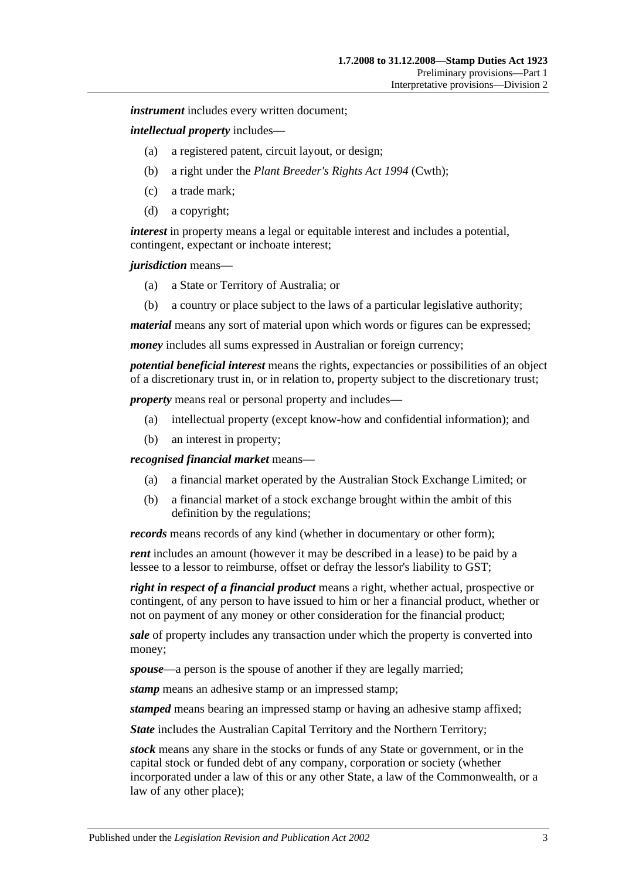***instrument*** includes every written document;

***intellectual property*** includes—

- (a) a registered patent, circuit layout, or design;
- (b) a right under the *Plant Breeder's Rights Act 1994* (Cwth);
- (c) a trade mark;
- (d) a copyright;

***interest*** in property means a legal or equitable interest and includes a potential, contingent, expectant or inchoate interest;

***jurisdiction*** means—

- (a) a State or Territory of Australia; or
- (b) a country or place subject to the laws of a particular legislative authority;

***material*** means any sort of material upon which words or figures can be expressed;

***money*** includes all sums expressed in Australian or foreign currency;

***potential beneficial interest*** means the rights, expectancies or possibilities of an object of a discretionary trust in, or in relation to, property subject to the discretionary trust;

***property*** means real or personal property and includes—

- (a) intellectual property (except know-how and confidential information); and
- (b) an interest in property;

***recognised financial market*** means—

- (a) a financial market operated by the Australian Stock Exchange Limited; or
- (b) a financial market of a stock exchange brought within the ambit of this definition by the regulations;

***records*** means records of any kind (whether in documentary or other form);

***rent*** includes an amount (however it may be described in a lease) to be paid by a lessee to a lessor to reimburse, offset or defray the lessor's liability to GST;

***right in respect of a financial product*** means a right, whether actual, prospective or contingent, of any person to have issued to him or her a financial product, whether or not on payment of any money or other consideration for the financial product;

***sale*** of property includes any transaction under which the property is converted into money;

***spouse***—a person is the spouse of another if they are legally married;

***stamp*** means an adhesive stamp or an impressed stamp;

***stamped*** means bearing an impressed stamp or having an adhesive stamp affixed;

***State*** includes the Australian Capital Territory and the Northern Territory;

***stock*** means any share in the stocks or funds of any State or government, or in the capital stock or funded debt of any company, corporation or society (whether incorporated under a law of this or any other State, a law of the Commonwealth, or a law of any other place);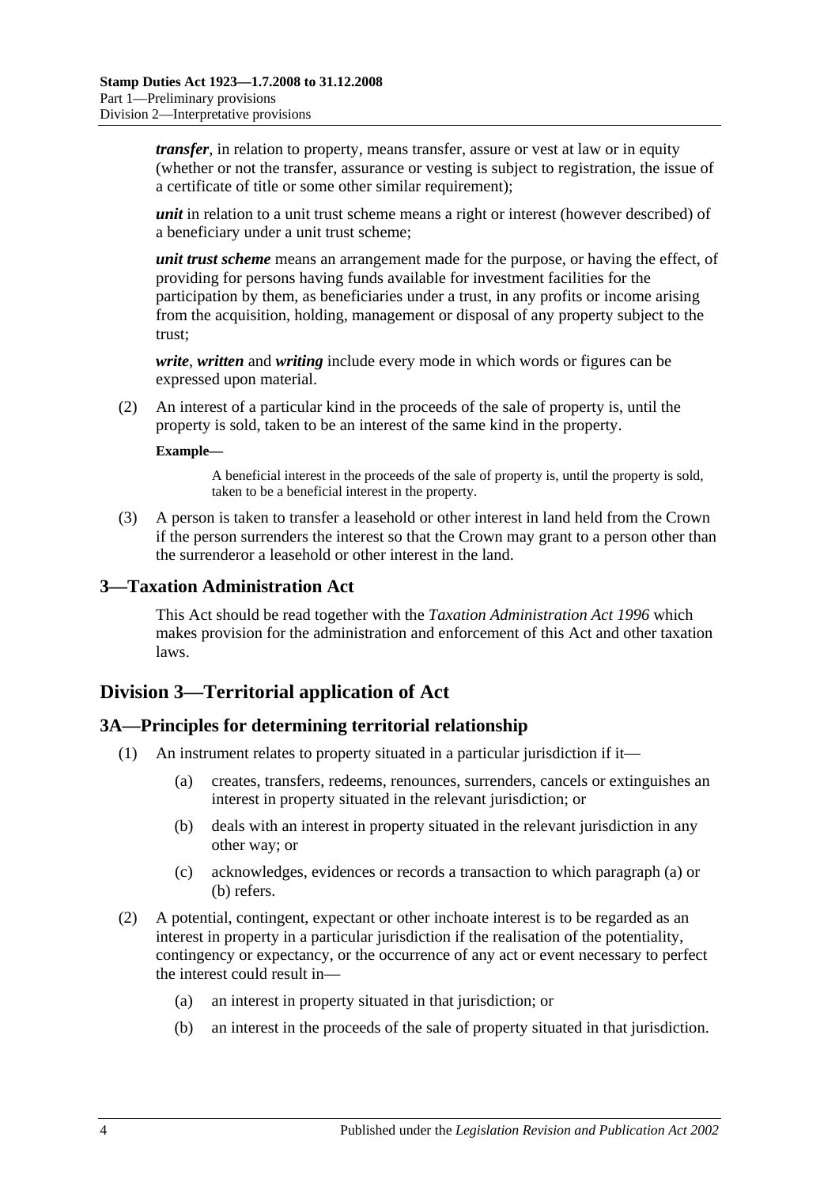***transfer***, in relation to property, means transfer, assure or vest at law or in equity (whether or not the transfer, assurance or vesting is subject to registration, the issue of a certificate of title or some other similar requirement);

***unit*** in relation to a unit trust scheme means a right or interest (however described) of a beneficiary under a unit trust scheme;

***unit trust scheme*** means an arrangement made for the purpose, or having the effect, of providing for persons having funds available for investment facilities for the participation by them, as beneficiaries under a trust, in any profits or income arising from the acquisition, holding, management or disposal of any property subject to the trust;

***write***, ***written*** and ***writing*** include every mode in which words or figures can be expressed upon material.

(2) An interest of a particular kind in the proceeds of the sale of property is, until the property is sold, taken to be an interest of the same kind in the property.

**Example—**

A beneficial interest in the proceeds of the sale of property is, until the property is sold, taken to be a beneficial interest in the property.

(3) A person is taken to transfer a leasehold or other interest in land held from the Crown if the person surrenders the interest so that the Crown may grant to a person other than the surrenderor a leasehold or other interest in the land.

## 3—Taxation Administration Act

This Act should be read together with the *Taxation Administration Act 1996* which makes provision for the administration and enforcement of this Act and other taxation laws.

# Division 3—Territorial application of Act

## 3A—Principles for determining territorial relationship

(1) An instrument relates to property situated in a particular jurisdiction if it—

(a) creates, transfers, redeems, renounces, surrenders, cancels or extinguishes an interest in property situated in the relevant jurisdiction; or

(b) deals with an interest in property situated in the relevant jurisdiction in any other way; or

(c) acknowledges, evidences or records a transaction to which paragraph (a) or (b) refers.

(2) A potential, contingent, expectant or other inchoate interest is to be regarded as an interest in property in a particular jurisdiction if the realisation of the potentiality, contingency or expectancy, or the occurrence of any act or event necessary to perfect the interest could result in—

(a) an interest in property situated in that jurisdiction; or

(b) an interest in the proceeds of the sale of property situated in that jurisdiction.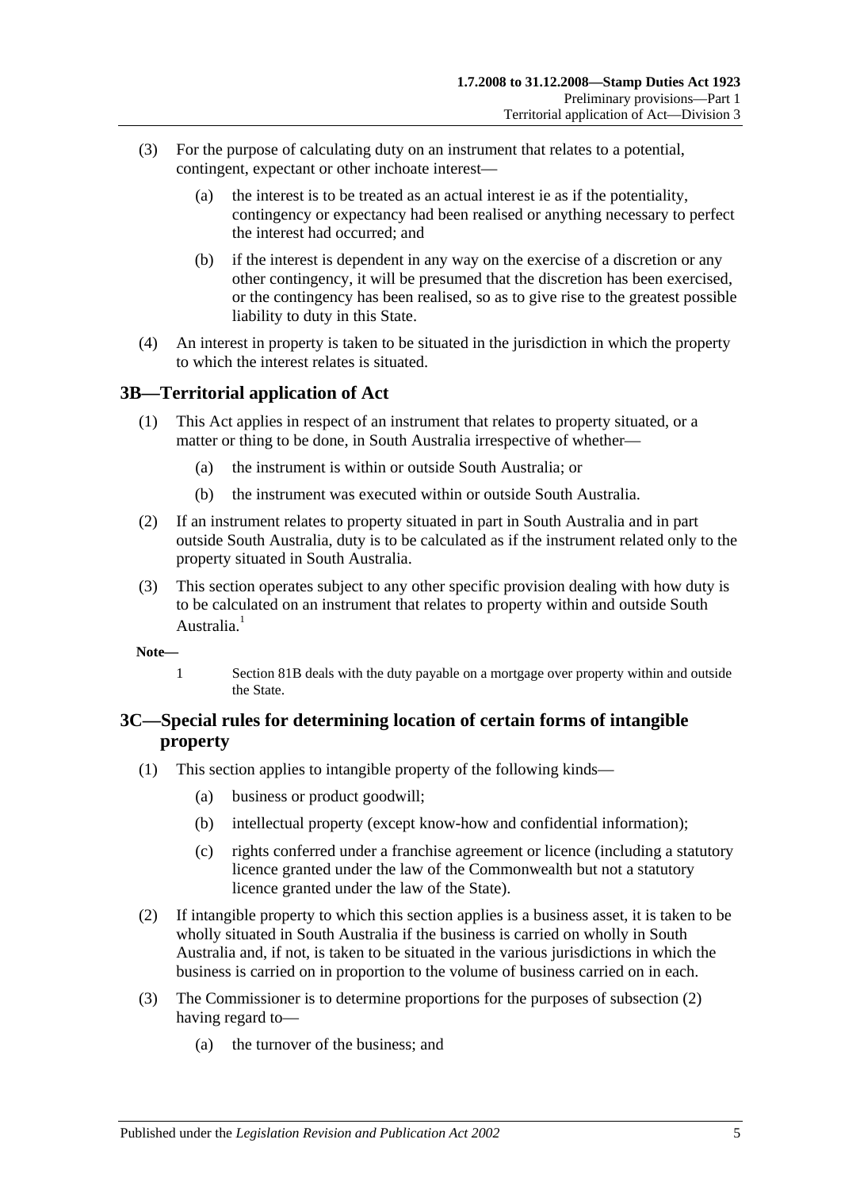(3) For the purpose of calculating duty on an instrument that relates to a potential, contingent, expectant or other inchoate interest—

(a) the interest is to be treated as an actual interest ie as if the potentiality, contingency or expectancy had been realised or anything necessary to perfect the interest had occurred; and

(b) if the interest is dependent in any way on the exercise of a discretion or any other contingency, it will be presumed that the discretion has been exercised, or the contingency has been realised, so as to give rise to the greatest possible liability to duty in this State.

(4) An interest in property is taken to be situated in the jurisdiction in which the property to which the interest relates is situated.

## 3B—Territorial application of Act

(1) This Act applies in respect of an instrument that relates to property situated, or a matter or thing to be done, in South Australia irrespective of whether—

(a) the instrument is within or outside South Australia; or

(b) the instrument was executed within or outside South Australia.

(2) If an instrument relates to property situated in part in South Australia and in part outside South Australia, duty is to be calculated as if the instrument related only to the property situated in South Australia.

(3) This section operates subject to any other specific provision dealing with how duty is to be calculated on an instrument that relates to property within and outside South Australia.[1]

**Note—**

1 Section 81B deals with the duty payable on a mortgage over property within and outside the State.

## 3C—Special rules for determining location of certain forms of intangible property

(1) This section applies to intangible property of the following kinds—

(a) business or product goodwill;

(b) intellectual property (except know-how and confidential information);

(c) rights conferred under a franchise agreement or licence (including a statutory licence granted under the law of the Commonwealth but not a statutory licence granted under the law of the State).

(2) If intangible property to which this section applies is a business asset, it is taken to be wholly situated in South Australia if the business is carried on wholly in South Australia and, if not, is taken to be situated in the various jurisdictions in which the business is carried on in proportion to the volume of business carried on in each.

(3) The Commissioner is to determine proportions for the purposes of subsection (2) having regard to—

(a) the turnover of the business; and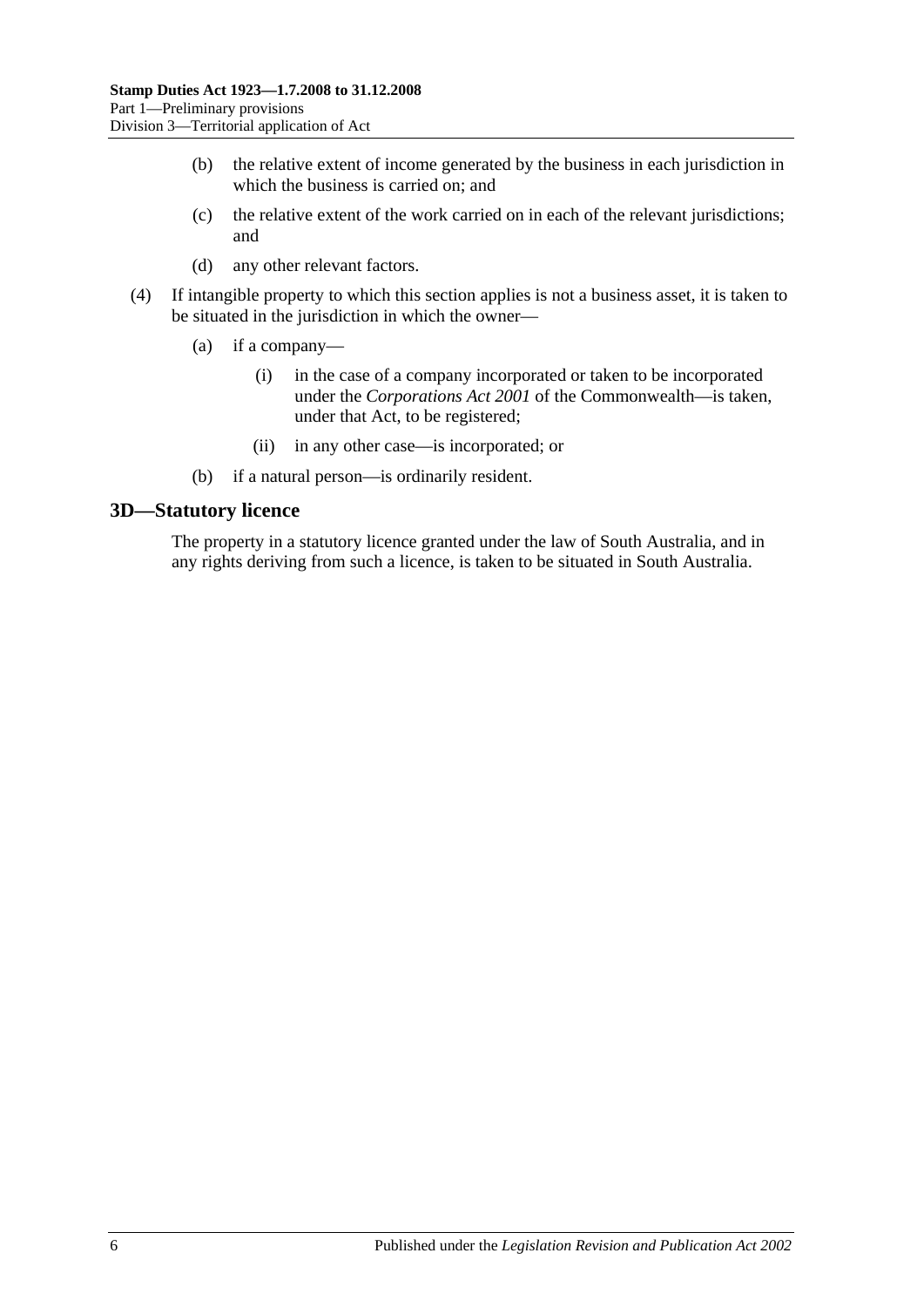(b) the relative extent of income generated by the business in each jurisdiction in which the business is carried on; and

(c) the relative extent of the work carried on in each of the relevant jurisdictions; and

(d) any other relevant factors.

(4) If intangible property to which this section applies is not a business asset, it is taken to be situated in the jurisdiction in which the owner—

(a) if a company—

(i) in the case of a company incorporated or taken to be incorporated under the *Corporations Act 2001* of the Commonwealth—is taken, under that Act, to be registered;

(ii) in any other case—is incorporated; or

(b) if a natural person—is ordinarily resident.

## 3D—Statutory licence

The property in a statutory licence granted under the law of South Australia, and in any rights deriving from such a licence, is taken to be situated in South Australia.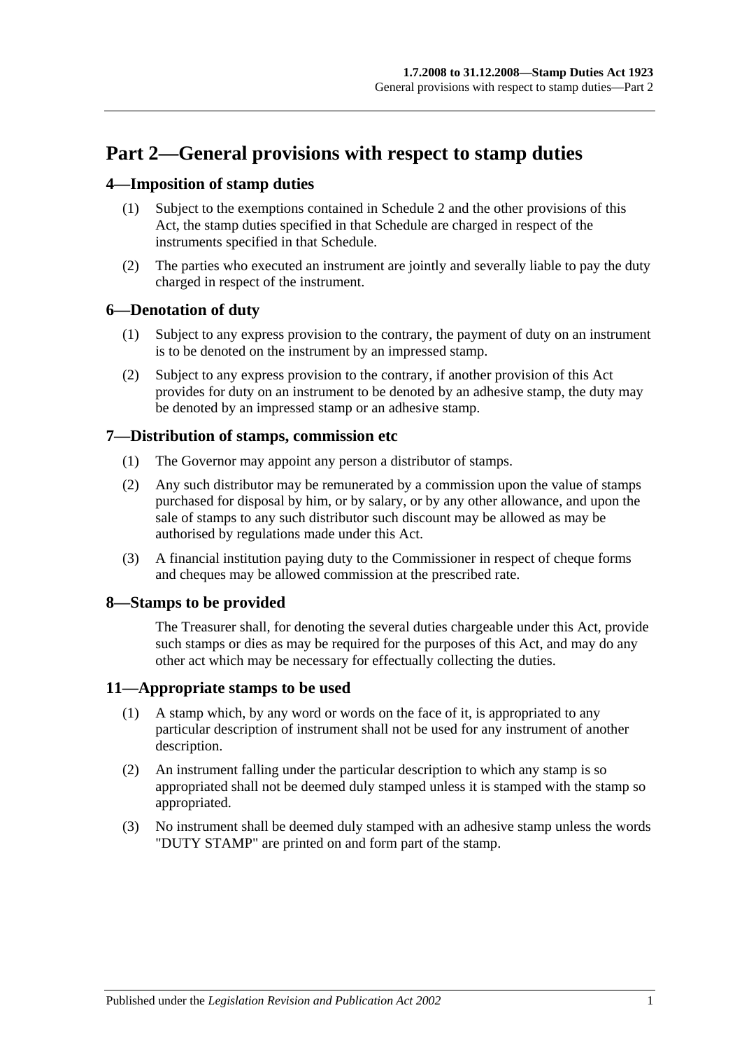# Part 2—General provisions with respect to stamp duties

## 4—Imposition of stamp duties

(1) Subject to the exemptions contained in Schedule 2 and the other provisions of this Act, the stamp duties specified in that Schedule are charged in respect of the instruments specified in that Schedule.

(2) The parties who executed an instrument are jointly and severally liable to pay the duty charged in respect of the instrument.

## 6—Denotation of duty

(1) Subject to any express provision to the contrary, the payment of duty on an instrument is to be denoted on the instrument by an impressed stamp.

(2) Subject to any express provision to the contrary, if another provision of this Act provides for duty on an instrument to be denoted by an adhesive stamp, the duty may be denoted by an impressed stamp or an adhesive stamp.

## 7—Distribution of stamps, commission etc

(1) The Governor may appoint any person a distributor of stamps.

(2) Any such distributor may be remunerated by a commission upon the value of stamps purchased for disposal by him, or by salary, or by any other allowance, and upon the sale of stamps to any such distributor such discount may be allowed as may be authorised by regulations made under this Act.

(3) A financial institution paying duty to the Commissioner in respect of cheque forms and cheques may be allowed commission at the prescribed rate.

## 8—Stamps to be provided

The Treasurer shall, for denoting the several duties chargeable under this Act, provide such stamps or dies as may be required for the purposes of this Act, and may do any other act which may be necessary for effectually collecting the duties.

## 11—Appropriate stamps to be used

(1) A stamp which, by any word or words on the face of it, is appropriated to any particular description of instrument shall not be used for any instrument of another description.

(2) An instrument falling under the particular description to which any stamp is so appropriated shall not be deemed duly stamped unless it is stamped with the stamp so appropriated.

(3) No instrument shall be deemed duly stamped with an adhesive stamp unless the words "DUTY STAMP" are printed on and form part of the stamp.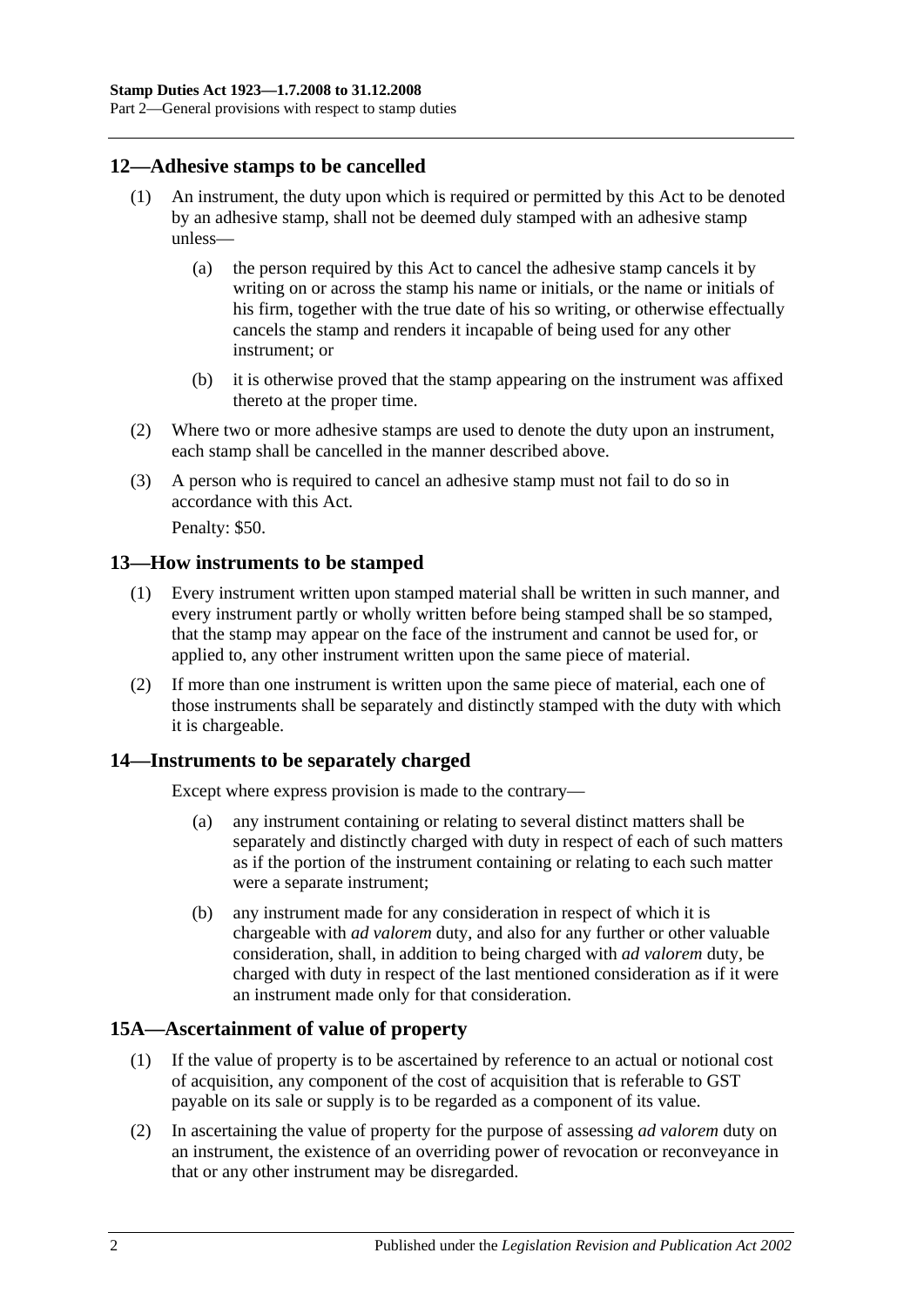## 12—Adhesive stamps to be cancelled

(1) An instrument, the duty upon which is required or permitted by this Act to be denoted by an adhesive stamp, shall not be deemed duly stamped with an adhesive stamp unless—

(a) the person required by this Act to cancel the adhesive stamp cancels it by writing on or across the stamp his name or initials, or the name or initials of his firm, together with the true date of his so writing, or otherwise effectually cancels the stamp and renders it incapable of being used for any other instrument; or

(b) it is otherwise proved that the stamp appearing on the instrument was affixed thereto at the proper time.

(2) Where two or more adhesive stamps are used to denote the duty upon an instrument, each stamp shall be cancelled in the manner described above.

(3) A person who is required to cancel an adhesive stamp must not fail to do so in accordance with this Act.

Penalty: $50.

## 13—How instruments to be stamped

(1) Every instrument written upon stamped material shall be written in such manner, and every instrument partly or wholly written before being stamped shall be so stamped, that the stamp may appear on the face of the instrument and cannot be used for, or applied to, any other instrument written upon the same piece of material.

(2) If more than one instrument is written upon the same piece of material, each one of those instruments shall be separately and distinctly stamped with the duty with which it is chargeable.

## 14—Instruments to be separately charged

Except where express provision is made to the contrary—

(a) any instrument containing or relating to several distinct matters shall be separately and distinctly charged with duty in respect of each of such matters as if the portion of the instrument containing or relating to each such matter were a separate instrument;

(b) any instrument made for any consideration in respect of which it is chargeable with *ad valorem* duty, and also for any further or other valuable consideration, shall, in addition to being charged with *ad valorem* duty, be charged with duty in respect of the last mentioned consideration as if it were an instrument made only for that consideration.

## 15A—Ascertainment of value of property

(1) If the value of property is to be ascertained by reference to an actual or notional cost of acquisition, any component of the cost of acquisition that is referable to GST payable on its sale or supply is to be regarded as a component of its value.

(2) In ascertaining the value of property for the purpose of assessing *ad valorem* duty on an instrument, the existence of an overriding power of revocation or reconveyance in that or any other instrument may be disregarded.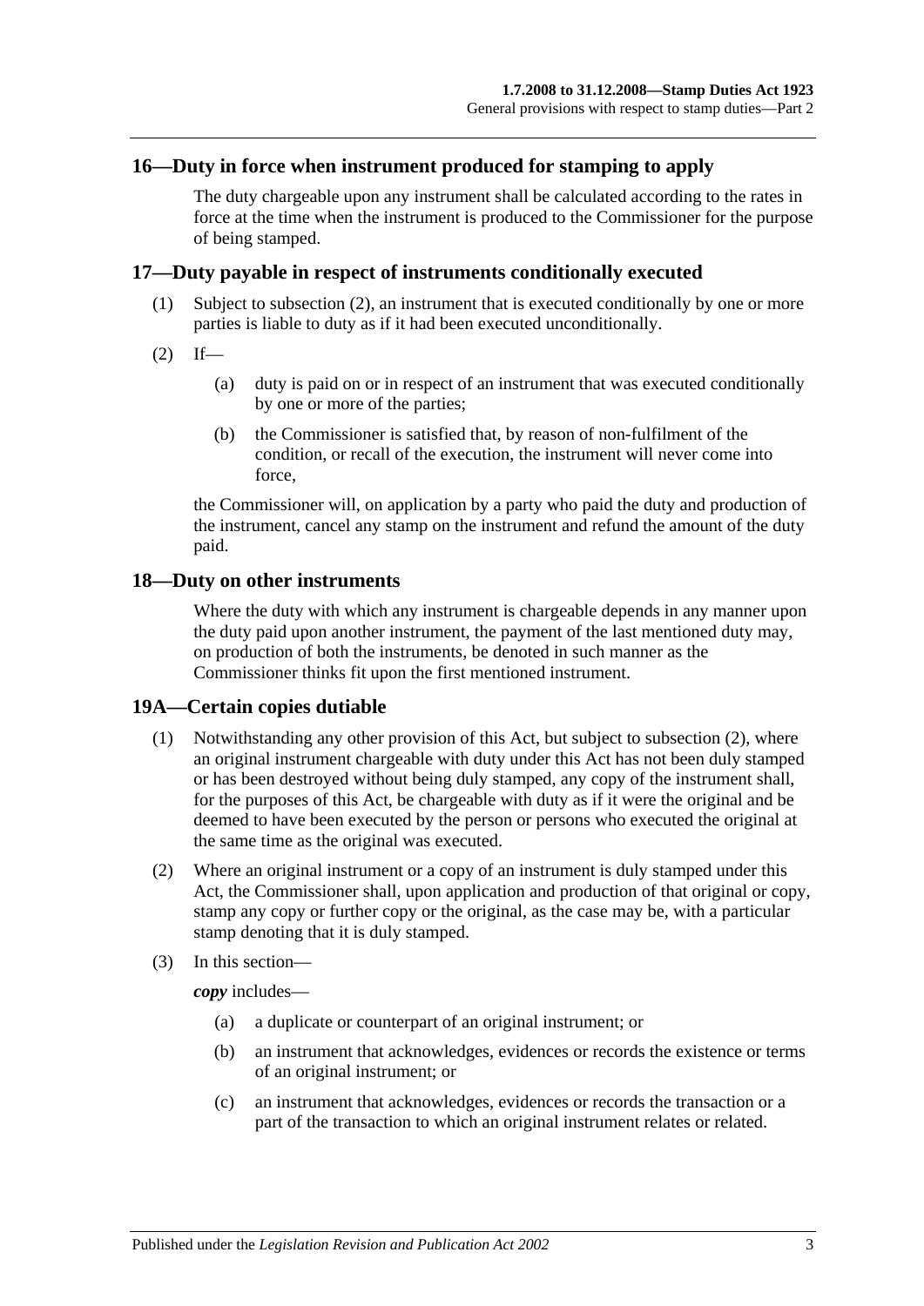## 16—Duty in force when instrument produced for stamping to apply

The duty chargeable upon any instrument shall be calculated according to the rates in force at the time when the instrument is produced to the Commissioner for the purpose of being stamped.

## 17—Duty payable in respect of instruments conditionally executed

(1) Subject to subsection (2), an instrument that is executed conditionally by one or more parties is liable to duty as if it had been executed unconditionally.

(2) If—

(a) duty is paid on or in respect of an instrument that was executed conditionally by one or more of the parties;

(b) the Commissioner is satisfied that, by reason of non-fulfilment of the condition, or recall of the execution, the instrument will never come into force,

the Commissioner will, on application by a party who paid the duty and production of the instrument, cancel any stamp on the instrument and refund the amount of the duty paid.

## 18—Duty on other instruments

Where the duty with which any instrument is chargeable depends in any manner upon the duty paid upon another instrument, the payment of the last mentioned duty may, on production of both the instruments, be denoted in such manner as the Commissioner thinks fit upon the first mentioned instrument.

## 19A—Certain copies dutiable

(1) Notwithstanding any other provision of this Act, but subject to subsection (2), where an original instrument chargeable with duty under this Act has not been duly stamped or has been destroyed without being duly stamped, any copy of the instrument shall, for the purposes of this Act, be chargeable with duty as if it were the original and be deemed to have been executed by the person or persons who executed the original at the same time as the original was executed.

(2) Where an original instrument or a copy of an instrument is duly stamped under this Act, the Commissioner shall, upon application and production of that original or copy, stamp any copy or further copy or the original, as the case may be, with a particular stamp denoting that it is duly stamped.

(3) In this section—

***copy*** includes—

(a) a duplicate or counterpart of an original instrument; or

(b) an instrument that acknowledges, evidences or records the existence or terms of an original instrument; or

(c) an instrument that acknowledges, evidences or records the transaction or a part of the transaction to which an original instrument relates or related.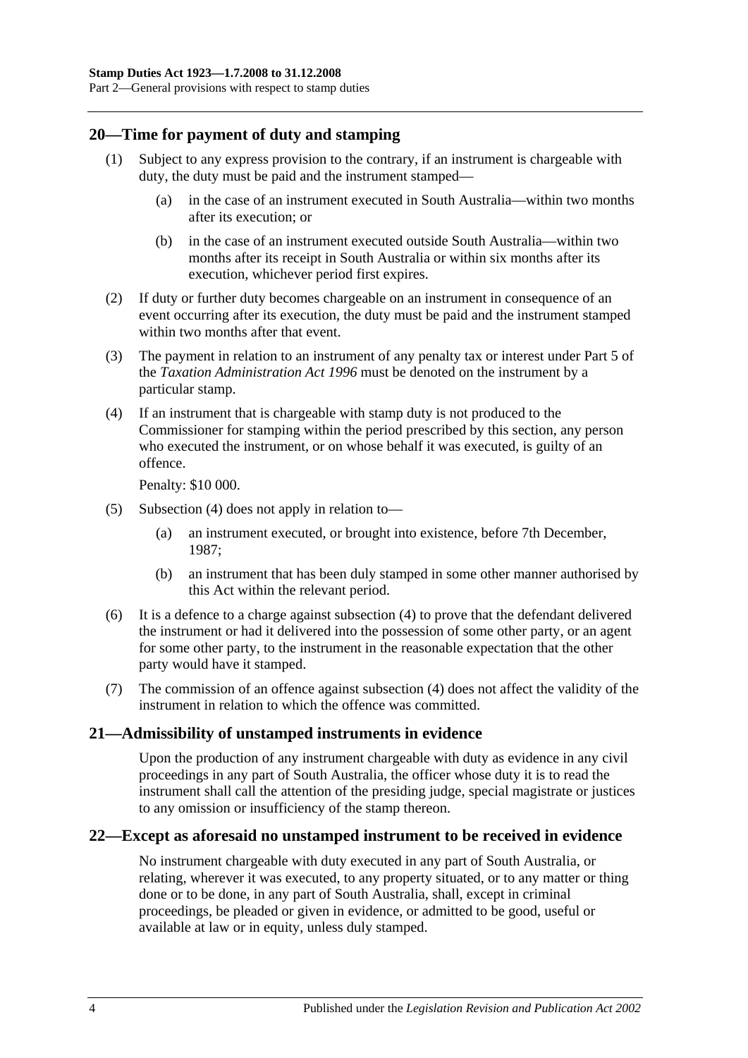## 20—Time for payment of duty and stamping

(1) Subject to any express provision to the contrary, if an instrument is chargeable with duty, the duty must be paid and the instrument stamped—

- (a) in the case of an instrument executed in South Australia—within two months after its execution; or
- (b) in the case of an instrument executed outside South Australia—within two months after its receipt in South Australia or within six months after its execution, whichever period first expires.

(2) If duty or further duty becomes chargeable on an instrument in consequence of an event occurring after its execution, the duty must be paid and the instrument stamped within two months after that event.

(3) The payment in relation to an instrument of any penalty tax or interest under Part 5 of the *Taxation Administration Act 1996* must be denoted on the instrument by a particular stamp.

(4) If an instrument that is chargeable with stamp duty is not produced to the Commissioner for stamping within the period prescribed by this section, any person who executed the instrument, or on whose behalf it was executed, is guilty of an offence.

Penalty: $10 000.

(5) Subsection (4) does not apply in relation to—

- (a) an instrument executed, or brought into existence, before 7th December, 1987;
- (b) an instrument that has been duly stamped in some other manner authorised by this Act within the relevant period.

(6) It is a defence to a charge against subsection (4) to prove that the defendant delivered the instrument or had it delivered into the possession of some other party, or an agent for some other party, to the instrument in the reasonable expectation that the other party would have it stamped.

(7) The commission of an offence against subsection (4) does not affect the validity of the instrument in relation to which the offence was committed.

## 21—Admissibility of unstamped instruments in evidence

Upon the production of any instrument chargeable with duty as evidence in any civil proceedings in any part of South Australia, the officer whose duty it is to read the instrument shall call the attention of the presiding judge, special magistrate or justices to any omission or insufficiency of the stamp thereon.

## 22—Except as aforesaid no unstamped instrument to be received in evidence

No instrument chargeable with duty executed in any part of South Australia, or relating, wherever it was executed, to any property situated, or to any matter or thing done or to be done, in any part of South Australia, shall, except in criminal proceedings, be pleaded or given in evidence, or admitted to be good, useful or available at law or in equity, unless duly stamped.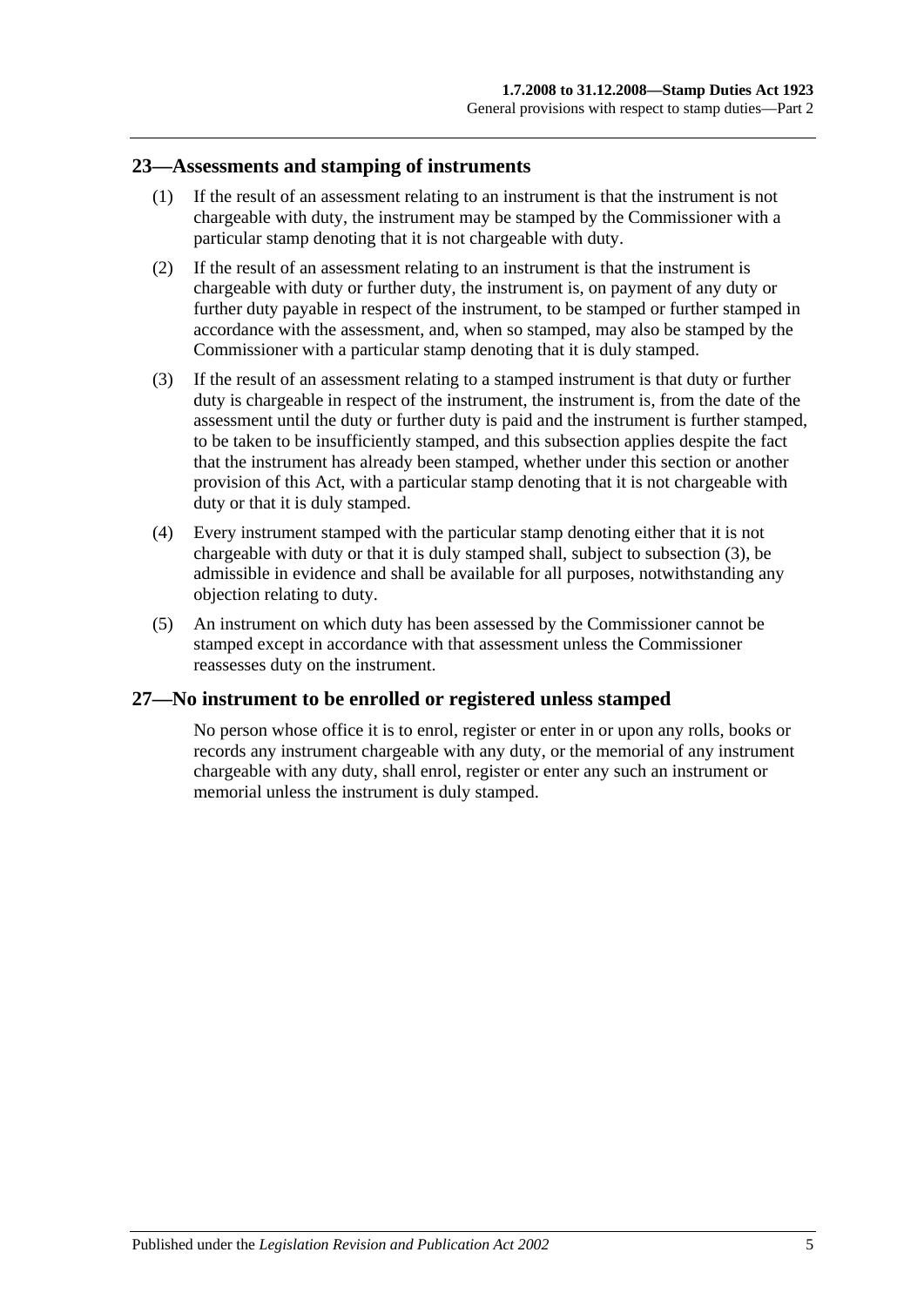## 23—Assessments and stamping of instruments

(1) If the result of an assessment relating to an instrument is that the instrument is not chargeable with duty, the instrument may be stamped by the Commissioner with a particular stamp denoting that it is not chargeable with duty.

(2) If the result of an assessment relating to an instrument is that the instrument is chargeable with duty or further duty, the instrument is, on payment of any duty or further duty payable in respect of the instrument, to be stamped or further stamped in accordance with the assessment, and, when so stamped, may also be stamped by the Commissioner with a particular stamp denoting that it is duly stamped.

(3) If the result of an assessment relating to a stamped instrument is that duty or further duty is chargeable in respect of the instrument, the instrument is, from the date of the assessment until the duty or further duty is paid and the instrument is further stamped, to be taken to be insufficiently stamped, and this subsection applies despite the fact that the instrument has already been stamped, whether under this section or another provision of this Act, with a particular stamp denoting that it is not chargeable with duty or that it is duly stamped.

(4) Every instrument stamped with the particular stamp denoting either that it is not chargeable with duty or that it is duly stamped shall, subject to subsection (3), be admissible in evidence and shall be available for all purposes, notwithstanding any objection relating to duty.

(5) An instrument on which duty has been assessed by the Commissioner cannot be stamped except in accordance with that assessment unless the Commissioner reassesses duty on the instrument.

## 27—No instrument to be enrolled or registered unless stamped

No person whose office it is to enrol, register or enter in or upon any rolls, books or records any instrument chargeable with any duty, or the memorial of any instrument chargeable with any duty, shall enrol, register or enter any such an instrument or memorial unless the instrument is duly stamped.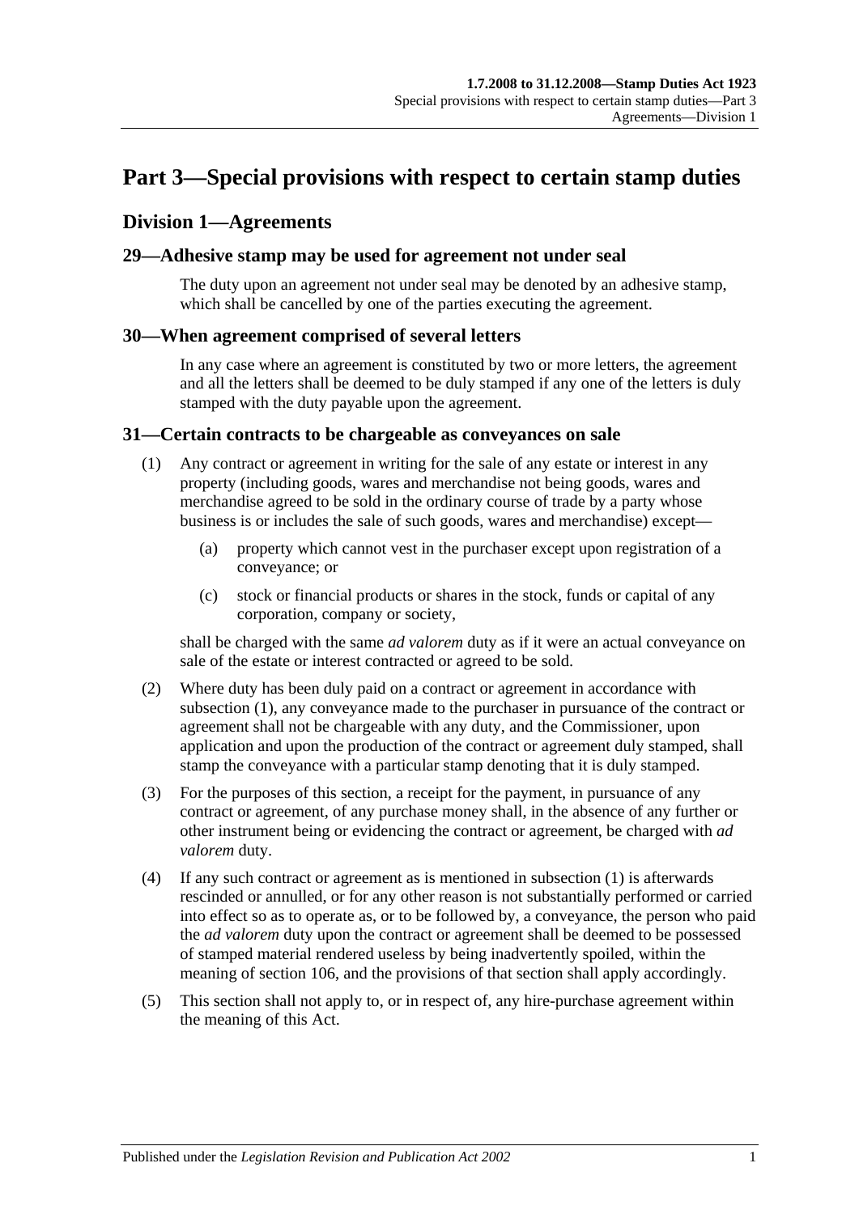# Part 3—Special provisions with respect to certain stamp duties

## Division 1—Agreements

### 29—Adhesive stamp may be used for agreement not under seal

The duty upon an agreement not under seal may be denoted by an adhesive stamp, which shall be cancelled by one of the parties executing the agreement.

### 30—When agreement comprised of several letters

In any case where an agreement is constituted by two or more letters, the agreement and all the letters shall be deemed to be duly stamped if any one of the letters is duly stamped with the duty payable upon the agreement.

### 31—Certain contracts to be chargeable as conveyances on sale

(1) Any contract or agreement in writing for the sale of any estate or interest in any property (including goods, wares and merchandise not being goods, wares and merchandise agreed to be sold in the ordinary course of trade by a party whose business is or includes the sale of such goods, wares and merchandise) except—

(a) property which cannot vest in the purchaser except upon registration of a conveyance; or

(c) stock or financial products or shares in the stock, funds or capital of any corporation, company or society,

shall be charged with the same *ad valorem* duty as if it were an actual conveyance on sale of the estate or interest contracted or agreed to be sold.

(2) Where duty has been duly paid on a contract or agreement in accordance with subsection (1), any conveyance made to the purchaser in pursuance of the contract or agreement shall not be chargeable with any duty, and the Commissioner, upon application and upon the production of the contract or agreement duly stamped, shall stamp the conveyance with a particular stamp denoting that it is duly stamped.

(3) For the purposes of this section, a receipt for the payment, in pursuance of any contract or agreement, of any purchase money shall, in the absence of any further or other instrument being or evidencing the contract or agreement, be charged with *ad valorem* duty.

(4) If any such contract or agreement as is mentioned in subsection (1) is afterwards rescinded or annulled, or for any other reason is not substantially performed or carried into effect so as to operate as, or to be followed by, a conveyance, the person who paid the *ad valorem* duty upon the contract or agreement shall be deemed to be possessed of stamped material rendered useless by being inadvertently spoiled, within the meaning of section 106, and the provisions of that section shall apply accordingly.

(5) This section shall not apply to, or in respect of, any hire-purchase agreement within the meaning of this Act.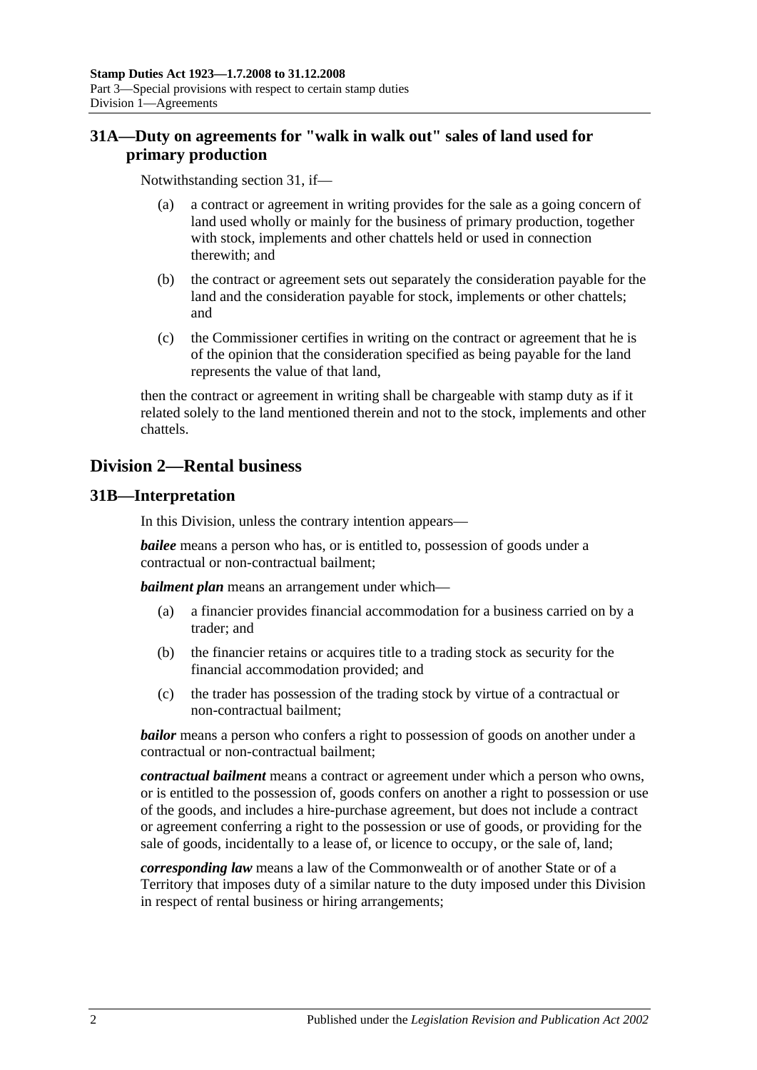## 31A—Duty on agreements for "walk in walk out" sales of land used for primary production

Notwithstanding section 31, if—

(a) a contract or agreement in writing provides for the sale as a going concern of land used wholly or mainly for the business of primary production, together with stock, implements and other chattels held or used in connection therewith; and

(b) the contract or agreement sets out separately the consideration payable for the land and the consideration payable for stock, implements or other chattels; and

(c) the Commissioner certifies in writing on the contract or agreement that he is of the opinion that the consideration specified as being payable for the land represents the value of that land,

then the contract or agreement in writing shall be chargeable with stamp duty as if it related solely to the land mentioned therein and not to the stock, implements and other chattels.

# Division 2—Rental business

## 31B—Interpretation

In this Division, unless the contrary intention appears—

***bailee*** means a person who has, or is entitled to, possession of goods under a contractual or non-contractual bailment;

***bailment plan*** means an arrangement under which—

(a) a financier provides financial accommodation for a business carried on by a trader; and

(b) the financier retains or acquires title to a trading stock as security for the financial accommodation provided; and

(c) the trader has possession of the trading stock by virtue of a contractual or non-contractual bailment;

***bailor*** means a person who confers a right to possession of goods on another under a contractual or non-contractual bailment;

***contractual bailment*** means a contract or agreement under which a person who owns, or is entitled to the possession of, goods confers on another a right to possession or use of the goods, and includes a hire-purchase agreement, but does not include a contract or agreement conferring a right to the possession or use of goods, or providing for the sale of goods, incidentally to a lease of, or licence to occupy, or the sale of, land;

***corresponding law*** means a law of the Commonwealth or of another State or of a Territory that imposes duty of a similar nature to the duty imposed under this Division in respect of rental business or hiring arrangements;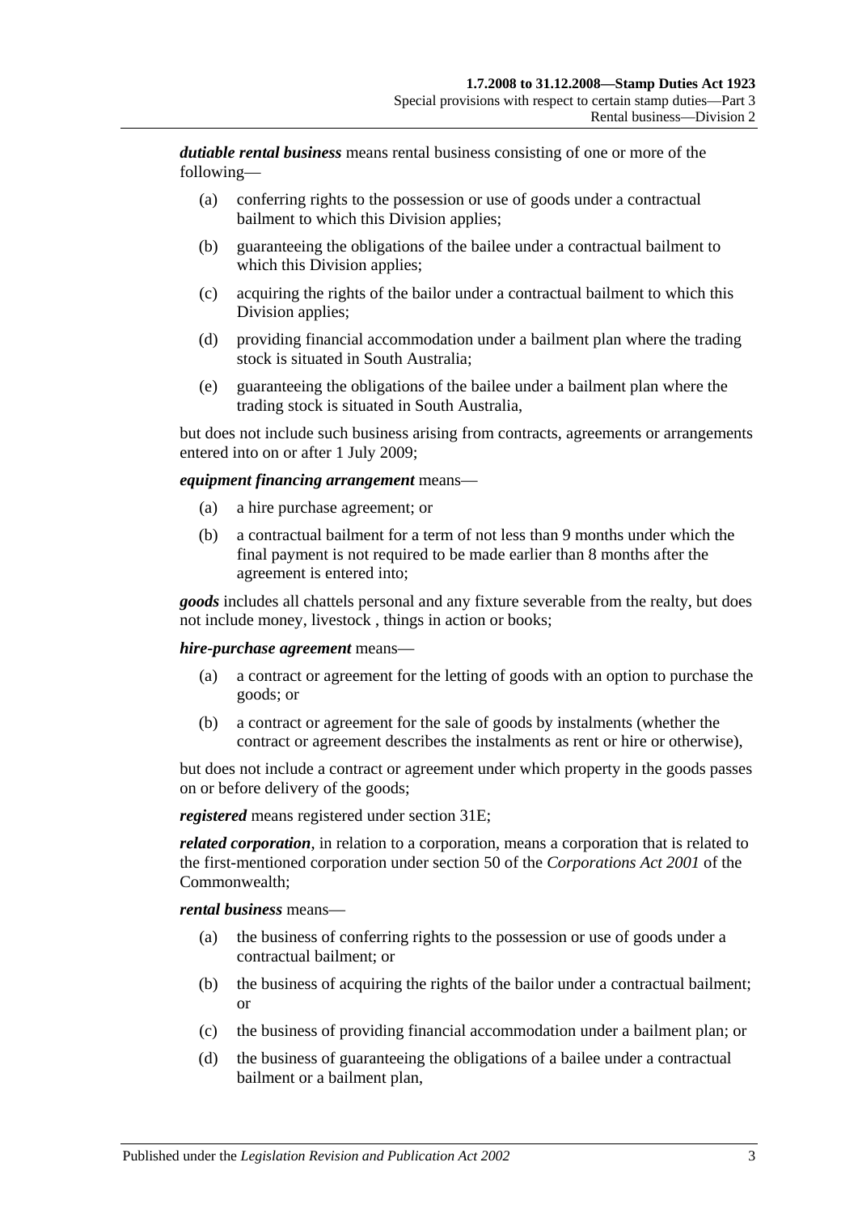***dutiable rental business*** means rental business consisting of one or more of the following—

- (a) conferring rights to the possession or use of goods under a contractual bailment to which this Division applies;
- (b) guaranteeing the obligations of the bailee under a contractual bailment to which this Division applies;
- (c) acquiring the rights of the bailor under a contractual bailment to which this Division applies;
- (d) providing financial accommodation under a bailment plan where the trading stock is situated in South Australia;
- (e) guaranteeing the obligations of the bailee under a bailment plan where the trading stock is situated in South Australia,

but does not include such business arising from contracts, agreements or arrangements entered into on or after 1 July 2009;

***equipment financing arrangement*** means—

- (a) a hire purchase agreement; or
- (b) a contractual bailment for a term of not less than 9 months under which the final payment is not required to be made earlier than 8 months after the agreement is entered into;

***goods*** includes all chattels personal and any fixture severable from the realty, but does not include money, livestock , things in action or books;

***hire-purchase agreement*** means—

- (a) a contract or agreement for the letting of goods with an option to purchase the goods; or
- (b) a contract or agreement for the sale of goods by instalments (whether the contract or agreement describes the instalments as rent or hire or otherwise),

but does not include a contract or agreement under which property in the goods passes on or before delivery of the goods;

***registered*** means registered under section 31E;

***related corporation***, in relation to a corporation, means a corporation that is related to the first-mentioned corporation under section 50 of the *Corporations Act 2001* of the Commonwealth;

***rental business*** means—

- (a) the business of conferring rights to the possession or use of goods under a contractual bailment; or
- (b) the business of acquiring the rights of the bailor under a contractual bailment; or
- (c) the business of providing financial accommodation under a bailment plan; or
- (d) the business of guaranteeing the obligations of a bailee under a contractual bailment or a bailment plan,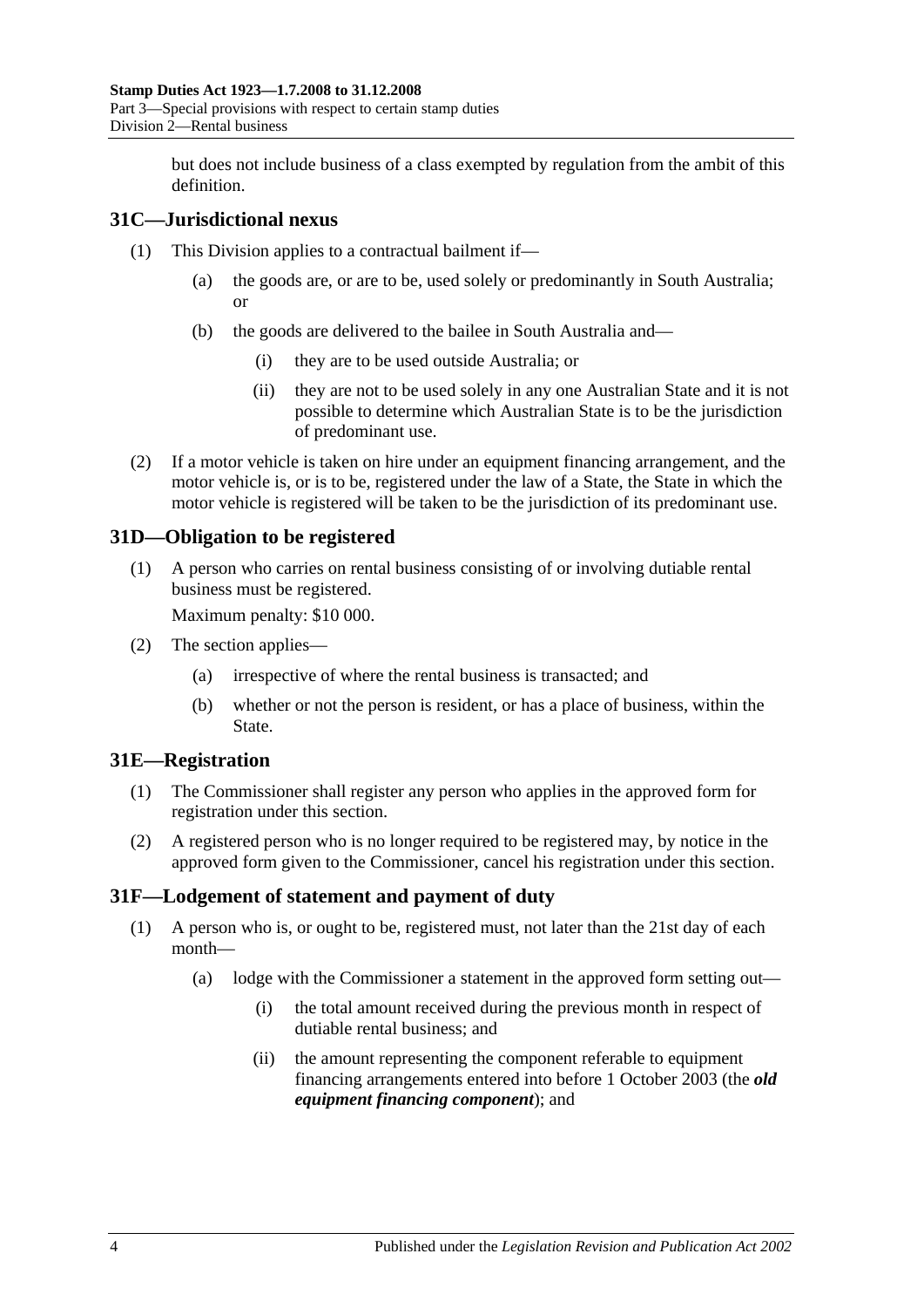but does not include business of a class exempted by regulation from the ambit of this definition.

## 31C—Jurisdictional nexus

(1) This Division applies to a contractual bailment if—

(a) the goods are, or are to be, used solely or predominantly in South Australia; or

(b) the goods are delivered to the bailee in South Australia and—

(i) they are to be used outside Australia; or

(ii) they are not to be used solely in any one Australian State and it is not possible to determine which Australian State is to be the jurisdiction of predominant use.

(2) If a motor vehicle is taken on hire under an equipment financing arrangement, and the motor vehicle is, or is to be, registered under the law of a State, the State in which the motor vehicle is registered will be taken to be the jurisdiction of its predominant use.

## 31D—Obligation to be registered

(1) A person who carries on rental business consisting of or involving dutiable rental business must be registered.

Maximum penalty: $10 000.

(2) The section applies—

(a) irrespective of where the rental business is transacted; and

(b) whether or not the person is resident, or has a place of business, within the State.

## 31E—Registration

(1) The Commissioner shall register any person who applies in the approved form for registration under this section.

(2) A registered person who is no longer required to be registered may, by notice in the approved form given to the Commissioner, cancel his registration under this section.

## 31F—Lodgement of statement and payment of duty

(1) A person who is, or ought to be, registered must, not later than the 21st day of each month—

(a) lodge with the Commissioner a statement in the approved form setting out—

(i) the total amount received during the previous month in respect of dutiable rental business; and

(ii) the amount representing the component referable to equipment financing arrangements entered into before 1 October 2003 (the ***old equipment financing component***); and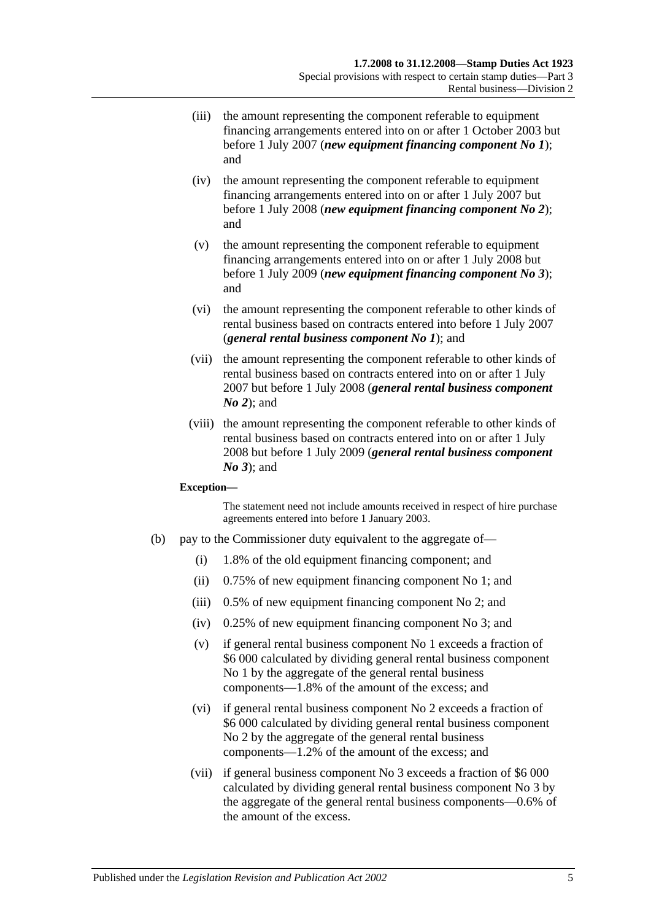(iii) the amount representing the component referable to equipment financing arrangements entered into on or after 1 October 2003 but before 1 July 2007 (***new equipment financing component No 1***); and

(iv) the amount representing the component referable to equipment financing arrangements entered into on or after 1 July 2007 but before 1 July 2008 (***new equipment financing component No 2***); and

(v) the amount representing the component referable to equipment financing arrangements entered into on or after 1 July 2008 but before 1 July 2009 (***new equipment financing component No 3***); and

(vi) the amount representing the component referable to other kinds of rental business based on contracts entered into before 1 July 2007 (***general rental business component No 1***); and

(vii) the amount representing the component referable to other kinds of rental business based on contracts entered into on or after 1 July 2007 but before 1 July 2008 (***general rental business component No 2***); and

(viii) the amount representing the component referable to other kinds of rental business based on contracts entered into on or after 1 July 2008 but before 1 July 2009 (***general rental business component No 3***); and

**Exception—**

The statement need not include amounts received in respect of hire purchase agreements entered into before 1 January 2003.

(b) pay to the Commissioner duty equivalent to the aggregate of—

(i) 1.8% of the old equipment financing component; and

(ii) 0.75% of new equipment financing component No 1; and

(iii) 0.5% of new equipment financing component No 2; and

(iv) 0.25% of new equipment financing component No 3; and

(v) if general rental business component No 1 exceeds a fraction of $6 000 calculated by dividing general rental business component No 1 by the aggregate of the general rental business components—1.8% of the amount of the excess; and

(vi) if general rental business component No 2 exceeds a fraction of $6 000 calculated by dividing general rental business component No 2 by the aggregate of the general rental business components—1.2% of the amount of the excess; and

(vii) if general business component No 3 exceeds a fraction of $6 000 calculated by dividing general rental business component No 3 by the aggregate of the general rental business components—0.6% of the amount of the excess.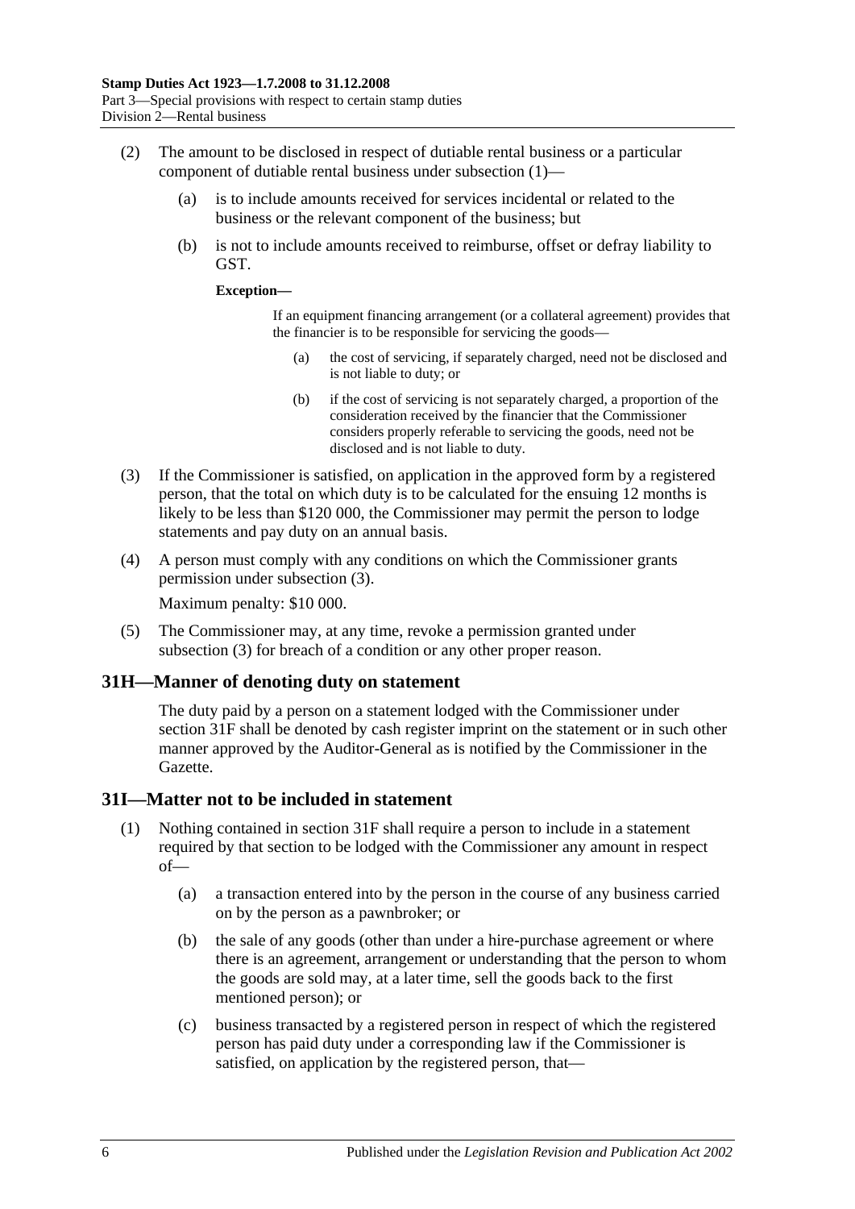(2) The amount to be disclosed in respect of dutiable rental business or a particular component of dutiable rental business under subsection (1)—

(a) is to include amounts received for services incidental or related to the business or the relevant component of the business; but

(b) is not to include amounts received to reimburse, offset or defray liability to GST.

**Exception—**

If an equipment financing arrangement (or a collateral agreement) provides that the financier is to be responsible for servicing the goods—

(a) the cost of servicing, if separately charged, need not be disclosed and is not liable to duty; or

(b) if the cost of servicing is not separately charged, a proportion of the consideration received by the financier that the Commissioner considers properly referable to servicing the goods, need not be disclosed and is not liable to duty.

(3) If the Commissioner is satisfied, on application in the approved form by a registered person, that the total on which duty is to be calculated for the ensuing 12 months is likely to be less than \$120 000, the Commissioner may permit the person to lodge statements and pay duty on an annual basis.

(4) A person must comply with any conditions on which the Commissioner grants permission under subsection (3).

Maximum penalty: \$10 000.

(5) The Commissioner may, at any time, revoke a permission granted under subsection (3) for breach of a condition or any other proper reason.

## 31H—Manner of denoting duty on statement

The duty paid by a person on a statement lodged with the Commissioner under section 31F shall be denoted by cash register imprint on the statement or in such other manner approved by the Auditor-General as is notified by the Commissioner in the Gazette.

## 31I—Matter not to be included in statement

(1) Nothing contained in section 31F shall require a person to include in a statement required by that section to be lodged with the Commissioner any amount in respect of—

(a) a transaction entered into by the person in the course of any business carried on by the person as a pawnbroker; or

(b) the sale of any goods (other than under a hire-purchase agreement or where there is an agreement, arrangement or understanding that the person to whom the goods are sold may, at a later time, sell the goods back to the first mentioned person); or

(c) business transacted by a registered person in respect of which the registered person has paid duty under a corresponding law if the Commissioner is satisfied, on application by the registered person, that—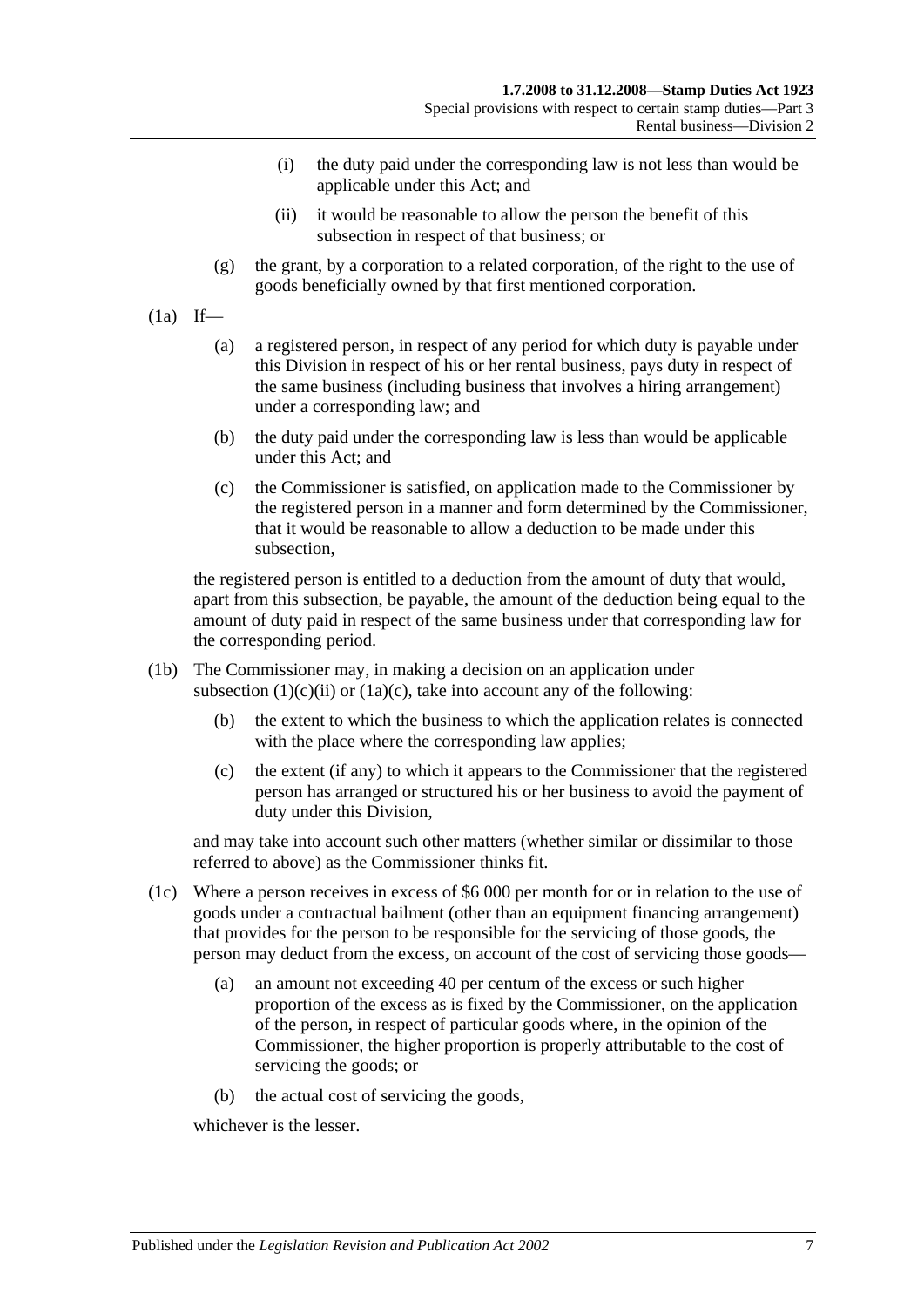(i) the duty paid under the corresponding law is not less than would be applicable under this Act; and

(ii) it would be reasonable to allow the person the benefit of this subsection in respect of that business; or

(g) the grant, by a corporation to a related corporation, of the right to the use of goods beneficially owned by that first mentioned corporation.

(1a) If—

(a) a registered person, in respect of any period for which duty is payable under this Division in respect of his or her rental business, pays duty in respect of the same business (including business that involves a hiring arrangement) under a corresponding law; and

(b) the duty paid under the corresponding law is less than would be applicable under this Act; and

(c) the Commissioner is satisfied, on application made to the Commissioner by the registered person in a manner and form determined by the Commissioner, that it would be reasonable to allow a deduction to be made under this subsection,

the registered person is entitled to a deduction from the amount of duty that would, apart from this subsection, be payable, the amount of the deduction being equal to the amount of duty paid in respect of the same business under that corresponding law for the corresponding period.

(1b) The Commissioner may, in making a decision on an application under subsection (1)(c)(ii) or (1a)(c), take into account any of the following:

(b) the extent to which the business to which the application relates is connected with the place where the corresponding law applies;

(c) the extent (if any) to which it appears to the Commissioner that the registered person has arranged or structured his or her business to avoid the payment of duty under this Division,

and may take into account such other matters (whether similar or dissimilar to those referred to above) as the Commissioner thinks fit.

(1c) Where a person receives in excess of $6 000 per month for or in relation to the use of goods under a contractual bailment (other than an equipment financing arrangement) that provides for the person to be responsible for the servicing of those goods, the person may deduct from the excess, on account of the cost of servicing those goods—

(a) an amount not exceeding 40 per centum of the excess or such higher proportion of the excess as is fixed by the Commissioner, on the application of the person, in respect of particular goods where, in the opinion of the Commissioner, the higher proportion is properly attributable to the cost of servicing the goods; or

(b) the actual cost of servicing the goods,

whichever is the lesser.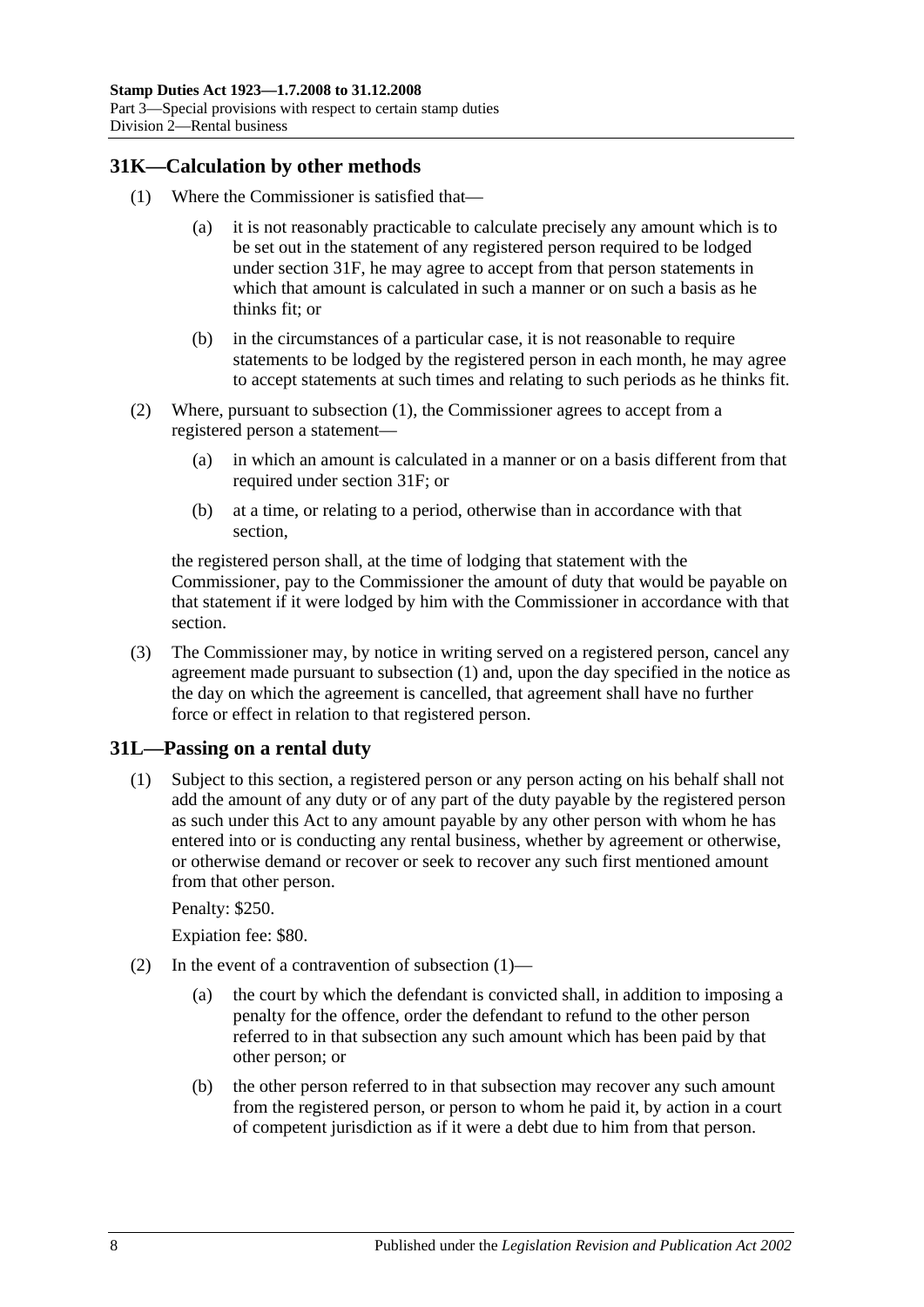## 31K—Calculation by other methods

(1) Where the Commissioner is satisfied that—

(a) it is not reasonably practicable to calculate precisely any amount which is to be set out in the statement of any registered person required to be lodged under section 31F, he may agree to accept from that person statements in which that amount is calculated in such a manner or on such a basis as he thinks fit; or

(b) in the circumstances of a particular case, it is not reasonable to require statements to be lodged by the registered person in each month, he may agree to accept statements at such times and relating to such periods as he thinks fit.

(2) Where, pursuant to subsection (1), the Commissioner agrees to accept from a registered person a statement—

(a) in which an amount is calculated in a manner or on a basis different from that required under section 31F; or

(b) at a time, or relating to a period, otherwise than in accordance with that section,

the registered person shall, at the time of lodging that statement with the Commissioner, pay to the Commissioner the amount of duty that would be payable on that statement if it were lodged by him with the Commissioner in accordance with that section.

(3) The Commissioner may, by notice in writing served on a registered person, cancel any agreement made pursuant to subsection (1) and, upon the day specified in the notice as the day on which the agreement is cancelled, that agreement shall have no further force or effect in relation to that registered person.

## 31L—Passing on a rental duty

(1) Subject to this section, a registered person or any person acting on his behalf shall not add the amount of any duty or of any part of the duty payable by the registered person as such under this Act to any amount payable by any other person with whom he has entered into or is conducting any rental business, whether by agreement or otherwise, or otherwise demand or recover or seek to recover any such first mentioned amount from that other person.

Penalty: $250.

Expiation fee: $80.

(2) In the event of a contravention of subsection (1)—

(a) the court by which the defendant is convicted shall, in addition to imposing a penalty for the offence, order the defendant to refund to the other person referred to in that subsection any such amount which has been paid by that other person; or

(b) the other person referred to in that subsection may recover any such amount from the registered person, or person to whom he paid it, by action in a court of competent jurisdiction as if it were a debt due to him from that person.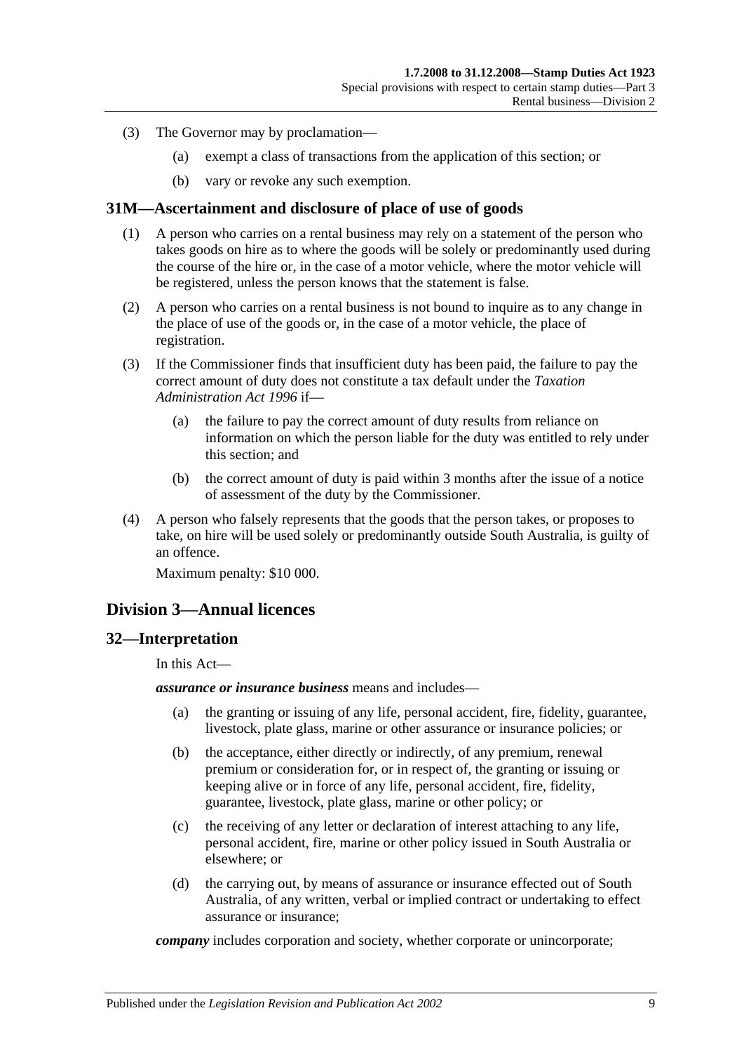(3) The Governor may by proclamation—

(a) exempt a class of transactions from the application of this section; or

(b) vary or revoke any such exemption.

## 31M—Ascertainment and disclosure of place of use of goods

(1) A person who carries on a rental business may rely on a statement of the person who takes goods on hire as to where the goods will be solely or predominantly used during the course of the hire or, in the case of a motor vehicle, where the motor vehicle will be registered, unless the person knows that the statement is false.

(2) A person who carries on a rental business is not bound to inquire as to any change in the place of use of the goods or, in the case of a motor vehicle, the place of registration.

(3) If the Commissioner finds that insufficient duty has been paid, the failure to pay the correct amount of duty does not constitute a tax default under the *Taxation Administration Act 1996* if—

(a) the failure to pay the correct amount of duty results from reliance on information on which the person liable for the duty was entitled to rely under this section; and

(b) the correct amount of duty is paid within 3 months after the issue of a notice of assessment of the duty by the Commissioner.

(4) A person who falsely represents that the goods that the person takes, or proposes to take, on hire will be used solely or predominantly outside South Australia, is guilty of an offence.

Maximum penalty: $10 000.

# Division 3—Annual licences

## 32—Interpretation

In this Act—

***assurance or insurance business*** means and includes—

(a) the granting or issuing of any life, personal accident, fire, fidelity, guarantee, livestock, plate glass, marine or other assurance or insurance policies; or

(b) the acceptance, either directly or indirectly, of any premium, renewal premium or consideration for, or in respect of, the granting or issuing or keeping alive or in force of any life, personal accident, fire, fidelity, guarantee, livestock, plate glass, marine or other policy; or

(c) the receiving of any letter or declaration of interest attaching to any life, personal accident, fire, marine or other policy issued in South Australia or elsewhere; or

(d) the carrying out, by means of assurance or insurance effected out of South Australia, of any written, verbal or implied contract or undertaking to effect assurance or insurance;

***company*** includes corporation and society, whether corporate or unincorporate;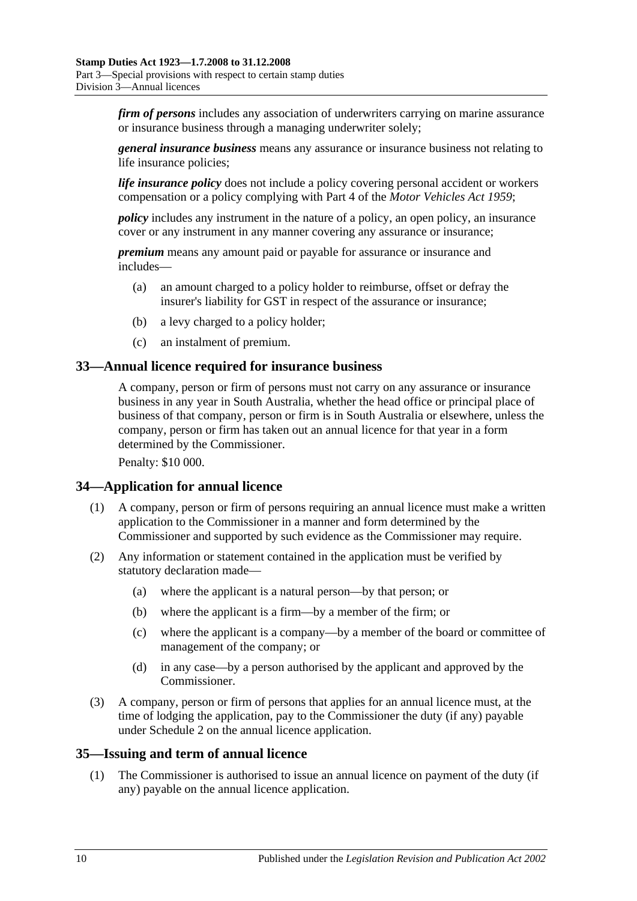***firm of persons*** includes any association of underwriters carrying on marine assurance or insurance business through a managing underwriter solely;

***general insurance business*** means any assurance or insurance business not relating to life insurance policies;

***life insurance policy*** does not include a policy covering personal accident or workers compensation or a policy complying with Part 4 of the *Motor Vehicles Act 1959*;

***policy*** includes any instrument in the nature of a policy, an open policy, an insurance cover or any instrument in any manner covering any assurance or insurance;

***premium*** means any amount paid or payable for assurance or insurance and includes—

- (a) an amount charged to a policy holder to reimburse, offset or defray the insurer's liability for GST in respect of the assurance or insurance;
- (b) a levy charged to a policy holder;
- (c) an instalment of premium.

## 33—Annual licence required for insurance business

A company, person or firm of persons must not carry on any assurance or insurance business in any year in South Australia, whether the head office or principal place of business of that company, person or firm is in South Australia or elsewhere, unless the company, person or firm has taken out an annual licence for that year in a form determined by the Commissioner.

Penalty: $10 000.

## 34—Application for annual licence

(1) A company, person or firm of persons requiring an annual licence must make a written application to the Commissioner in a manner and form determined by the Commissioner and supported by such evidence as the Commissioner may require.

(2) Any information or statement contained in the application must be verified by statutory declaration made—

- (a) where the applicant is a natural person—by that person; or
- (b) where the applicant is a firm—by a member of the firm; or
- (c) where the applicant is a company—by a member of the board or committee of management of the company; or
- (d) in any case—by a person authorised by the applicant and approved by the Commissioner.

(3) A company, person or firm of persons that applies for an annual licence must, at the time of lodging the application, pay to the Commissioner the duty (if any) payable under Schedule 2 on the annual licence application.

## 35—Issuing and term of annual licence

(1) The Commissioner is authorised to issue an annual licence on payment of the duty (if any) payable on the annual licence application.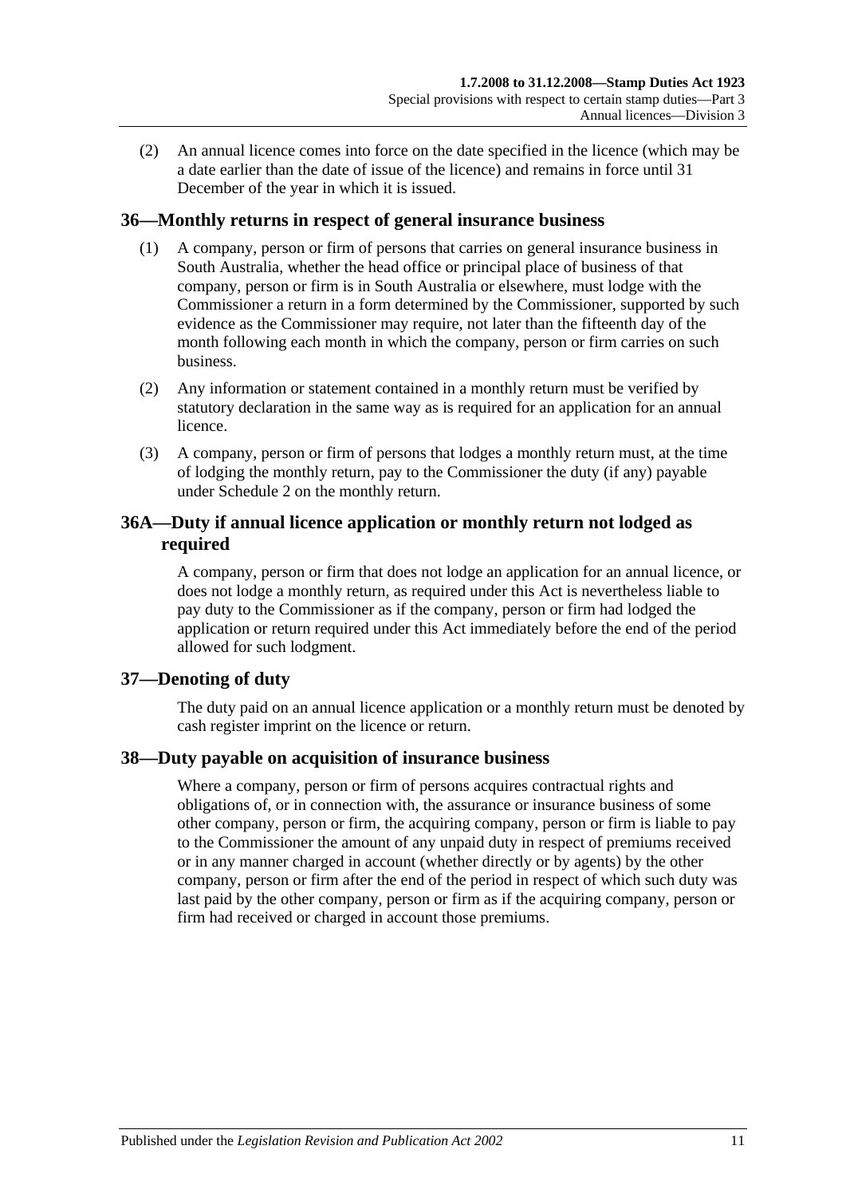(2) An annual licence comes into force on the date specified in the licence (which may be a date earlier than the date of issue of the licence) and remains in force until 31 December of the year in which it is issued.

## 36—Monthly returns in respect of general insurance business

(1) A company, person or firm of persons that carries on general insurance business in South Australia, whether the head office or principal place of business of that company, person or firm is in South Australia or elsewhere, must lodge with the Commissioner a return in a form determined by the Commissioner, supported by such evidence as the Commissioner may require, not later than the fifteenth day of the month following each month in which the company, person or firm carries on such business.

(2) Any information or statement contained in a monthly return must be verified by statutory declaration in the same way as is required for an application for an annual licence.

(3) A company, person or firm of persons that lodges a monthly return must, at the time of lodging the monthly return, pay to the Commissioner the duty (if any) payable under Schedule 2 on the monthly return.

## 36A—Duty if annual licence application or monthly return not lodged as required

A company, person or firm that does not lodge an application for an annual licence, or does not lodge a monthly return, as required under this Act is nevertheless liable to pay duty to the Commissioner as if the company, person or firm had lodged the application or return required under this Act immediately before the end of the period allowed for such lodgment.

## 37—Denoting of duty

The duty paid on an annual licence application or a monthly return must be denoted by cash register imprint on the licence or return.

## 38—Duty payable on acquisition of insurance business

Where a company, person or firm of persons acquires contractual rights and obligations of, or in connection with, the assurance or insurance business of some other company, person or firm, the acquiring company, person or firm is liable to pay to the Commissioner the amount of any unpaid duty in respect of premiums received or in any manner charged in account (whether directly or by agents) by the other company, person or firm after the end of the period in respect of which such duty was last paid by the other company, person or firm as if the acquiring company, person or firm had received or charged in account those premiums.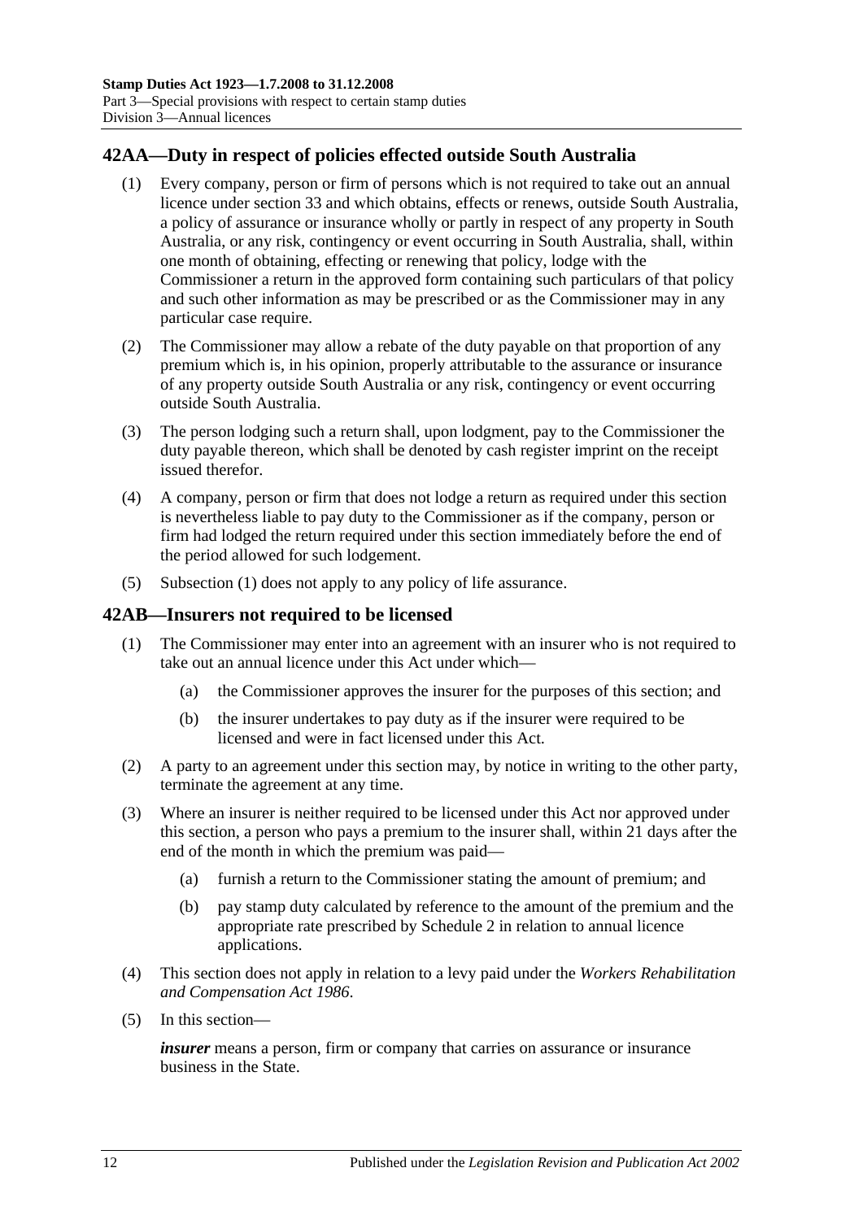## 42AA—Duty in respect of policies effected outside South Australia

(1) Every company, person or firm of persons which is not required to take out an annual licence under section 33 and which obtains, effects or renews, outside South Australia, a policy of assurance or insurance wholly or partly in respect of any property in South Australia, or any risk, contingency or event occurring in South Australia, shall, within one month of obtaining, effecting or renewing that policy, lodge with the Commissioner a return in the approved form containing such particulars of that policy and such other information as may be prescribed or as the Commissioner may in any particular case require.

(2) The Commissioner may allow a rebate of the duty payable on that proportion of any premium which is, in his opinion, properly attributable to the assurance or insurance of any property outside South Australia or any risk, contingency or event occurring outside South Australia.

(3) The person lodging such a return shall, upon lodgment, pay to the Commissioner the duty payable thereon, which shall be denoted by cash register imprint on the receipt issued therefor.

(4) A company, person or firm that does not lodge a return as required under this section is nevertheless liable to pay duty to the Commissioner as if the company, person or firm had lodged the return required under this section immediately before the end of the period allowed for such lodgement.

(5) Subsection (1) does not apply to any policy of life assurance.

## 42AB—Insurers not required to be licensed

(1) The Commissioner may enter into an agreement with an insurer who is not required to take out an annual licence under this Act under which—

- (a) the Commissioner approves the insurer for the purposes of this section; and
- (b) the insurer undertakes to pay duty as if the insurer were required to be licensed and were in fact licensed under this Act.

(2) A party to an agreement under this section may, by notice in writing to the other party, terminate the agreement at any time.

(3) Where an insurer is neither required to be licensed under this Act nor approved under this section, a person who pays a premium to the insurer shall, within 21 days after the end of the month in which the premium was paid—

- (a) furnish a return to the Commissioner stating the amount of premium; and
- (b) pay stamp duty calculated by reference to the amount of the premium and the appropriate rate prescribed by Schedule 2 in relation to annual licence applications.

(4) This section does not apply in relation to a levy paid under the *Workers Rehabilitation and Compensation Act 1986*.

(5) In this section—

***insurer*** means a person, firm or company that carries on assurance or insurance business in the State.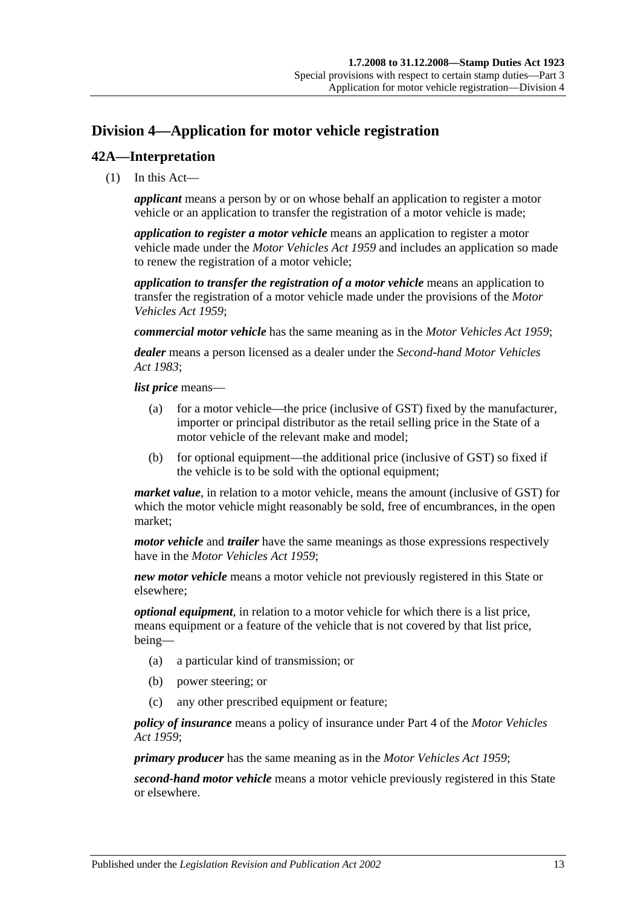## Division 4—Application for motor vehicle registration

### 42A—Interpretation

(1) In this Act—

***applicant*** means a person by or on whose behalf an application to register a motor vehicle or an application to transfer the registration of a motor vehicle is made;

***application to register a motor vehicle*** means an application to register a motor vehicle made under the *Motor Vehicles Act 1959* and includes an application so made to renew the registration of a motor vehicle;

***application to transfer the registration of a motor vehicle*** means an application to transfer the registration of a motor vehicle made under the provisions of the *Motor Vehicles Act 1959*;

***commercial motor vehicle*** has the same meaning as in the *Motor Vehicles Act 1959*;

***dealer*** means a person licensed as a dealer under the *Second-hand Motor Vehicles Act 1983*;

***list price*** means—

(a) for a motor vehicle—the price (inclusive of GST) fixed by the manufacturer, importer or principal distributor as the retail selling price in the State of a motor vehicle of the relevant make and model;

(b) for optional equipment—the additional price (inclusive of GST) so fixed if the vehicle is to be sold with the optional equipment;

***market value***, in relation to a motor vehicle, means the amount (inclusive of GST) for which the motor vehicle might reasonably be sold, free of encumbrances, in the open market;

***motor vehicle*** and ***trailer*** have the same meanings as those expressions respectively have in the *Motor Vehicles Act 1959*;

***new motor vehicle*** means a motor vehicle not previously registered in this State or elsewhere;

***optional equipment***, in relation to a motor vehicle for which there is a list price, means equipment or a feature of the vehicle that is not covered by that list price, being—

(a) a particular kind of transmission; or

(b) power steering; or

(c) any other prescribed equipment or feature;

***policy of insurance*** means a policy of insurance under Part 4 of the *Motor Vehicles Act 1959*;

***primary producer*** has the same meaning as in the *Motor Vehicles Act 1959*;

***second-hand motor vehicle*** means a motor vehicle previously registered in this State or elsewhere.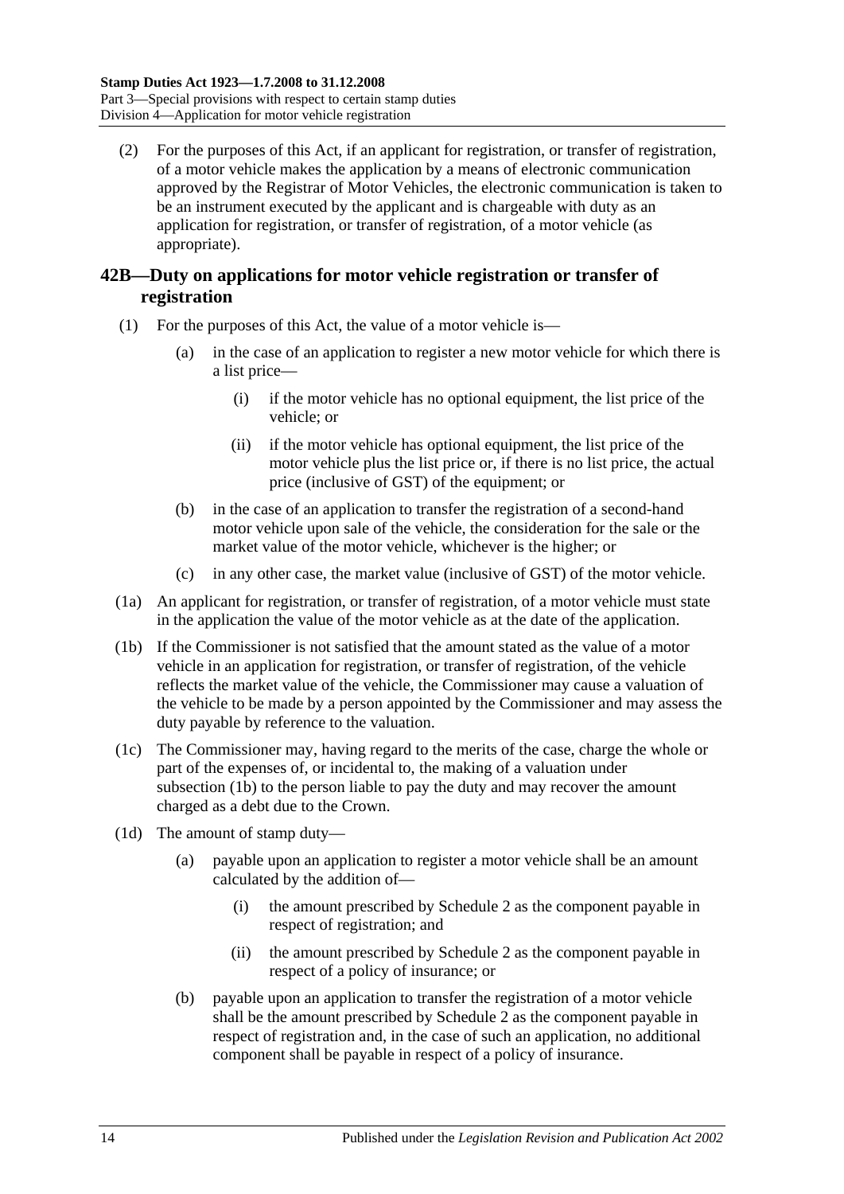(2) For the purposes of this Act, if an applicant for registration, or transfer of registration, of a motor vehicle makes the application by a means of electronic communication approved by the Registrar of Motor Vehicles, the electronic communication is taken to be an instrument executed by the applicant and is chargeable with duty as an application for registration, or transfer of registration, of a motor vehicle (as appropriate).

## 42B—Duty on applications for motor vehicle registration or transfer of registration

(1) For the purposes of this Act, the value of a motor vehicle is—

(a) in the case of an application to register a new motor vehicle for which there is a list price—

(i) if the motor vehicle has no optional equipment, the list price of the vehicle; or

(ii) if the motor vehicle has optional equipment, the list price of the motor vehicle plus the list price or, if there is no list price, the actual price (inclusive of GST) of the equipment; or

(b) in the case of an application to transfer the registration of a second-hand motor vehicle upon sale of the vehicle, the consideration for the sale or the market value of the motor vehicle, whichever is the higher; or

(c) in any other case, the market value (inclusive of GST) of the motor vehicle.

(1a) An applicant for registration, or transfer of registration, of a motor vehicle must state in the application the value of the motor vehicle as at the date of the application.

(1b) If the Commissioner is not satisfied that the amount stated as the value of a motor vehicle in an application for registration, or transfer of registration, of the vehicle reflects the market value of the vehicle, the Commissioner may cause a valuation of the vehicle to be made by a person appointed by the Commissioner and may assess the duty payable by reference to the valuation.

(1c) The Commissioner may, having regard to the merits of the case, charge the whole or part of the expenses of, or incidental to, the making of a valuation under subsection (1b) to the person liable to pay the duty and may recover the amount charged as a debt due to the Crown.

(1d) The amount of stamp duty—

(a) payable upon an application to register a motor vehicle shall be an amount calculated by the addition of—

(i) the amount prescribed by Schedule 2 as the component payable in respect of registration; and

(ii) the amount prescribed by Schedule 2 as the component payable in respect of a policy of insurance; or

(b) payable upon an application to transfer the registration of a motor vehicle shall be the amount prescribed by Schedule 2 as the component payable in respect of registration and, in the case of such an application, no additional component shall be payable in respect of a policy of insurance.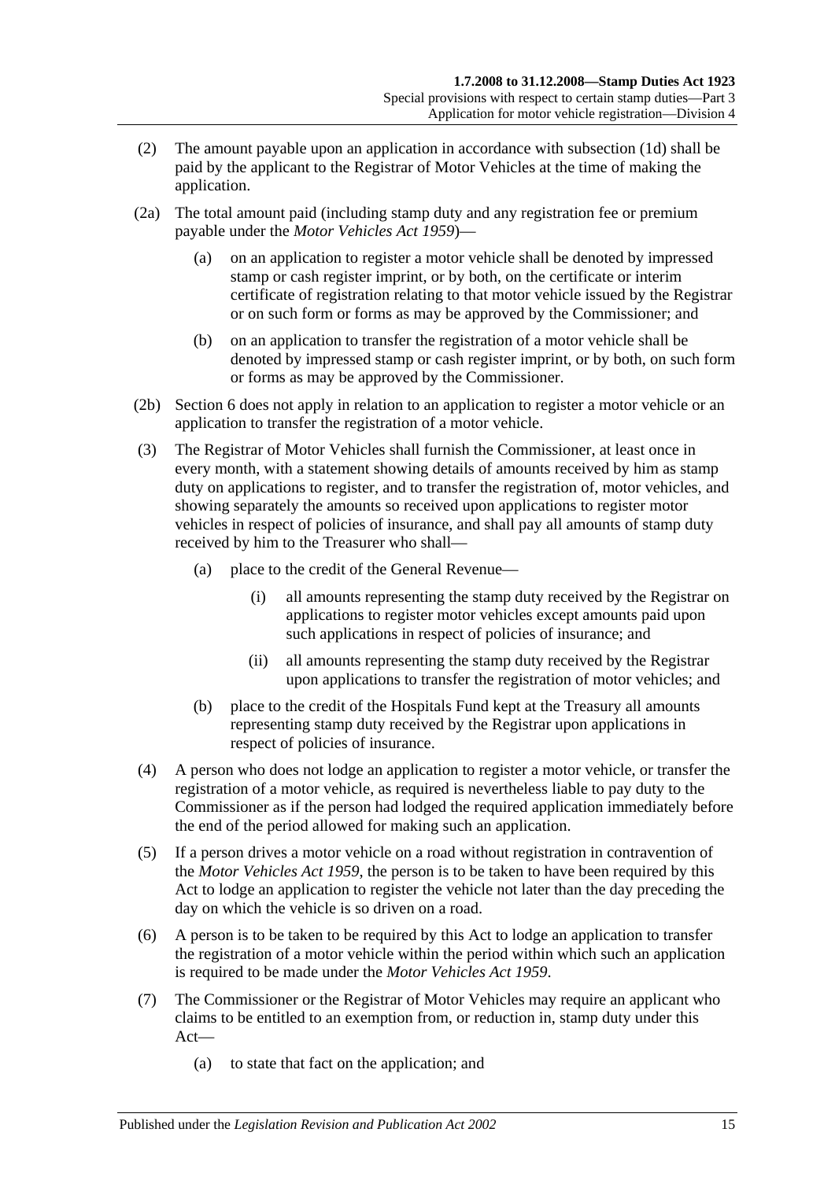(2) The amount payable upon an application in accordance with subsection (1d) shall be paid by the applicant to the Registrar of Motor Vehicles at the time of making the application.

(2a) The total amount paid (including stamp duty and any registration fee or premium payable under the *Motor Vehicles Act 1959*)—

(a) on an application to register a motor vehicle shall be denoted by impressed stamp or cash register imprint, or by both, on the certificate or interim certificate of registration relating to that motor vehicle issued by the Registrar or on such form or forms as may be approved by the Commissioner; and

(b) on an application to transfer the registration of a motor vehicle shall be denoted by impressed stamp or cash register imprint, or by both, on such form or forms as may be approved by the Commissioner.

(2b) Section 6 does not apply in relation to an application to register a motor vehicle or an application to transfer the registration of a motor vehicle.

(3) The Registrar of Motor Vehicles shall furnish the Commissioner, at least once in every month, with a statement showing details of amounts received by him as stamp duty on applications to register, and to transfer the registration of, motor vehicles, and showing separately the amounts so received upon applications to register motor vehicles in respect of policies of insurance, and shall pay all amounts of stamp duty received by him to the Treasurer who shall—

(a) place to the credit of the General Revenue—

(i) all amounts representing the stamp duty received by the Registrar on applications to register motor vehicles except amounts paid upon such applications in respect of policies of insurance; and

(ii) all amounts representing the stamp duty received by the Registrar upon applications to transfer the registration of motor vehicles; and

(b) place to the credit of the Hospitals Fund kept at the Treasury all amounts representing stamp duty received by the Registrar upon applications in respect of policies of insurance.

(4) A person who does not lodge an application to register a motor vehicle, or transfer the registration of a motor vehicle, as required is nevertheless liable to pay duty to the Commissioner as if the person had lodged the required application immediately before the end of the period allowed for making such an application.

(5) If a person drives a motor vehicle on a road without registration in contravention of the *Motor Vehicles Act 1959*, the person is to be taken to have been required by this Act to lodge an application to register the vehicle not later than the day preceding the day on which the vehicle is so driven on a road.

(6) A person is to be taken to be required by this Act to lodge an application to transfer the registration of a motor vehicle within the period within which such an application is required to be made under the *Motor Vehicles Act 1959*.

(7) The Commissioner or the Registrar of Motor Vehicles may require an applicant who claims to be entitled to an exemption from, or reduction in, stamp duty under this Act—

(a) to state that fact on the application; and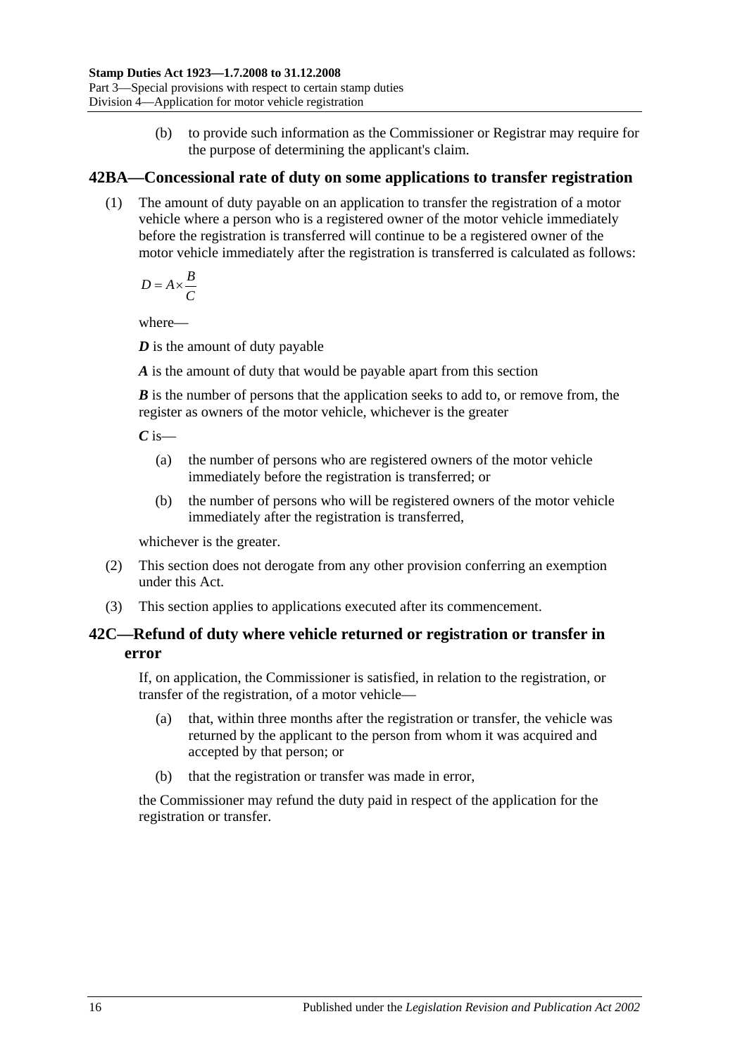(b) to provide such information as the Commissioner or Registrar may require for the purpose of determining the applicant's claim.

## 42BA—Concessional rate of duty on some applications to transfer registration

(1) The amount of duty payable on an application to transfer the registration of a motor vehicle where a person who is a registered owner of the motor vehicle immediately before the registration is transferred will continue to be a registered owner of the motor vehicle immediately after the registration is transferred is calculated as follows:

$$D = A \times \frac{B}{C}$$

where—

***D*** is the amount of duty payable

***A*** is the amount of duty that would be payable apart from this section

***B*** is the number of persons that the application seeks to add to, or remove from, the register as owners of the motor vehicle, whichever is the greater

***C*** is—

(a) the number of persons who are registered owners of the motor vehicle immediately before the registration is transferred; or

(b) the number of persons who will be registered owners of the motor vehicle immediately after the registration is transferred,

whichever is the greater.

(2) This section does not derogate from any other provision conferring an exemption under this Act.

(3) This section applies to applications executed after its commencement.

## 42C—Refund of duty where vehicle returned or registration or transfer in error

If, on application, the Commissioner is satisfied, in relation to the registration, or transfer of the registration, of a motor vehicle—

(a) that, within three months after the registration or transfer, the vehicle was returned by the applicant to the person from whom it was acquired and accepted by that person; or

(b) that the registration or transfer was made in error,

the Commissioner may refund the duty paid in respect of the application for the registration or transfer.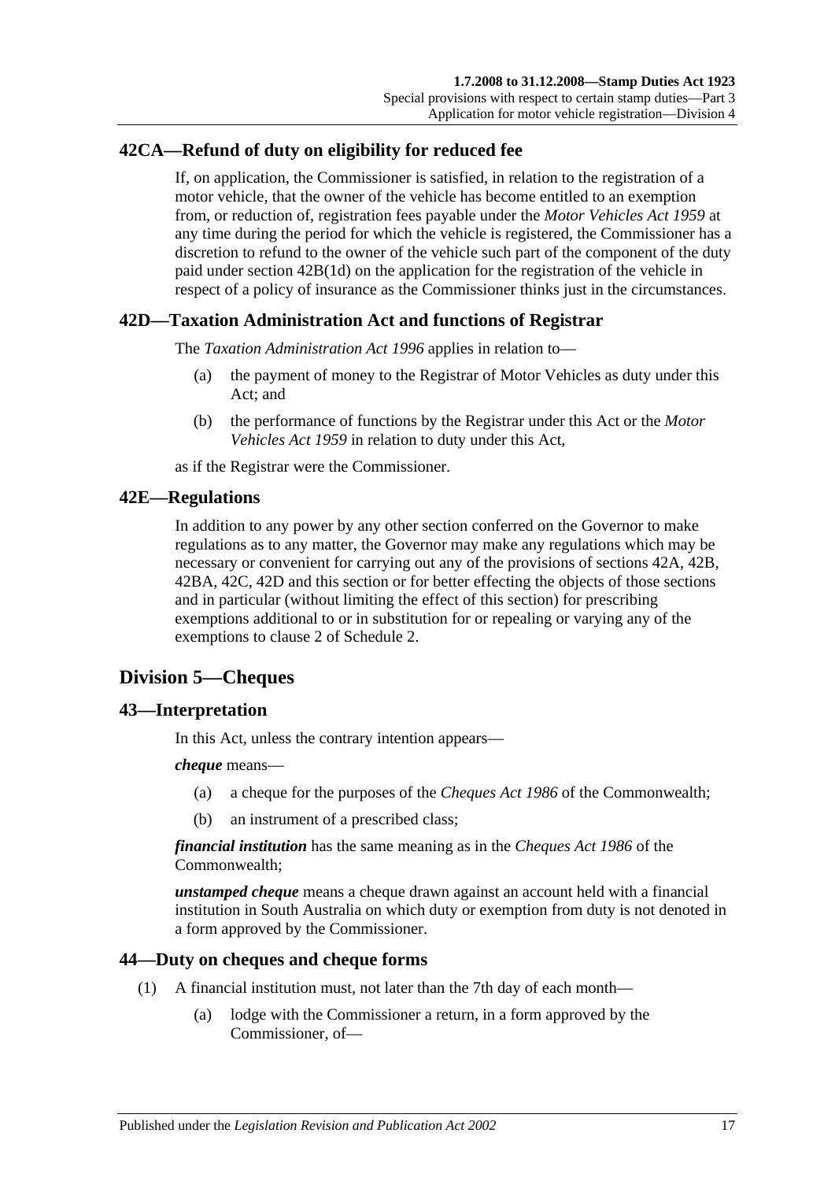## 42CA—Refund of duty on eligibility for reduced fee

If, on application, the Commissioner is satisfied, in relation to the registration of a motor vehicle, that the owner of the vehicle has become entitled to an exemption from, or reduction of, registration fees payable under the *Motor Vehicles Act 1959* at any time during the period for which the vehicle is registered, the Commissioner has a discretion to refund to the owner of the vehicle such part of the component of the duty paid under section 42B(1d) on the application for the registration of the vehicle in respect of a policy of insurance as the Commissioner thinks just in the circumstances.

## 42D—Taxation Administration Act and functions of Registrar

The *Taxation Administration Act 1996* applies in relation to—

(a) the payment of money to the Registrar of Motor Vehicles as duty under this Act; and

(b) the performance of functions by the Registrar under this Act or the *Motor Vehicles Act 1959* in relation to duty under this Act,

as if the Registrar were the Commissioner.

## 42E—Regulations

In addition to any power by any other section conferred on the Governor to make regulations as to any matter, the Governor may make any regulations which may be necessary or convenient for carrying out any of the provisions of sections 42A, 42B, 42BA, 42C, 42D and this section or for better effecting the objects of those sections and in particular (without limiting the effect of this section) for prescribing exemptions additional to or in substitution for or repealing or varying any of the exemptions to clause 2 of Schedule 2.

# Division 5—Cheques

## 43—Interpretation

In this Act, unless the contrary intention appears—

***cheque*** means—

(a) a cheque for the purposes of the *Cheques Act 1986* of the Commonwealth;

(b) an instrument of a prescribed class;

***financial institution*** has the same meaning as in the *Cheques Act 1986* of the Commonwealth;

***unstamped cheque*** means a cheque drawn against an account held with a financial institution in South Australia on which duty or exemption from duty is not denoted in a form approved by the Commissioner.

## 44—Duty on cheques and cheque forms

(1) A financial institution must, not later than the 7th day of each month—

(a) lodge with the Commissioner a return, in a form approved by the Commissioner, of—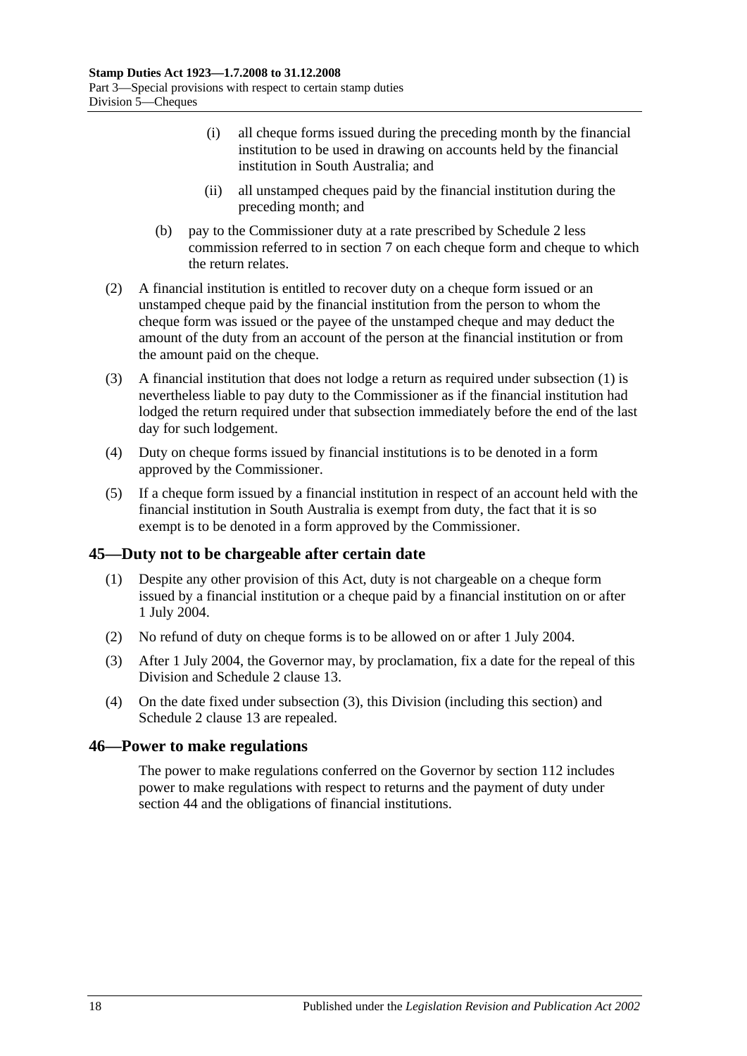(i) all cheque forms issued during the preceding month by the financial institution to be used in drawing on accounts held by the financial institution in South Australia; and

(ii) all unstamped cheques paid by the financial institution during the preceding month; and

(b) pay to the Commissioner duty at a rate prescribed by Schedule 2 less commission referred to in section 7 on each cheque form and cheque to which the return relates.

(2) A financial institution is entitled to recover duty on a cheque form issued or an unstamped cheque paid by the financial institution from the person to whom the cheque form was issued or the payee of the unstamped cheque and may deduct the amount of the duty from an account of the person at the financial institution or from the amount paid on the cheque.

(3) A financial institution that does not lodge a return as required under subsection (1) is nevertheless liable to pay duty to the Commissioner as if the financial institution had lodged the return required under that subsection immediately before the end of the last day for such lodgement.

(4) Duty on cheque forms issued by financial institutions is to be denoted in a form approved by the Commissioner.

(5) If a cheque form issued by a financial institution in respect of an account held with the financial institution in South Australia is exempt from duty, the fact that it is so exempt is to be denoted in a form approved by the Commissioner.

## 45—Duty not to be chargeable after certain date

(1) Despite any other provision of this Act, duty is not chargeable on a cheque form issued by a financial institution or a cheque paid by a financial institution on or after 1 July 2004.

(2) No refund of duty on cheque forms is to be allowed on or after 1 July 2004.

(3) After 1 July 2004, the Governor may, by proclamation, fix a date for the repeal of this Division and Schedule 2 clause 13.

(4) On the date fixed under subsection (3), this Division (including this section) and Schedule 2 clause 13 are repealed.

## 46—Power to make regulations

The power to make regulations conferred on the Governor by section 112 includes power to make regulations with respect to returns and the payment of duty under section 44 and the obligations of financial institutions.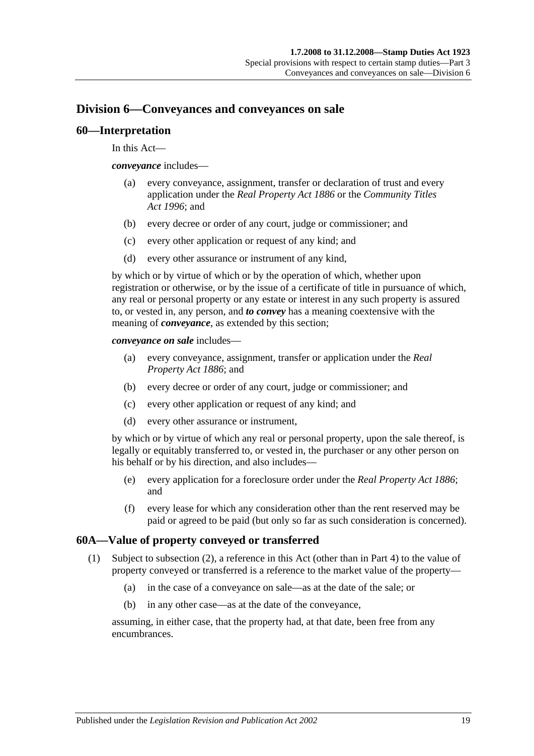## Division 6—Conveyances and conveyances on sale

### 60—Interpretation

In this Act—

***conveyance*** includes—

- (a) every conveyance, assignment, transfer or declaration of trust and every application under the *Real Property Act 1886* or the *Community Titles Act 1996*; and
- (b) every decree or order of any court, judge or commissioner; and
- (c) every other application or request of any kind; and
- (d) every other assurance or instrument of any kind,

by which or by virtue of which or by the operation of which, whether upon registration or otherwise, or by the issue of a certificate of title in pursuance of which, any real or personal property or any estate or interest in any such property is assured to, or vested in, any person, and ***to convey*** has a meaning coextensive with the meaning of ***conveyance***, as extended by this section;

***conveyance on sale*** includes—

- (a) every conveyance, assignment, transfer or application under the *Real Property Act 1886*; and
- (b) every decree or order of any court, judge or commissioner; and
- (c) every other application or request of any kind; and
- (d) every other assurance or instrument,

by which or by virtue of which any real or personal property, upon the sale thereof, is legally or equitably transferred to, or vested in, the purchaser or any other person on his behalf or by his direction, and also includes—

- (e) every application for a foreclosure order under the *Real Property Act 1886*; and
- (f) every lease for which any consideration other than the rent reserved may be paid or agreed to be paid (but only so far as such consideration is concerned).

### 60A—Value of property conveyed or transferred

(1) Subject to subsection (2), a reference in this Act (other than in Part 4) to the value of property conveyed or transferred is a reference to the market value of the property—

- (a) in the case of a conveyance on sale—as at the date of the sale; or
- (b) in any other case—as at the date of the conveyance,

assuming, in either case, that the property had, at that date, been free from any encumbrances.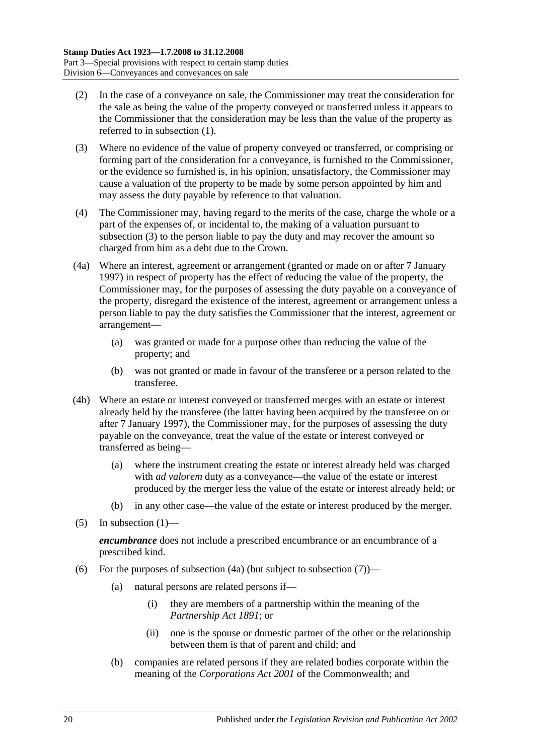(2) In the case of a conveyance on sale, the Commissioner may treat the consideration for the sale as being the value of the property conveyed or transferred unless it appears to the Commissioner that the consideration may be less than the value of the property as referred to in subsection (1).

(3) Where no evidence of the value of property conveyed or transferred, or comprising or forming part of the consideration for a conveyance, is furnished to the Commissioner, or the evidence so furnished is, in his opinion, unsatisfactory, the Commissioner may cause a valuation of the property to be made by some person appointed by him and may assess the duty payable by reference to that valuation.

(4) The Commissioner may, having regard to the merits of the case, charge the whole or a part of the expenses of, or incidental to, the making of a valuation pursuant to subsection (3) to the person liable to pay the duty and may recover the amount so charged from him as a debt due to the Crown.

(4a) Where an interest, agreement or arrangement (granted or made on or after 7 January 1997) in respect of property has the effect of reducing the value of the property, the Commissioner may, for the purposes of assessing the duty payable on a conveyance of the property, disregard the existence of the interest, agreement or arrangement unless a person liable to pay the duty satisfies the Commissioner that the interest, agreement or arrangement—

(a) was granted or made for a purpose other than reducing the value of the property; and

(b) was not granted or made in favour of the transferee or a person related to the transferee.

(4b) Where an estate or interest conveyed or transferred merges with an estate or interest already held by the transferee (the latter having been acquired by the transferee on or after 7 January 1997), the Commissioner may, for the purposes of assessing the duty payable on the conveyance, treat the value of the estate or interest conveyed or transferred as being—

(a) where the instrument creating the estate or interest already held was charged with *ad valorem* duty as a conveyance—the value of the estate or interest produced by the merger less the value of the estate or interest already held; or

(b) in any other case—the value of the estate or interest produced by the merger.

(5) In subsection (1)—

***encumbrance*** does not include a prescribed encumbrance or an encumbrance of a prescribed kind.

(6) For the purposes of subsection (4a) (but subject to subsection (7))—

(a) natural persons are related persons if—

(i) they are members of a partnership within the meaning of the *Partnership Act 1891*; or

(ii) one is the spouse or domestic partner of the other or the relationship between them is that of parent and child; and

(b) companies are related persons if they are related bodies corporate within the meaning of the *Corporations Act 2001* of the Commonwealth; and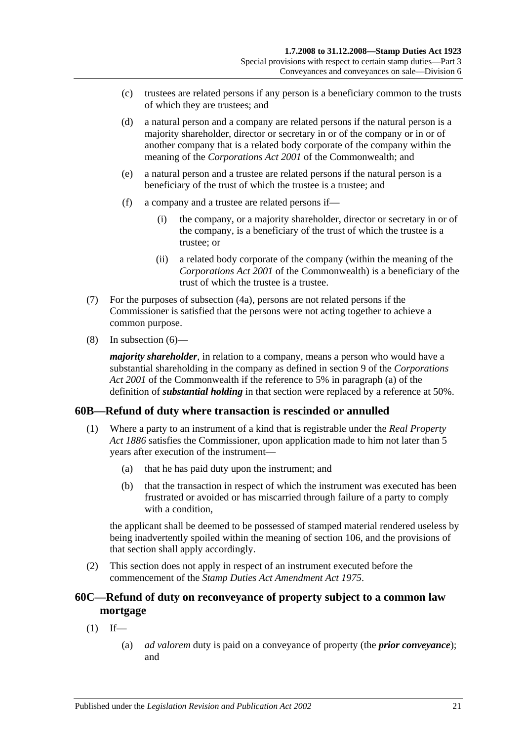(c) trustees are related persons if any person is a beneficiary common to the trusts of which they are trustees; and

(d) a natural person and a company are related persons if the natural person is a majority shareholder, director or secretary in or of the company or in or of another company that is a related body corporate of the company within the meaning of the *Corporations Act 2001* of the Commonwealth; and

(e) a natural person and a trustee are related persons if the natural person is a beneficiary of the trust of which the trustee is a trustee; and

(f) a company and a trustee are related persons if—

(i) the company, or a majority shareholder, director or secretary in or of the company, is a beneficiary of the trust of which the trustee is a trustee; or

(ii) a related body corporate of the company (within the meaning of the *Corporations Act 2001* of the Commonwealth) is a beneficiary of the trust of which the trustee is a trustee.

(7) For the purposes of subsection (4a), persons are not related persons if the Commissioner is satisfied that the persons were not acting together to achieve a common purpose.

(8) In subsection (6)—

***majority shareholder***, in relation to a company, means a person who would have a substantial shareholding in the company as defined in section 9 of the *Corporations Act 2001* of the Commonwealth if the reference to 5% in paragraph (a) of the definition of ***substantial holding*** in that section were replaced by a reference at 50%.

## 60B—Refund of duty where transaction is rescinded or annulled

(1) Where a party to an instrument of a kind that is registrable under the *Real Property Act 1886* satisfies the Commissioner, upon application made to him not later than 5 years after execution of the instrument—

(a) that he has paid duty upon the instrument; and

(b) that the transaction in respect of which the instrument was executed has been frustrated or avoided or has miscarried through failure of a party to comply with a condition,

the applicant shall be deemed to be possessed of stamped material rendered useless by being inadvertently spoiled within the meaning of section 106, and the provisions of that section shall apply accordingly.

(2) This section does not apply in respect of an instrument executed before the commencement of the *Stamp Duties Act Amendment Act 1975*.

## 60C—Refund of duty on reconveyance of property subject to a common law mortgage

(1) If—

(a) *ad valorem* duty is paid on a conveyance of property (the ***prior conveyance***); and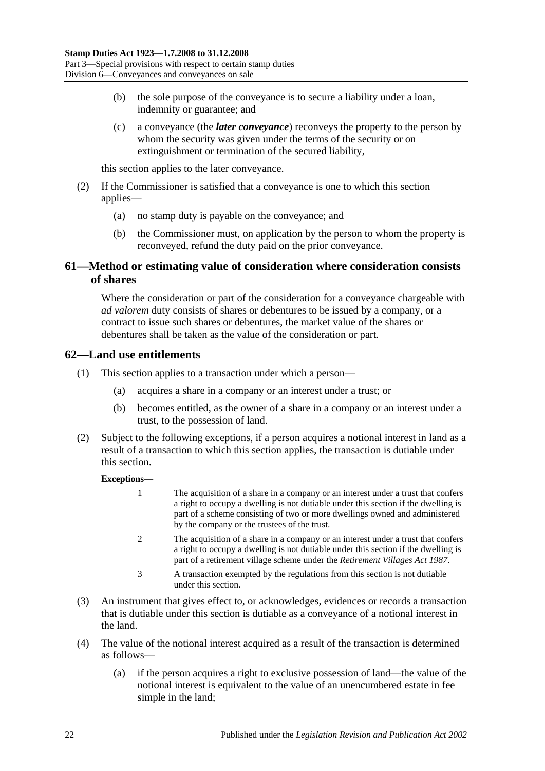(b) the sole purpose of the conveyance is to secure a liability under a loan, indemnity or guarantee; and

(c) a conveyance (the ***later conveyance***) reconveys the property to the person by whom the security was given under the terms of the security or on extinguishment or termination of the secured liability,

this section applies to the later conveyance.

(2) If the Commissioner is satisfied that a conveyance is one to which this section applies—

(a) no stamp duty is payable on the conveyance; and

(b) the Commissioner must, on application by the person to whom the property is reconveyed, refund the duty paid on the prior conveyance.

## 61—Method or estimating value of consideration where consideration consists of shares

Where the consideration or part of the consideration for a conveyance chargeable with *ad valorem* duty consists of shares or debentures to be issued by a company, or a contract to issue such shares or debentures, the market value of the shares or debentures shall be taken as the value of the consideration or part.

## 62—Land use entitlements

(1) This section applies to a transaction under which a person—

(a) acquires a share in a company or an interest under a trust; or

(b) becomes entitled, as the owner of a share in a company or an interest under a trust, to the possession of land.

(2) Subject to the following exceptions, if a person acquires a notional interest in land as a result of a transaction to which this section applies, the transaction is dutiable under this section.

**Exceptions—**

1 The acquisition of a share in a company or an interest under a trust that confers a right to occupy a dwelling is not dutiable under this section if the dwelling is part of a scheme consisting of two or more dwellings owned and administered by the company or the trustees of the trust.

2 The acquisition of a share in a company or an interest under a trust that confers a right to occupy a dwelling is not dutiable under this section if the dwelling is part of a retirement village scheme under the *Retirement Villages Act 1987*.

3 A transaction exempted by the regulations from this section is not dutiable under this section.

(3) An instrument that gives effect to, or acknowledges, evidences or records a transaction that is dutiable under this section is dutiable as a conveyance of a notional interest in the land.

(4) The value of the notional interest acquired as a result of the transaction is determined as follows—

(a) if the person acquires a right to exclusive possession of land—the value of the notional interest is equivalent to the value of an unencumbered estate in fee simple in the land;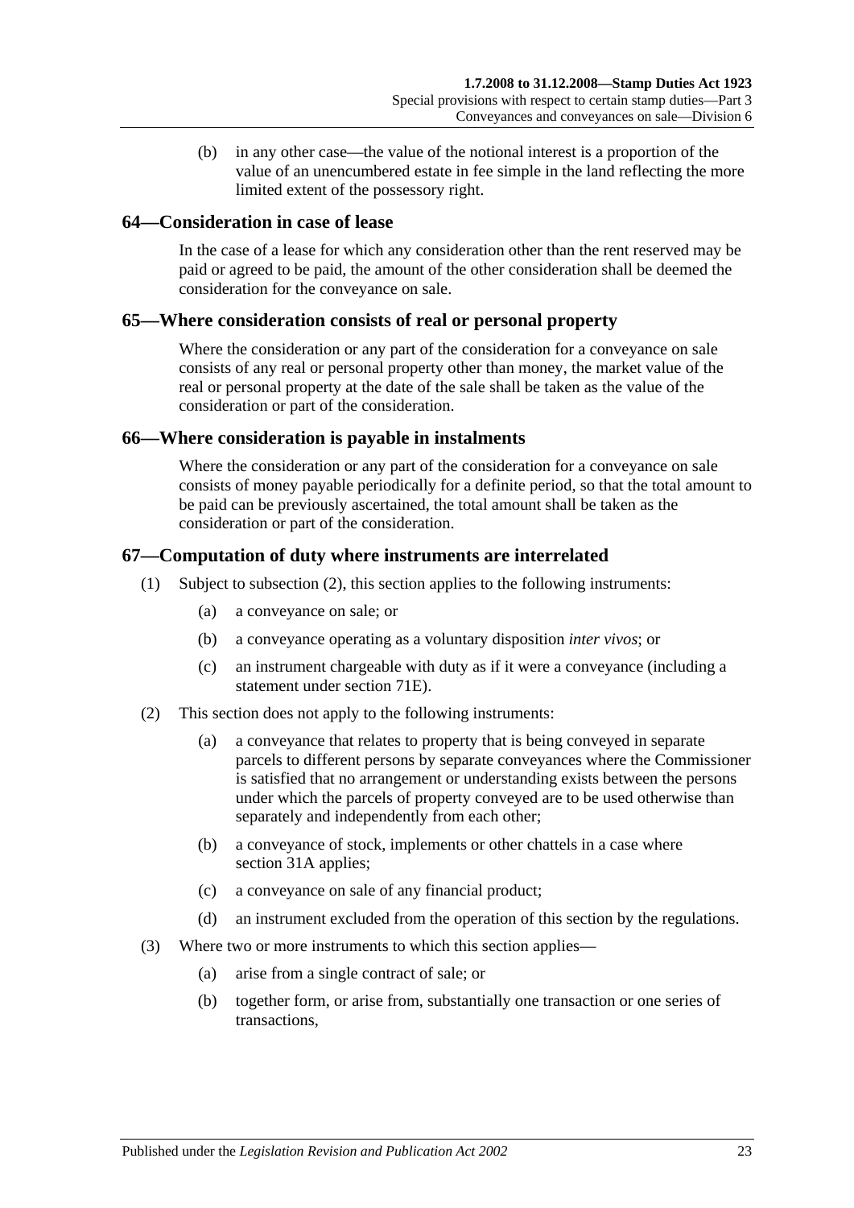(b) in any other case—the value of the notional interest is a proportion of the value of an unencumbered estate in fee simple in the land reflecting the more limited extent of the possessory right.

## 64—Consideration in case of lease

In the case of a lease for which any consideration other than the rent reserved may be paid or agreed to be paid, the amount of the other consideration shall be deemed the consideration for the conveyance on sale.

## 65—Where consideration consists of real or personal property

Where the consideration or any part of the consideration for a conveyance on sale consists of any real or personal property other than money, the market value of the real or personal property at the date of the sale shall be taken as the value of the consideration or part of the consideration.

## 66—Where consideration is payable in instalments

Where the consideration or any part of the consideration for a conveyance on sale consists of money payable periodically for a definite period, so that the total amount to be paid can be previously ascertained, the total amount shall be taken as the consideration or part of the consideration.

## 67—Computation of duty where instruments are interrelated

(1) Subject to subsection (2), this section applies to the following instruments:

(a) a conveyance on sale; or

(b) a conveyance operating as a voluntary disposition *inter vivos*; or

(c) an instrument chargeable with duty as if it were a conveyance (including a statement under section 71E).

(2) This section does not apply to the following instruments:

(a) a conveyance that relates to property that is being conveyed in separate parcels to different persons by separate conveyances where the Commissioner is satisfied that no arrangement or understanding exists between the persons under which the parcels of property conveyed are to be used otherwise than separately and independently from each other;

(b) a conveyance of stock, implements or other chattels in a case where section 31A applies;

(c) a conveyance on sale of any financial product;

(d) an instrument excluded from the operation of this section by the regulations.

(3) Where two or more instruments to which this section applies—

(a) arise from a single contract of sale; or

(b) together form, or arise from, substantially one transaction or one series of transactions,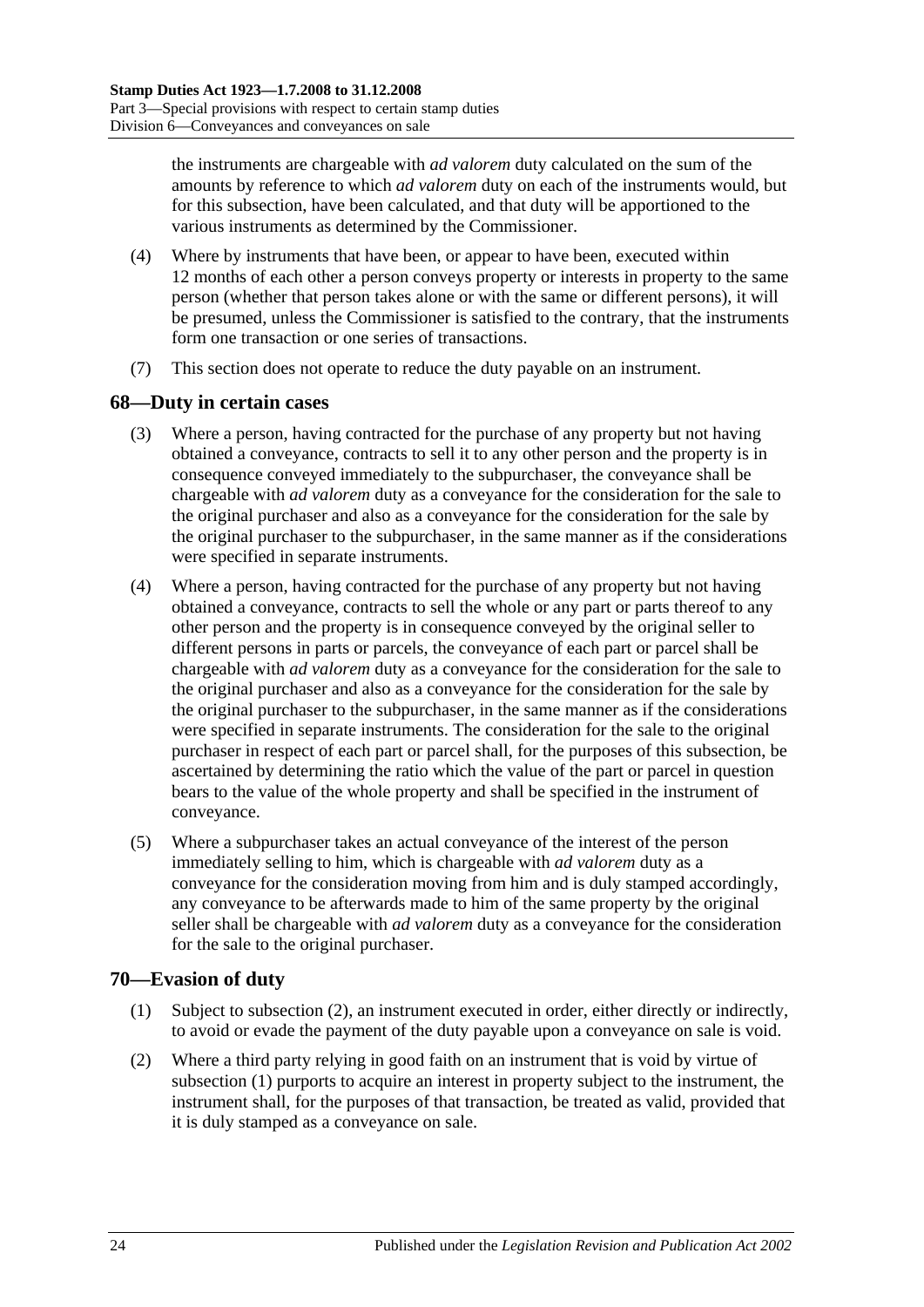the instruments are chargeable with *ad valorem* duty calculated on the sum of the amounts by reference to which *ad valorem* duty on each of the instruments would, but for this subsection, have been calculated, and that duty will be apportioned to the various instruments as determined by the Commissioner.

(4) Where by instruments that have been, or appear to have been, executed within 12 months of each other a person conveys property or interests in property to the same person (whether that person takes alone or with the same or different persons), it will be presumed, unless the Commissioner is satisfied to the contrary, that the instruments form one transaction or one series of transactions.

(7) This section does not operate to reduce the duty payable on an instrument.

## 68—Duty in certain cases

(3) Where a person, having contracted for the purchase of any property but not having obtained a conveyance, contracts to sell it to any other person and the property is in consequence conveyed immediately to the subpurchaser, the conveyance shall be chargeable with *ad valorem* duty as a conveyance for the consideration for the sale to the original purchaser and also as a conveyance for the consideration for the sale by the original purchaser to the subpurchaser, in the same manner as if the considerations were specified in separate instruments.

(4) Where a person, having contracted for the purchase of any property but not having obtained a conveyance, contracts to sell the whole or any part or parts thereof to any other person and the property is in consequence conveyed by the original seller to different persons in parts or parcels, the conveyance of each part or parcel shall be chargeable with *ad valorem* duty as a conveyance for the consideration for the sale to the original purchaser and also as a conveyance for the consideration for the sale by the original purchaser to the subpurchaser, in the same manner as if the considerations were specified in separate instruments. The consideration for the sale to the original purchaser in respect of each part or parcel shall, for the purposes of this subsection, be ascertained by determining the ratio which the value of the part or parcel in question bears to the value of the whole property and shall be specified in the instrument of conveyance.

(5) Where a subpurchaser takes an actual conveyance of the interest of the person immediately selling to him, which is chargeable with *ad valorem* duty as a conveyance for the consideration moving from him and is duly stamped accordingly, any conveyance to be afterwards made to him of the same property by the original seller shall be chargeable with *ad valorem* duty as a conveyance for the consideration for the sale to the original purchaser.

## 70—Evasion of duty

(1) Subject to subsection (2), an instrument executed in order, either directly or indirectly, to avoid or evade the payment of the duty payable upon a conveyance on sale is void.

(2) Where a third party relying in good faith on an instrument that is void by virtue of subsection (1) purports to acquire an interest in property subject to the instrument, the instrument shall, for the purposes of that transaction, be treated as valid, provided that it is duly stamped as a conveyance on sale.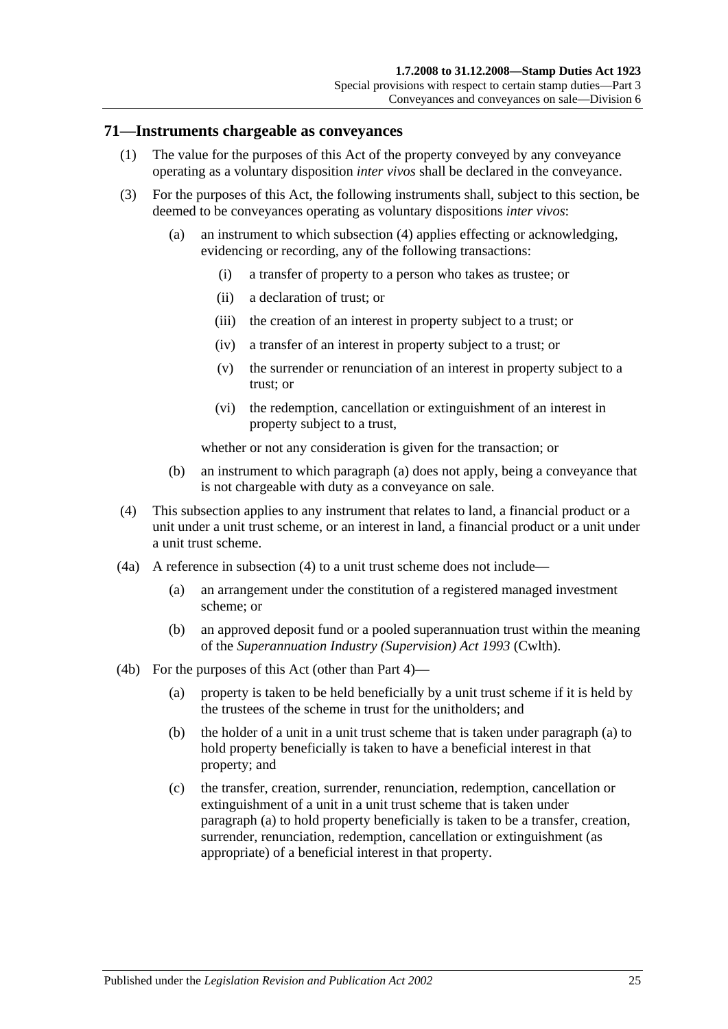## 71—Instruments chargeable as conveyances

(1) The value for the purposes of this Act of the property conveyed by any conveyance operating as a voluntary disposition *inter vivos* shall be declared in the conveyance.

(3) For the purposes of this Act, the following instruments shall, subject to this section, be deemed to be conveyances operating as voluntary dispositions *inter vivos*:

(a) an instrument to which subsection (4) applies effecting or acknowledging, evidencing or recording, any of the following transactions:

(i) a transfer of property to a person who takes as trustee; or

(ii) a declaration of trust; or

(iii) the creation of an interest in property subject to a trust; or

(iv) a transfer of an interest in property subject to a trust; or

(v) the surrender or renunciation of an interest in property subject to a trust; or

(vi) the redemption, cancellation or extinguishment of an interest in property subject to a trust,

whether or not any consideration is given for the transaction; or

(b) an instrument to which paragraph (a) does not apply, being a conveyance that is not chargeable with duty as a conveyance on sale.

(4) This subsection applies to any instrument that relates to land, a financial product or a unit under a unit trust scheme, or an interest in land, a financial product or a unit under a unit trust scheme.

(4a) A reference in subsection (4) to a unit trust scheme does not include—

(a) an arrangement under the constitution of a registered managed investment scheme; or

(b) an approved deposit fund or a pooled superannuation trust within the meaning of the *Superannuation Industry (Supervision) Act 1993* (Cwlth).

(4b) For the purposes of this Act (other than Part 4)—

(a) property is taken to be held beneficially by a unit trust scheme if it is held by the trustees of the scheme in trust for the unitholders; and

(b) the holder of a unit in a unit trust scheme that is taken under paragraph (a) to hold property beneficially is taken to have a beneficial interest in that property; and

(c) the transfer, creation, surrender, renunciation, redemption, cancellation or extinguishment of a unit in a unit trust scheme that is taken under paragraph (a) to hold property beneficially is taken to be a transfer, creation, surrender, renunciation, redemption, cancellation or extinguishment (as appropriate) of a beneficial interest in that property.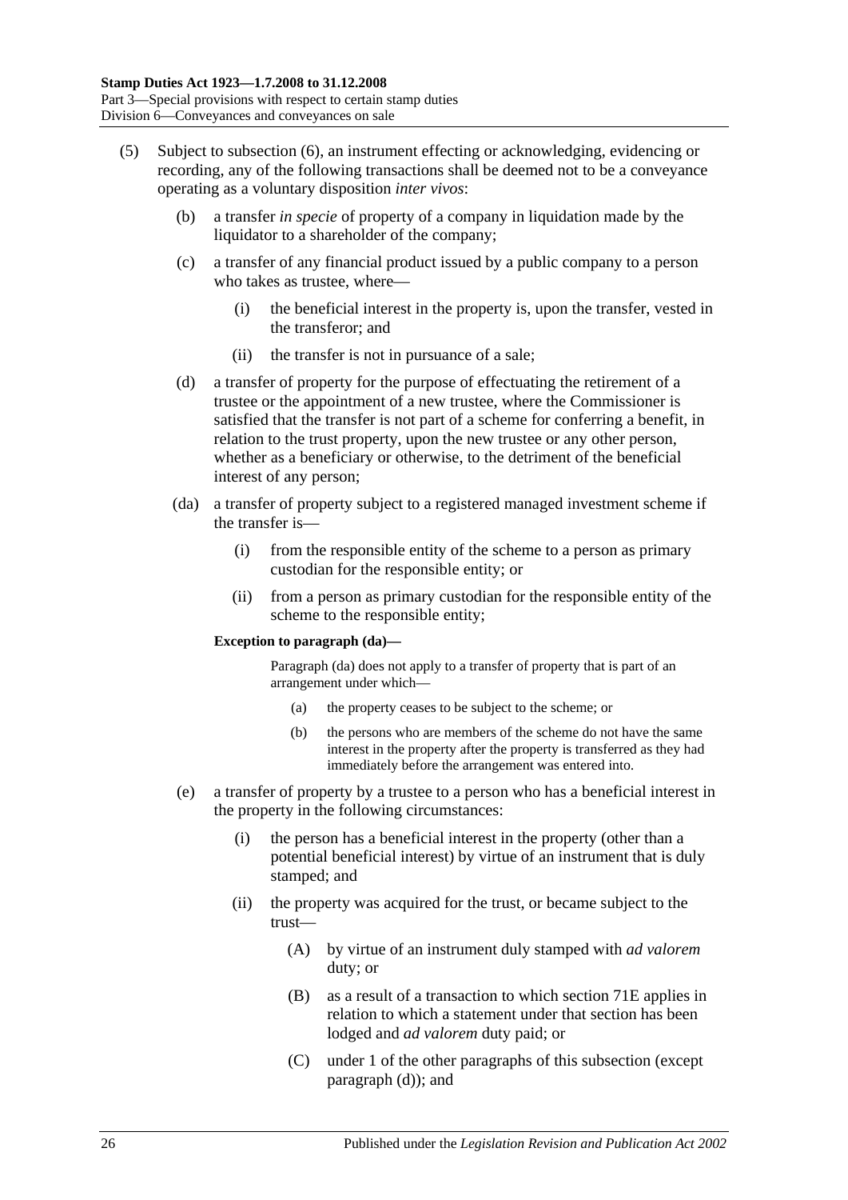(5) Subject to subsection (6), an instrument effecting or acknowledging, evidencing or recording, any of the following transactions shall be deemed not to be a conveyance operating as a voluntary disposition *inter vivos*:

(b) a transfer *in specie* of property of a company in liquidation made by the liquidator to a shareholder of the company;

(c) a transfer of any financial product issued by a public company to a person who takes as trustee, where—

(i) the beneficial interest in the property is, upon the transfer, vested in the transferor; and

(ii) the transfer is not in pursuance of a sale;

(d) a transfer of property for the purpose of effectuating the retirement of a trustee or the appointment of a new trustee, where the Commissioner is satisfied that the transfer is not part of a scheme for conferring a benefit, in relation to the trust property, upon the new trustee or any other person, whether as a beneficiary or otherwise, to the detriment of the beneficial interest of any person;

(da) a transfer of property subject to a registered managed investment scheme if the transfer is—

(i) from the responsible entity of the scheme to a person as primary custodian for the responsible entity; or

(ii) from a person as primary custodian for the responsible entity of the scheme to the responsible entity;

**Exception to paragraph (da)—**

Paragraph (da) does not apply to a transfer of property that is part of an arrangement under which—

(a) the property ceases to be subject to the scheme; or

(b) the persons who are members of the scheme do not have the same interest in the property after the property is transferred as they had immediately before the arrangement was entered into.

(e) a transfer of property by a trustee to a person who has a beneficial interest in the property in the following circumstances:

(i) the person has a beneficial interest in the property (other than a potential beneficial interest) by virtue of an instrument that is duly stamped; and

(ii) the property was acquired for the trust, or became subject to the trust—

(A) by virtue of an instrument duly stamped with *ad valorem* duty; or

(B) as a result of a transaction to which section 71E applies in relation to which a statement under that section has been lodged and *ad valorem* duty paid; or

(C) under 1 of the other paragraphs of this subsection (except paragraph (d)); and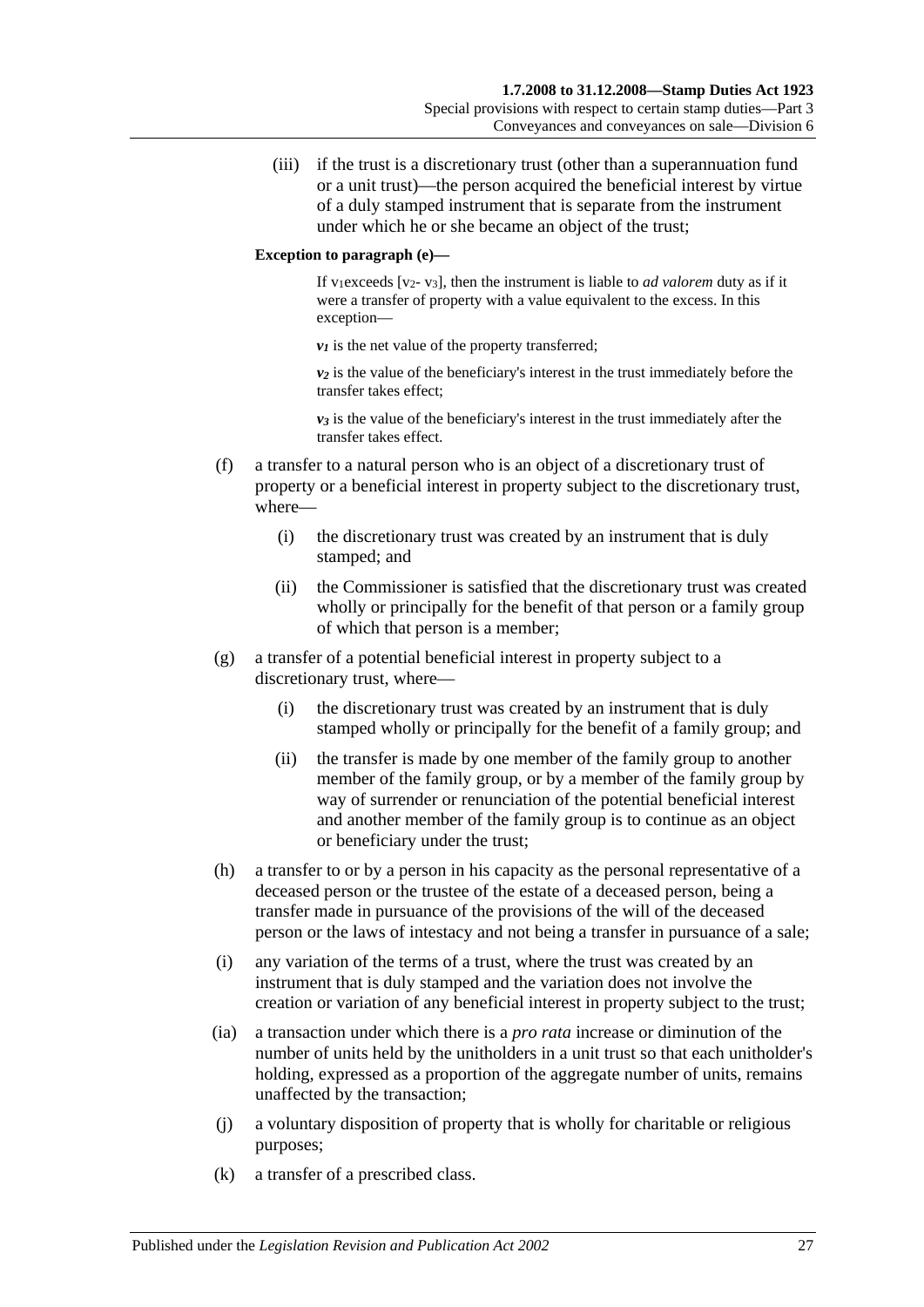(iii) if the trust is a discretionary trust (other than a superannuation fund or a unit trust)—the person acquired the beneficial interest by virtue of a duly stamped instrument that is separate from the instrument under which he or she became an object of the trust;

**Exception to paragraph (e)—**

If $v_1$ exceeds [$v_2$- $v_3$], then the instrument is liable to *ad valorem* duty as if it were a transfer of property with a value equivalent to the excess. In this exception—

$v_1$ is the net value of the property transferred;

$v_2$ is the value of the beneficiary's interest in the trust immediately before the transfer takes effect;

$v_3$ is the value of the beneficiary's interest in the trust immediately after the transfer takes effect.

(f) a transfer to a natural person who is an object of a discretionary trust of property or a beneficial interest in property subject to the discretionary trust, where—

(i) the discretionary trust was created by an instrument that is duly stamped; and

(ii) the Commissioner is satisfied that the discretionary trust was created wholly or principally for the benefit of that person or a family group of which that person is a member;

(g) a transfer of a potential beneficial interest in property subject to a discretionary trust, where—

(i) the discretionary trust was created by an instrument that is duly stamped wholly or principally for the benefit of a family group; and

(ii) the transfer is made by one member of the family group to another member of the family group, or by a member of the family group by way of surrender or renunciation of the potential beneficial interest and another member of the family group is to continue as an object or beneficiary under the trust;

(h) a transfer to or by a person in his capacity as the personal representative of a deceased person or the trustee of the estate of a deceased person, being a transfer made in pursuance of the provisions of the will of the deceased person or the laws of intestacy and not being a transfer in pursuance of a sale;

(i) any variation of the terms of a trust, where the trust was created by an instrument that is duly stamped and the variation does not involve the creation or variation of any beneficial interest in property subject to the trust;

(ia) a transaction under which there is a *pro rata* increase or diminution of the number of units held by the unitholders in a unit trust so that each unitholder's holding, expressed as a proportion of the aggregate number of units, remains unaffected by the transaction;

(j) a voluntary disposition of property that is wholly for charitable or religious purposes;

(k) a transfer of a prescribed class.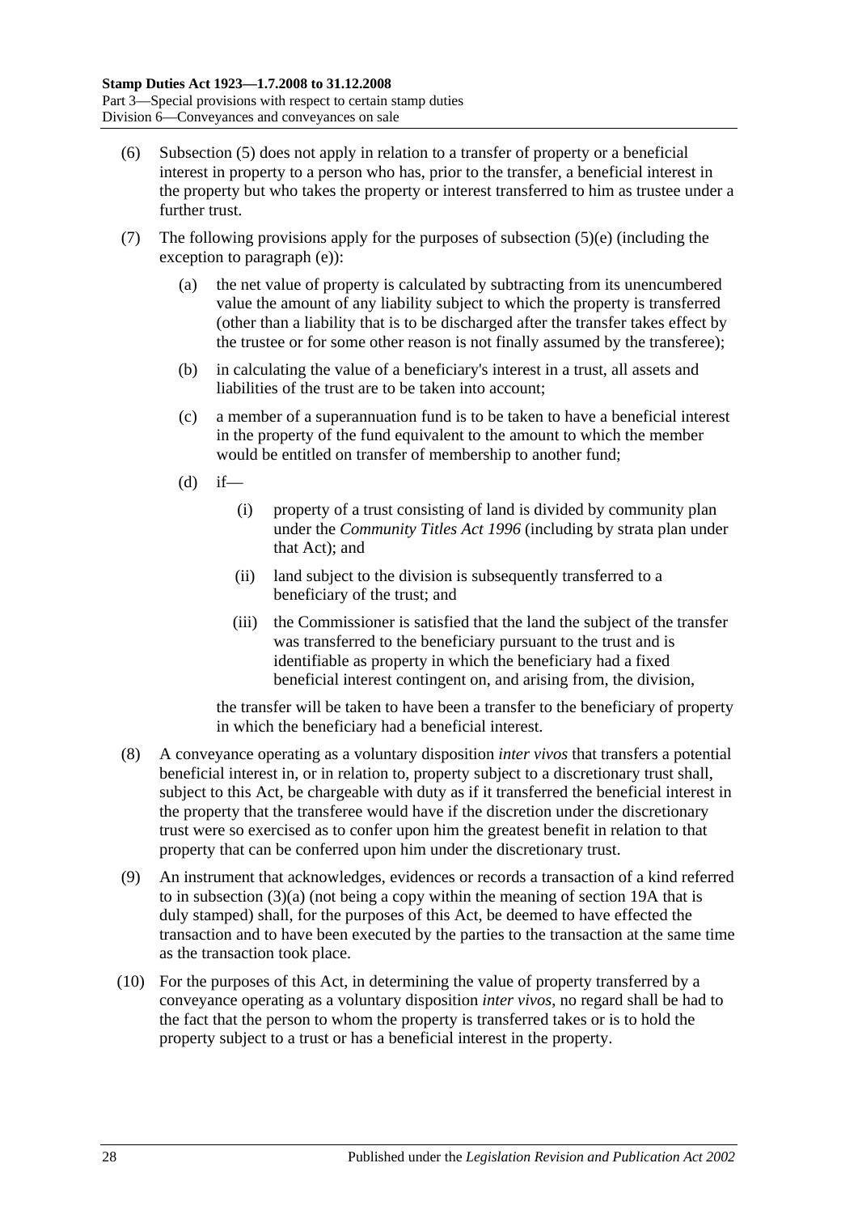(6) Subsection (5) does not apply in relation to a transfer of property or a beneficial interest in property to a person who has, prior to the transfer, a beneficial interest in the property but who takes the property or interest transferred to him as trustee under a further trust.

(7) The following provisions apply for the purposes of subsection (5)(e) (including the exception to paragraph (e)):

- (a) the net value of property is calculated by subtracting from its unencumbered value the amount of any liability subject to which the property is transferred (other than a liability that is to be discharged after the transfer takes effect by the trustee or for some other reason is not finally assumed by the transferee);

- (b) in calculating the value of a beneficiary's interest in a trust, all assets and liabilities of the trust are to be taken into account;

- (c) a member of a superannuation fund is to be taken to have a beneficial interest in the property of the fund equivalent to the amount to which the member would be entitled on transfer of membership to another fund;

- (d) if—

  - (i) property of a trust consisting of land is divided by community plan under the *Community Titles Act 1996* (including by strata plan under that Act); and

  - (ii) land subject to the division is subsequently transferred to a beneficiary of the trust; and

  - (iii) the Commissioner is satisfied that the land the subject of the transfer was transferred to the beneficiary pursuant to the trust and is identifiable as property in which the beneficiary had a fixed beneficial interest contingent on, and arising from, the division,

  the transfer will be taken to have been a transfer to the beneficiary of property in which the beneficiary had a beneficial interest.

(8) A conveyance operating as a voluntary disposition *inter vivos* that transfers a potential beneficial interest in, or in relation to, property subject to a discretionary trust shall, subject to this Act, be chargeable with duty as if it transferred the beneficial interest in the property that the transferee would have if the discretion under the discretionary trust were so exercised as to confer upon him the greatest benefit in relation to that property that can be conferred upon him under the discretionary trust.

(9) An instrument that acknowledges, evidences or records a transaction of a kind referred to in subsection (3)(a) (not being a copy within the meaning of section 19A that is duly stamped) shall, for the purposes of this Act, be deemed to have effected the transaction and to have been executed by the parties to the transaction at the same time as the transaction took place.

(10) For the purposes of this Act, in determining the value of property transferred by a conveyance operating as a voluntary disposition *inter vivos*, no regard shall be had to the fact that the person to whom the property is transferred takes or is to hold the property subject to a trust or has a beneficial interest in the property.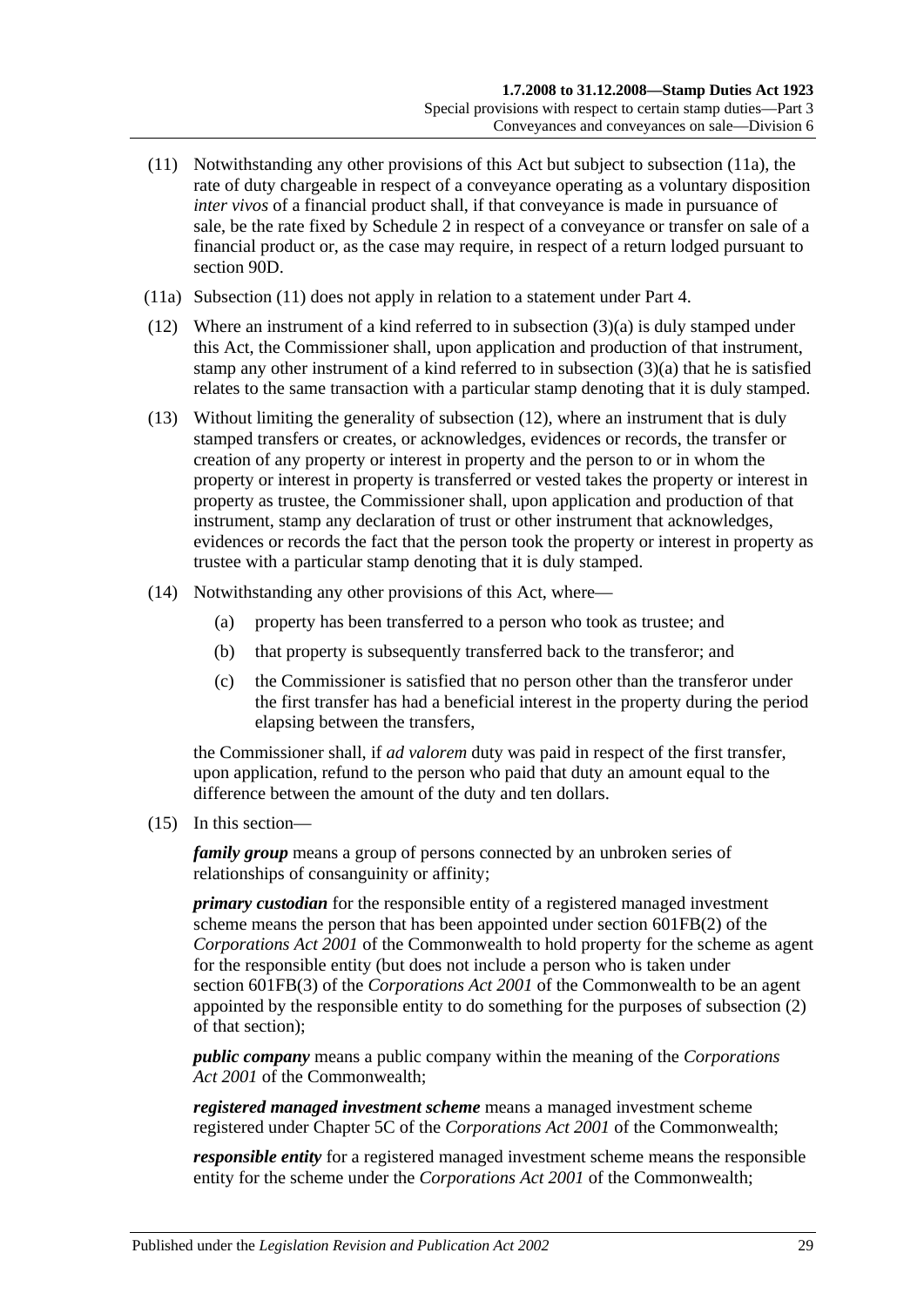(11) Notwithstanding any other provisions of this Act but subject to subsection (11a), the rate of duty chargeable in respect of a conveyance operating as a voluntary disposition *inter vivos* of a financial product shall, if that conveyance is made in pursuance of sale, be the rate fixed by Schedule 2 in respect of a conveyance or transfer on sale of a financial product or, as the case may require, in respect of a return lodged pursuant to section 90D.

(11a) Subsection (11) does not apply in relation to a statement under Part 4.

(12) Where an instrument of a kind referred to in subsection (3)(a) is duly stamped under this Act, the Commissioner shall, upon application and production of that instrument, stamp any other instrument of a kind referred to in subsection (3)(a) that he is satisfied relates to the same transaction with a particular stamp denoting that it is duly stamped.

(13) Without limiting the generality of subsection (12), where an instrument that is duly stamped transfers or creates, or acknowledges, evidences or records, the transfer or creation of any property or interest in property and the person to or in whom the property or interest in property is transferred or vested takes the property or interest in property as trustee, the Commissioner shall, upon application and production of that instrument, stamp any declaration of trust or other instrument that acknowledges, evidences or records the fact that the person took the property or interest in property as trustee with a particular stamp denoting that it is duly stamped.

(14) Notwithstanding any other provisions of this Act, where—

(a) property has been transferred to a person who took as trustee; and

(b) that property is subsequently transferred back to the transferor; and

(c) the Commissioner is satisfied that no person other than the transferor under the first transfer has had a beneficial interest in the property during the period elapsing between the transfers,

the Commissioner shall, if *ad valorem* duty was paid in respect of the first transfer, upon application, refund to the person who paid that duty an amount equal to the difference between the amount of the duty and ten dollars.

(15) In this section—

***family group*** means a group of persons connected by an unbroken series of relationships of consanguinity or affinity;

***primary custodian*** for the responsible entity of a registered managed investment scheme means the person that has been appointed under section 601FB(2) of the *Corporations Act 2001* of the Commonwealth to hold property for the scheme as agent for the responsible entity (but does not include a person who is taken under section 601FB(3) of the *Corporations Act 2001* of the Commonwealth to be an agent appointed by the responsible entity to do something for the purposes of subsection (2) of that section);

***public company*** means a public company within the meaning of the *Corporations Act 2001* of the Commonwealth;

***registered managed investment scheme*** means a managed investment scheme registered under Chapter 5C of the *Corporations Act 2001* of the Commonwealth;

***responsible entity*** for a registered managed investment scheme means the responsible entity for the scheme under the *Corporations Act 2001* of the Commonwealth;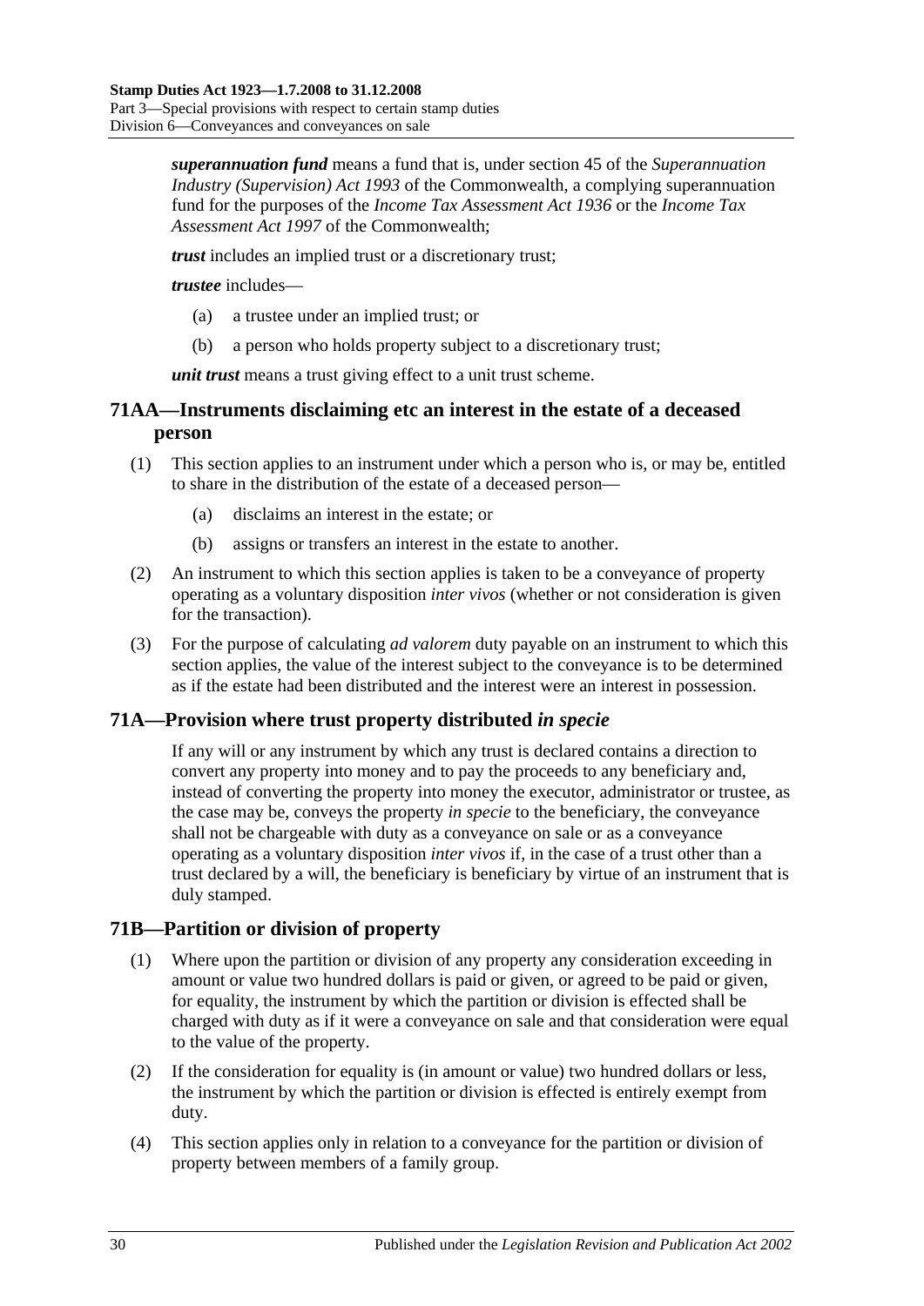***superannuation fund*** means a fund that is, under section 45 of the *Superannuation Industry (Supervision) Act 1993* of the Commonwealth, a complying superannuation fund for the purposes of the *Income Tax Assessment Act 1936* or the *Income Tax Assessment Act 1997* of the Commonwealth;

***trust*** includes an implied trust or a discretionary trust;

***trustee*** includes—

(a) a trustee under an implied trust; or

(b) a person who holds property subject to a discretionary trust;

***unit trust*** means a trust giving effect to a unit trust scheme.

## 71AA—Instruments disclaiming etc an interest in the estate of a deceased person

(1) This section applies to an instrument under which a person who is, or may be, entitled to share in the distribution of the estate of a deceased person—

(a) disclaims an interest in the estate; or

(b) assigns or transfers an interest in the estate to another.

(2) An instrument to which this section applies is taken to be a conveyance of property operating as a voluntary disposition *inter vivos* (whether or not consideration is given for the transaction).

(3) For the purpose of calculating *ad valorem* duty payable on an instrument to which this section applies, the value of the interest subject to the conveyance is to be determined as if the estate had been distributed and the interest were an interest in possession.

## 71A—Provision where trust property distributed *in specie*

If any will or any instrument by which any trust is declared contains a direction to convert any property into money and to pay the proceeds to any beneficiary and, instead of converting the property into money the executor, administrator or trustee, as the case may be, conveys the property *in specie* to the beneficiary, the conveyance shall not be chargeable with duty as a conveyance on sale or as a conveyance operating as a voluntary disposition *inter vivos* if, in the case of a trust other than a trust declared by a will, the beneficiary is beneficiary by virtue of an instrument that is duly stamped.

## 71B—Partition or division of property

(1) Where upon the partition or division of any property any consideration exceeding in amount or value two hundred dollars is paid or given, or agreed to be paid or given, for equality, the instrument by which the partition or division is effected shall be charged with duty as if it were a conveyance on sale and that consideration were equal to the value of the property.

(2) If the consideration for equality is (in amount or value) two hundred dollars or less, the instrument by which the partition or division is effected is entirely exempt from duty.

(4) This section applies only in relation to a conveyance for the partition or division of property between members of a family group.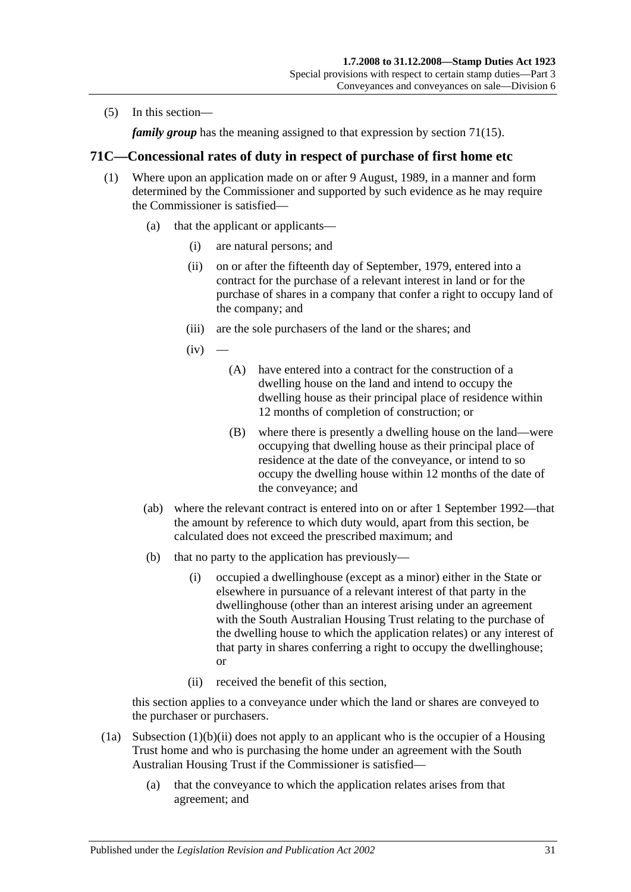(5) In this section—

*family group* has the meaning assigned to that expression by section 71(15).

## 71C—Concessional rates of duty in respect of purchase of first home etc

(1) Where upon an application made on or after 9 August, 1989, in a manner and form determined by the Commissioner and supported by such evidence as he may require the Commissioner is satisfied—

  (a) that the applicant or applicants—

    (i) are natural persons; and

    (ii) on or after the fifteenth day of September, 1979, entered into a contract for the purchase of a relevant interest in land or for the purchase of shares in a company that confer a right to occupy land of the company; and

    (iii) are the sole purchasers of the land or the shares; and

    (iv) —

      (A) have entered into a contract for the construction of a dwelling house on the land and intend to occupy the dwelling house as their principal place of residence within 12 months of completion of construction; or

      (B) where there is presently a dwelling house on the land—were occupying that dwelling house as their principal place of residence at the date of the conveyance, or intend to so occupy the dwelling house within 12 months of the date of the conveyance; and

  (ab) where the relevant contract is entered into on or after 1 September 1992—that the amount by reference to which duty would, apart from this section, be calculated does not exceed the prescribed maximum; and

  (b) that no party to the application has previously—

    (i) occupied a dwellinghouse (except as a minor) either in the State or elsewhere in pursuance of a relevant interest of that party in the dwellinghouse (other than an interest arising under an agreement with the South Australian Housing Trust relating to the purchase of the dwelling house to which the application relates) or any interest of that party in shares conferring a right to occupy the dwellinghouse; or

    (ii) received the benefit of this section,

this section applies to a conveyance under which the land or shares are conveyed to the purchaser or purchasers.

(1a) Subsection (1)(b)(ii) does not apply to an applicant who is the occupier of a Housing Trust home and who is purchasing the home under an agreement with the South Australian Housing Trust if the Commissioner is satisfied—

  (a) that the conveyance to which the application relates arises from that agreement; and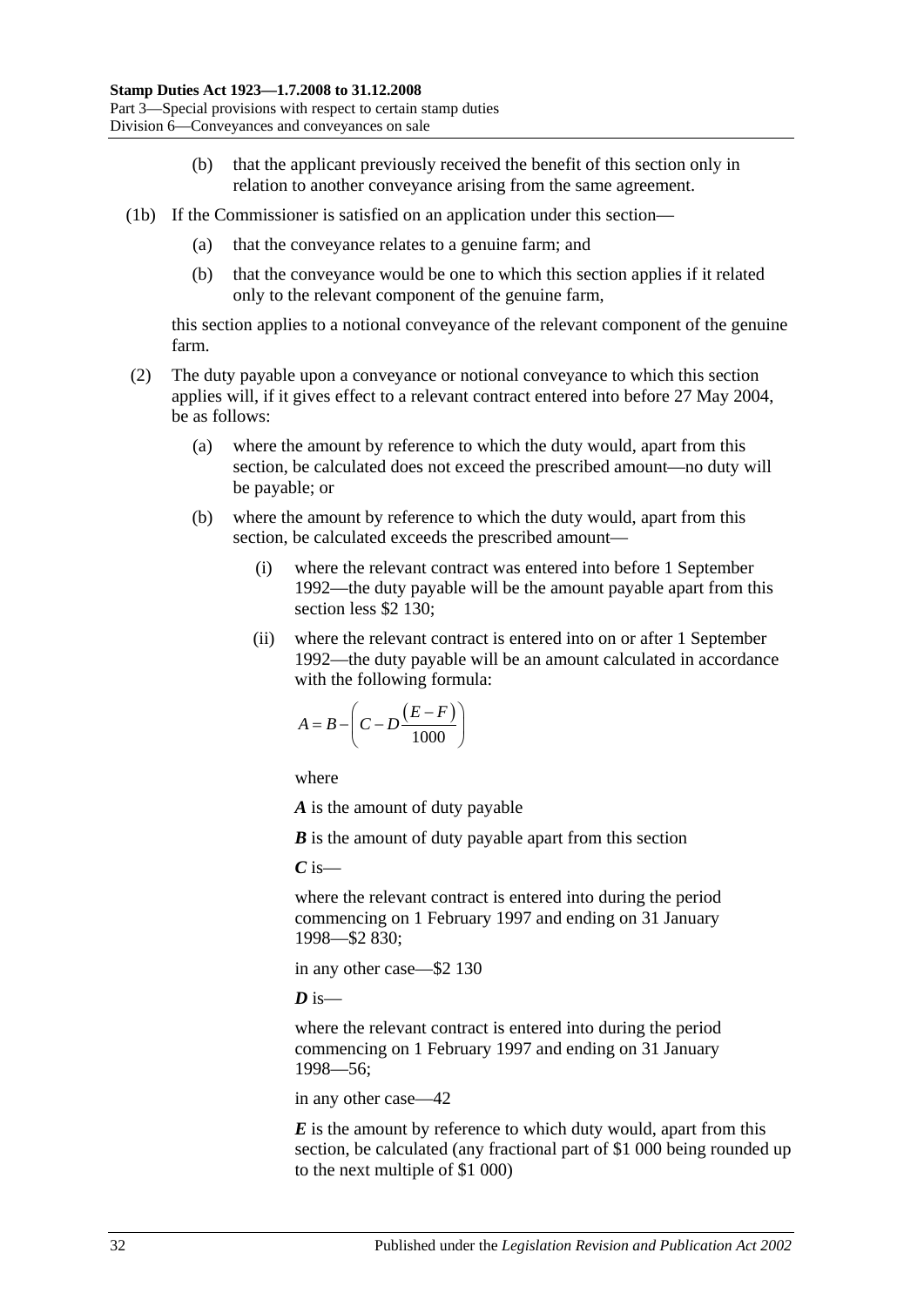(b) that the applicant previously received the benefit of this section only in relation to another conveyance arising from the same agreement.

(1b) If the Commissioner is satisfied on an application under this section—

(a) that the conveyance relates to a genuine farm; and

(b) that the conveyance would be one to which this section applies if it related only to the relevant component of the genuine farm,

this section applies to a notional conveyance of the relevant component of the genuine farm.

(2) The duty payable upon a conveyance or notional conveyance to which this section applies will, if it gives effect to a relevant contract entered into before 27 May 2004, be as follows:

(a) where the amount by reference to which the duty would, apart from this section, be calculated does not exceed the prescribed amount—no duty will be payable; or

(b) where the amount by reference to which the duty would, apart from this section, be calculated exceeds the prescribed amount—

(i) where the relevant contract was entered into before 1 September 1992—the duty payable will be the amount payable apart from this section less \$2 130;

(ii) where the relevant contract is entered into on or after 1 September 1992—the duty payable will be an amount calculated in accordance with the following formula:

$$A = B - \left( C - D\frac{\left(E-F\right)}{1000} \right)$$

where

***A*** is the amount of duty payable

***B*** is the amount of duty payable apart from this section

***C*** is—

where the relevant contract is entered into during the period commencing on 1 February 1997 and ending on 31 January 1998—\$2 830;

in any other case—\$2 130

***D*** is—

where the relevant contract is entered into during the period commencing on 1 February 1997 and ending on 31 January 1998—56;

in any other case—42

***E*** is the amount by reference to which duty would, apart from this section, be calculated (any fractional part of \$1 000 being rounded up to the next multiple of \$1 000)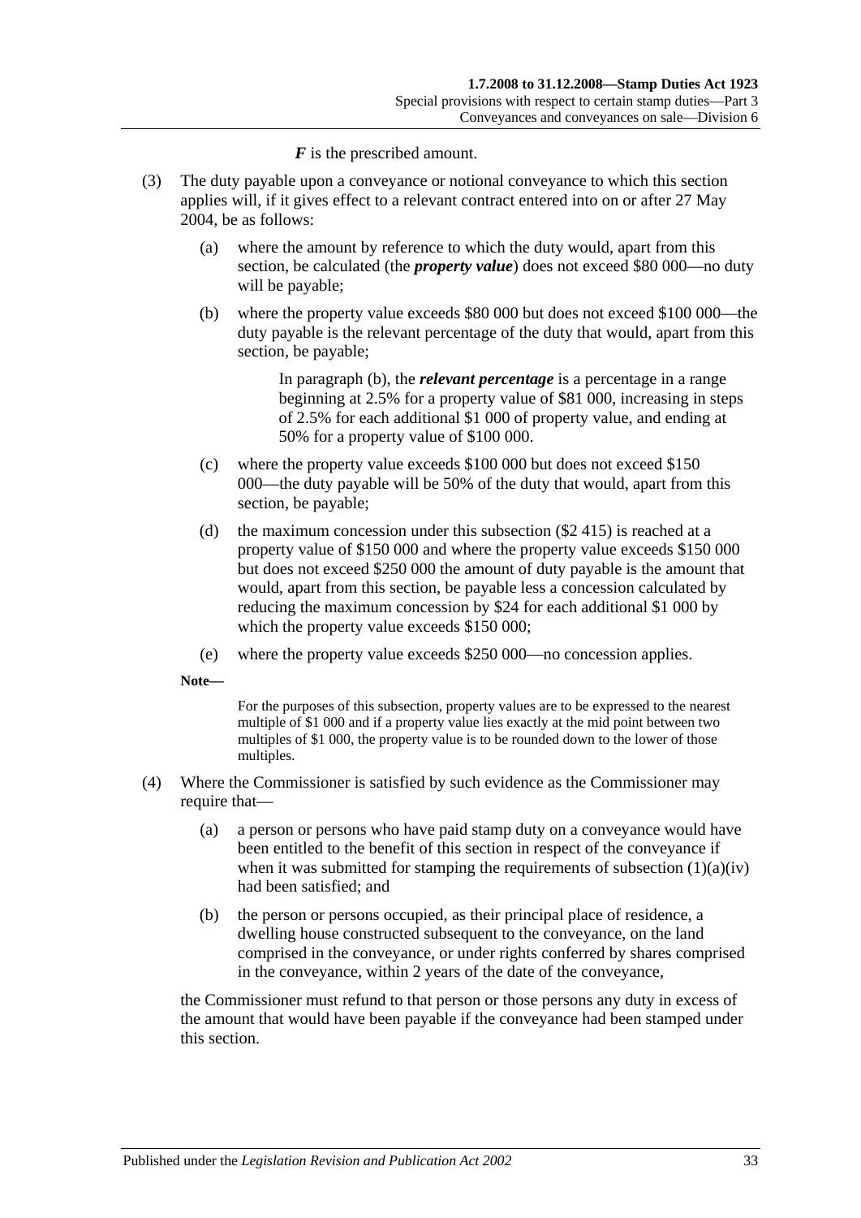*F* is the prescribed amount.

(3) The duty payable upon a conveyance or notional conveyance to which this section applies will, if it gives effect to a relevant contract entered into on or after 27 May 2004, be as follows:

(a) where the amount by reference to which the duty would, apart from this section, be calculated (the ***property value***) does not exceed $80 000—no duty will be payable;

(b) where the property value exceeds $80 000 but does not exceed $100 000—the duty payable is the relevant percentage of the duty that would, apart from this section, be payable;

In paragraph (b), the ***relevant percentage*** is a percentage in a range beginning at 2.5% for a property value of $81 000, increasing in steps of 2.5% for each additional $1 000 of property value, and ending at 50% for a property value of $100 000.

(c) where the property value exceeds $100 000 but does not exceed $150 000—the duty payable will be 50% of the duty that would, apart from this section, be payable;

(d) the maximum concession under this subsection ($2 415) is reached at a property value of $150 000 and where the property value exceeds $150 000 but does not exceed $250 000 the amount of duty payable is the amount that would, apart from this section, be payable less a concession calculated by reducing the maximum concession by $24 for each additional $1 000 by which the property value exceeds $150 000;

(e) where the property value exceeds $250 000—no concession applies.

**Note—**

For the purposes of this subsection, property values are to be expressed to the nearest multiple of $1 000 and if a property value lies exactly at the mid point between two multiples of $1 000, the property value is to be rounded down to the lower of those multiples.

(4) Where the Commissioner is satisfied by such evidence as the Commissioner may require that—

(a) a person or persons who have paid stamp duty on a conveyance would have been entitled to the benefit of this section in respect of the conveyance if when it was submitted for stamping the requirements of subsection (1)(a)(iv) had been satisfied; and

(b) the person or persons occupied, as their principal place of residence, a dwelling house constructed subsequent to the conveyance, on the land comprised in the conveyance, or under rights conferred by shares comprised in the conveyance, within 2 years of the date of the conveyance,

the Commissioner must refund to that person or those persons any duty in excess of the amount that would have been payable if the conveyance had been stamped under this section.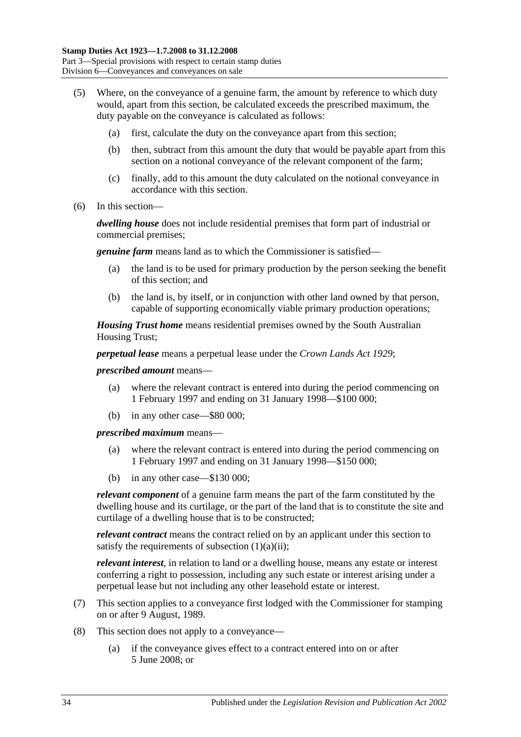(5) Where, on the conveyance of a genuine farm, the amount by reference to which duty would, apart from this section, be calculated exceeds the prescribed maximum, the duty payable on the conveyance is calculated as follows:

(a) first, calculate the duty on the conveyance apart from this section;

(b) then, subtract from this amount the duty that would be payable apart from this section on a notional conveyance of the relevant component of the farm;

(c) finally, add to this amount the duty calculated on the notional conveyance in accordance with this section.

(6) In this section—

***dwelling house*** does not include residential premises that form part of industrial or commercial premises;

***genuine farm*** means land as to which the Commissioner is satisfied—

(a) the land is to be used for primary production by the person seeking the benefit of this section; and

(b) the land is, by itself, or in conjunction with other land owned by that person, capable of supporting economically viable primary production operations;

***Housing Trust home*** means residential premises owned by the South Australian Housing Trust;

***perpetual lease*** means a perpetual lease under the *Crown Lands Act 1929*;

***prescribed amount*** means—

(a) where the relevant contract is entered into during the period commencing on 1 February 1997 and ending on 31 January 1998—$100 000;

(b) in any other case—$80 000;

***prescribed maximum*** means—

(a) where the relevant contract is entered into during the period commencing on 1 February 1997 and ending on 31 January 1998—$150 000;

(b) in any other case—$130 000;

***relevant component*** of a genuine farm means the part of the farm constituted by the dwelling house and its curtilage, or the part of the land that is to constitute the site and curtilage of a dwelling house that is to be constructed;

***relevant contract*** means the contract relied on by an applicant under this section to satisfy the requirements of subsection (1)(a)(ii);

***relevant interest***, in relation to land or a dwelling house, means any estate or interest conferring a right to possession, including any such estate or interest arising under a perpetual lease but not including any other leasehold estate or interest.

(7) This section applies to a conveyance first lodged with the Commissioner for stamping on or after 9 August, 1989.

(8) This section does not apply to a conveyance—

(a) if the conveyance gives effect to a contract entered into on or after 5 June 2008; or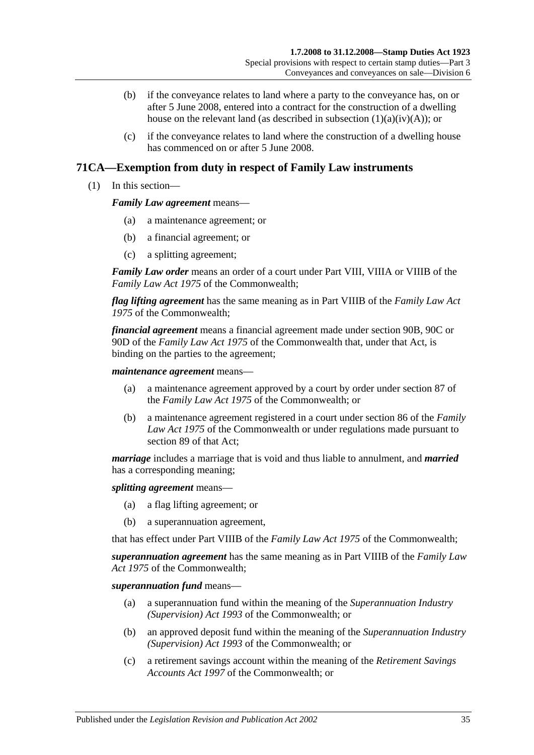(b) if the conveyance relates to land where a party to the conveyance has, on or after 5 June 2008, entered into a contract for the construction of a dwelling house on the relevant land (as described in subsection (1)(a)(iv)(A)); or

(c) if the conveyance relates to land where the construction of a dwelling house has commenced on or after 5 June 2008.

## 71CA—Exemption from duty in respect of Family Law instruments

(1) In this section—

***Family Law agreement*** means—

(a) a maintenance agreement; or

(b) a financial agreement; or

(c) a splitting agreement;

***Family Law order*** means an order of a court under Part VIII, VIIIA or VIIIB of the *Family Law Act 1975* of the Commonwealth;

***flag lifting agreement*** has the same meaning as in Part VIIIB of the *Family Law Act 1975* of the Commonwealth;

***financial agreement*** means a financial agreement made under section 90B, 90C or 90D of the *Family Law Act 1975* of the Commonwealth that, under that Act, is binding on the parties to the agreement;

***maintenance agreement*** means—

(a) a maintenance agreement approved by a court by order under section 87 of the *Family Law Act 1975* of the Commonwealth; or

(b) a maintenance agreement registered in a court under section 86 of the *Family Law Act 1975* of the Commonwealth or under regulations made pursuant to section 89 of that Act;

***marriage*** includes a marriage that is void and thus liable to annulment, and ***married*** has a corresponding meaning;

***splitting agreement*** means—

(a) a flag lifting agreement; or

(b) a superannuation agreement,

that has effect under Part VIIIB of the *Family Law Act 1975* of the Commonwealth;

***superannuation agreement*** has the same meaning as in Part VIIIB of the *Family Law Act 1975* of the Commonwealth;

***superannuation fund*** means—

(a) a superannuation fund within the meaning of the *Superannuation Industry (Supervision) Act 1993* of the Commonwealth; or

(b) an approved deposit fund within the meaning of the *Superannuation Industry (Supervision) Act 1993* of the Commonwealth; or

(c) a retirement savings account within the meaning of the *Retirement Savings Accounts Act 1997* of the Commonwealth; or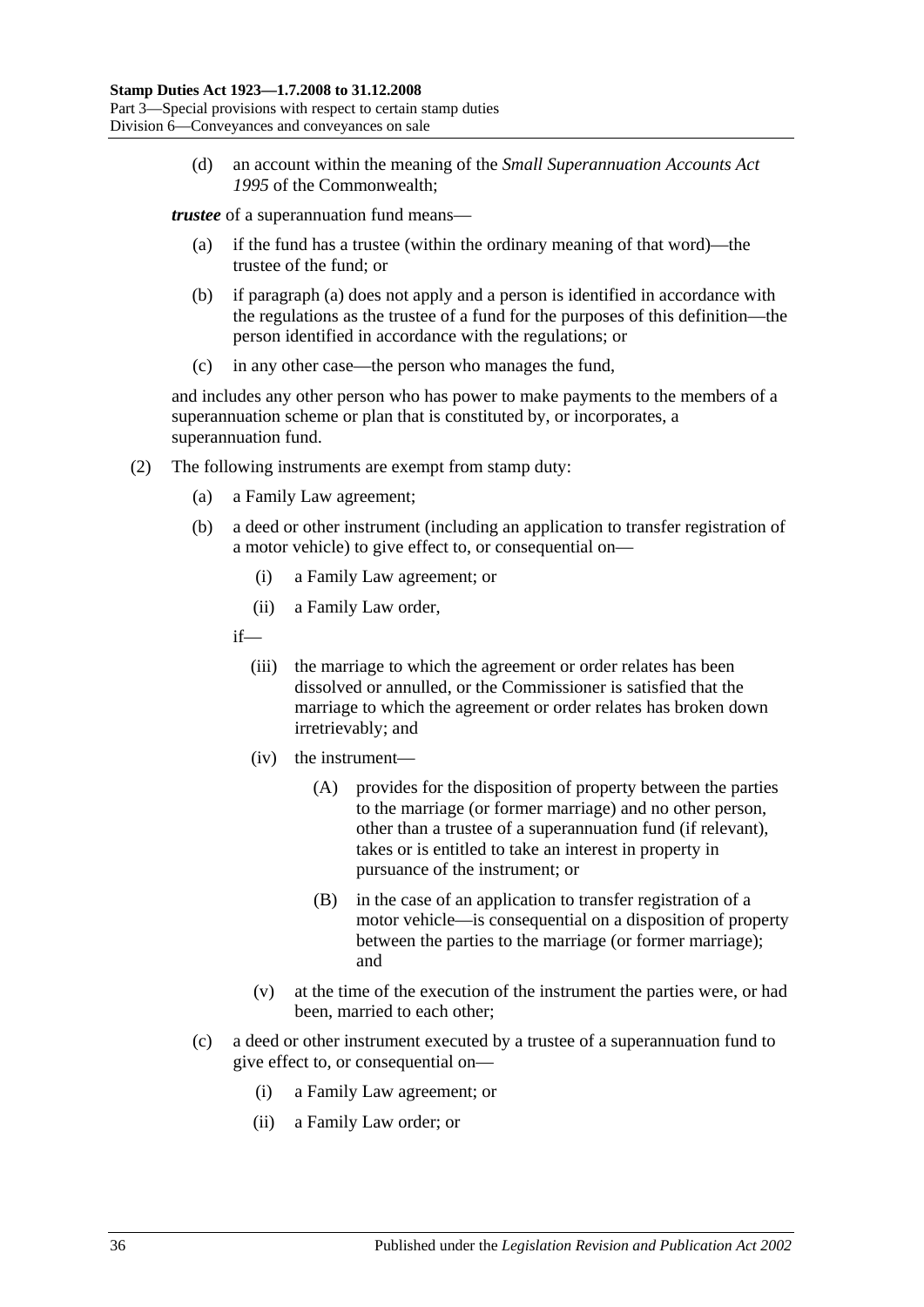(d) an account within the meaning of the *Small Superannuation Accounts Act 1995* of the Commonwealth;

***trustee*** of a superannuation fund means—

(a) if the fund has a trustee (within the ordinary meaning of that word)—the trustee of the fund; or

(b) if paragraph (a) does not apply and a person is identified in accordance with the regulations as the trustee of a fund for the purposes of this definition—the person identified in accordance with the regulations; or

(c) in any other case—the person who manages the fund,

and includes any other person who has power to make payments to the members of a superannuation scheme or plan that is constituted by, or incorporates, a superannuation fund.

(2) The following instruments are exempt from stamp duty:

(a) a Family Law agreement;

(b) a deed or other instrument (including an application to transfer registration of a motor vehicle) to give effect to, or consequential on—

(i) a Family Law agreement; or

(ii) a Family Law order,

if—

(iii) the marriage to which the agreement or order relates has been dissolved or annulled, or the Commissioner is satisfied that the marriage to which the agreement or order relates has broken down irretrievably; and

(iv) the instrument—

(A) provides for the disposition of property between the parties to the marriage (or former marriage) and no other person, other than a trustee of a superannuation fund (if relevant), takes or is entitled to take an interest in property in pursuance of the instrument; or

(B) in the case of an application to transfer registration of a motor vehicle—is consequential on a disposition of property between the parties to the marriage (or former marriage); and

(v) at the time of the execution of the instrument the parties were, or had been, married to each other;

(c) a deed or other instrument executed by a trustee of a superannuation fund to give effect to, or consequential on—

(i) a Family Law agreement; or

(ii) a Family Law order; or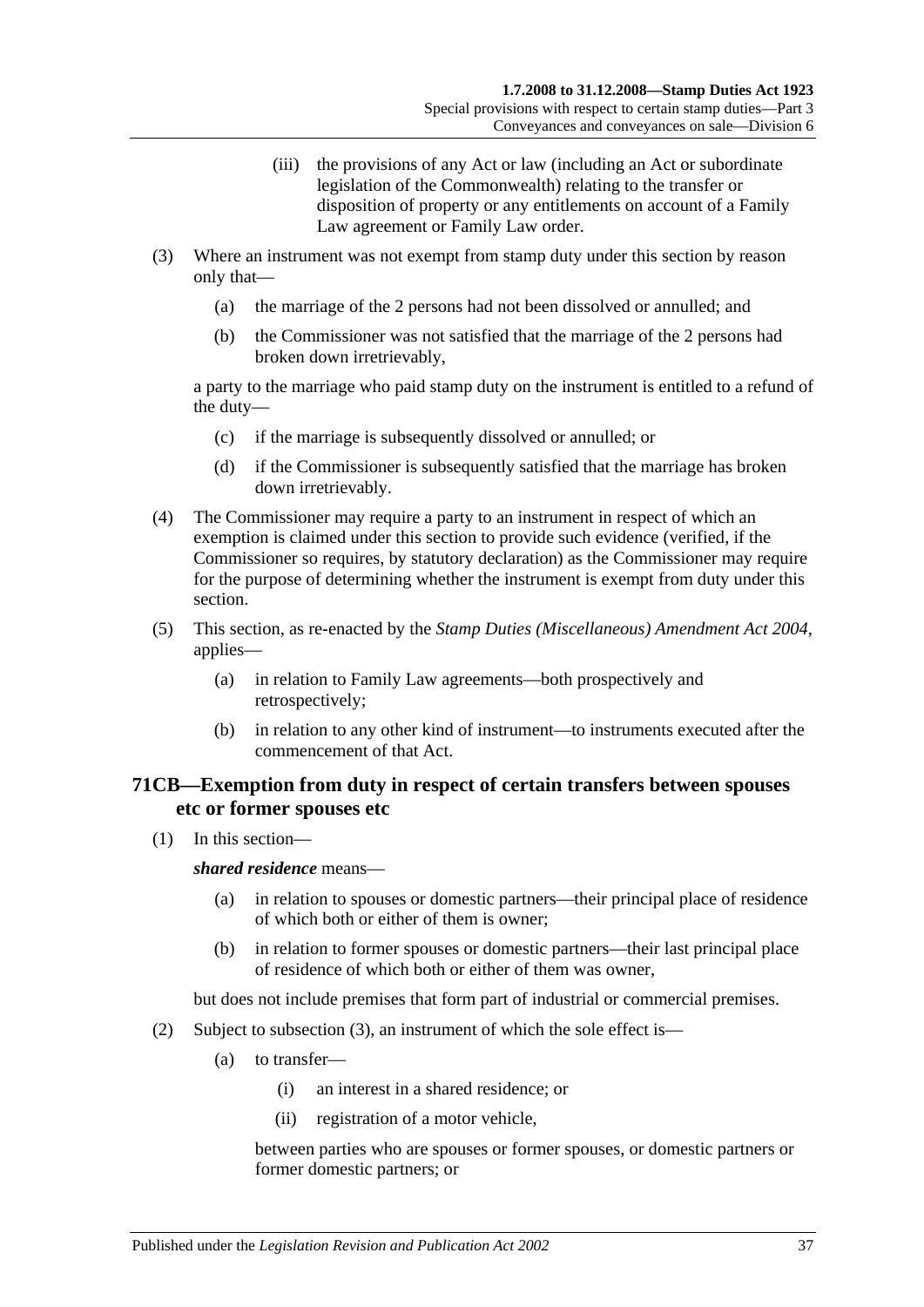(iii) the provisions of any Act or law (including an Act or subordinate legislation of the Commonwealth) relating to the transfer or disposition of property or any entitlements on account of a Family Law agreement or Family Law order.

(3) Where an instrument was not exempt from stamp duty under this section by reason only that—

(a) the marriage of the 2 persons had not been dissolved or annulled; and

(b) the Commissioner was not satisfied that the marriage of the 2 persons had broken down irretrievably,

a party to the marriage who paid stamp duty on the instrument is entitled to a refund of the duty—

(c) if the marriage is subsequently dissolved or annulled; or

(d) if the Commissioner is subsequently satisfied that the marriage has broken down irretrievably.

(4) The Commissioner may require a party to an instrument in respect of which an exemption is claimed under this section to provide such evidence (verified, if the Commissioner so requires, by statutory declaration) as the Commissioner may require for the purpose of determining whether the instrument is exempt from duty under this section.

(5) This section, as re-enacted by the *Stamp Duties (Miscellaneous) Amendment Act 2004*, applies—

(a) in relation to Family Law agreements—both prospectively and retrospectively;

(b) in relation to any other kind of instrument—to instruments executed after the commencement of that Act.

## 71CB—Exemption from duty in respect of certain transfers between spouses etc or former spouses etc

(1) In this section—

***shared residence*** means—

(a) in relation to spouses or domestic partners—their principal place of residence of which both or either of them is owner;

(b) in relation to former spouses or domestic partners—their last principal place of residence of which both or either of them was owner,

but does not include premises that form part of industrial or commercial premises.

(2) Subject to subsection (3), an instrument of which the sole effect is—

(a) to transfer—

(i) an interest in a shared residence; or

(ii) registration of a motor vehicle,

between parties who are spouses or former spouses, or domestic partners or former domestic partners; or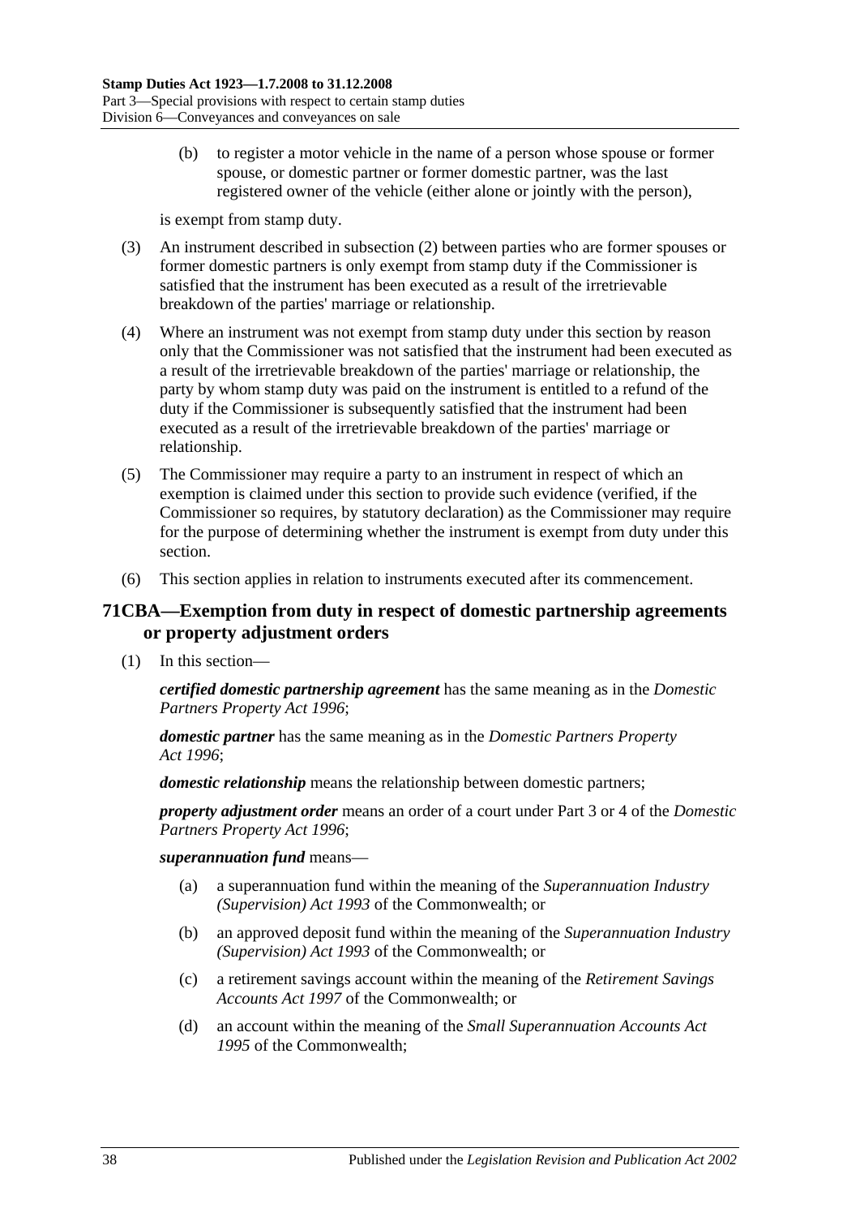(b) to register a motor vehicle in the name of a person whose spouse or former spouse, or domestic partner or former domestic partner, was the last registered owner of the vehicle (either alone or jointly with the person),

is exempt from stamp duty.

(3) An instrument described in subsection (2) between parties who are former spouses or former domestic partners is only exempt from stamp duty if the Commissioner is satisfied that the instrument has been executed as a result of the irretrievable breakdown of the parties' marriage or relationship.

(4) Where an instrument was not exempt from stamp duty under this section by reason only that the Commissioner was not satisfied that the instrument had been executed as a result of the irretrievable breakdown of the parties' marriage or relationship, the party by whom stamp duty was paid on the instrument is entitled to a refund of the duty if the Commissioner is subsequently satisfied that the instrument had been executed as a result of the irretrievable breakdown of the parties' marriage or relationship.

(5) The Commissioner may require a party to an instrument in respect of which an exemption is claimed under this section to provide such evidence (verified, if the Commissioner so requires, by statutory declaration) as the Commissioner may require for the purpose of determining whether the instrument is exempt from duty under this section.

(6) This section applies in relation to instruments executed after its commencement.

## 71CBA—Exemption from duty in respect of domestic partnership agreements or property adjustment orders

(1) In this section—

***certified domestic partnership agreement*** has the same meaning as in the *Domestic Partners Property Act 1996*;

***domestic partner*** has the same meaning as in the *Domestic Partners Property Act 1996*;

***domestic relationship*** means the relationship between domestic partners;

***property adjustment order*** means an order of a court under Part 3 or 4 of the *Domestic Partners Property Act 1996*;

***superannuation fund*** means—

(a) a superannuation fund within the meaning of the *Superannuation Industry (Supervision) Act 1993* of the Commonwealth; or

(b) an approved deposit fund within the meaning of the *Superannuation Industry (Supervision) Act 1993* of the Commonwealth; or

(c) a retirement savings account within the meaning of the *Retirement Savings Accounts Act 1997* of the Commonwealth; or

(d) an account within the meaning of the *Small Superannuation Accounts Act 1995* of the Commonwealth;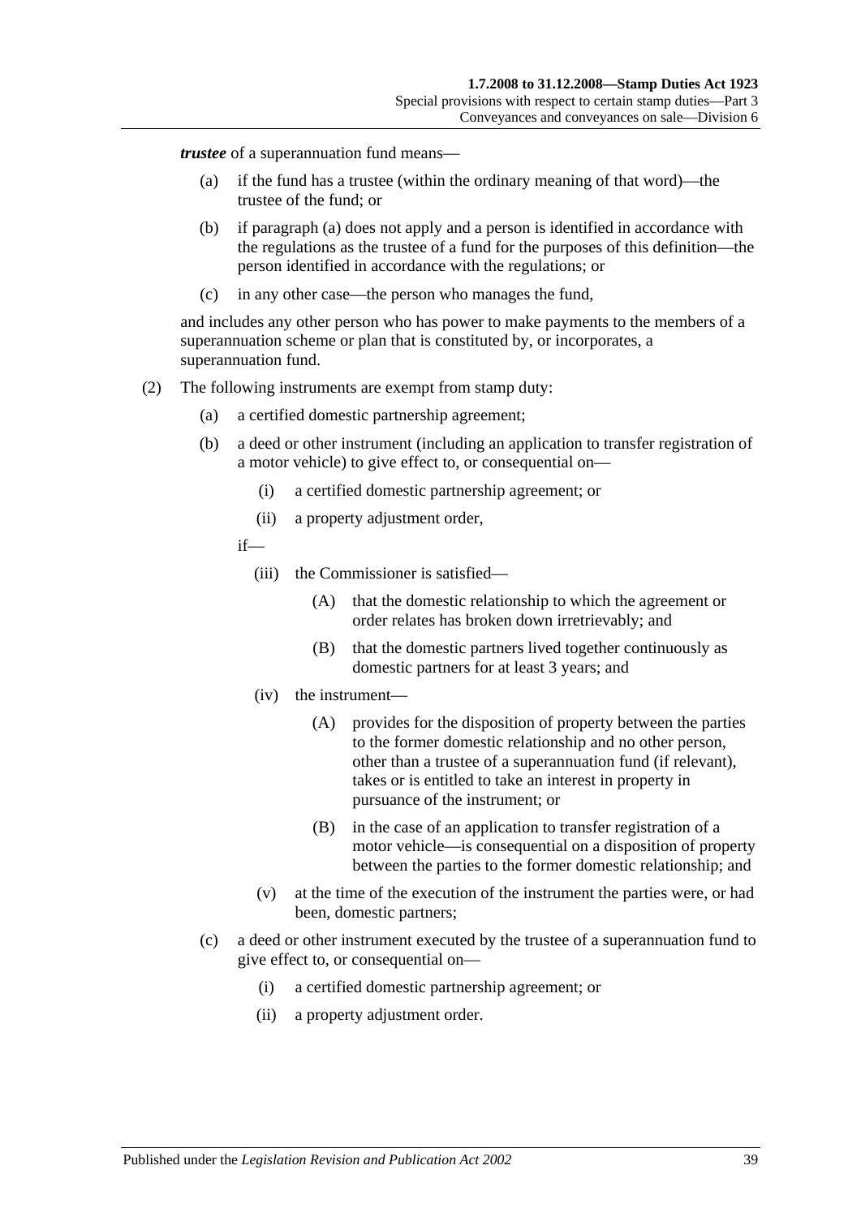***trustee*** of a superannuation fund means—

(a) if the fund has a trustee (within the ordinary meaning of that word)—the trustee of the fund; or

(b) if paragraph (a) does not apply and a person is identified in accordance with the regulations as the trustee of a fund for the purposes of this definition—the person identified in accordance with the regulations; or

(c) in any other case—the person who manages the fund,

and includes any other person who has power to make payments to the members of a superannuation scheme or plan that is constituted by, or incorporates, a superannuation fund.

(2) The following instruments are exempt from stamp duty:

(a) a certified domestic partnership agreement;

(b) a deed or other instrument (including an application to transfer registration of a motor vehicle) to give effect to, or consequential on—

(i) a certified domestic partnership agreement; or

(ii) a property adjustment order,

if—

(iii) the Commissioner is satisfied—

(A) that the domestic relationship to which the agreement or order relates has broken down irretrievably; and

(B) that the domestic partners lived together continuously as domestic partners for at least 3 years; and

(iv) the instrument—

(A) provides for the disposition of property between the parties to the former domestic relationship and no other person, other than a trustee of a superannuation fund (if relevant), takes or is entitled to take an interest in property in pursuance of the instrument; or

(B) in the case of an application to transfer registration of a motor vehicle—is consequential on a disposition of property between the parties to the former domestic relationship; and

(v) at the time of the execution of the instrument the parties were, or had been, domestic partners;

(c) a deed or other instrument executed by the trustee of a superannuation fund to give effect to, or consequential on—

(i) a certified domestic partnership agreement; or

(ii) a property adjustment order.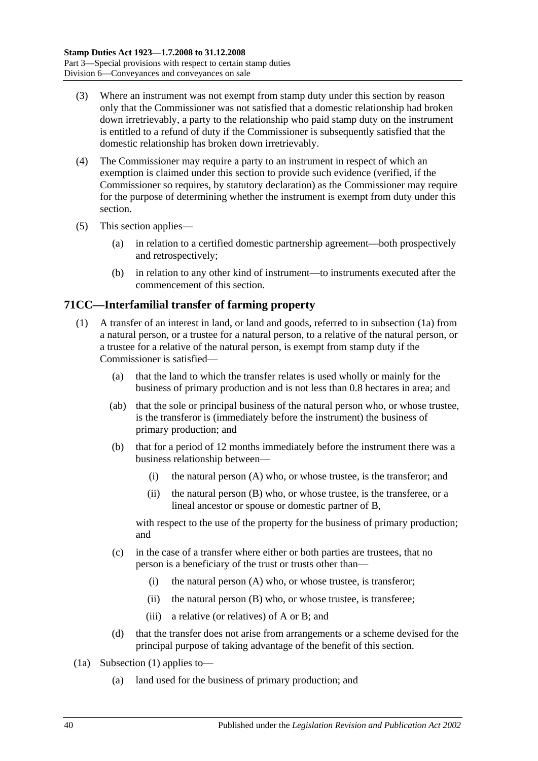(3) Where an instrument was not exempt from stamp duty under this section by reason only that the Commissioner was not satisfied that a domestic relationship had broken down irretrievably, a party to the relationship who paid stamp duty on the instrument is entitled to a refund of duty if the Commissioner is subsequently satisfied that the domestic relationship has broken down irretrievably.

(4) The Commissioner may require a party to an instrument in respect of which an exemption is claimed under this section to provide such evidence (verified, if the Commissioner so requires, by statutory declaration) as the Commissioner may require for the purpose of determining whether the instrument is exempt from duty under this section.

(5) This section applies—

(a) in relation to a certified domestic partnership agreement—both prospectively and retrospectively;

(b) in relation to any other kind of instrument—to instruments executed after the commencement of this section.

## 71CC—Interfamilial transfer of farming property

(1) A transfer of an interest in land, or land and goods, referred to in subsection (1a) from a natural person, or a trustee for a natural person, to a relative of the natural person, or a trustee for a relative of the natural person, is exempt from stamp duty if the Commissioner is satisfied—

(a) that the land to which the transfer relates is used wholly or mainly for the business of primary production and is not less than 0.8 hectares in area; and

(ab) that the sole or principal business of the natural person who, or whose trustee, is the transferor is (immediately before the instrument) the business of primary production; and

(b) that for a period of 12 months immediately before the instrument there was a business relationship between—

(i) the natural person (A) who, or whose trustee, is the transferor; and

(ii) the natural person (B) who, or whose trustee, is the transferee, or a lineal ancestor or spouse or domestic partner of B,

with respect to the use of the property for the business of primary production; and

(c) in the case of a transfer where either or both parties are trustees, that no person is a beneficiary of the trust or trusts other than—

(i) the natural person (A) who, or whose trustee, is transferor;

(ii) the natural person (B) who, or whose trustee, is transferee;

(iii) a relative (or relatives) of A or B; and

(d) that the transfer does not arise from arrangements or a scheme devised for the principal purpose of taking advantage of the benefit of this section.

(1a) Subsection (1) applies to—

(a) land used for the business of primary production; and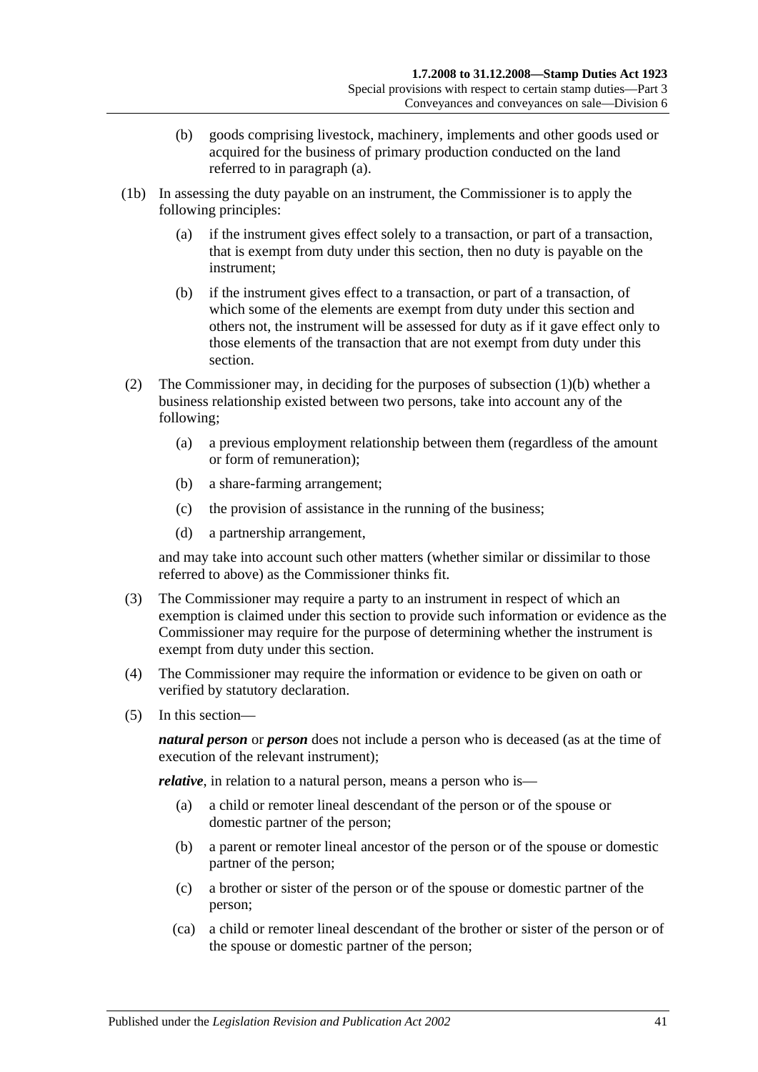(b) goods comprising livestock, machinery, implements and other goods used or acquired for the business of primary production conducted on the land referred to in paragraph (a).

(1b) In assessing the duty payable on an instrument, the Commissioner is to apply the following principles:

(a) if the instrument gives effect solely to a transaction, or part of a transaction, that is exempt from duty under this section, then no duty is payable on the instrument;

(b) if the instrument gives effect to a transaction, or part of a transaction, of which some of the elements are exempt from duty under this section and others not, the instrument will be assessed for duty as if it gave effect only to those elements of the transaction that are not exempt from duty under this section.

(2) The Commissioner may, in deciding for the purposes of subsection (1)(b) whether a business relationship existed between two persons, take into account any of the following;

(a) a previous employment relationship between them (regardless of the amount or form of remuneration);

(b) a share-farming arrangement;

(c) the provision of assistance in the running of the business;

(d) a partnership arrangement,

and may take into account such other matters (whether similar or dissimilar to those referred to above) as the Commissioner thinks fit.

(3) The Commissioner may require a party to an instrument in respect of which an exemption is claimed under this section to provide such information or evidence as the Commissioner may require for the purpose of determining whether the instrument is exempt from duty under this section.

(4) The Commissioner may require the information or evidence to be given on oath or verified by statutory declaration.

(5) In this section—

***natural person*** or ***person*** does not include a person who is deceased (as at the time of execution of the relevant instrument);

***relative***, in relation to a natural person, means a person who is—

(a) a child or remoter lineal descendant of the person or of the spouse or domestic partner of the person;

(b) a parent or remoter lineal ancestor of the person or of the spouse or domestic partner of the person;

(c) a brother or sister of the person or of the spouse or domestic partner of the person;

(ca) a child or remoter lineal descendant of the brother or sister of the person or of the spouse or domestic partner of the person;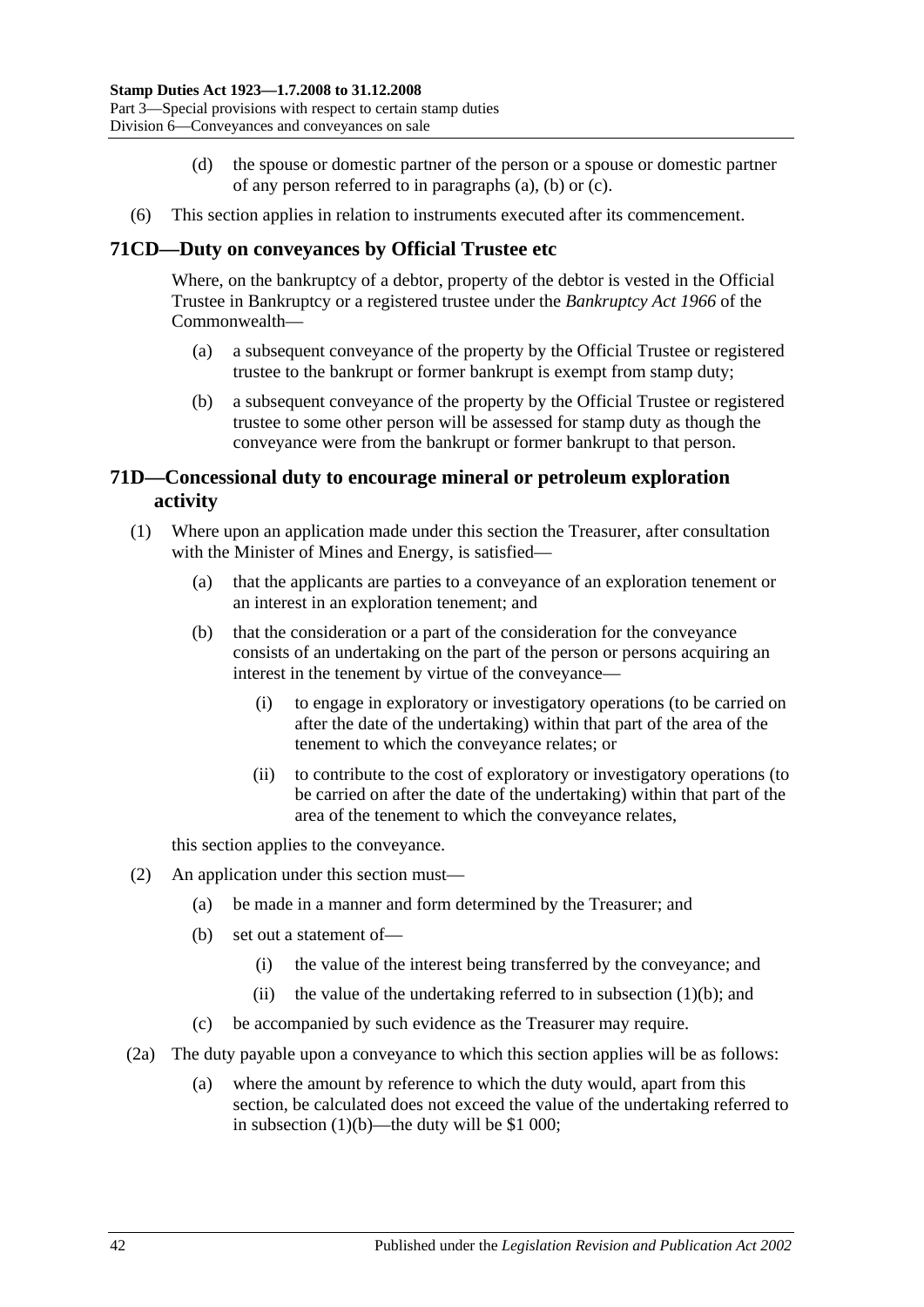(d) the spouse or domestic partner of the person or a spouse or domestic partner of any person referred to in paragraphs (a), (b) or (c).

(6) This section applies in relation to instruments executed after its commencement.

## 71CD—Duty on conveyances by Official Trustee etc

Where, on the bankruptcy of a debtor, property of the debtor is vested in the Official Trustee in Bankruptcy or a registered trustee under the *Bankruptcy Act 1966* of the Commonwealth—

(a) a subsequent conveyance of the property by the Official Trustee or registered trustee to the bankrupt or former bankrupt is exempt from stamp duty;

(b) a subsequent conveyance of the property by the Official Trustee or registered trustee to some other person will be assessed for stamp duty as though the conveyance were from the bankrupt or former bankrupt to that person.

## 71D—Concessional duty to encourage mineral or petroleum exploration activity

(1) Where upon an application made under this section the Treasurer, after consultation with the Minister of Mines and Energy, is satisfied—

(a) that the applicants are parties to a conveyance of an exploration tenement or an interest in an exploration tenement; and

(b) that the consideration or a part of the consideration for the conveyance consists of an undertaking on the part of the person or persons acquiring an interest in the tenement by virtue of the conveyance—

(i) to engage in exploratory or investigatory operations (to be carried on after the date of the undertaking) within that part of the area of the tenement to which the conveyance relates; or

(ii) to contribute to the cost of exploratory or investigatory operations (to be carried on after the date of the undertaking) within that part of the area of the tenement to which the conveyance relates,

this section applies to the conveyance.

(2) An application under this section must—

(a) be made in a manner and form determined by the Treasurer; and

(b) set out a statement of—

(i) the value of the interest being transferred by the conveyance; and

(ii) the value of the undertaking referred to in subsection (1)(b); and

(c) be accompanied by such evidence as the Treasurer may require.

(2a) The duty payable upon a conveyance to which this section applies will be as follows:

(a) where the amount by reference to which the duty would, apart from this section, be calculated does not exceed the value of the undertaking referred to in subsection (1)(b)—the duty will be $1 000;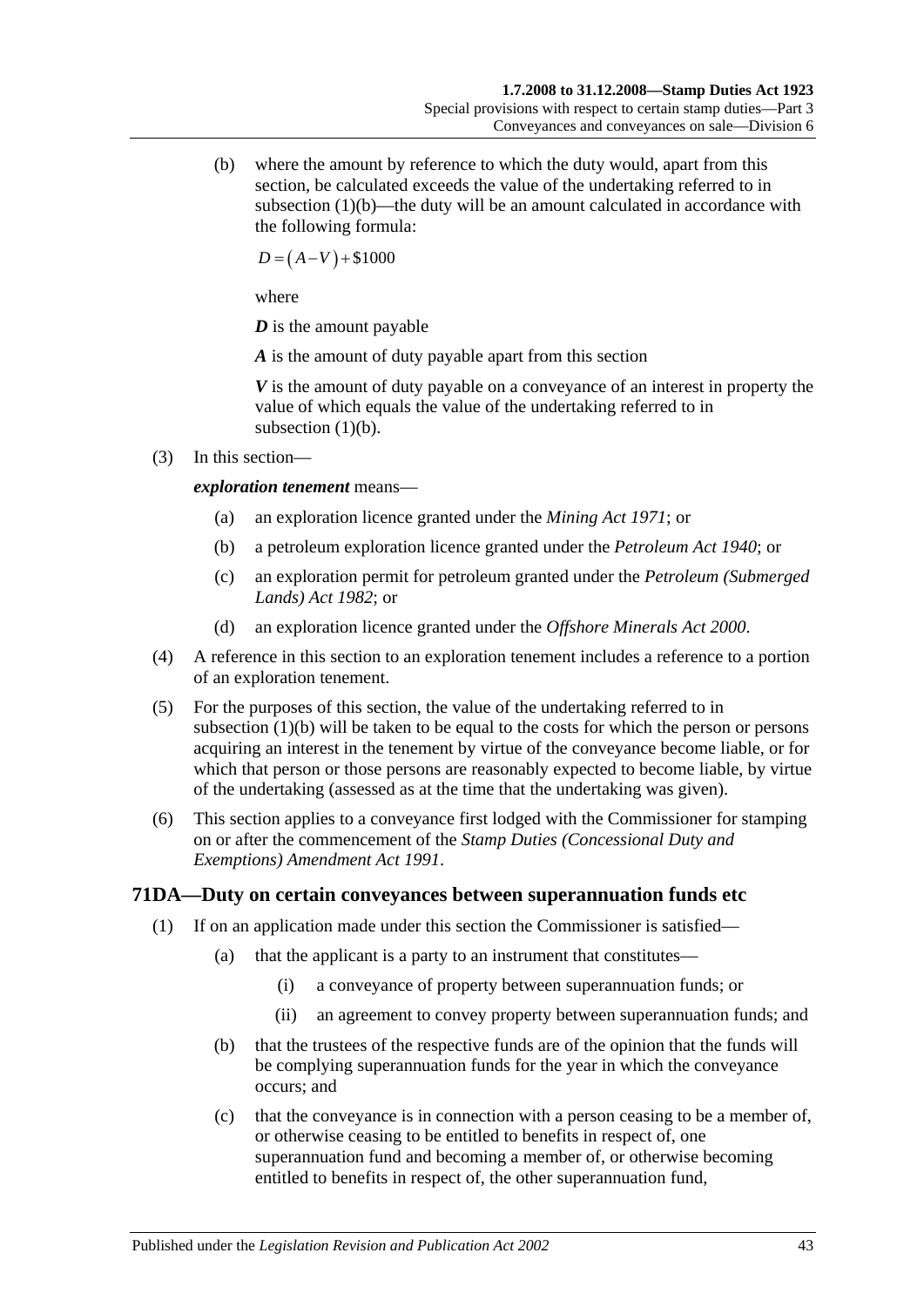(b) where the amount by reference to which the duty would, apart from this section, be calculated exceeds the value of the undertaking referred to in subsection (1)(b)—the duty will be an amount calculated in accordance with the following formula:

$$D = (A - V) + \$1000$$

where

***D*** is the amount payable

***A*** is the amount of duty payable apart from this section

***V*** is the amount of duty payable on a conveyance of an interest in property the value of which equals the value of the undertaking referred to in subsection (1)(b).

(3) In this section—

***exploration tenement*** means—

(a) an exploration licence granted under the *Mining Act 1971*; or

(b) a petroleum exploration licence granted under the *Petroleum Act 1940*; or

(c) an exploration permit for petroleum granted under the *Petroleum (Submerged Lands) Act 1982*; or

(d) an exploration licence granted under the *Offshore Minerals Act 2000*.

(4) A reference in this section to an exploration tenement includes a reference to a portion of an exploration tenement.

(5) For the purposes of this section, the value of the undertaking referred to in subsection (1)(b) will be taken to be equal to the costs for which the person or persons acquiring an interest in the tenement by virtue of the conveyance become liable, or for which that person or those persons are reasonably expected to become liable, by virtue of the undertaking (assessed as at the time that the undertaking was given).

(6) This section applies to a conveyance first lodged with the Commissioner for stamping on or after the commencement of the *Stamp Duties (Concessional Duty and Exemptions) Amendment Act 1991*.

## 71DA—Duty on certain conveyances between superannuation funds etc

(1) If on an application made under this section the Commissioner is satisfied—

(a) that the applicant is a party to an instrument that constitutes—

(i) a conveyance of property between superannuation funds; or

(ii) an agreement to convey property between superannuation funds; and

(b) that the trustees of the respective funds are of the opinion that the funds will be complying superannuation funds for the year in which the conveyance occurs; and

(c) that the conveyance is in connection with a person ceasing to be a member of, or otherwise ceasing to be entitled to benefits in respect of, one superannuation fund and becoming a member of, or otherwise becoming entitled to benefits in respect of, the other superannuation fund,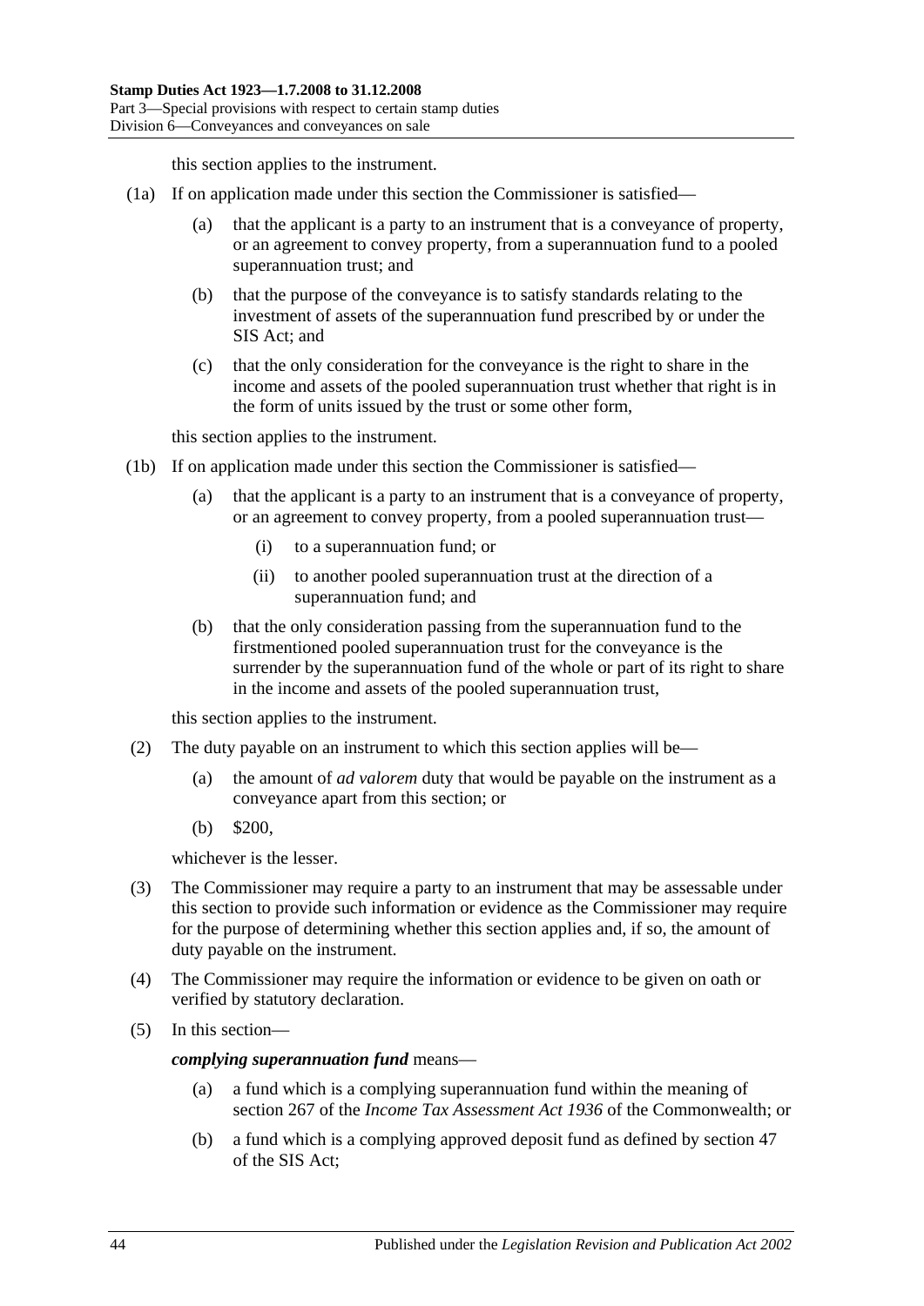this section applies to the instrument.

(1a) If on application made under this section the Commissioner is satisfied—

(a) that the applicant is a party to an instrument that is a conveyance of property, or an agreement to convey property, from a superannuation fund to a pooled superannuation trust; and

(b) that the purpose of the conveyance is to satisfy standards relating to the investment of assets of the superannuation fund prescribed by or under the SIS Act; and

(c) that the only consideration for the conveyance is the right to share in the income and assets of the pooled superannuation trust whether that right is in the form of units issued by the trust or some other form,

this section applies to the instrument.

(1b) If on application made under this section the Commissioner is satisfied—

(a) that the applicant is a party to an instrument that is a conveyance of property, or an agreement to convey property, from a pooled superannuation trust—

(i) to a superannuation fund; or

(ii) to another pooled superannuation trust at the direction of a superannuation fund; and

(b) that the only consideration passing from the superannuation fund to the firstmentioned pooled superannuation trust for the conveyance is the surrender by the superannuation fund of the whole or part of its right to share in the income and assets of the pooled superannuation trust,

this section applies to the instrument.

(2) The duty payable on an instrument to which this section applies will be—

(a) the amount of *ad valorem* duty that would be payable on the instrument as a conveyance apart from this section; or

(b) $200,

whichever is the lesser.

(3) The Commissioner may require a party to an instrument that may be assessable under this section to provide such information or evidence as the Commissioner may require for the purpose of determining whether this section applies and, if so, the amount of duty payable on the instrument.

(4) The Commissioner may require the information or evidence to be given on oath or verified by statutory declaration.

(5) In this section—

***complying superannuation fund*** means—

(a) a fund which is a complying superannuation fund within the meaning of section 267 of the *Income Tax Assessment Act 1936* of the Commonwealth; or

(b) a fund which is a complying approved deposit fund as defined by section 47 of the SIS Act;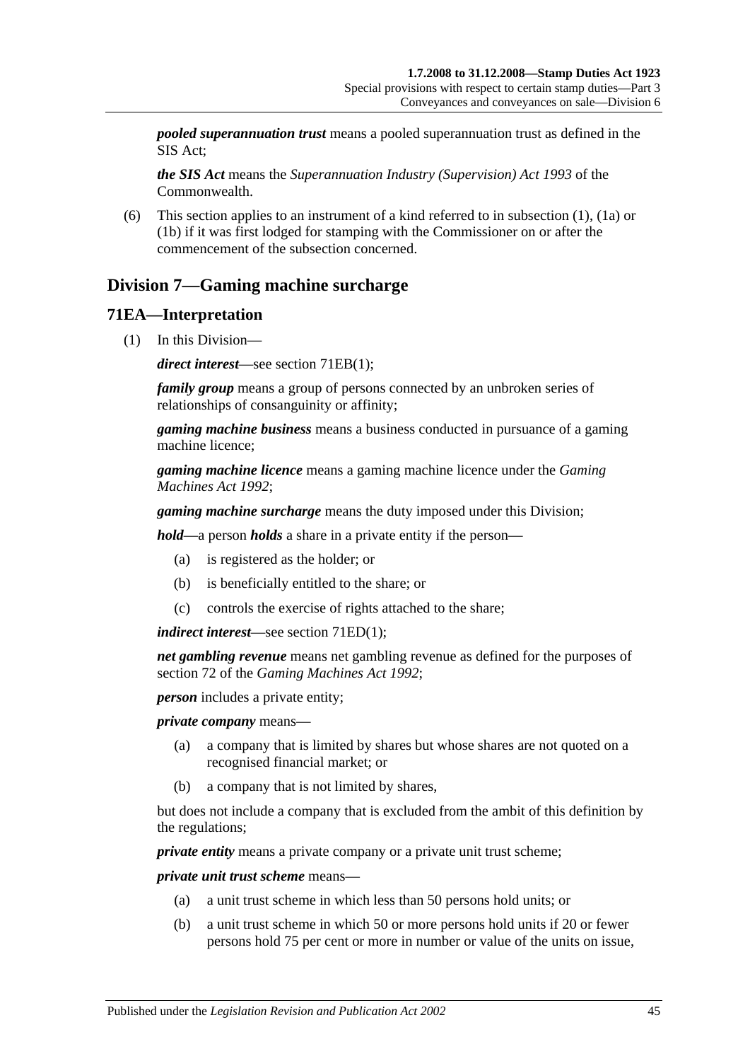***pooled superannuation trust*** means a pooled superannuation trust as defined in the SIS Act;

***the SIS Act*** means the *Superannuation Industry (Supervision) Act 1993* of the Commonwealth.

(6) This section applies to an instrument of a kind referred to in subsection (1), (1a) or (1b) if it was first lodged for stamping with the Commissioner on or after the commencement of the subsection concerned.

## Division 7—Gaming machine surcharge

### 71EA—Interpretation

(1) In this Division—

***direct interest***—see section 71EB(1);

***family group*** means a group of persons connected by an unbroken series of relationships of consanguinity or affinity;

***gaming machine business*** means a business conducted in pursuance of a gaming machine licence;

***gaming machine licence*** means a gaming machine licence under the *Gaming Machines Act 1992*;

***gaming machine surcharge*** means the duty imposed under this Division;

***hold***—a person ***holds*** a share in a private entity if the person—

- (a) is registered as the holder; or
- (b) is beneficially entitled to the share; or
- (c) controls the exercise of rights attached to the share;

***indirect interest***—see section 71ED(1);

***net gambling revenue*** means net gambling revenue as defined for the purposes of section 72 of the *Gaming Machines Act 1992*;

***person*** includes a private entity;

***private company*** means—

- (a) a company that is limited by shares but whose shares are not quoted on a recognised financial market; or
- (b) a company that is not limited by shares,

but does not include a company that is excluded from the ambit of this definition by the regulations;

***private entity*** means a private company or a private unit trust scheme;

***private unit trust scheme*** means—

- (a) a unit trust scheme in which less than 50 persons hold units; or
- (b) a unit trust scheme in which 50 or more persons hold units if 20 or fewer persons hold 75 per cent or more in number or value of the units on issue,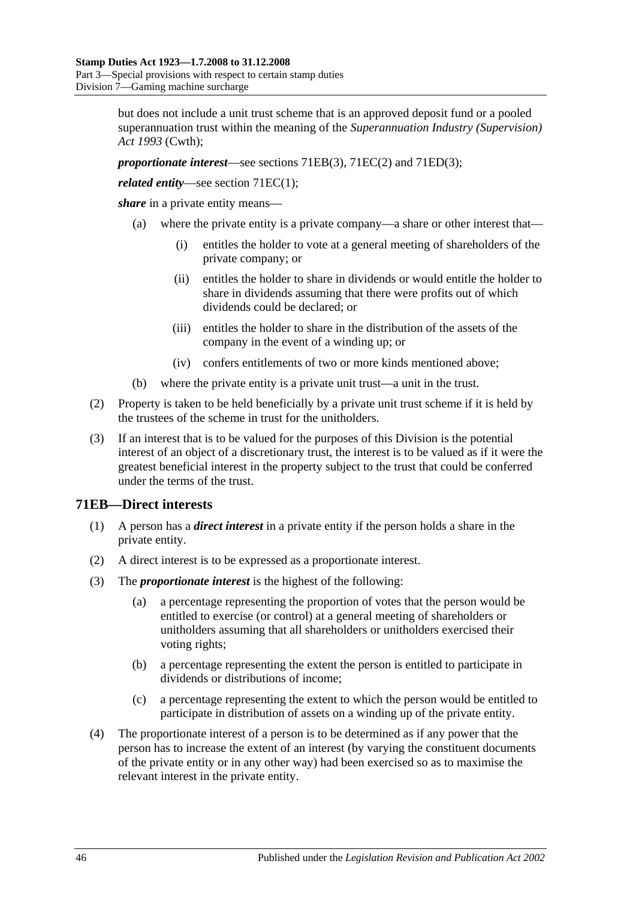but does not include a unit trust scheme that is an approved deposit fund or a pooled superannuation trust within the meaning of the *Superannuation Industry (Supervision) Act 1993* (Cwth);

***proportionate interest***—see sections 71EB(3), 71EC(2) and 71ED(3);

***related entity***—see section 71EC(1);

***share*** in a private entity means—

- (a) where the private entity is a private company—a share or other interest that—
  - (i) entitles the holder to vote at a general meeting of shareholders of the private company; or
  - (ii) entitles the holder to share in dividends or would entitle the holder to share in dividends assuming that there were profits out of which dividends could be declared; or
  - (iii) entitles the holder to share in the distribution of the assets of the company in the event of a winding up; or
  - (iv) confers entitlements of two or more kinds mentioned above;
- (b) where the private entity is a private unit trust—a unit in the trust.

(2) Property is taken to be held beneficially by a private unit trust scheme if it is held by the trustees of the scheme in trust for the unitholders.

(3) If an interest that is to be valued for the purposes of this Division is the potential interest of an object of a discretionary trust, the interest is to be valued as if it were the greatest beneficial interest in the property subject to the trust that could be conferred under the terms of the trust.

## 71EB—Direct interests

(1) A person has a ***direct interest*** in a private entity if the person holds a share in the private entity.

(2) A direct interest is to be expressed as a proportionate interest.

(3) The ***proportionate interest*** is the highest of the following:

- (a) a percentage representing the proportion of votes that the person would be entitled to exercise (or control) at a general meeting of shareholders or unitholders assuming that all shareholders or unitholders exercised their voting rights;
- (b) a percentage representing the extent the person is entitled to participate in dividends or distributions of income;
- (c) a percentage representing the extent to which the person would be entitled to participate in distribution of assets on a winding up of the private entity.

(4) The proportionate interest of a person is to be determined as if any power that the person has to increase the extent of an interest (by varying the constituent documents of the private entity or in any other way) had been exercised so as to maximise the relevant interest in the private entity.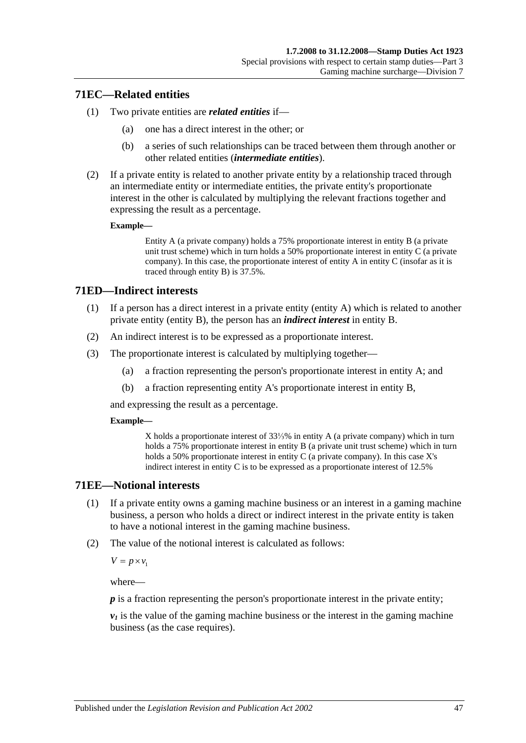## 71EC—Related entities

(1) Two private entities are ***related entities*** if—

(a) one has a direct interest in the other; or

(b) a series of such relationships can be traced between them through another or other related entities (***intermediate entities***).

(2) If a private entity is related to another private entity by a relationship traced through an intermediate entity or intermediate entities, the private entity's proportionate interest in the other is calculated by multiplying the relevant fractions together and expressing the result as a percentage.

**Example—**

Entity A (a private company) holds a 75% proportionate interest in entity B (a private unit trust scheme) which in turn holds a 50% proportionate interest in entity C (a private company). In this case, the proportionate interest of entity A in entity C (insofar as it is traced through entity B) is 37.5%.

## 71ED—Indirect interests

(1) If a person has a direct interest in a private entity (entity A) which is related to another private entity (entity B), the person has an ***indirect interest*** in entity B.

(2) An indirect interest is to be expressed as a proportionate interest.

(3) The proportionate interest is calculated by multiplying together—

(a) a fraction representing the person's proportionate interest in entity A; and

(b) a fraction representing entity A's proportionate interest in entity B,

and expressing the result as a percentage.

**Example—**

X holds a proportionate interest of 33⅓% in entity A (a private company) which in turn holds a 75% proportionate interest in entity B (a private unit trust scheme) which in turn holds a 50% proportionate interest in entity C (a private company). In this case X's indirect interest in entity C is to be expressed as a proportionate interest of 12.5%

## 71EE—Notional interests

(1) If a private entity owns a gaming machine business or an interest in a gaming machine business, a person who holds a direct or indirect interest in the private entity is taken to have a notional interest in the gaming machine business.

(2) The value of the notional interest is calculated as follows:

$$V = p \times v_1$$

where—

$p$ is a fraction representing the person's proportionate interest in the private entity;

$v_1$ is the value of the gaming machine business or the interest in the gaming machine business (as the case requires).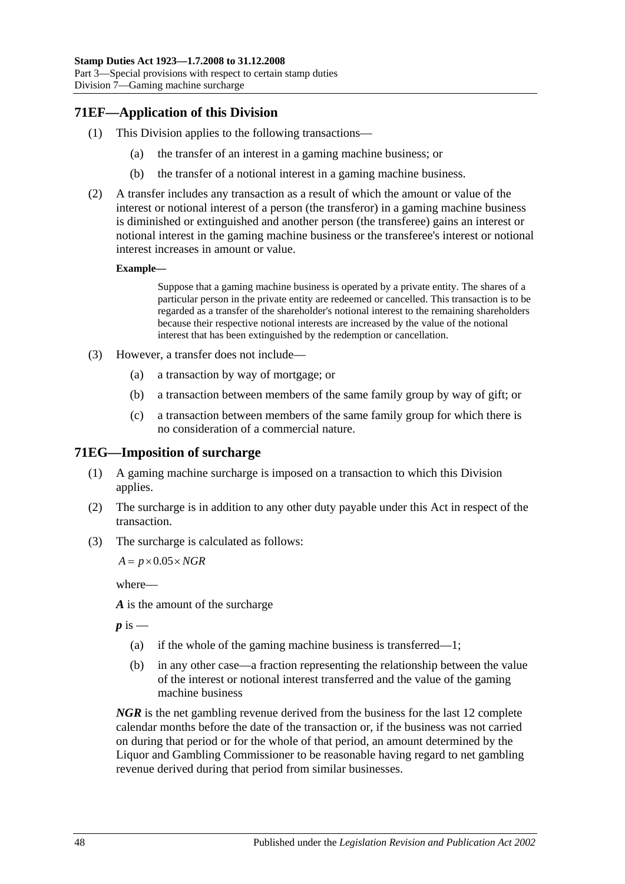## 71EF—Application of this Division

(1) This Division applies to the following transactions—

(a) the transfer of an interest in a gaming machine business; or

(b) the transfer of a notional interest in a gaming machine business.

(2) A transfer includes any transaction as a result of which the amount or value of the interest or notional interest of a person (the transferor) in a gaming machine business is diminished or extinguished and another person (the transferee) gains an interest or notional interest in the gaming machine business or the transferee's interest or notional interest increases in amount or value.

**Example—**

Suppose that a gaming machine business is operated by a private entity. The shares of a particular person in the private entity are redeemed or cancelled. This transaction is to be regarded as a transfer of the shareholder's notional interest to the remaining shareholders because their respective notional interests are increased by the value of the notional interest that has been extinguished by the redemption or cancellation.

(3) However, a transfer does not include—

(a) a transaction by way of mortgage; or

(b) a transaction between members of the same family group by way of gift; or

(c) a transaction between members of the same family group for which there is no consideration of a commercial nature.

## 71EG—Imposition of surcharge

(1) A gaming machine surcharge is imposed on a transaction to which this Division applies.

(2) The surcharge is in addition to any other duty payable under this Act in respect of the transaction.

(3) The surcharge is calculated as follows:

$$A = p \times 0.05 \times NGR$$

where—

***A*** is the amount of the surcharge

***p*** is —

(a) if the whole of the gaming machine business is transferred—1;

(b) in any other case—a fraction representing the relationship between the value of the interest or notional interest transferred and the value of the gaming machine business

***NGR*** is the net gambling revenue derived from the business for the last 12 complete calendar months before the date of the transaction or, if the business was not carried on during that period or for the whole of that period, an amount determined by the Liquor and Gambling Commissioner to be reasonable having regard to net gambling revenue derived during that period from similar businesses.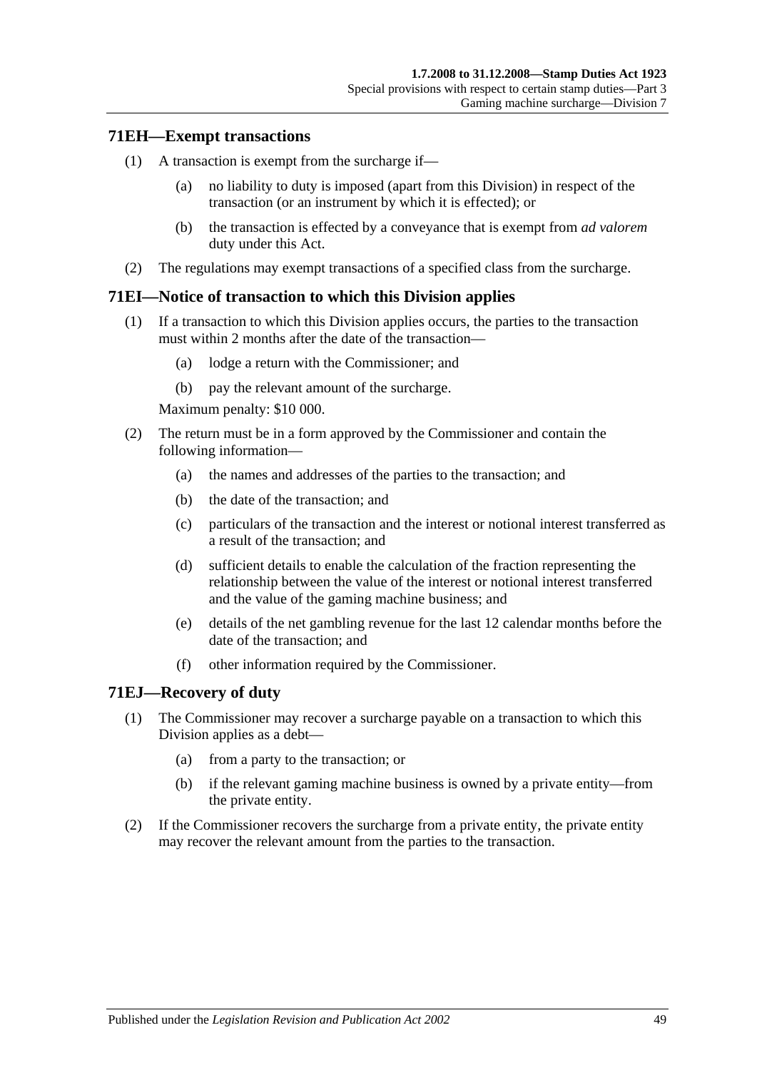## 71EH—Exempt transactions

(1) A transaction is exempt from the surcharge if—

(a) no liability to duty is imposed (apart from this Division) in respect of the transaction (or an instrument by which it is effected); or

(b) the transaction is effected by a conveyance that is exempt from *ad valorem* duty under this Act.

(2) The regulations may exempt transactions of a specified class from the surcharge.

## 71EI—Notice of transaction to which this Division applies

(1) If a transaction to which this Division applies occurs, the parties to the transaction must within 2 months after the date of the transaction—

(a) lodge a return with the Commissioner; and

(b) pay the relevant amount of the surcharge.

Maximum penalty: $10 000.

(2) The return must be in a form approved by the Commissioner and contain the following information—

(a) the names and addresses of the parties to the transaction; and

(b) the date of the transaction; and

(c) particulars of the transaction and the interest or notional interest transferred as a result of the transaction; and

(d) sufficient details to enable the calculation of the fraction representing the relationship between the value of the interest or notional interest transferred and the value of the gaming machine business; and

(e) details of the net gambling revenue for the last 12 calendar months before the date of the transaction; and

(f) other information required by the Commissioner.

## 71EJ—Recovery of duty

(1) The Commissioner may recover a surcharge payable on a transaction to which this Division applies as a debt—

(a) from a party to the transaction; or

(b) if the relevant gaming machine business is owned by a private entity—from the private entity.

(2) If the Commissioner recovers the surcharge from a private entity, the private entity may recover the relevant amount from the parties to the transaction.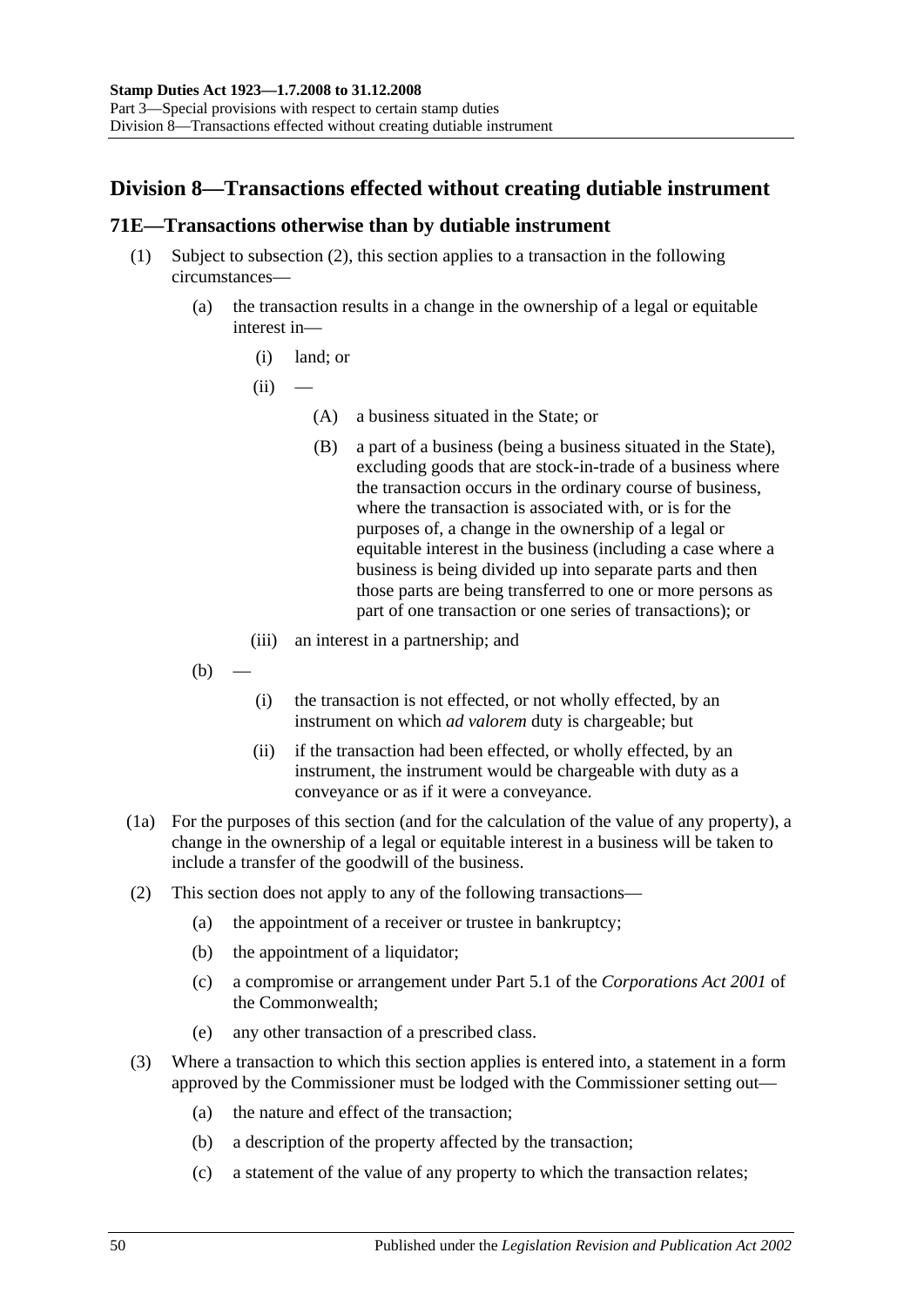## Division 8—Transactions effected without creating dutiable instrument

### 71E—Transactions otherwise than by dutiable instrument

(1) Subject to subsection (2), this section applies to a transaction in the following circumstances—

(a) the transaction results in a change in the ownership of a legal or equitable interest in—

(i) land; or

(ii) —

(A) a business situated in the State; or

(B) a part of a business (being a business situated in the State), excluding goods that are stock-in-trade of a business where the transaction occurs in the ordinary course of business, where the transaction is associated with, or is for the purposes of, a change in the ownership of a legal or equitable interest in the business (including a case where a business is being divided up into separate parts and then those parts are being transferred to one or more persons as part of one transaction or one series of transactions); or

(iii) an interest in a partnership; and

(b) —

(i) the transaction is not effected, or not wholly effected, by an instrument on which *ad valorem* duty is chargeable; but

(ii) if the transaction had been effected, or wholly effected, by an instrument, the instrument would be chargeable with duty as a conveyance or as if it were a conveyance.

(1a) For the purposes of this section (and for the calculation of the value of any property), a change in the ownership of a legal or equitable interest in a business will be taken to include a transfer of the goodwill of the business.

(2) This section does not apply to any of the following transactions—

(a) the appointment of a receiver or trustee in bankruptcy;

(b) the appointment of a liquidator;

(c) a compromise or arrangement under Part 5.1 of the *Corporations Act 2001* of the Commonwealth;

(e) any other transaction of a prescribed class.

(3) Where a transaction to which this section applies is entered into, a statement in a form approved by the Commissioner must be lodged with the Commissioner setting out—

(a) the nature and effect of the transaction;

(b) a description of the property affected by the transaction;

(c) a statement of the value of any property to which the transaction relates;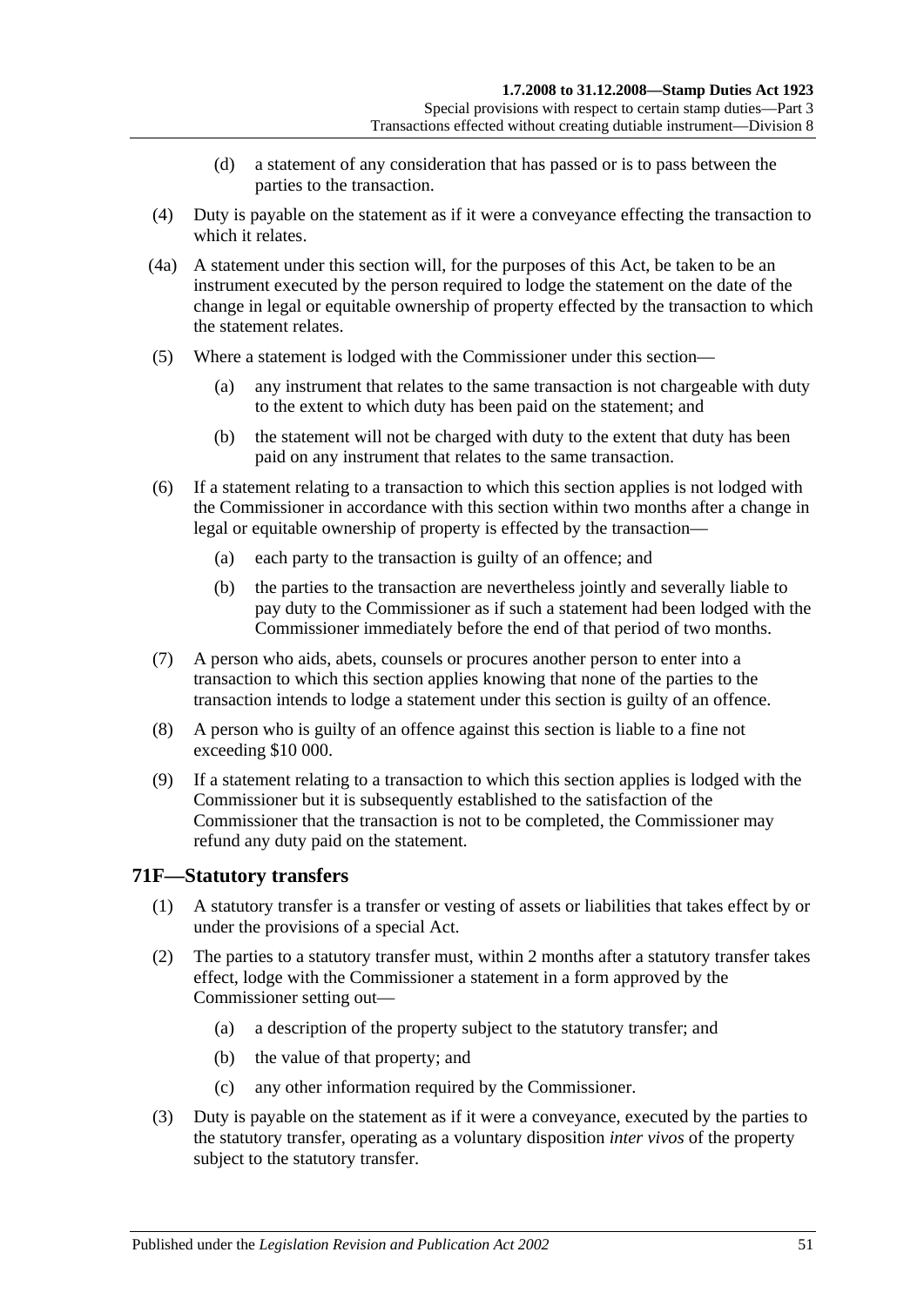(d) a statement of any consideration that has passed or is to pass between the parties to the transaction.

(4) Duty is payable on the statement as if it were a conveyance effecting the transaction to which it relates.

(4a) A statement under this section will, for the purposes of this Act, be taken to be an instrument executed by the person required to lodge the statement on the date of the change in legal or equitable ownership of property effected by the transaction to which the statement relates.

(5) Where a statement is lodged with the Commissioner under this section—

(a) any instrument that relates to the same transaction is not chargeable with duty to the extent to which duty has been paid on the statement; and

(b) the statement will not be charged with duty to the extent that duty has been paid on any instrument that relates to the same transaction.

(6) If a statement relating to a transaction to which this section applies is not lodged with the Commissioner in accordance with this section within two months after a change in legal or equitable ownership of property is effected by the transaction—

(a) each party to the transaction is guilty of an offence; and

(b) the parties to the transaction are nevertheless jointly and severally liable to pay duty to the Commissioner as if such a statement had been lodged with the Commissioner immediately before the end of that period of two months.

(7) A person who aids, abets, counsels or procures another person to enter into a transaction to which this section applies knowing that none of the parties to the transaction intends to lodge a statement under this section is guilty of an offence.

(8) A person who is guilty of an offence against this section is liable to a fine not exceeding $10 000.

(9) If a statement relating to a transaction to which this section applies is lodged with the Commissioner but it is subsequently established to the satisfaction of the Commissioner that the transaction is not to be completed, the Commissioner may refund any duty paid on the statement.

## 71F—Statutory transfers

(1) A statutory transfer is a transfer or vesting of assets or liabilities that takes effect by or under the provisions of a special Act.

(2) The parties to a statutory transfer must, within 2 months after a statutory transfer takes effect, lodge with the Commissioner a statement in a form approved by the Commissioner setting out—

(a) a description of the property subject to the statutory transfer; and

(b) the value of that property; and

(c) any other information required by the Commissioner.

(3) Duty is payable on the statement as if it were a conveyance, executed by the parties to the statutory transfer, operating as a voluntary disposition *inter vivos* of the property subject to the statutory transfer.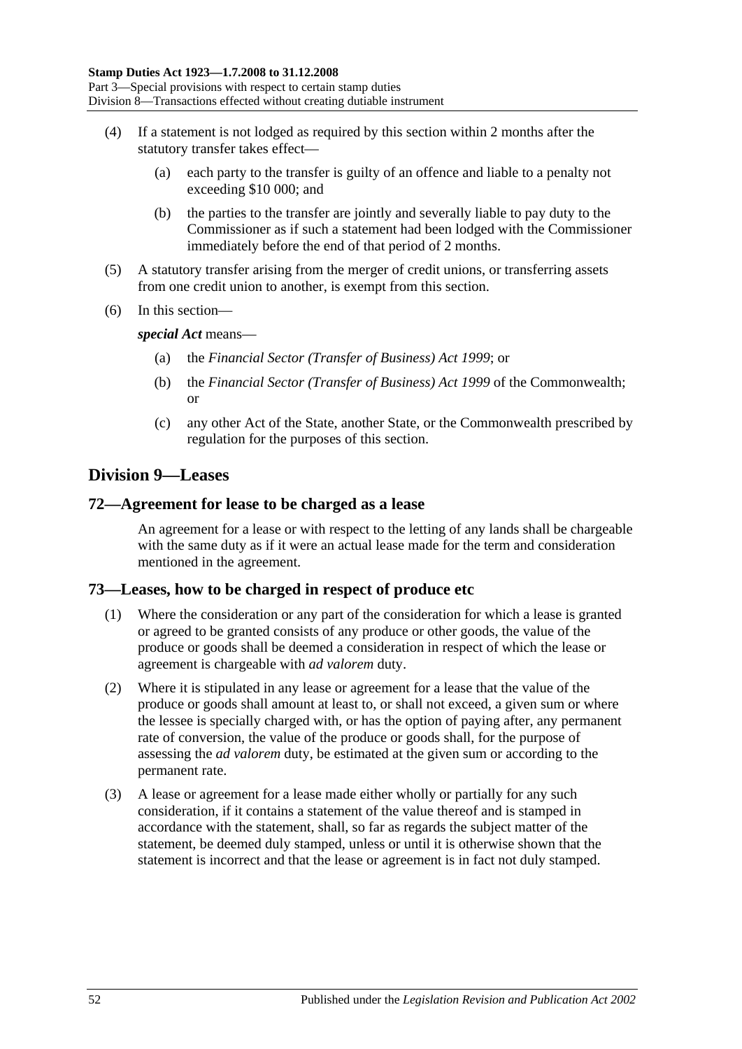(4) If a statement is not lodged as required by this section within 2 months after the statutory transfer takes effect—

(a) each party to the transfer is guilty of an offence and liable to a penalty not exceeding $10 000; and

(b) the parties to the transfer are jointly and severally liable to pay duty to the Commissioner as if such a statement had been lodged with the Commissioner immediately before the end of that period of 2 months.

(5) A statutory transfer arising from the merger of credit unions, or transferring assets from one credit union to another, is exempt from this section.

(6) In this section—

***special Act*** means—

(a) the *Financial Sector (Transfer of Business) Act 1999*; or

(b) the *Financial Sector (Transfer of Business) Act 1999* of the Commonwealth; or

(c) any other Act of the State, another State, or the Commonwealth prescribed by regulation for the purposes of this section.

## Division 9—Leases

### 72—Agreement for lease to be charged as a lease

An agreement for a lease or with respect to the letting of any lands shall be chargeable with the same duty as if it were an actual lease made for the term and consideration mentioned in the agreement.

### 73—Leases, how to be charged in respect of produce etc

(1) Where the consideration or any part of the consideration for which a lease is granted or agreed to be granted consists of any produce or other goods, the value of the produce or goods shall be deemed a consideration in respect of which the lease or agreement is chargeable with *ad valorem* duty.

(2) Where it is stipulated in any lease or agreement for a lease that the value of the produce or goods shall amount at least to, or shall not exceed, a given sum or where the lessee is specially charged with, or has the option of paying after, any permanent rate of conversion, the value of the produce or goods shall, for the purpose of assessing the *ad valorem* duty, be estimated at the given sum or according to the permanent rate.

(3) A lease or agreement for a lease made either wholly or partially for any such consideration, if it contains a statement of the value thereof and is stamped in accordance with the statement, shall, so far as regards the subject matter of the statement, be deemed duly stamped, unless or until it is otherwise shown that the statement is incorrect and that the lease or agreement is in fact not duly stamped.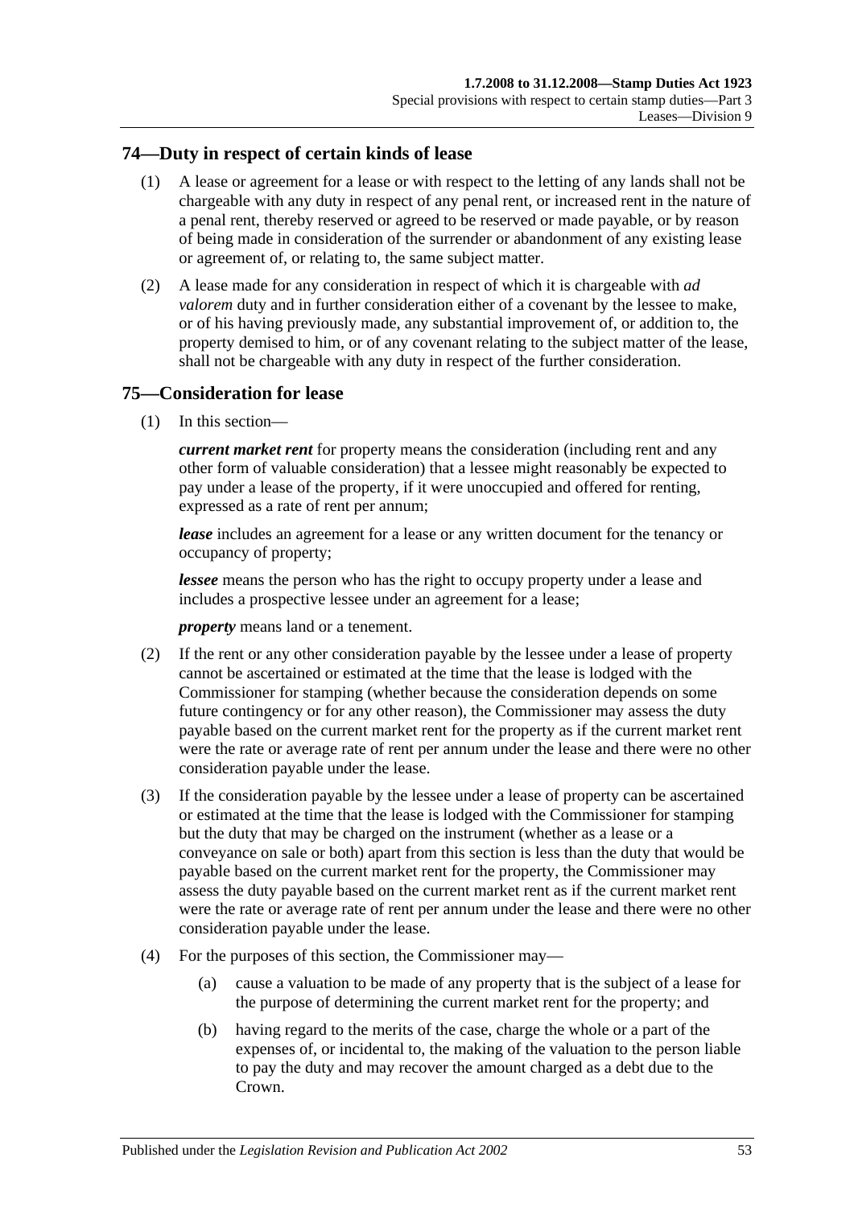## 74—Duty in respect of certain kinds of lease

(1) A lease or agreement for a lease or with respect to the letting of any lands shall not be chargeable with any duty in respect of any penal rent, or increased rent in the nature of a penal rent, thereby reserved or agreed to be reserved or made payable, or by reason of being made in consideration of the surrender or abandonment of any existing lease or agreement of, or relating to, the same subject matter.

(2) A lease made for any consideration in respect of which it is chargeable with *ad valorem* duty and in further consideration either of a covenant by the lessee to make, or of his having previously made, any substantial improvement of, or addition to, the property demised to him, or of any covenant relating to the subject matter of the lease, shall not be chargeable with any duty in respect of the further consideration.

## 75—Consideration for lease

(1) In this section—

***current market rent*** for property means the consideration (including rent and any other form of valuable consideration) that a lessee might reasonably be expected to pay under a lease of the property, if it were unoccupied and offered for renting, expressed as a rate of rent per annum;

***lease*** includes an agreement for a lease or any written document for the tenancy or occupancy of property;

***lessee*** means the person who has the right to occupy property under a lease and includes a prospective lessee under an agreement for a lease;

***property*** means land or a tenement.

(2) If the rent or any other consideration payable by the lessee under a lease of property cannot be ascertained or estimated at the time that the lease is lodged with the Commissioner for stamping (whether because the consideration depends on some future contingency or for any other reason), the Commissioner may assess the duty payable based on the current market rent for the property as if the current market rent were the rate or average rate of rent per annum under the lease and there were no other consideration payable under the lease.

(3) If the consideration payable by the lessee under a lease of property can be ascertained or estimated at the time that the lease is lodged with the Commissioner for stamping but the duty that may be charged on the instrument (whether as a lease or a conveyance on sale or both) apart from this section is less than the duty that would be payable based on the current market rent for the property, the Commissioner may assess the duty payable based on the current market rent as if the current market rent were the rate or average rate of rent per annum under the lease and there were no other consideration payable under the lease.

(4) For the purposes of this section, the Commissioner may—

(a) cause a valuation to be made of any property that is the subject of a lease for the purpose of determining the current market rent for the property; and

(b) having regard to the merits of the case, charge the whole or a part of the expenses of, or incidental to, the making of the valuation to the person liable to pay the duty and may recover the amount charged as a debt due to the Crown.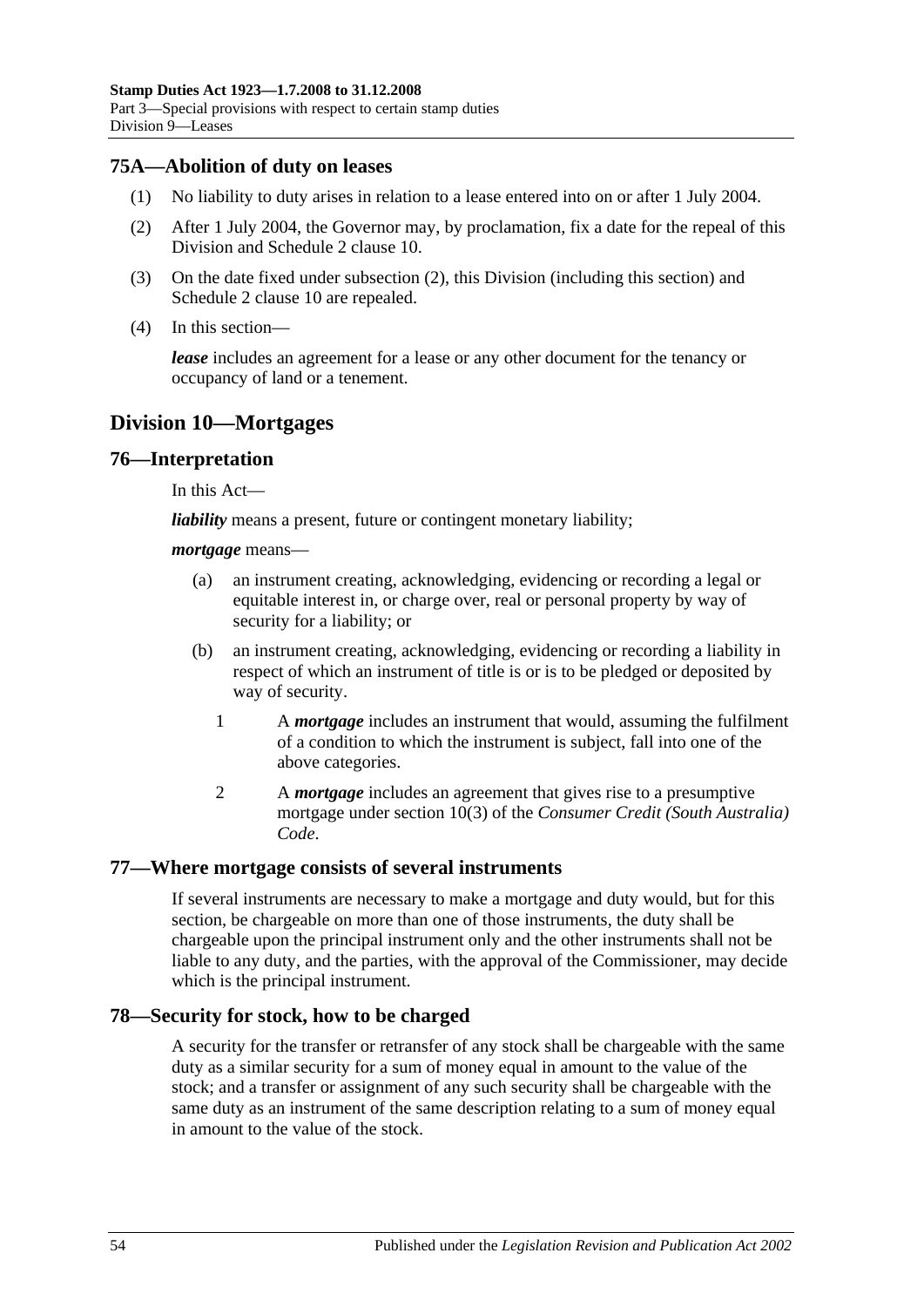## 75A—Abolition of duty on leases

(1) No liability to duty arises in relation to a lease entered into on or after 1 July 2004.

(2) After 1 July 2004, the Governor may, by proclamation, fix a date for the repeal of this Division and Schedule 2 clause 10.

(3) On the date fixed under subsection (2), this Division (including this section) and Schedule 2 clause 10 are repealed.

(4) In this section—

***lease*** includes an agreement for a lease or any other document for the tenancy or occupancy of land or a tenement.

# Division 10—Mortgages

## 76—Interpretation

In this Act—

***liability*** means a present, future or contingent monetary liability;

***mortgage*** means—

(a) an instrument creating, acknowledging, evidencing or recording a legal or equitable interest in, or charge over, real or personal property by way of security for a liability; or

(b) an instrument creating, acknowledging, evidencing or recording a liability in respect of which an instrument of title is or is to be pledged or deposited by way of security.

1 A ***mortgage*** includes an instrument that would, assuming the fulfilment of a condition to which the instrument is subject, fall into one of the above categories.

2 A ***mortgage*** includes an agreement that gives rise to a presumptive mortgage under section 10(3) of the *Consumer Credit (South Australia) Code*.

## 77—Where mortgage consists of several instruments

If several instruments are necessary to make a mortgage and duty would, but for this section, be chargeable on more than one of those instruments, the duty shall be chargeable upon the principal instrument only and the other instruments shall not be liable to any duty, and the parties, with the approval of the Commissioner, may decide which is the principal instrument.

## 78—Security for stock, how to be charged

A security for the transfer or retransfer of any stock shall be chargeable with the same duty as a similar security for a sum of money equal in amount to the value of the stock; and a transfer or assignment of any such security shall be chargeable with the same duty as an instrument of the same description relating to a sum of money equal in amount to the value of the stock.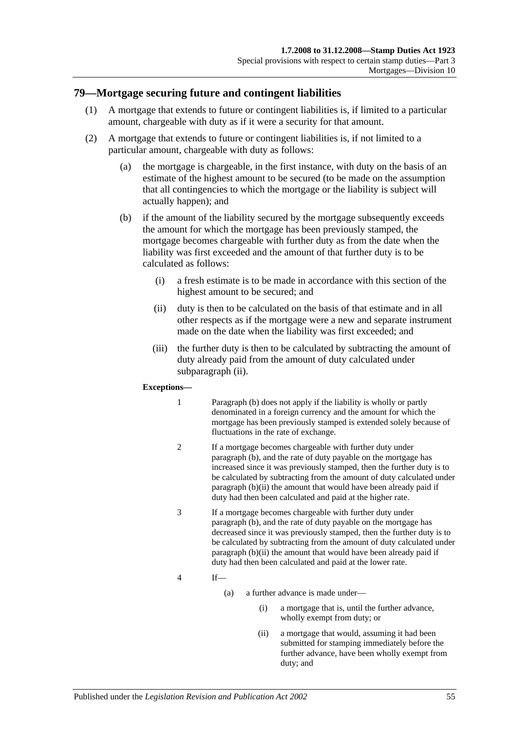## 79—Mortgage securing future and contingent liabilities

(1) A mortgage that extends to future or contingent liabilities is, if limited to a particular amount, chargeable with duty as if it were a security for that amount.

(2) A mortgage that extends to future or contingent liabilities is, if not limited to a particular amount, chargeable with duty as follows:

(a) the mortgage is chargeable, in the first instance, with duty on the basis of an estimate of the highest amount to be secured (to be made on the assumption that all contingencies to which the mortgage or the liability is subject will actually happen); and

(b) if the amount of the liability secured by the mortgage subsequently exceeds the amount for which the mortgage has been previously stamped, the mortgage becomes chargeable with further duty as from the date when the liability was first exceeded and the amount of that further duty is to be calculated as follows:

(i) a fresh estimate is to be made in accordance with this section of the highest amount to be secured; and

(ii) duty is then to be calculated on the basis of that estimate and in all other respects as if the mortgage were a new and separate instrument made on the date when the liability was first exceeded; and

(iii) the further duty is then to be calculated by subtracting the amount of duty already paid from the amount of duty calculated under subparagraph (ii).

**Exceptions—**

1 Paragraph (b) does not apply if the liability is wholly or partly denominated in a foreign currency and the amount for which the mortgage has been previously stamped is extended solely because of fluctuations in the rate of exchange.

2 If a mortgage becomes chargeable with further duty under paragraph (b), and the rate of duty payable on the mortgage has increased since it was previously stamped, then the further duty is to be calculated by subtracting from the amount of duty calculated under paragraph (b)(ii) the amount that would have been already paid if duty had then been calculated and paid at the higher rate.

3 If a mortgage becomes chargeable with further duty under paragraph (b), and the rate of duty payable on the mortgage has decreased since it was previously stamped, then the further duty is to be calculated by subtracting from the amount of duty calculated under paragraph (b)(ii) the amount that would have been already paid if duty had then been calculated and paid at the lower rate.

4 If—

(a) a further advance is made under—

(i) a mortgage that is, until the further advance, wholly exempt from duty; or

(ii) a mortgage that would, assuming it had been submitted for stamping immediately before the further advance, have been wholly exempt from duty; and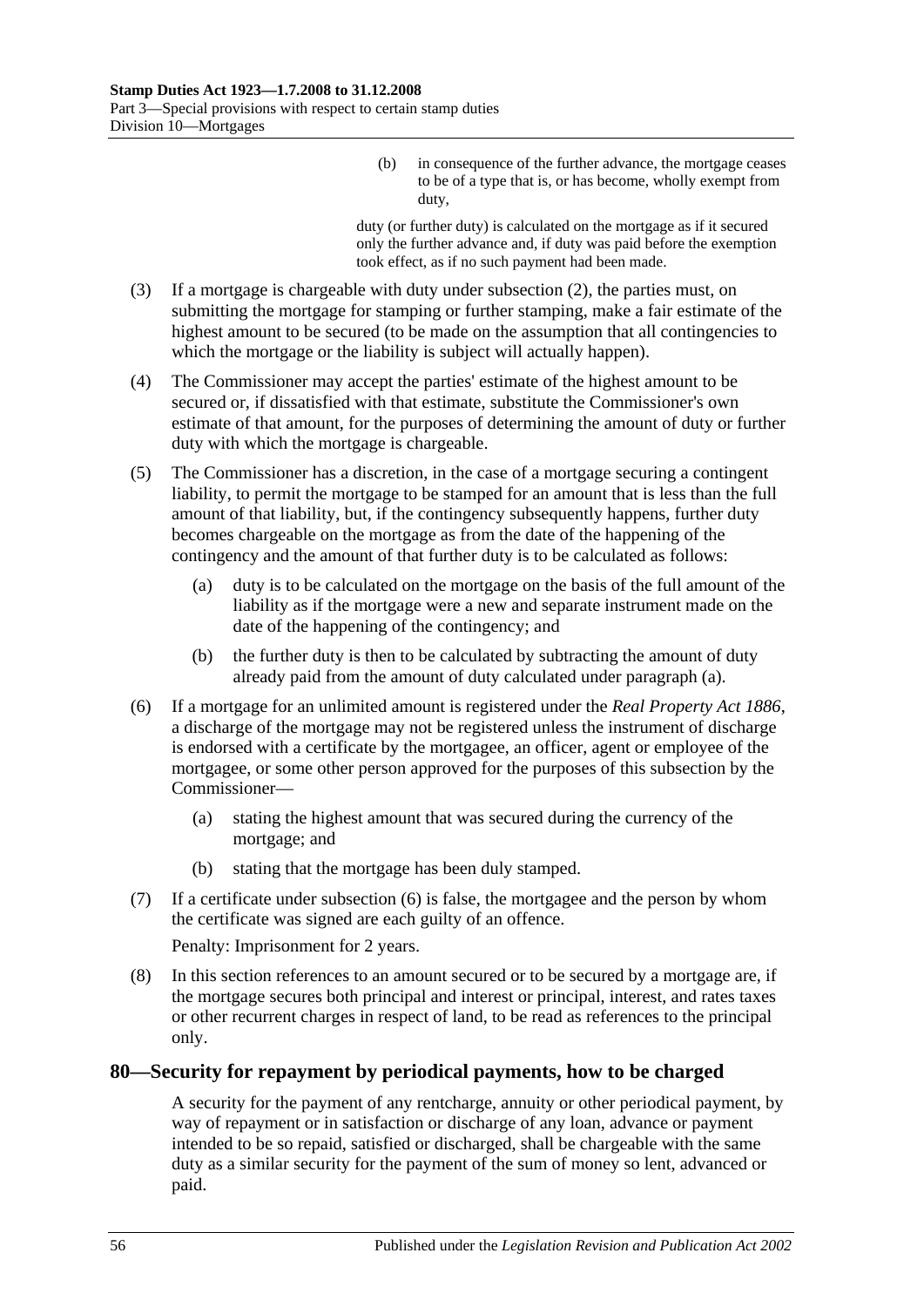(b) in consequence of the further advance, the mortgage ceases to be of a type that is, or has become, wholly exempt from duty,

duty (or further duty) is calculated on the mortgage as if it secured only the further advance and, if duty was paid before the exemption took effect, as if no such payment had been made.

(3) If a mortgage is chargeable with duty under subsection (2), the parties must, on submitting the mortgage for stamping or further stamping, make a fair estimate of the highest amount to be secured (to be made on the assumption that all contingencies to which the mortgage or the liability is subject will actually happen).

(4) The Commissioner may accept the parties' estimate of the highest amount to be secured or, if dissatisfied with that estimate, substitute the Commissioner's own estimate of that amount, for the purposes of determining the amount of duty or further duty with which the mortgage is chargeable.

(5) The Commissioner has a discretion, in the case of a mortgage securing a contingent liability, to permit the mortgage to be stamped for an amount that is less than the full amount of that liability, but, if the contingency subsequently happens, further duty becomes chargeable on the mortgage as from the date of the happening of the contingency and the amount of that further duty is to be calculated as follows:

(a) duty is to be calculated on the mortgage on the basis of the full amount of the liability as if the mortgage were a new and separate instrument made on the date of the happening of the contingency; and

(b) the further duty is then to be calculated by subtracting the amount of duty already paid from the amount of duty calculated under paragraph (a).

(6) If a mortgage for an unlimited amount is registered under the *Real Property Act 1886*, a discharge of the mortgage may not be registered unless the instrument of discharge is endorsed with a certificate by the mortgagee, an officer, agent or employee of the mortgagee, or some other person approved for the purposes of this subsection by the Commissioner—

(a) stating the highest amount that was secured during the currency of the mortgage; and

(b) stating that the mortgage has been duly stamped.

(7) If a certificate under subsection (6) is false, the mortgagee and the person by whom the certificate was signed are each guilty of an offence.

Penalty: Imprisonment for 2 years.

(8) In this section references to an amount secured or to be secured by a mortgage are, if the mortgage secures both principal and interest or principal, interest, and rates taxes or other recurrent charges in respect of land, to be read as references to the principal only.

## 80—Security for repayment by periodical payments, how to be charged

A security for the payment of any rentcharge, annuity or other periodical payment, by way of repayment or in satisfaction or discharge of any loan, advance or payment intended to be so repaid, satisfied or discharged, shall be chargeable with the same duty as a similar security for the payment of the sum of money so lent, advanced or paid.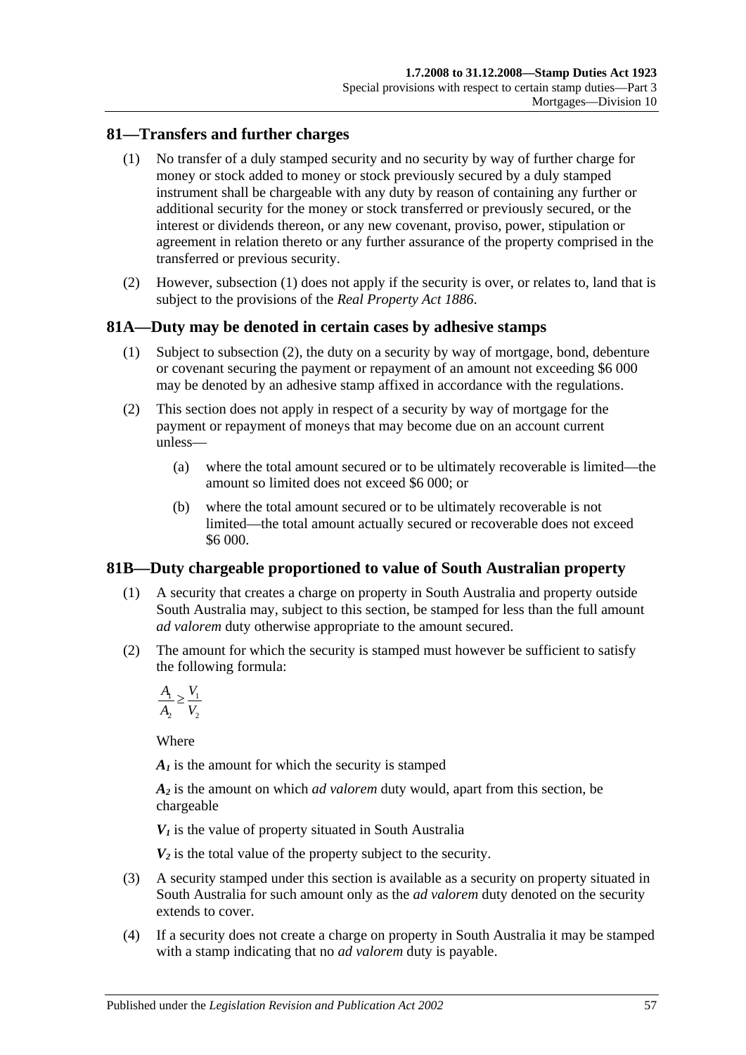## 81—Transfers and further charges

(1) No transfer of a duly stamped security and no security by way of further charge for money or stock added to money or stock previously secured by a duly stamped instrument shall be chargeable with any duty by reason of containing any further or additional security for the money or stock transferred or previously secured, or the interest or dividends thereon, or any new covenant, proviso, power, stipulation or agreement in relation thereto or any further assurance of the property comprised in the transferred or previous security.

(2) However, subsection (1) does not apply if the security is over, or relates to, land that is subject to the provisions of the *Real Property Act 1886*.

## 81A—Duty may be denoted in certain cases by adhesive stamps

(1) Subject to subsection (2), the duty on a security by way of mortgage, bond, debenture or covenant securing the payment or repayment of an amount not exceeding $6 000 may be denoted by an adhesive stamp affixed in accordance with the regulations.

(2) This section does not apply in respect of a security by way of mortgage for the payment or repayment of moneys that may become due on an account current unless—

- (a) where the total amount secured or to be ultimately recoverable is limited—the amount so limited does not exceed $6 000; or
- (b) where the total amount secured or to be ultimately recoverable is not limited—the total amount actually secured or recoverable does not exceed $6 000.

## 81B—Duty chargeable proportioned to value of South Australian property

(1) A security that creates a charge on property in South Australia and property outside South Australia may, subject to this section, be stamped for less than the full amount *ad valorem* duty otherwise appropriate to the amount secured.

(2) The amount for which the security is stamped must however be sufficient to satisfy the following formula:

$$\frac{A_1}{A_2} \geq \frac{V_1}{V_2}$$

Where

$A_1$ is the amount for which the security is stamped

$A_2$ is the amount on which *ad valorem* duty would, apart from this section, be chargeable

$V_1$ is the value of property situated in South Australia

$V_2$ is the total value of the property subject to the security.

(3) A security stamped under this section is available as a security on property situated in South Australia for such amount only as the *ad valorem* duty denoted on the security extends to cover.

(4) If a security does not create a charge on property in South Australia it may be stamped with a stamp indicating that no *ad valorem* duty is payable.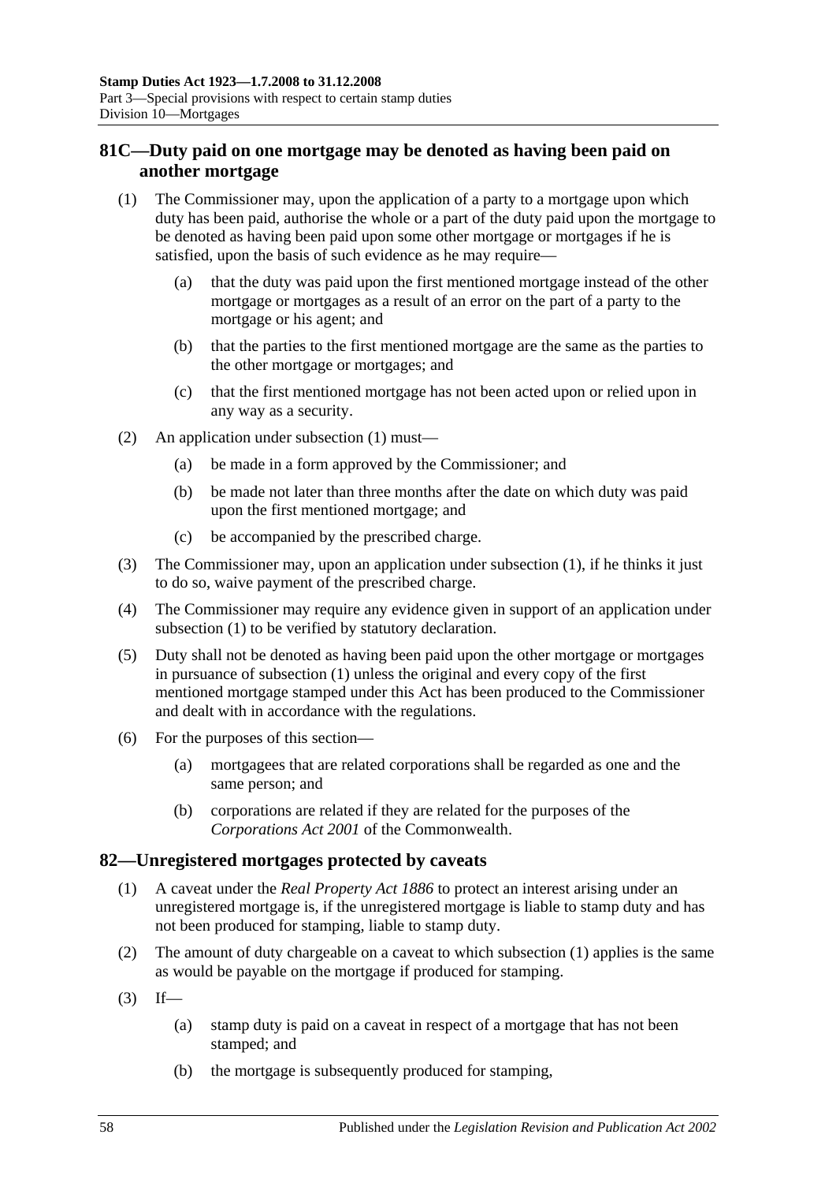## 81C—Duty paid on one mortgage may be denoted as having been paid on another mortgage

(1) The Commissioner may, upon the application of a party to a mortgage upon which duty has been paid, authorise the whole or a part of the duty paid upon the mortgage to be denoted as having been paid upon some other mortgage or mortgages if he is satisfied, upon the basis of such evidence as he may require—

(a) that the duty was paid upon the first mentioned mortgage instead of the other mortgage or mortgages as a result of an error on the part of a party to the mortgage or his agent; and

(b) that the parties to the first mentioned mortgage are the same as the parties to the other mortgage or mortgages; and

(c) that the first mentioned mortgage has not been acted upon or relied upon in any way as a security.

(2) An application under subsection (1) must—

(a) be made in a form approved by the Commissioner; and

(b) be made not later than three months after the date on which duty was paid upon the first mentioned mortgage; and

(c) be accompanied by the prescribed charge.

(3) The Commissioner may, upon an application under subsection (1), if he thinks it just to do so, waive payment of the prescribed charge.

(4) The Commissioner may require any evidence given in support of an application under subsection (1) to be verified by statutory declaration.

(5) Duty shall not be denoted as having been paid upon the other mortgage or mortgages in pursuance of subsection (1) unless the original and every copy of the first mentioned mortgage stamped under this Act has been produced to the Commissioner and dealt with in accordance with the regulations.

(6) For the purposes of this section—

(a) mortgagees that are related corporations shall be regarded as one and the same person; and

(b) corporations are related if they are related for the purposes of the *Corporations Act 2001* of the Commonwealth.

## 82—Unregistered mortgages protected by caveats

(1) A caveat under the *Real Property Act 1886* to protect an interest arising under an unregistered mortgage is, if the unregistered mortgage is liable to stamp duty and has not been produced for stamping, liable to stamp duty.

(2) The amount of duty chargeable on a caveat to which subsection (1) applies is the same as would be payable on the mortgage if produced for stamping.

(3) If—

(a) stamp duty is paid on a caveat in respect of a mortgage that has not been stamped; and

(b) the mortgage is subsequently produced for stamping,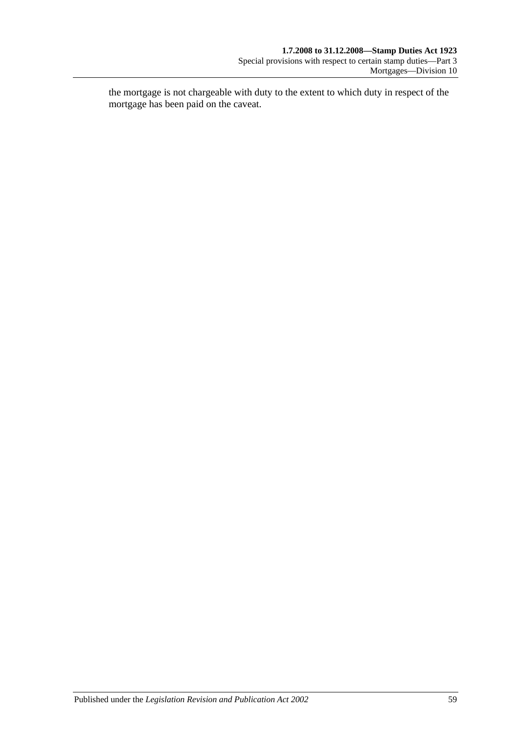the mortgage is not chargeable with duty to the extent to which duty in respect of the mortgage has been paid on the caveat.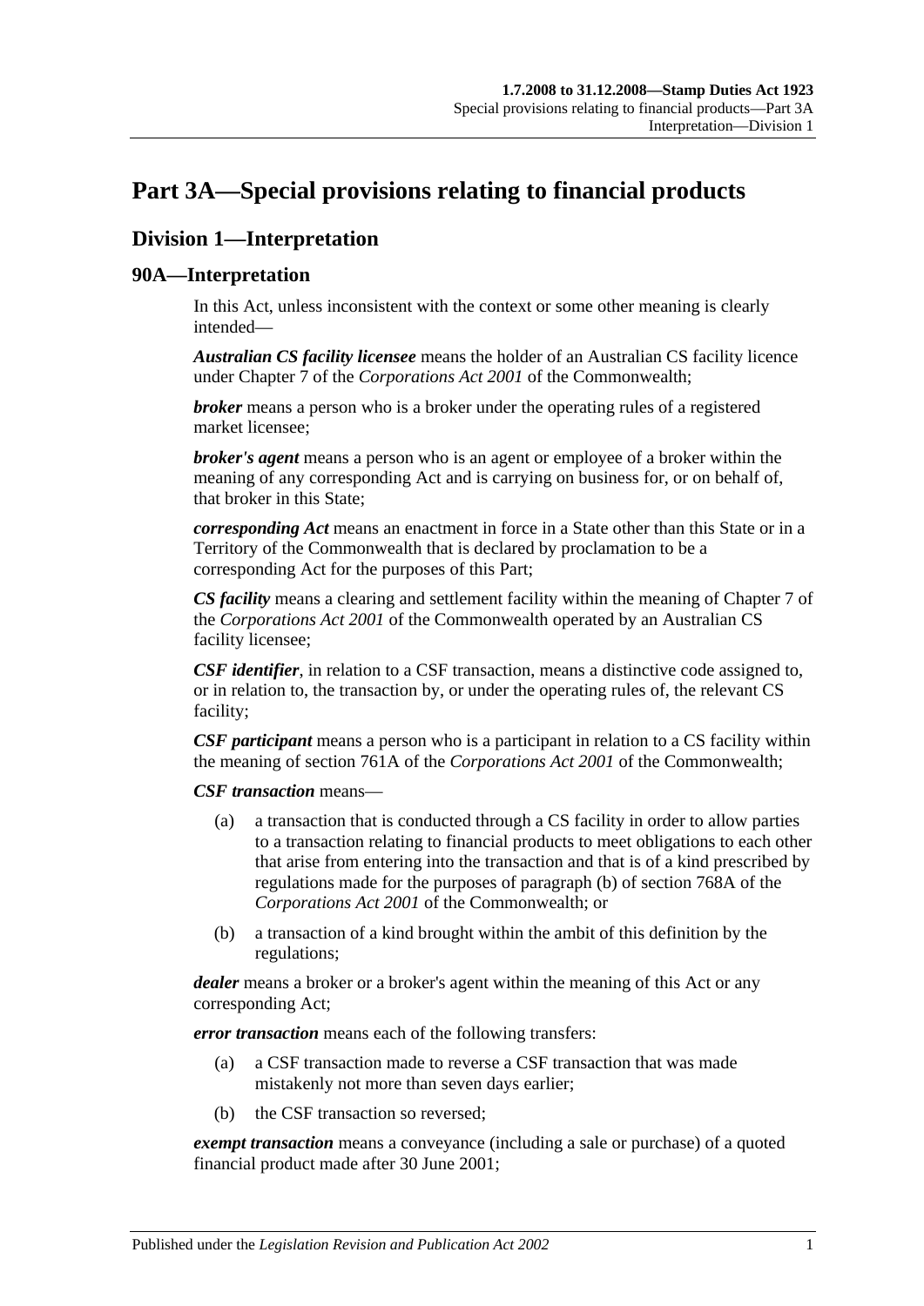# Part 3A—Special provisions relating to financial products

## Division 1—Interpretation

### 90A—Interpretation

In this Act, unless inconsistent with the context or some other meaning is clearly intended—

***Australian CS facility licensee*** means the holder of an Australian CS facility licence under Chapter 7 of the *Corporations Act 2001* of the Commonwealth;

***broker*** means a person who is a broker under the operating rules of a registered market licensee;

***broker's agent*** means a person who is an agent or employee of a broker within the meaning of any corresponding Act and is carrying on business for, or on behalf of, that broker in this State;

***corresponding Act*** means an enactment in force in a State other than this State or in a Territory of the Commonwealth that is declared by proclamation to be a corresponding Act for the purposes of this Part;

***CS facility*** means a clearing and settlement facility within the meaning of Chapter 7 of the *Corporations Act 2001* of the Commonwealth operated by an Australian CS facility licensee;

***CSF identifier***, in relation to a CSF transaction, means a distinctive code assigned to, or in relation to, the transaction by, or under the operating rules of, the relevant CS facility;

***CSF participant*** means a person who is a participant in relation to a CS facility within the meaning of section 761A of the *Corporations Act 2001* of the Commonwealth;

***CSF transaction*** means—

(a) a transaction that is conducted through a CS facility in order to allow parties to a transaction relating to financial products to meet obligations to each other that arise from entering into the transaction and that is of a kind prescribed by regulations made for the purposes of paragraph (b) of section 768A of the *Corporations Act 2001* of the Commonwealth; or

(b) a transaction of a kind brought within the ambit of this definition by the regulations;

***dealer*** means a broker or a broker's agent within the meaning of this Act or any corresponding Act;

***error transaction*** means each of the following transfers:

(a) a CSF transaction made to reverse a CSF transaction that was made mistakenly not more than seven days earlier;

(b) the CSF transaction so reversed;

***exempt transaction*** means a conveyance (including a sale or purchase) of a quoted financial product made after 30 June 2001;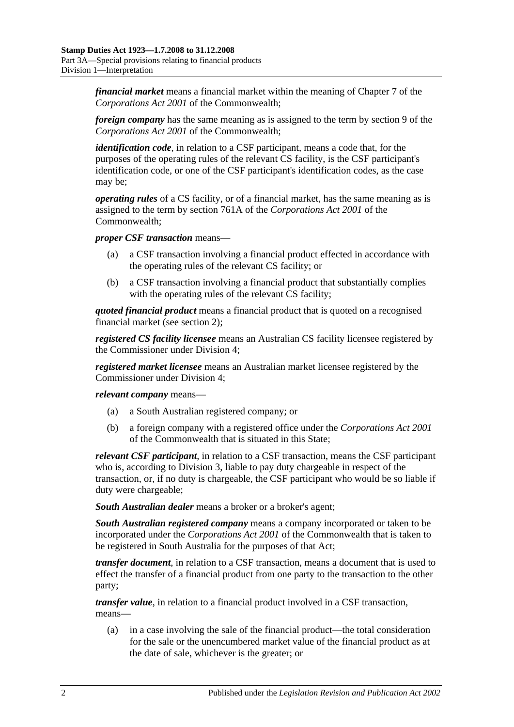***financial market*** means a financial market within the meaning of Chapter 7 of the *Corporations Act 2001* of the Commonwealth;

***foreign company*** has the same meaning as is assigned to the term by section 9 of the *Corporations Act 2001* of the Commonwealth;

***identification code***, in relation to a CSF participant, means a code that, for the purposes of the operating rules of the relevant CS facility, is the CSF participant's identification code, or one of the CSF participant's identification codes, as the case may be;

***operating rules*** of a CS facility, or of a financial market, has the same meaning as is assigned to the term by section 761A of the *Corporations Act 2001* of the Commonwealth;

***proper CSF transaction*** means—

(a) a CSF transaction involving a financial product effected in accordance with the operating rules of the relevant CS facility; or

(b) a CSF transaction involving a financial product that substantially complies with the operating rules of the relevant CS facility;

***quoted financial product*** means a financial product that is quoted on a recognised financial market (see section 2);

***registered CS facility licensee*** means an Australian CS facility licensee registered by the Commissioner under Division 4;

***registered market licensee*** means an Australian market licensee registered by the Commissioner under Division 4;

***relevant company*** means—

(a) a South Australian registered company; or

(b) a foreign company with a registered office under the *Corporations Act 2001* of the Commonwealth that is situated in this State;

***relevant CSF participant***, in relation to a CSF transaction, means the CSF participant who is, according to Division 3, liable to pay duty chargeable in respect of the transaction, or, if no duty is chargeable, the CSF participant who would be so liable if duty were chargeable;

***South Australian dealer*** means a broker or a broker's agent;

***South Australian registered company*** means a company incorporated or taken to be incorporated under the *Corporations Act 2001* of the Commonwealth that is taken to be registered in South Australia for the purposes of that Act;

***transfer document***, in relation to a CSF transaction, means a document that is used to effect the transfer of a financial product from one party to the transaction to the other party;

***transfer value***, in relation to a financial product involved in a CSF transaction, means—

(a) in a case involving the sale of the financial product—the total consideration for the sale or the unencumbered market value of the financial product as at the date of sale, whichever is the greater; or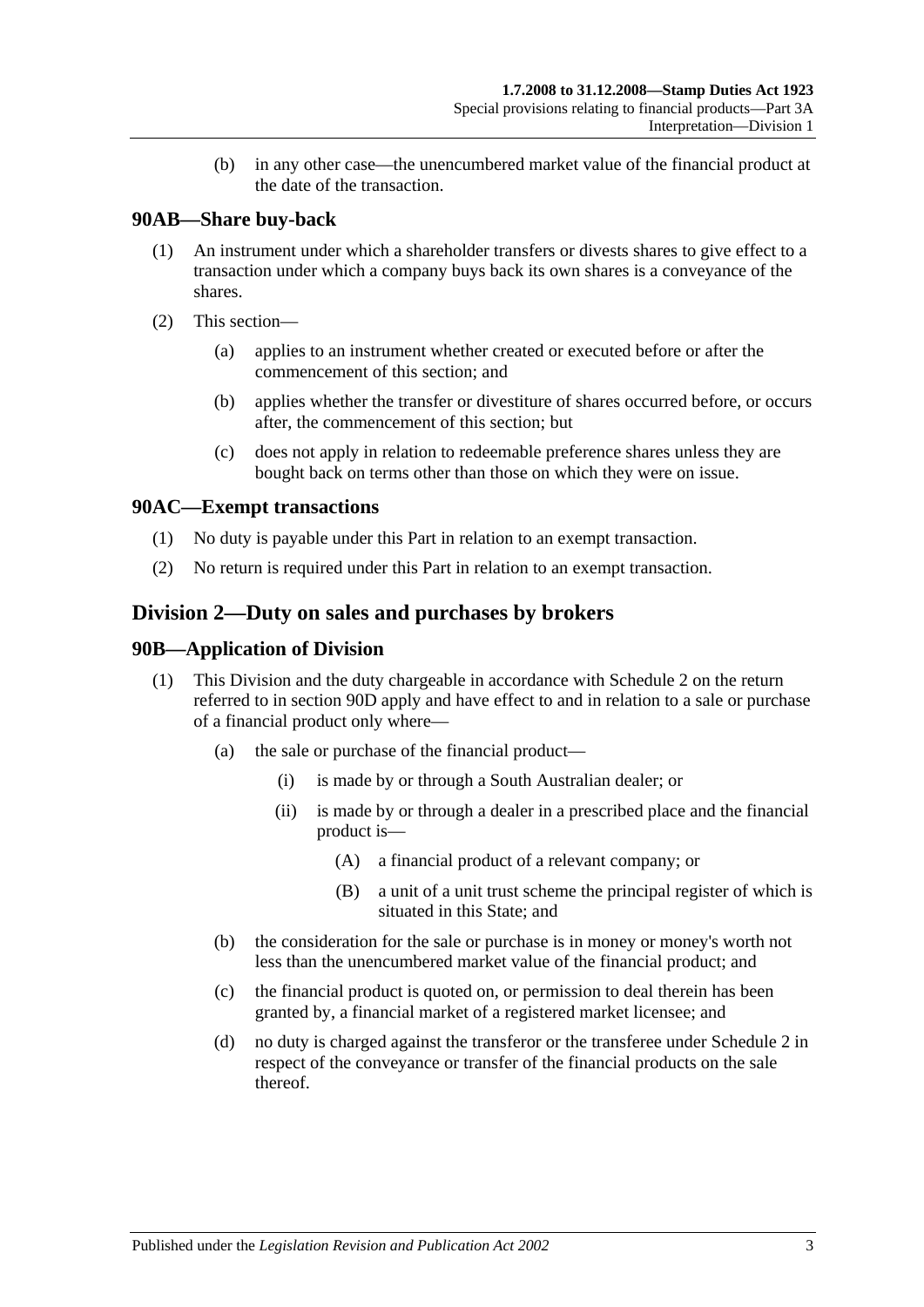(b) in any other case—the unencumbered market value of the financial product at the date of the transaction.

### 90AB—Share buy-back

(1) An instrument under which a shareholder transfers or divests shares to give effect to a transaction under which a company buys back its own shares is a conveyance of the shares.

(2) This section—

(a) applies to an instrument whether created or executed before or after the commencement of this section; and

(b) applies whether the transfer or divestiture of shares occurred before, or occurs after, the commencement of this section; but

(c) does not apply in relation to redeemable preference shares unless they are bought back on terms other than those on which they were on issue.

### 90AC—Exempt transactions

(1) No duty is payable under this Part in relation to an exempt transaction.

(2) No return is required under this Part in relation to an exempt transaction.

## Division 2—Duty on sales and purchases by brokers

### 90B—Application of Division

(1) This Division and the duty chargeable in accordance with Schedule 2 on the return referred to in section 90D apply and have effect to and in relation to a sale or purchase of a financial product only where—

(a) the sale or purchase of the financial product—

(i) is made by or through a South Australian dealer; or

(ii) is made by or through a dealer in a prescribed place and the financial product is—

(A) a financial product of a relevant company; or

(B) a unit of a unit trust scheme the principal register of which is situated in this State; and

(b) the consideration for the sale or purchase is in money or money's worth not less than the unencumbered market value of the financial product; and

(c) the financial product is quoted on, or permission to deal therein has been granted by, a financial market of a registered market licensee; and

(d) no duty is charged against the transferor or the transferee under Schedule 2 in respect of the conveyance or transfer of the financial products on the sale thereof.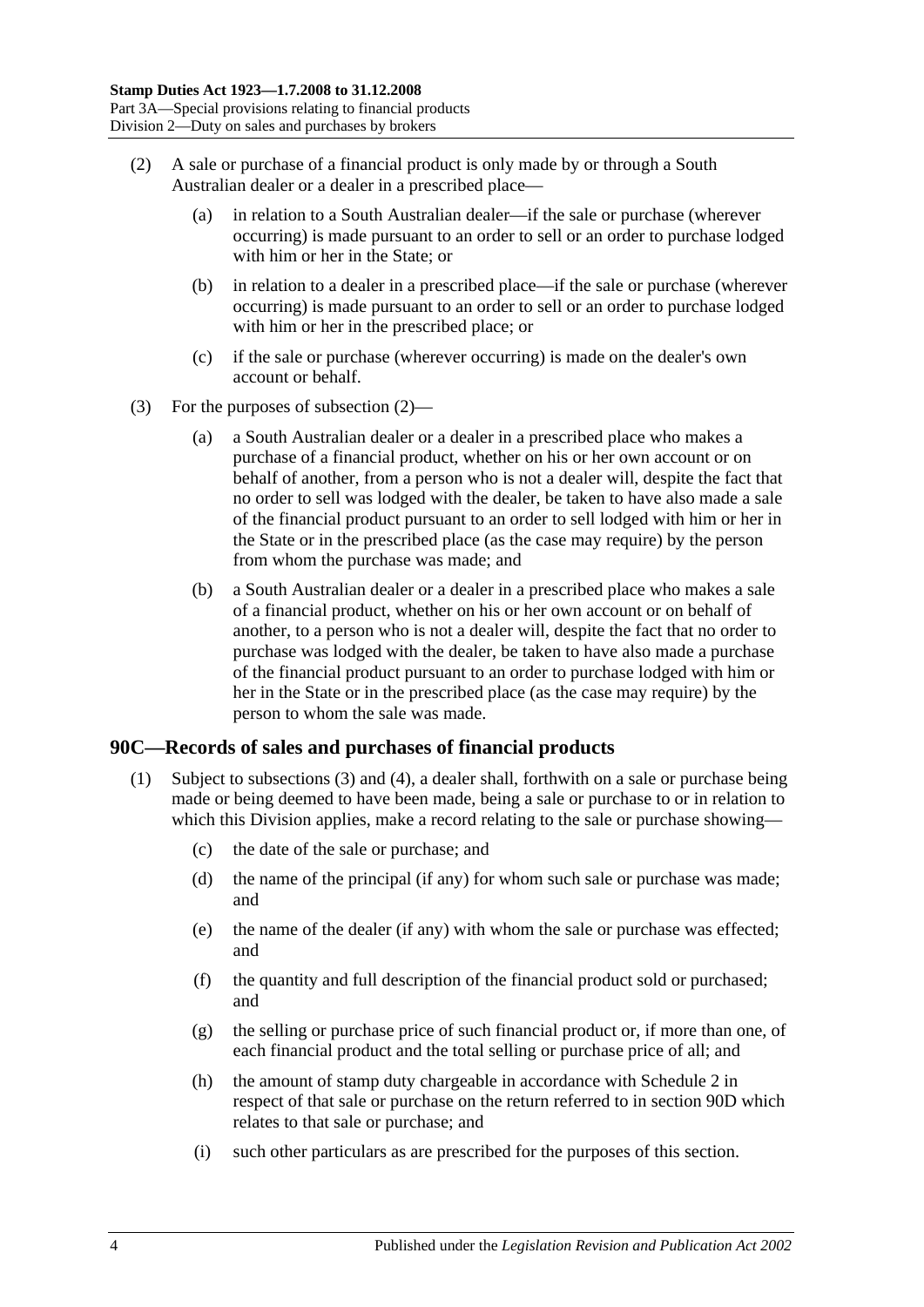(2) A sale or purchase of a financial product is only made by or through a South Australian dealer or a dealer in a prescribed place—

(a) in relation to a South Australian dealer—if the sale or purchase (wherever occurring) is made pursuant to an order to sell or an order to purchase lodged with him or her in the State; or

(b) in relation to a dealer in a prescribed place—if the sale or purchase (wherever occurring) is made pursuant to an order to sell or an order to purchase lodged with him or her in the prescribed place; or

(c) if the sale or purchase (wherever occurring) is made on the dealer's own account or behalf.

(3) For the purposes of subsection (2)—

(a) a South Australian dealer or a dealer in a prescribed place who makes a purchase of a financial product, whether on his or her own account or on behalf of another, from a person who is not a dealer will, despite the fact that no order to sell was lodged with the dealer, be taken to have also made a sale of the financial product pursuant to an order to sell lodged with him or her in the State or in the prescribed place (as the case may require) by the person from whom the purchase was made; and

(b) a South Australian dealer or a dealer in a prescribed place who makes a sale of a financial product, whether on his or her own account or on behalf of another, to a person who is not a dealer will, despite the fact that no order to purchase was lodged with the dealer, be taken to have also made a purchase of the financial product pursuant to an order to purchase lodged with him or her in the State or in the prescribed place (as the case may require) by the person to whom the sale was made.

## 90C—Records of sales and purchases of financial products

(1) Subject to subsections (3) and (4), a dealer shall, forthwith on a sale or purchase being made or being deemed to have been made, being a sale or purchase to or in relation to which this Division applies, make a record relating to the sale or purchase showing—

(c) the date of the sale or purchase; and

(d) the name of the principal (if any) for whom such sale or purchase was made; and

(e) the name of the dealer (if any) with whom the sale or purchase was effected; and

(f) the quantity and full description of the financial product sold or purchased; and

(g) the selling or purchase price of such financial product or, if more than one, of each financial product and the total selling or purchase price of all; and

(h) the amount of stamp duty chargeable in accordance with Schedule 2 in respect of that sale or purchase on the return referred to in section 90D which relates to that sale or purchase; and

(i) such other particulars as are prescribed for the purposes of this section.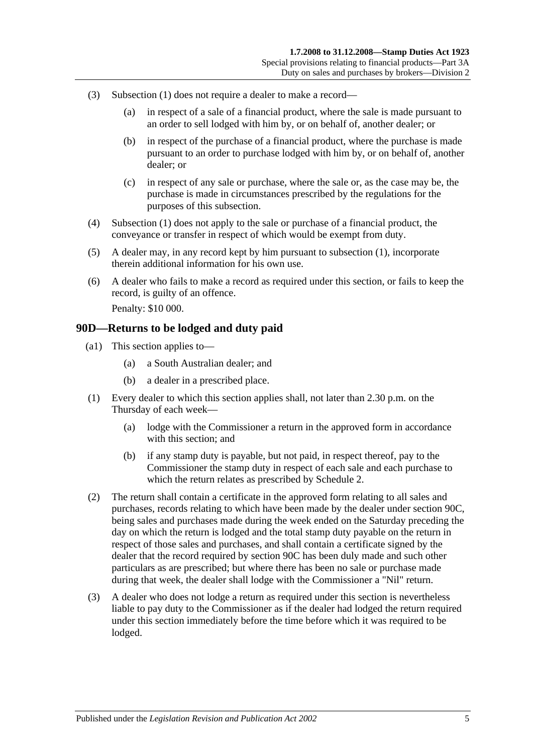(3) Subsection (1) does not require a dealer to make a record—

(a) in respect of a sale of a financial product, where the sale is made pursuant to an order to sell lodged with him by, or on behalf of, another dealer; or

(b) in respect of the purchase of a financial product, where the purchase is made pursuant to an order to purchase lodged with him by, or on behalf of, another dealer; or

(c) in respect of any sale or purchase, where the sale or, as the case may be, the purchase is made in circumstances prescribed by the regulations for the purposes of this subsection.

(4) Subsection (1) does not apply to the sale or purchase of a financial product, the conveyance or transfer in respect of which would be exempt from duty.

(5) A dealer may, in any record kept by him pursuant to subsection (1), incorporate therein additional information for his own use.

(6) A dealer who fails to make a record as required under this section, or fails to keep the record, is guilty of an offence.

Penalty: $10 000.

## 90D—Returns to be lodged and duty paid

(a1) This section applies to—

(a) a South Australian dealer; and

(b) a dealer in a prescribed place.

(1) Every dealer to which this section applies shall, not later than 2.30 p.m. on the Thursday of each week—

(a) lodge with the Commissioner a return in the approved form in accordance with this section; and

(b) if any stamp duty is payable, but not paid, in respect thereof, pay to the Commissioner the stamp duty in respect of each sale and each purchase to which the return relates as prescribed by Schedule 2.

(2) The return shall contain a certificate in the approved form relating to all sales and purchases, records relating to which have been made by the dealer under section 90C, being sales and purchases made during the week ended on the Saturday preceding the day on which the return is lodged and the total stamp duty payable on the return in respect of those sales and purchases, and shall contain a certificate signed by the dealer that the record required by section 90C has been duly made and such other particulars as are prescribed; but where there has been no sale or purchase made during that week, the dealer shall lodge with the Commissioner a "Nil" return.

(3) A dealer who does not lodge a return as required under this section is nevertheless liable to pay duty to the Commissioner as if the dealer had lodged the return required under this section immediately before the time before which it was required to be lodged.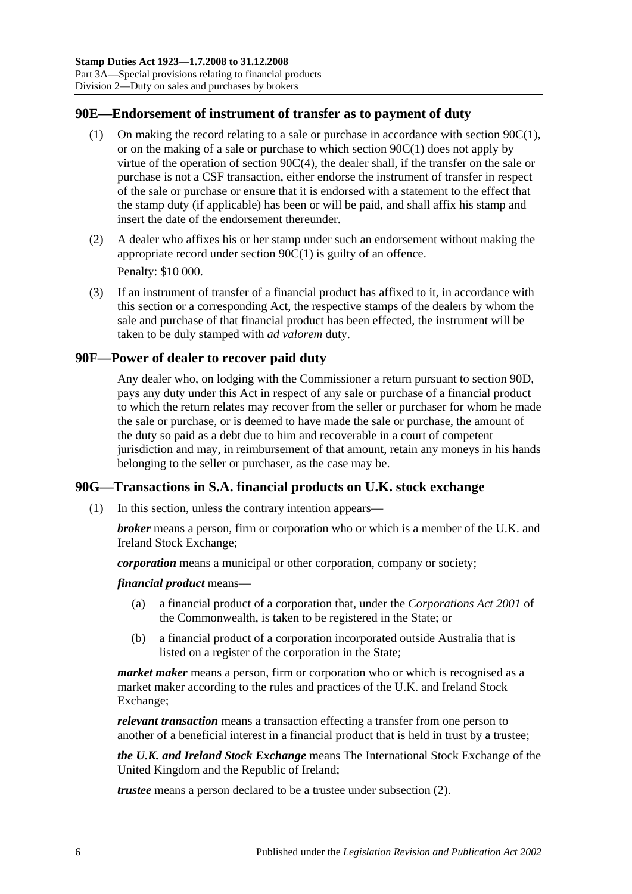## 90E—Endorsement of instrument of transfer as to payment of duty

(1) On making the record relating to a sale or purchase in accordance with section 90C(1), or on the making of a sale or purchase to which section 90C(1) does not apply by virtue of the operation of section 90C(4), the dealer shall, if the transfer on the sale or purchase is not a CSF transaction, either endorse the instrument of transfer in respect of the sale or purchase or ensure that it is endorsed with a statement to the effect that the stamp duty (if applicable) has been or will be paid, and shall affix his stamp and insert the date of the endorsement thereunder.

(2) A dealer who affixes his or her stamp under such an endorsement without making the appropriate record under section 90C(1) is guilty of an offence.

Penalty: $10 000.

(3) If an instrument of transfer of a financial product has affixed to it, in accordance with this section or a corresponding Act, the respective stamps of the dealers by whom the sale and purchase of that financial product has been effected, the instrument will be taken to be duly stamped with *ad valorem* duty.

## 90F—Power of dealer to recover paid duty

Any dealer who, on lodging with the Commissioner a return pursuant to section 90D, pays any duty under this Act in respect of any sale or purchase of a financial product to which the return relates may recover from the seller or purchaser for whom he made the sale or purchase, or is deemed to have made the sale or purchase, the amount of the duty so paid as a debt due to him and recoverable in a court of competent jurisdiction and may, in reimbursement of that amount, retain any moneys in his hands belonging to the seller or purchaser, as the case may be.

## 90G—Transactions in S.A. financial products on U.K. stock exchange

(1) In this section, unless the contrary intention appears—

***broker*** means a person, firm or corporation who or which is a member of the U.K. and Ireland Stock Exchange;

***corporation*** means a municipal or other corporation, company or society;

***financial product*** means—

(a) a financial product of a corporation that, under the *Corporations Act 2001* of the Commonwealth, is taken to be registered in the State; or

(b) a financial product of a corporation incorporated outside Australia that is listed on a register of the corporation in the State;

***market maker*** means a person, firm or corporation who or which is recognised as a market maker according to the rules and practices of the U.K. and Ireland Stock Exchange;

***relevant transaction*** means a transaction effecting a transfer from one person to another of a beneficial interest in a financial product that is held in trust by a trustee;

***the U.K. and Ireland Stock Exchange*** means The International Stock Exchange of the United Kingdom and the Republic of Ireland;

***trustee*** means a person declared to be a trustee under subsection (2).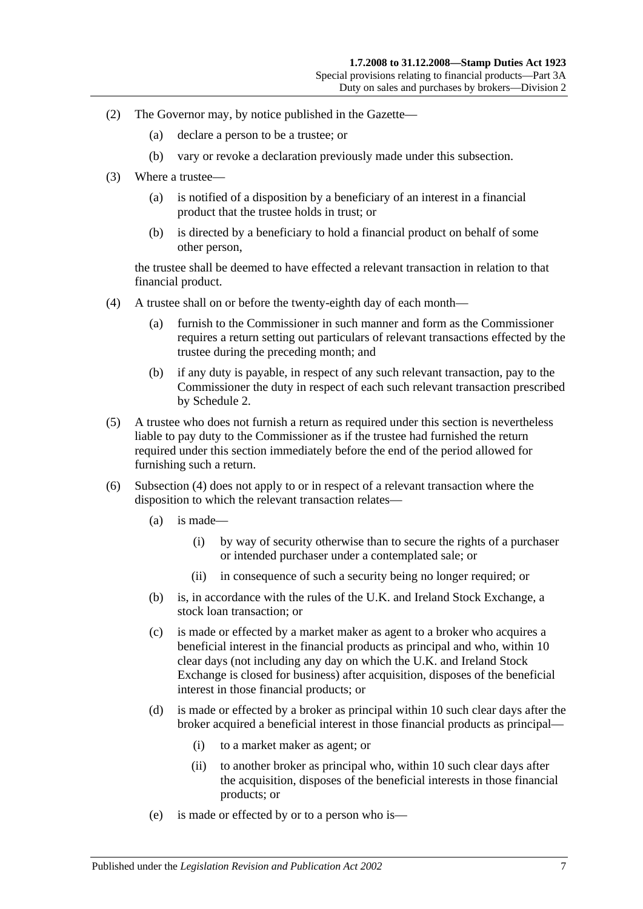(2) The Governor may, by notice published in the Gazette—

(a) declare a person to be a trustee; or

(b) vary or revoke a declaration previously made under this subsection.

(3) Where a trustee—

(a) is notified of a disposition by a beneficiary of an interest in a financial product that the trustee holds in trust; or

(b) is directed by a beneficiary to hold a financial product on behalf of some other person,

the trustee shall be deemed to have effected a relevant transaction in relation to that financial product.

(4) A trustee shall on or before the twenty-eighth day of each month—

(a) furnish to the Commissioner in such manner and form as the Commissioner requires a return setting out particulars of relevant transactions effected by the trustee during the preceding month; and

(b) if any duty is payable, in respect of any such relevant transaction, pay to the Commissioner the duty in respect of each such relevant transaction prescribed by Schedule 2.

(5) A trustee who does not furnish a return as required under this section is nevertheless liable to pay duty to the Commissioner as if the trustee had furnished the return required under this section immediately before the end of the period allowed for furnishing such a return.

(6) Subsection (4) does not apply to or in respect of a relevant transaction where the disposition to which the relevant transaction relates—

(a) is made—

(i) by way of security otherwise than to secure the rights of a purchaser or intended purchaser under a contemplated sale; or

(ii) in consequence of such a security being no longer required; or

(b) is, in accordance with the rules of the U.K. and Ireland Stock Exchange, a stock loan transaction; or

(c) is made or effected by a market maker as agent to a broker who acquires a beneficial interest in the financial products as principal and who, within 10 clear days (not including any day on which the U.K. and Ireland Stock Exchange is closed for business) after acquisition, disposes of the beneficial interest in those financial products; or

(d) is made or effected by a broker as principal within 10 such clear days after the broker acquired a beneficial interest in those financial products as principal—

(i) to a market maker as agent; or

(ii) to another broker as principal who, within 10 such clear days after the acquisition, disposes of the beneficial interests in those financial products; or

(e) is made or effected by or to a person who is—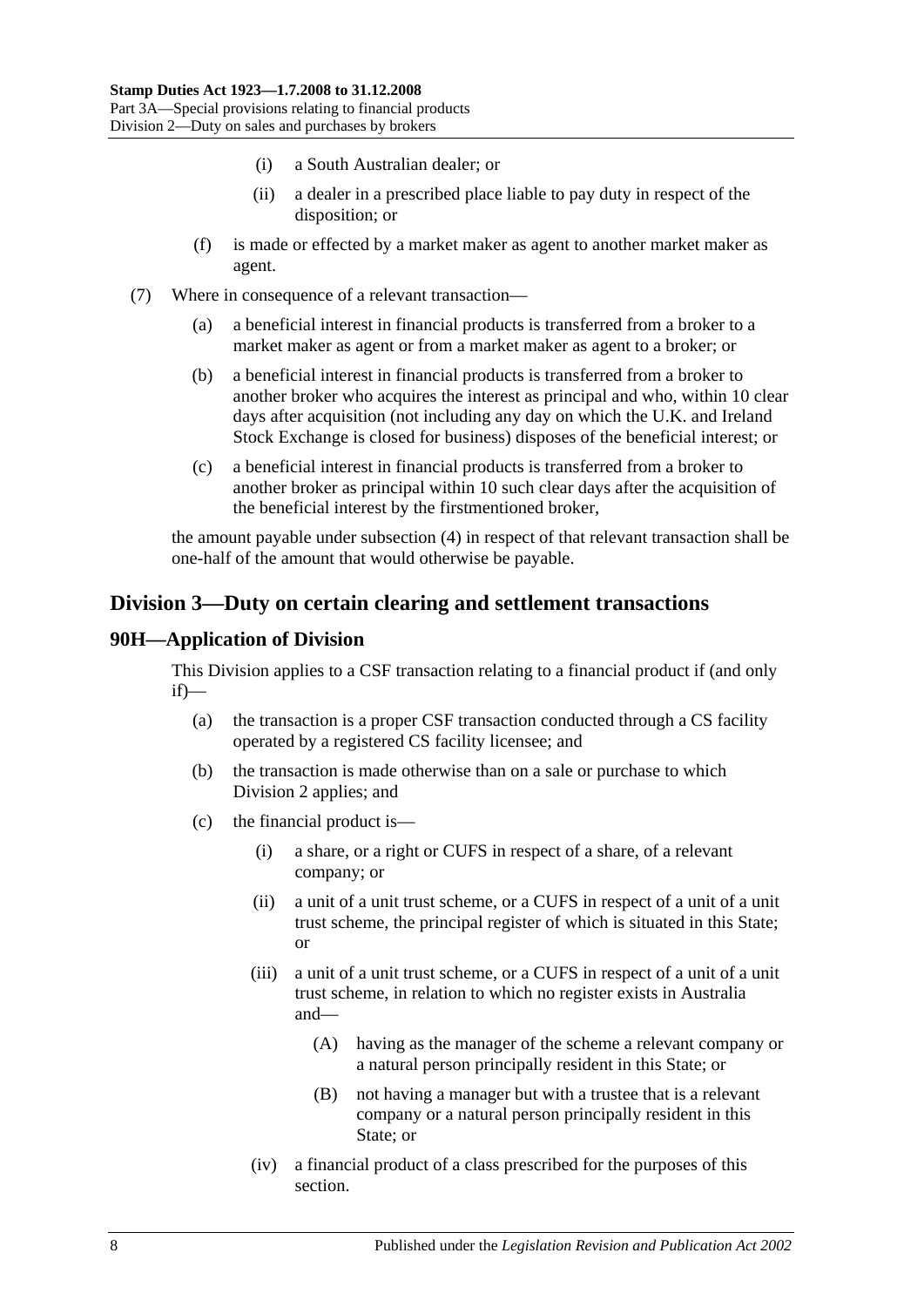(i) a South Australian dealer; or

(ii) a dealer in a prescribed place liable to pay duty in respect of the disposition; or

(f) is made or effected by a market maker as agent to another market maker as agent.

(7) Where in consequence of a relevant transaction—

(a) a beneficial interest in financial products is transferred from a broker to a market maker as agent or from a market maker as agent to a broker; or

(b) a beneficial interest in financial products is transferred from a broker to another broker who acquires the interest as principal and who, within 10 clear days after acquisition (not including any day on which the U.K. and Ireland Stock Exchange is closed for business) disposes of the beneficial interest; or

(c) a beneficial interest in financial products is transferred from a broker to another broker as principal within 10 such clear days after the acquisition of the beneficial interest by the firstmentioned broker,

the amount payable under subsection (4) in respect of that relevant transaction shall be one-half of the amount that would otherwise be payable.

## Division 3—Duty on certain clearing and settlement transactions

### 90H—Application of Division

This Division applies to a CSF transaction relating to a financial product if (and only if)—

(a) the transaction is a proper CSF transaction conducted through a CS facility operated by a registered CS facility licensee; and

(b) the transaction is made otherwise than on a sale or purchase to which Division 2 applies; and

(c) the financial product is—

(i) a share, or a right or CUFS in respect of a share, of a relevant company; or

(ii) a unit of a unit trust scheme, or a CUFS in respect of a unit of a unit trust scheme, the principal register of which is situated in this State; or

(iii) a unit of a unit trust scheme, or a CUFS in respect of a unit of a unit trust scheme, in relation to which no register exists in Australia and—

(A) having as the manager of the scheme a relevant company or a natural person principally resident in this State; or

(B) not having a manager but with a trustee that is a relevant company or a natural person principally resident in this State; or

(iv) a financial product of a class prescribed for the purposes of this section.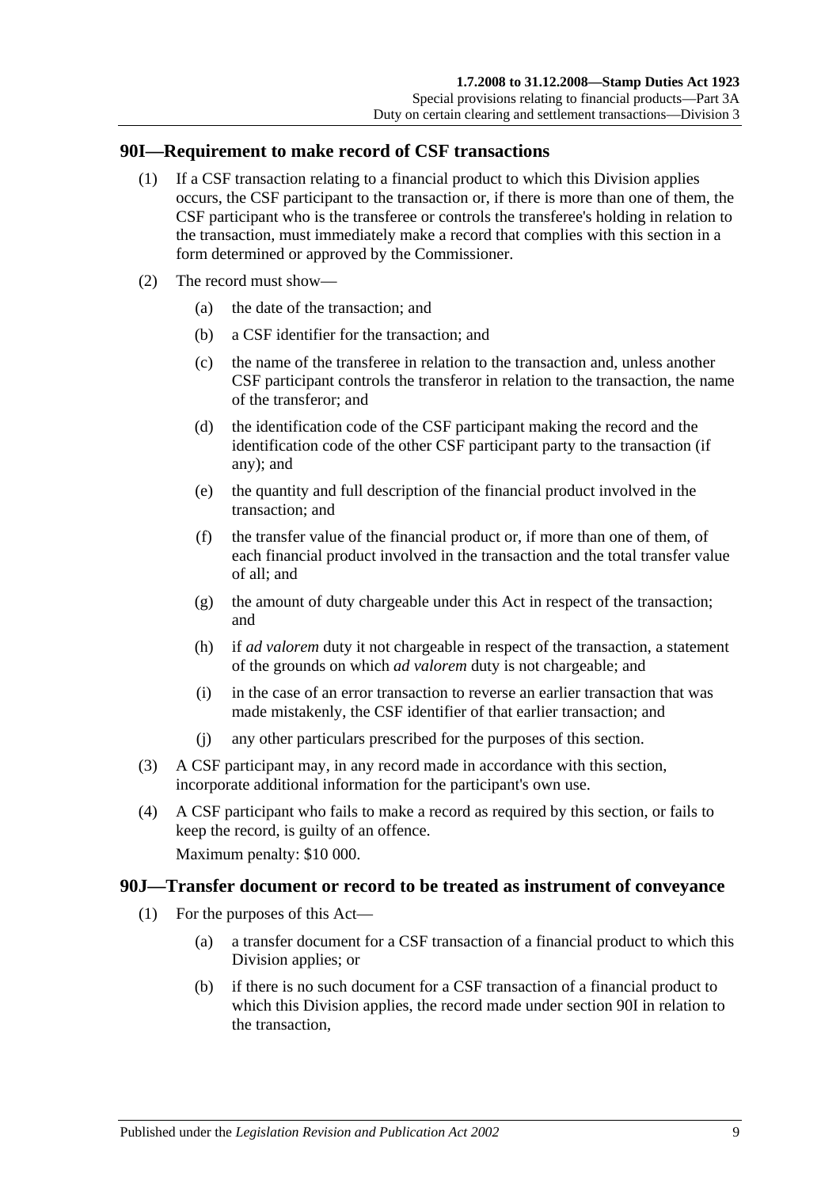## 90I—Requirement to make record of CSF transactions

(1) If a CSF transaction relating to a financial product to which this Division applies occurs, the CSF participant to the transaction or, if there is more than one of them, the CSF participant who is the transferee or controls the transferee's holding in relation to the transaction, must immediately make a record that complies with this section in a form determined or approved by the Commissioner.

(2) The record must show—

- (a) the date of the transaction; and
- (b) a CSF identifier for the transaction; and
- (c) the name of the transferee in relation to the transaction and, unless another CSF participant controls the transferor in relation to the transaction, the name of the transferor; and
- (d) the identification code of the CSF participant making the record and the identification code of the other CSF participant party to the transaction (if any); and
- (e) the quantity and full description of the financial product involved in the transaction; and
- (f) the transfer value of the financial product or, if more than one of them, of each financial product involved in the transaction and the total transfer value of all; and
- (g) the amount of duty chargeable under this Act in respect of the transaction; and
- (h) if *ad valorem* duty it not chargeable in respect of the transaction, a statement of the grounds on which *ad valorem* duty is not chargeable; and
- (i) in the case of an error transaction to reverse an earlier transaction that was made mistakenly, the CSF identifier of that earlier transaction; and
- (j) any other particulars prescribed for the purposes of this section.

(3) A CSF participant may, in any record made in accordance with this section, incorporate additional information for the participant's own use.

(4) A CSF participant who fails to make a record as required by this section, or fails to keep the record, is guilty of an offence.

Maximum penalty: $10 000.

## 90J—Transfer document or record to be treated as instrument of conveyance

(1) For the purposes of this Act—

- (a) a transfer document for a CSF transaction of a financial product to which this Division applies; or
- (b) if there is no such document for a CSF transaction of a financial product to which this Division applies, the record made under section 90I in relation to the transaction,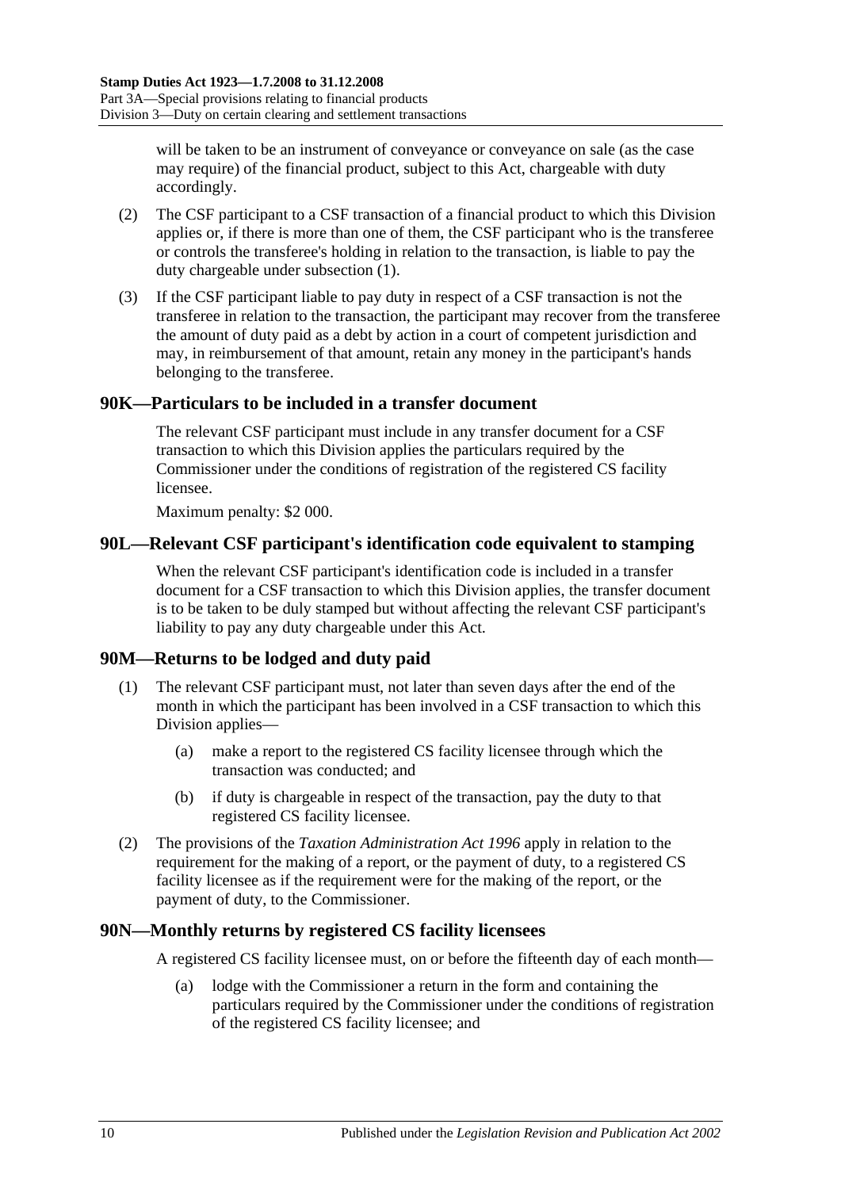will be taken to be an instrument of conveyance or conveyance on sale (as the case may require) of the financial product, subject to this Act, chargeable with duty accordingly.

(2) The CSF participant to a CSF transaction of a financial product to which this Division applies or, if there is more than one of them, the CSF participant who is the transferee or controls the transferee's holding in relation to the transaction, is liable to pay the duty chargeable under subsection (1).

(3) If the CSF participant liable to pay duty in respect of a CSF transaction is not the transferee in relation to the transaction, the participant may recover from the transferee the amount of duty paid as a debt by action in a court of competent jurisdiction and may, in reimbursement of that amount, retain any money in the participant's hands belonging to the transferee.

## 90K—Particulars to be included in a transfer document

The relevant CSF participant must include in any transfer document for a CSF transaction to which this Division applies the particulars required by the Commissioner under the conditions of registration of the registered CS facility licensee.

Maximum penalty: $2 000.

## 90L—Relevant CSF participant's identification code equivalent to stamping

When the relevant CSF participant's identification code is included in a transfer document for a CSF transaction to which this Division applies, the transfer document is to be taken to be duly stamped but without affecting the relevant CSF participant's liability to pay any duty chargeable under this Act.

## 90M—Returns to be lodged and duty paid

(1) The relevant CSF participant must, not later than seven days after the end of the month in which the participant has been involved in a CSF transaction to which this Division applies—

(a) make a report to the registered CS facility licensee through which the transaction was conducted; and

(b) if duty is chargeable in respect of the transaction, pay the duty to that registered CS facility licensee.

(2) The provisions of the *Taxation Administration Act 1996* apply in relation to the requirement for the making of a report, or the payment of duty, to a registered CS facility licensee as if the requirement were for the making of the report, or the payment of duty, to the Commissioner.

## 90N—Monthly returns by registered CS facility licensees

A registered CS facility licensee must, on or before the fifteenth day of each month—

(a) lodge with the Commissioner a return in the form and containing the particulars required by the Commissioner under the conditions of registration of the registered CS facility licensee; and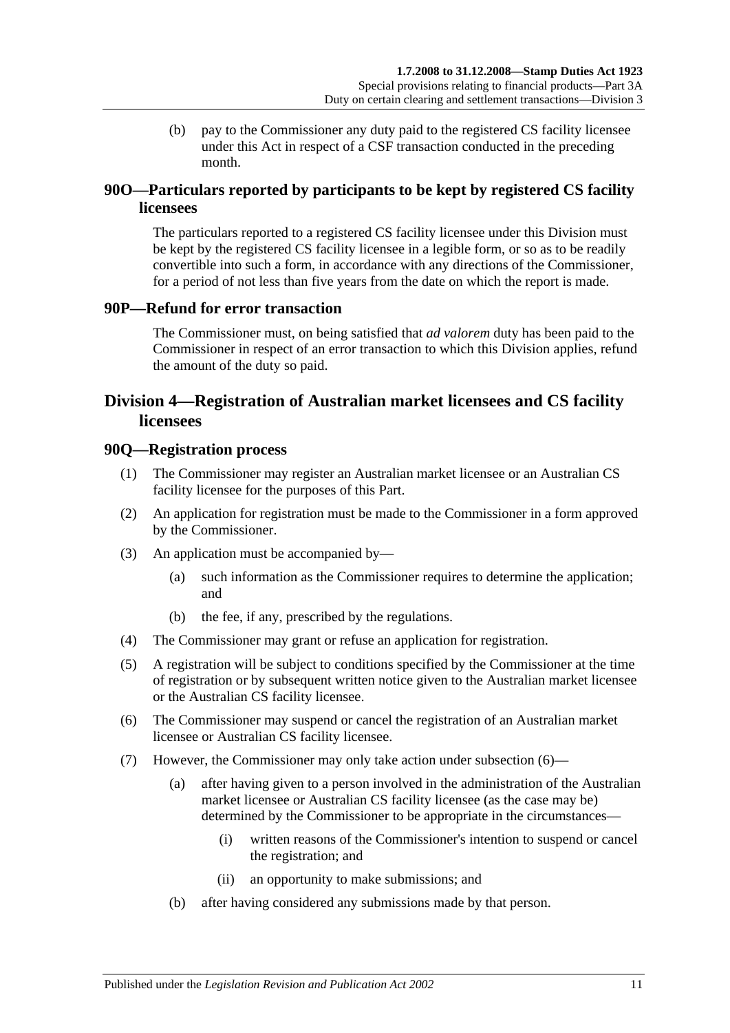(b) pay to the Commissioner any duty paid to the registered CS facility licensee under this Act in respect of a CSF transaction conducted in the preceding month.

### 90O—Particulars reported by participants to be kept by registered CS facility licensees

The particulars reported to a registered CS facility licensee under this Division must be kept by the registered CS facility licensee in a legible form, or so as to be readily convertible into such a form, in accordance with any directions of the Commissioner, for a period of not less than five years from the date on which the report is made.

### 90P—Refund for error transaction

The Commissioner must, on being satisfied that *ad valorem* duty has been paid to the Commissioner in respect of an error transaction to which this Division applies, refund the amount of the duty so paid.

## Division 4—Registration of Australian market licensees and CS facility licensees

### 90Q—Registration process

(1) The Commissioner may register an Australian market licensee or an Australian CS facility licensee for the purposes of this Part.

(2) An application for registration must be made to the Commissioner in a form approved by the Commissioner.

(3) An application must be accompanied by—

  (a) such information as the Commissioner requires to determine the application; and

  (b) the fee, if any, prescribed by the regulations.

(4) The Commissioner may grant or refuse an application for registration.

(5) A registration will be subject to conditions specified by the Commissioner at the time of registration or by subsequent written notice given to the Australian market licensee or the Australian CS facility licensee.

(6) The Commissioner may suspend or cancel the registration of an Australian market licensee or Australian CS facility licensee.

(7) However, the Commissioner may only take action under subsection (6)—

  (a) after having given to a person involved in the administration of the Australian market licensee or Australian CS facility licensee (as the case may be) determined by the Commissioner to be appropriate in the circumstances—

    (i) written reasons of the Commissioner's intention to suspend or cancel the registration; and

    (ii) an opportunity to make submissions; and

  (b) after having considered any submissions made by that person.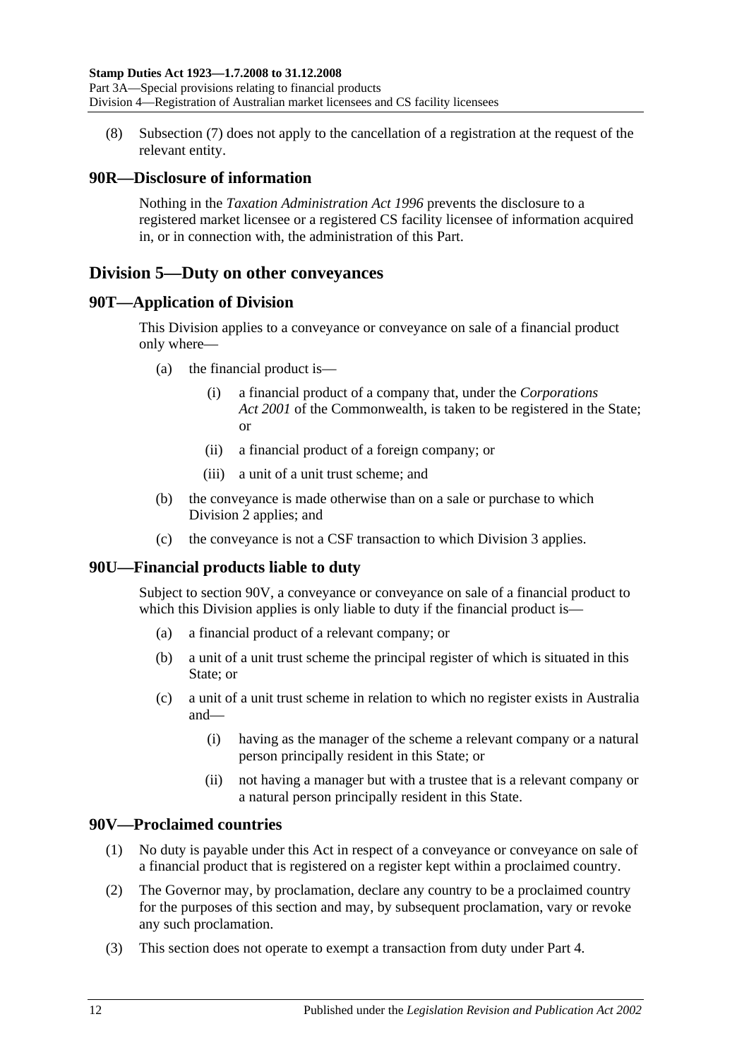(8) Subsection (7) does not apply to the cancellation of a registration at the request of the relevant entity.

## 90R—Disclosure of information

Nothing in the *Taxation Administration Act 1996* prevents the disclosure to a registered market licensee or a registered CS facility licensee of information acquired in, or in connection with, the administration of this Part.

# Division 5—Duty on other conveyances

## 90T—Application of Division

This Division applies to a conveyance or conveyance on sale of a financial product only where—

(a) the financial product is—

(i) a financial product of a company that, under the *Corporations Act 2001* of the Commonwealth, is taken to be registered in the State; or

(ii) a financial product of a foreign company; or

(iii) a unit of a unit trust scheme; and

(b) the conveyance is made otherwise than on a sale or purchase to which Division 2 applies; and

(c) the conveyance is not a CSF transaction to which Division 3 applies.

## 90U—Financial products liable to duty

Subject to section 90V, a conveyance or conveyance on sale of a financial product to which this Division applies is only liable to duty if the financial product is—

(a) a financial product of a relevant company; or

(b) a unit of a unit trust scheme the principal register of which is situated in this State; or

(c) a unit of a unit trust scheme in relation to which no register exists in Australia and—

(i) having as the manager of the scheme a relevant company or a natural person principally resident in this State; or

(ii) not having a manager but with a trustee that is a relevant company or a natural person principally resident in this State.

## 90V—Proclaimed countries

(1) No duty is payable under this Act in respect of a conveyance or conveyance on sale of a financial product that is registered on a register kept within a proclaimed country.

(2) The Governor may, by proclamation, declare any country to be a proclaimed country for the purposes of this section and may, by subsequent proclamation, vary or revoke any such proclamation.

(3) This section does not operate to exempt a transaction from duty under Part 4.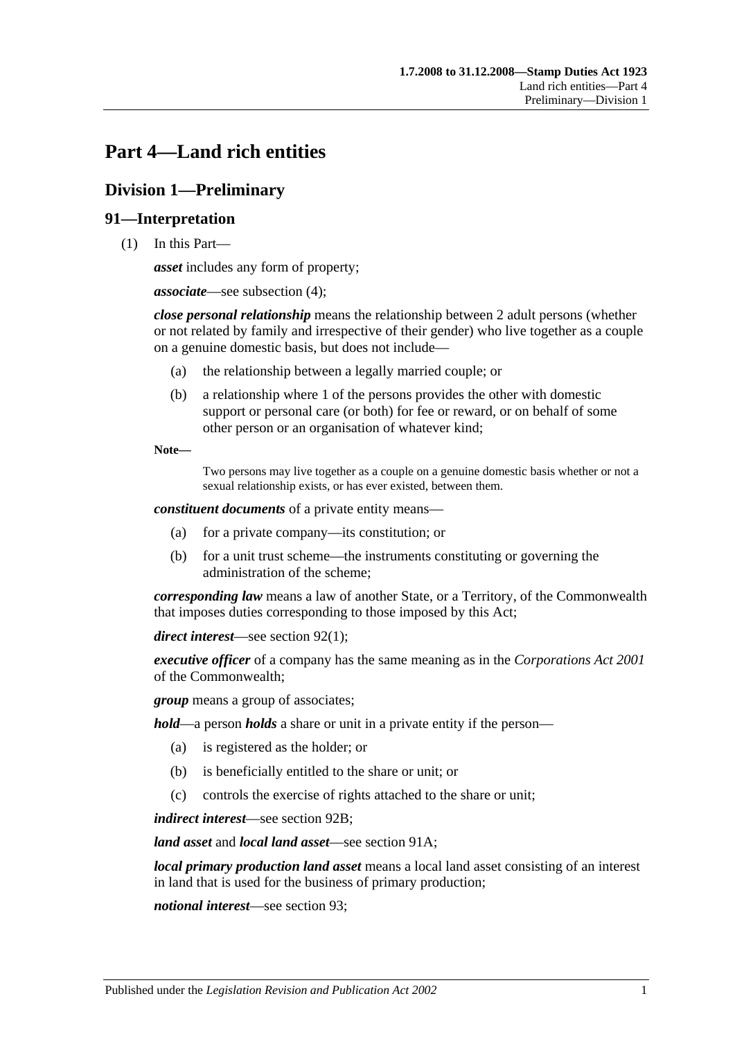# Part 4—Land rich entities

## Division 1—Preliminary

### 91—Interpretation

(1) In this Part—

***asset*** includes any form of property;

***associate***—see subsection (4);

***close personal relationship*** means the relationship between 2 adult persons (whether or not related by family and irrespective of their gender) who live together as a couple on a genuine domestic basis, but does not include—

- (a) the relationship between a legally married couple; or
- (b) a relationship where 1 of the persons provides the other with domestic support or personal care (or both) for fee or reward, or on behalf of some other person or an organisation of whatever kind;

**Note—**

Two persons may live together as a couple on a genuine domestic basis whether or not a sexual relationship exists, or has ever existed, between them.

***constituent documents*** of a private entity means—

- (a) for a private company—its constitution; or
- (b) for a unit trust scheme—the instruments constituting or governing the administration of the scheme;

***corresponding law*** means a law of another State, or a Territory, of the Commonwealth that imposes duties corresponding to those imposed by this Act;

***direct interest***—see section 92(1);

***executive officer*** of a company has the same meaning as in the *Corporations Act 2001* of the Commonwealth;

***group*** means a group of associates;

***hold***—a person ***holds*** a share or unit in a private entity if the person—

- (a) is registered as the holder; or
- (b) is beneficially entitled to the share or unit; or
- (c) controls the exercise of rights attached to the share or unit;

***indirect interest***—see section 92B;

***land asset*** and ***local land asset***—see section 91A;

***local primary production land asset*** means a local land asset consisting of an interest in land that is used for the business of primary production;

***notional interest***—see section 93;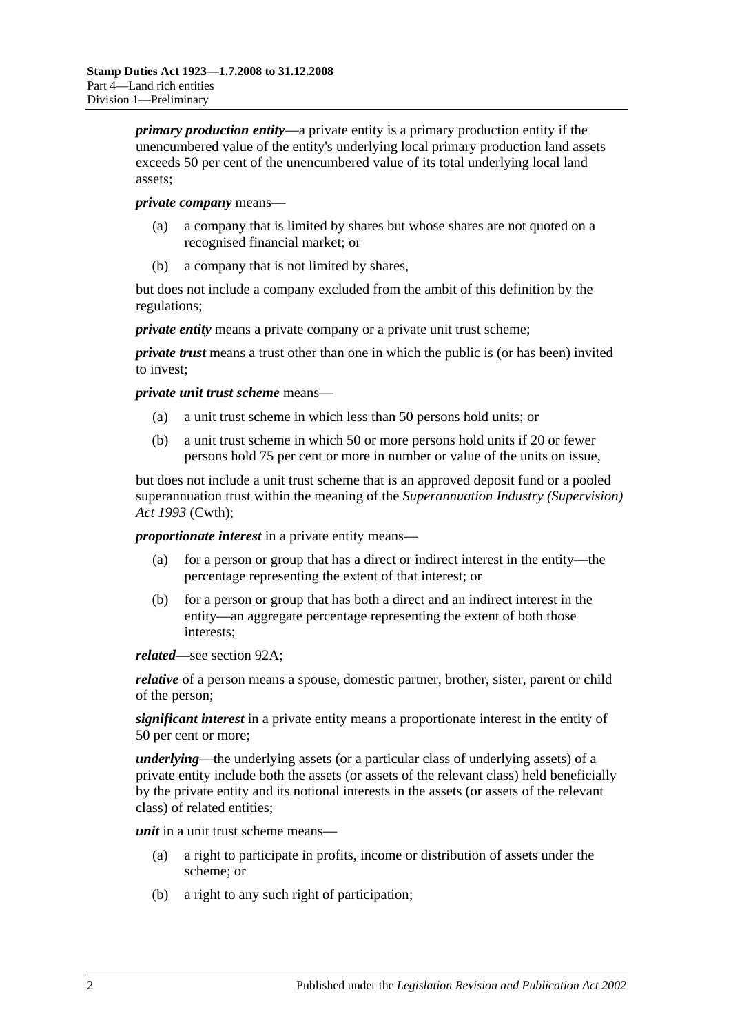***primary production entity***—a private entity is a primary production entity if the unencumbered value of the entity's underlying local primary production land assets exceeds 50 per cent of the unencumbered value of its total underlying local land assets;

***private company*** means—

- (a) a company that is limited by shares but whose shares are not quoted on a recognised financial market; or
- (b) a company that is not limited by shares,

but does not include a company excluded from the ambit of this definition by the regulations;

***private entity*** means a private company or a private unit trust scheme;

***private trust*** means a trust other than one in which the public is (or has been) invited to invest;

***private unit trust scheme*** means—

- (a) a unit trust scheme in which less than 50 persons hold units; or
- (b) a unit trust scheme in which 50 or more persons hold units if 20 or fewer persons hold 75 per cent or more in number or value of the units on issue,

but does not include a unit trust scheme that is an approved deposit fund or a pooled superannuation trust within the meaning of the *Superannuation Industry (Supervision) Act 1993* (Cwth);

***proportionate interest*** in a private entity means—

- (a) for a person or group that has a direct or indirect interest in the entity—the percentage representing the extent of that interest; or
- (b) for a person or group that has both a direct and an indirect interest in the entity—an aggregate percentage representing the extent of both those interests;

***related***—see section 92A;

***relative*** of a person means a spouse, domestic partner, brother, sister, parent or child of the person;

***significant interest*** in a private entity means a proportionate interest in the entity of 50 per cent or more;

***underlying***—the underlying assets (or a particular class of underlying assets) of a private entity include both the assets (or assets of the relevant class) held beneficially by the private entity and its notional interests in the assets (or assets of the relevant class) of related entities;

***unit*** in a unit trust scheme means—

- (a) a right to participate in profits, income or distribution of assets under the scheme; or
- (b) a right to any such right of participation;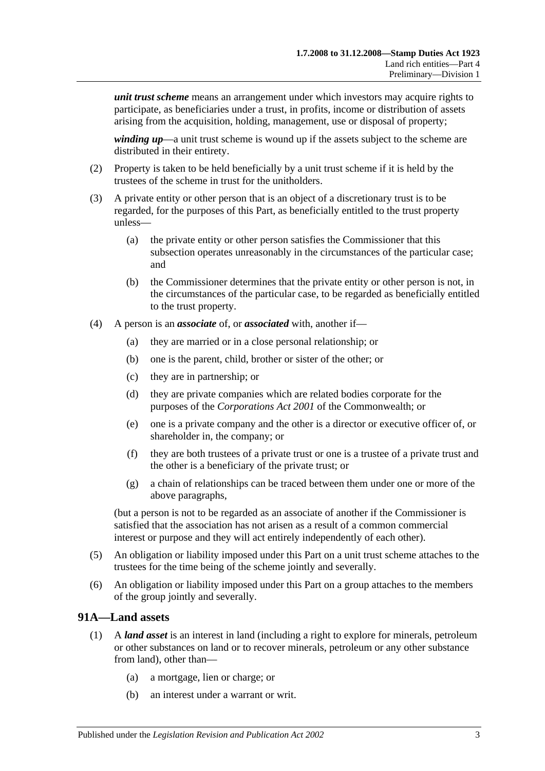***unit trust scheme*** means an arrangement under which investors may acquire rights to participate, as beneficiaries under a trust, in profits, income or distribution of assets arising from the acquisition, holding, management, use or disposal of property;

***winding up***—a unit trust scheme is wound up if the assets subject to the scheme are distributed in their entirety.

(2) Property is taken to be held beneficially by a unit trust scheme if it is held by the trustees of the scheme in trust for the unitholders.

(3) A private entity or other person that is an object of a discretionary trust is to be regarded, for the purposes of this Part, as beneficially entitled to the trust property unless—

(a) the private entity or other person satisfies the Commissioner that this subsection operates unreasonably in the circumstances of the particular case; and

(b) the Commissioner determines that the private entity or other person is not, in the circumstances of the particular case, to be regarded as beneficially entitled to the trust property.

(4) A person is an ***associate*** of, or ***associated*** with, another if—

(a) they are married or in a close personal relationship; or

(b) one is the parent, child, brother or sister of the other; or

(c) they are in partnership; or

(d) they are private companies which are related bodies corporate for the purposes of the *Corporations Act 2001* of the Commonwealth; or

(e) one is a private company and the other is a director or executive officer of, or shareholder in, the company; or

(f) they are both trustees of a private trust or one is a trustee of a private trust and the other is a beneficiary of the private trust; or

(g) a chain of relationships can be traced between them under one or more of the above paragraphs,

(but a person is not to be regarded as an associate of another if the Commissioner is satisfied that the association has not arisen as a result of a common commercial interest or purpose and they will act entirely independently of each other).

(5) An obligation or liability imposed under this Part on a unit trust scheme attaches to the trustees for the time being of the scheme jointly and severally.

(6) An obligation or liability imposed under this Part on a group attaches to the members of the group jointly and severally.

## 91A—Land assets

(1) A ***land asset*** is an interest in land (including a right to explore for minerals, petroleum or other substances on land or to recover minerals, petroleum or any other substance from land), other than—

(a) a mortgage, lien or charge; or

(b) an interest under a warrant or writ.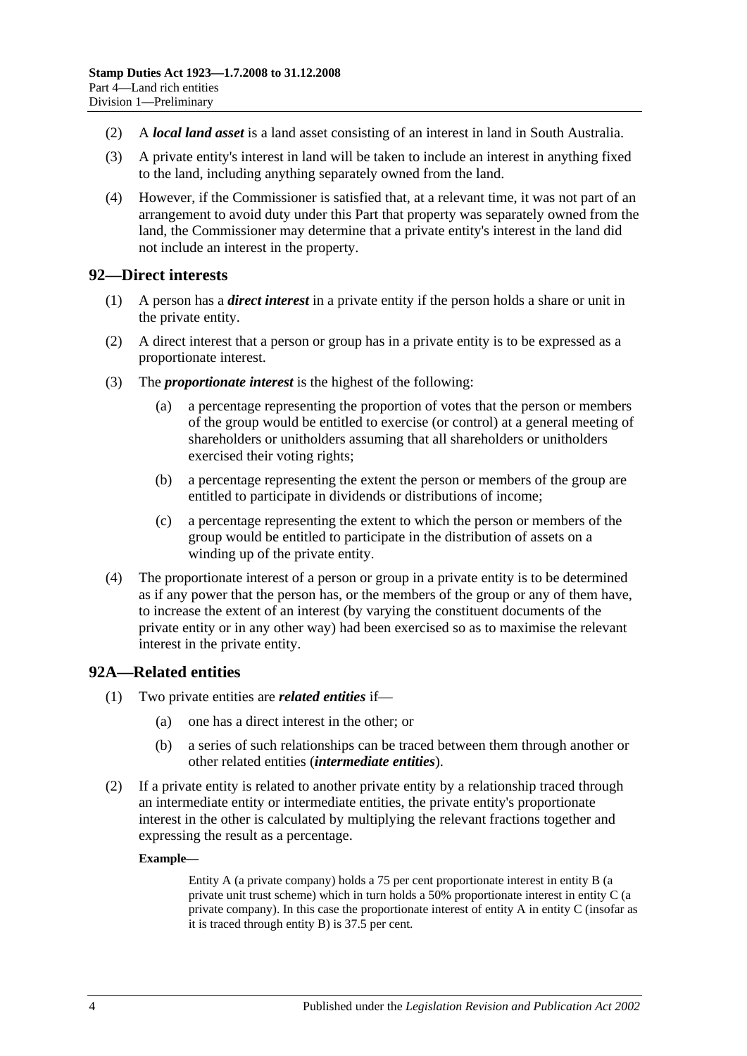(2) A ***local land asset*** is a land asset consisting of an interest in land in South Australia.

(3) A private entity's interest in land will be taken to include an interest in anything fixed to the land, including anything separately owned from the land.

(4) However, if the Commissioner is satisfied that, at a relevant time, it was not part of an arrangement to avoid duty under this Part that property was separately owned from the land, the Commissioner may determine that a private entity's interest in the land did not include an interest in the property.

## 92—Direct interests

(1) A person has a ***direct interest*** in a private entity if the person holds a share or unit in the private entity.

(2) A direct interest that a person or group has in a private entity is to be expressed as a proportionate interest.

(3) The ***proportionate interest*** is the highest of the following:

- (a) a percentage representing the proportion of votes that the person or members of the group would be entitled to exercise (or control) at a general meeting of shareholders or unitholders assuming that all shareholders or unitholders exercised their voting rights;
- (b) a percentage representing the extent the person or members of the group are entitled to participate in dividends or distributions of income;
- (c) a percentage representing the extent to which the person or members of the group would be entitled to participate in the distribution of assets on a winding up of the private entity.

(4) The proportionate interest of a person or group in a private entity is to be determined as if any power that the person has, or the members of the group or any of them have, to increase the extent of an interest (by varying the constituent documents of the private entity or in any other way) had been exercised so as to maximise the relevant interest in the private entity.

## 92A—Related entities

(1) Two private entities are ***related entities*** if—

- (a) one has a direct interest in the other; or
- (b) a series of such relationships can be traced between them through another or other related entities (***intermediate entities***).

(2) If a private entity is related to another private entity by a relationship traced through an intermediate entity or intermediate entities, the private entity's proportionate interest in the other is calculated by multiplying the relevant fractions together and expressing the result as a percentage.

**Example—**

Entity A (a private company) holds a 75 per cent proportionate interest in entity B (a private unit trust scheme) which in turn holds a 50% proportionate interest in entity C (a private company). In this case the proportionate interest of entity A in entity C (insofar as it is traced through entity B) is 37.5 per cent.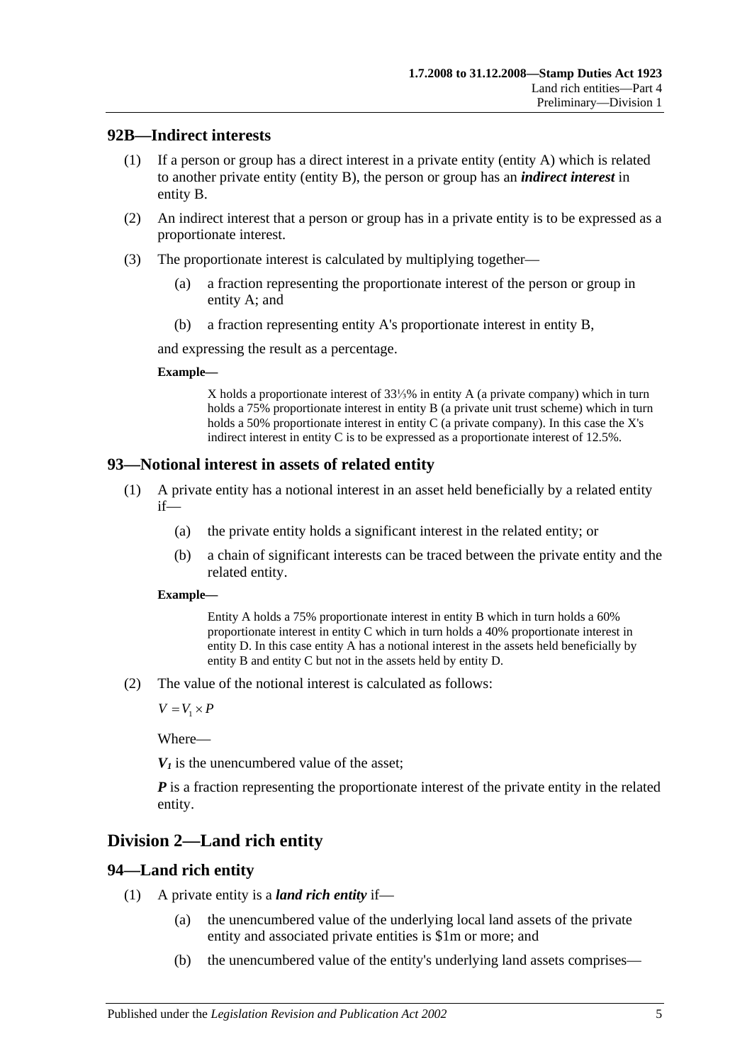## 92B—Indirect interests

(1) If a person or group has a direct interest in a private entity (entity A) which is related to another private entity (entity B), the person or group has an ***indirect interest*** in entity B.

(2) An indirect interest that a person or group has in a private entity is to be expressed as a proportionate interest.

(3) The proportionate interest is calculated by multiplying together—

(a) a fraction representing the proportionate interest of the person or group in entity A; and

(b) a fraction representing entity A's proportionate interest in entity B,

and expressing the result as a percentage.

**Example—**

X holds a proportionate interest of 33⅓% in entity A (a private company) which in turn holds a 75% proportionate interest in entity B (a private unit trust scheme) which in turn holds a 50% proportionate interest in entity C (a private company). In this case the X's indirect interest in entity C is to be expressed as a proportionate interest of 12.5%.

## 93—Notional interest in assets of related entity

(1) A private entity has a notional interest in an asset held beneficially by a related entity if—

(a) the private entity holds a significant interest in the related entity; or

(b) a chain of significant interests can be traced between the private entity and the related entity.

**Example—**

Entity A holds a 75% proportionate interest in entity B which in turn holds a 60% proportionate interest in entity C which in turn holds a 40% proportionate interest in entity D. In this case entity A has a notional interest in the assets held beneficially by entity B and entity C but not in the assets held by entity D.

(2) The value of the notional interest is calculated as follows:

$$V = V_1 \times P$$

Where—

$V_1$ is the unencumbered value of the asset;

$P$ is a fraction representing the proportionate interest of the private entity in the related entity.

# Division 2—Land rich entity

## 94—Land rich entity

(1) A private entity is a ***land rich entity*** if—

(a) the unencumbered value of the underlying local land assets of the private entity and associated private entities is $1m or more; and

(b) the unencumbered value of the entity's underlying land assets comprises—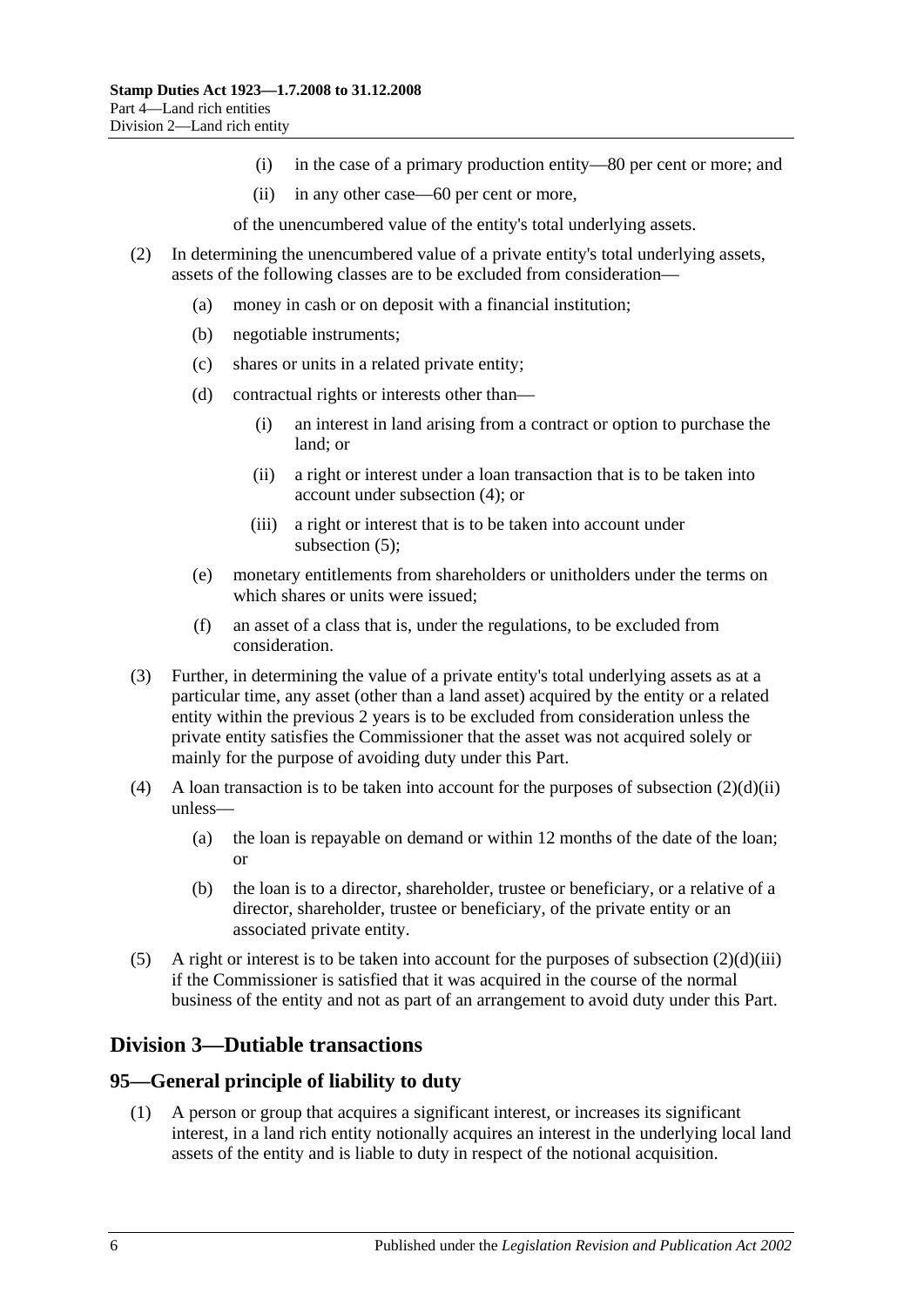(i) in the case of a primary production entity—80 per cent or more; and

(ii) in any other case—60 per cent or more,

of the unencumbered value of the entity's total underlying assets.

(2) In determining the unencumbered value of a private entity's total underlying assets, assets of the following classes are to be excluded from consideration—

(a) money in cash or on deposit with a financial institution;

(b) negotiable instruments;

(c) shares or units in a related private entity;

(d) contractual rights or interests other than—

(i) an interest in land arising from a contract or option to purchase the land; or

(ii) a right or interest under a loan transaction that is to be taken into account under subsection (4); or

(iii) a right or interest that is to be taken into account under subsection (5);

(e) monetary entitlements from shareholders or unitholders under the terms on which shares or units were issued;

(f) an asset of a class that is, under the regulations, to be excluded from consideration.

(3) Further, in determining the value of a private entity's total underlying assets as at a particular time, any asset (other than a land asset) acquired by the entity or a related entity within the previous 2 years is to be excluded from consideration unless the private entity satisfies the Commissioner that the asset was not acquired solely or mainly for the purpose of avoiding duty under this Part.

(4) A loan transaction is to be taken into account for the purposes of subsection (2)(d)(ii) unless—

(a) the loan is repayable on demand or within 12 months of the date of the loan; or

(b) the loan is to a director, shareholder, trustee or beneficiary, or a relative of a director, shareholder, trustee or beneficiary, of the private entity or an associated private entity.

(5) A right or interest is to be taken into account for the purposes of subsection (2)(d)(iii) if the Commissioner is satisfied that it was acquired in the course of the normal business of the entity and not as part of an arrangement to avoid duty under this Part.

## Division 3—Dutiable transactions

### 95—General principle of liability to duty

(1) A person or group that acquires a significant interest, or increases its significant interest, in a land rich entity notionally acquires an interest in the underlying local land assets of the entity and is liable to duty in respect of the notional acquisition.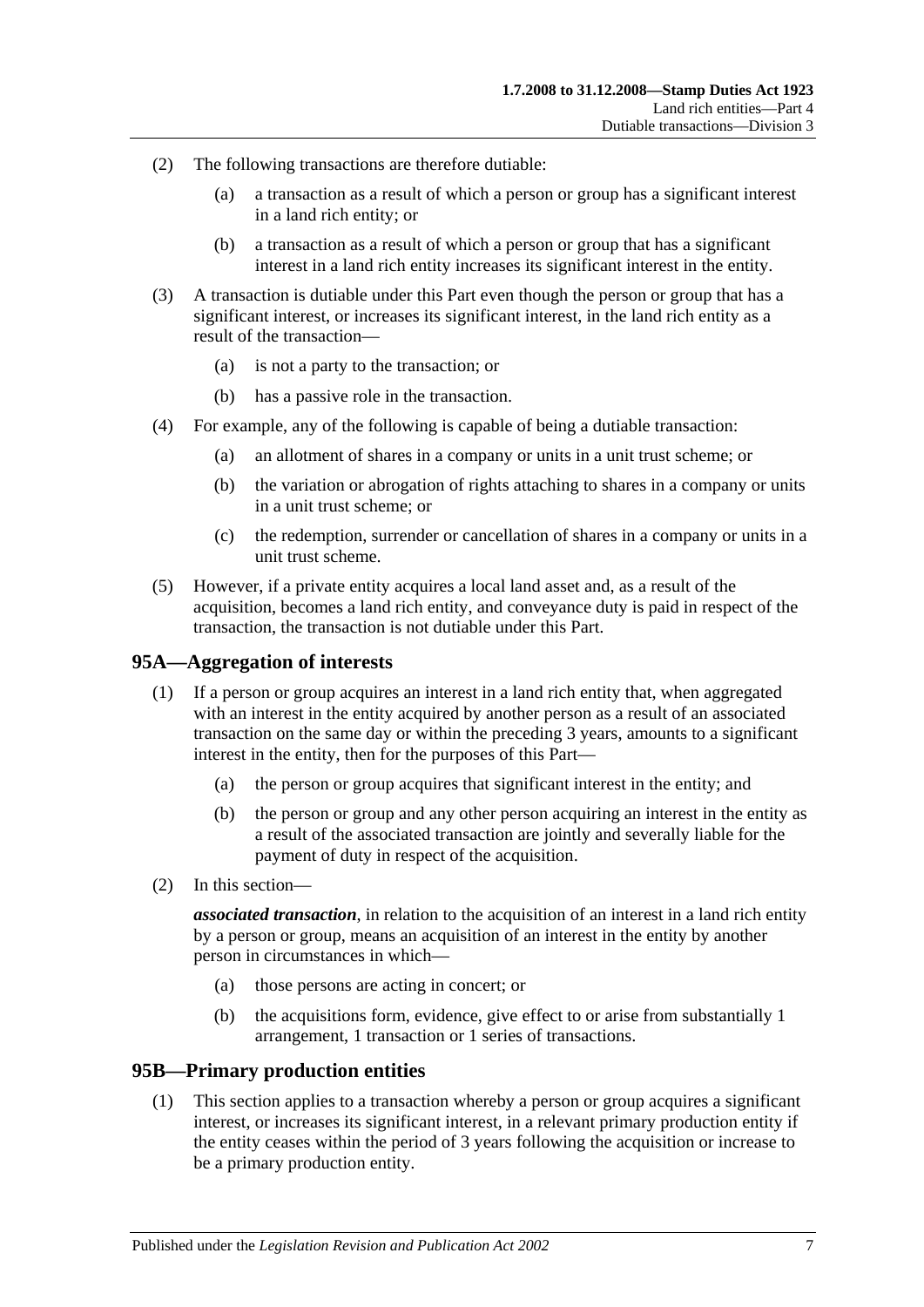(2) The following transactions are therefore dutiable:

(a) a transaction as a result of which a person or group has a significant interest in a land rich entity; or

(b) a transaction as a result of which a person or group that has a significant interest in a land rich entity increases its significant interest in the entity.

(3) A transaction is dutiable under this Part even though the person or group that has a significant interest, or increases its significant interest, in the land rich entity as a result of the transaction—

(a) is not a party to the transaction; or

(b) has a passive role in the transaction.

(4) For example, any of the following is capable of being a dutiable transaction:

(a) an allotment of shares in a company or units in a unit trust scheme; or

(b) the variation or abrogation of rights attaching to shares in a company or units in a unit trust scheme; or

(c) the redemption, surrender or cancellation of shares in a company or units in a unit trust scheme.

(5) However, if a private entity acquires a local land asset and, as a result of the acquisition, becomes a land rich entity, and conveyance duty is paid in respect of the transaction, the transaction is not dutiable under this Part.

## 95A—Aggregation of interests

(1) If a person or group acquires an interest in a land rich entity that, when aggregated with an interest in the entity acquired by another person as a result of an associated transaction on the same day or within the preceding 3 years, amounts to a significant interest in the entity, then for the purposes of this Part—

(a) the person or group acquires that significant interest in the entity; and

(b) the person or group and any other person acquiring an interest in the entity as a result of the associated transaction are jointly and severally liable for the payment of duty in respect of the acquisition.

(2) In this section—

***associated transaction***, in relation to the acquisition of an interest in a land rich entity by a person or group, means an acquisition of an interest in the entity by another person in circumstances in which—

(a) those persons are acting in concert; or

(b) the acquisitions form, evidence, give effect to or arise from substantially 1 arrangement, 1 transaction or 1 series of transactions.

## 95B—Primary production entities

(1) This section applies to a transaction whereby a person or group acquires a significant interest, or increases its significant interest, in a relevant primary production entity if the entity ceases within the period of 3 years following the acquisition or increase to be a primary production entity.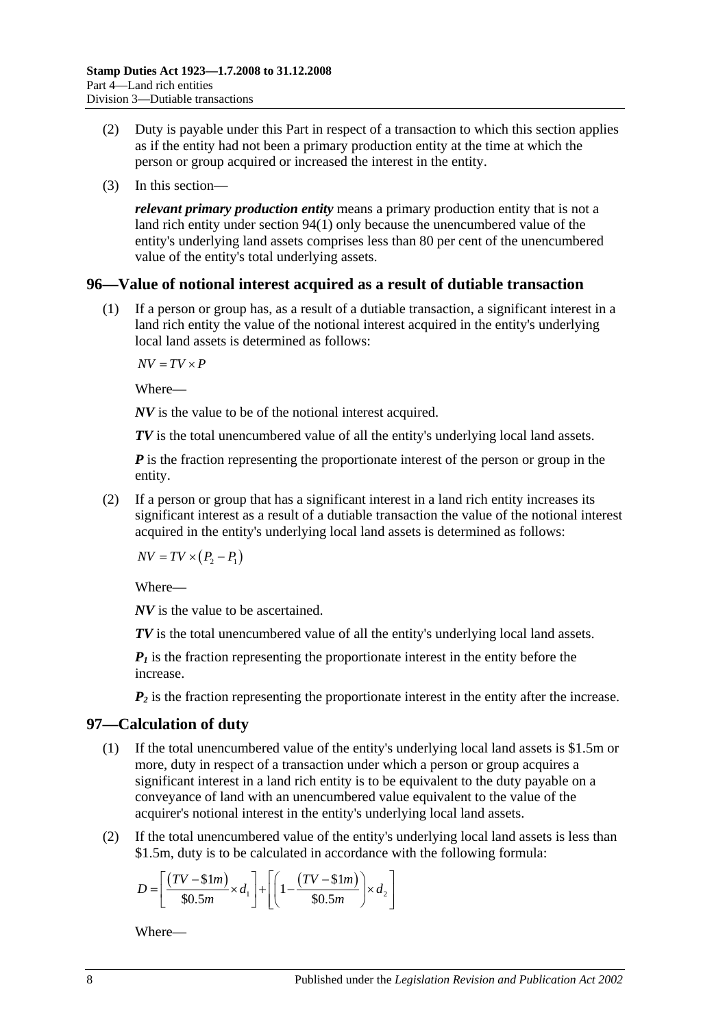(2) Duty is payable under this Part in respect of a transaction to which this section applies as if the entity had not been a primary production entity at the time at which the person or group acquired or increased the interest in the entity.

(3) In this section—

***relevant primary production entity*** means a primary production entity that is not a land rich entity under section 94(1) only because the unencumbered value of the entity's underlying land assets comprises less than 80 per cent of the unencumbered value of the entity's total underlying assets.

## 96—Value of notional interest acquired as a result of dutiable transaction

(1) If a person or group has, as a result of a dutiable transaction, a significant interest in a land rich entity the value of the notional interest acquired in the entity's underlying local land assets is determined as follows:

$$NV = TV \times P$$

Where—

***NV*** is the value to be of the notional interest acquired.

***TV*** is the total unencumbered value of all the entity's underlying local land assets.

***P*** is the fraction representing the proportionate interest of the person or group in the entity.

(2) If a person or group that has a significant interest in a land rich entity increases its significant interest as a result of a dutiable transaction the value of the notional interest acquired in the entity's underlying local land assets is determined as follows:

$$NV = TV \times \left(P_2 - P_1\right)$$

Where—

***NV*** is the value to be ascertained.

***TV*** is the total unencumbered value of all the entity's underlying local land assets.

$P_1$ is the fraction representing the proportionate interest in the entity before the increase.

$P_2$ is the fraction representing the proportionate interest in the entity after the increase.

## 97—Calculation of duty

(1) If the total unencumbered value of the entity's underlying local land assets is \$1.5m or more, duty in respect of a transaction under which a person or group acquires a significant interest in a land rich entity is to be equivalent to the duty payable on a conveyance of land with an unencumbered value equivalent to the value of the acquirer's notional interest in the entity's underlying local land assets.

(2) If the total unencumbered value of the entity's underlying local land assets is less than \$1.5m, duty is to be calculated in accordance with the following formula:

$$D = \left[\frac{\left(TV - \$1m\right)}{\$0.5m} \times d_1\right] + \left[\left(1 - \frac{\left(TV - \$1m\right)}{\$0.5m}\right) \times d_2\right]$$

Where—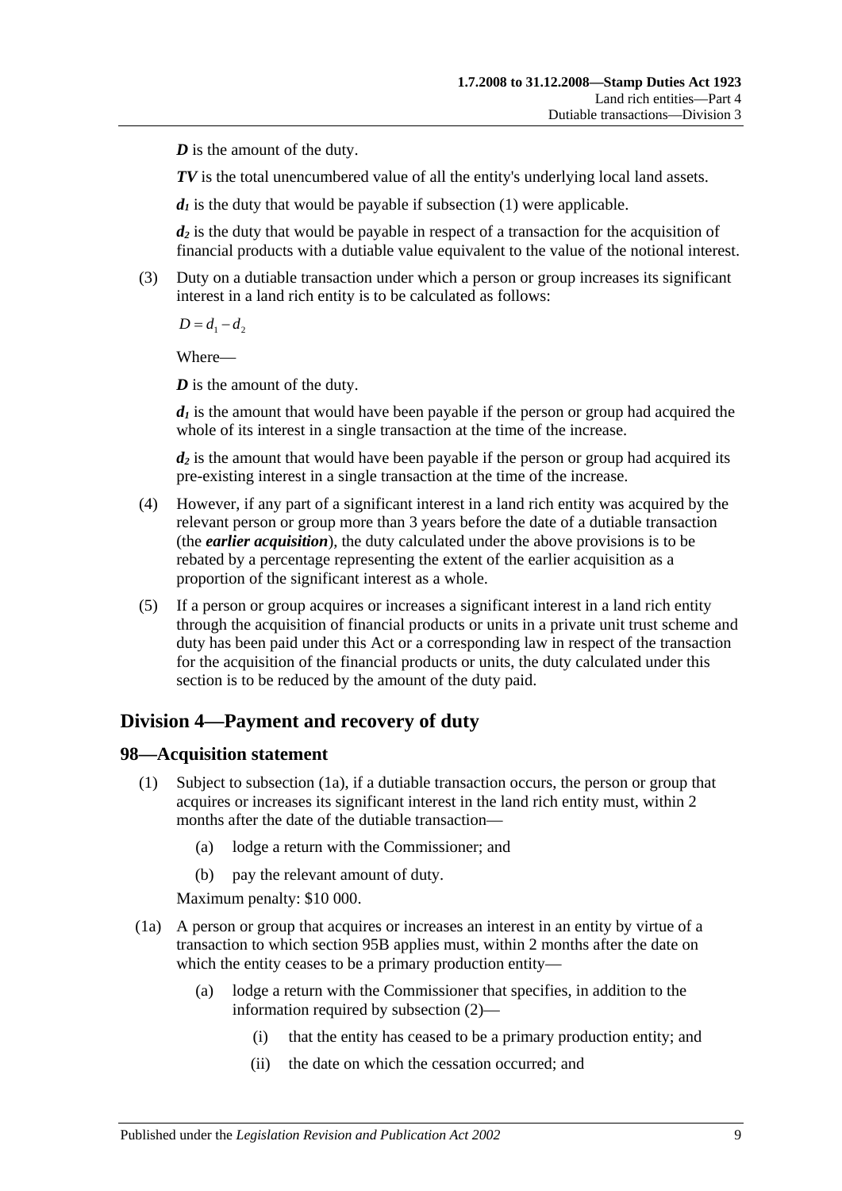***D*** is the amount of the duty.

***TV*** is the total unencumbered value of all the entity's underlying local land assets.

$d_1$ is the duty that would be payable if subsection (1) were applicable.

$d_2$ is the duty that would be payable in respect of a transaction for the acquisition of financial products with a dutiable value equivalent to the value of the notional interest.

(3) Duty on a dutiable transaction under which a person or group increases its significant interest in a land rich entity is to be calculated as follows:

$$D = d_1 - d_2$$

Where—

***D*** is the amount of the duty.

$d_1$ is the amount that would have been payable if the person or group had acquired the whole of its interest in a single transaction at the time of the increase.

$d_2$ is the amount that would have been payable if the person or group had acquired its pre-existing interest in a single transaction at the time of the increase.

(4) However, if any part of a significant interest in a land rich entity was acquired by the relevant person or group more than 3 years before the date of a dutiable transaction (the ***earlier acquisition***), the duty calculated under the above provisions is to be rebated by a percentage representing the extent of the earlier acquisition as a proportion of the significant interest as a whole.

(5) If a person or group acquires or increases a significant interest in a land rich entity through the acquisition of financial products or units in a private unit trust scheme and duty has been paid under this Act or a corresponding law in respect of the transaction for the acquisition of the financial products or units, the duty calculated under this section is to be reduced by the amount of the duty paid.

## Division 4—Payment and recovery of duty

### 98—Acquisition statement

(1) Subject to subsection (1a), if a dutiable transaction occurs, the person or group that acquires or increases its significant interest in the land rich entity must, within 2 months after the date of the dutiable transaction—

(a) lodge a return with the Commissioner; and

(b) pay the relevant amount of duty.

Maximum penalty: $10 000.

(1a) A person or group that acquires or increases an interest in an entity by virtue of a transaction to which section 95B applies must, within 2 months after the date on which the entity ceases to be a primary production entity—

(a) lodge a return with the Commissioner that specifies, in addition to the information required by subsection (2)—

(i) that the entity has ceased to be a primary production entity; and

(ii) the date on which the cessation occurred; and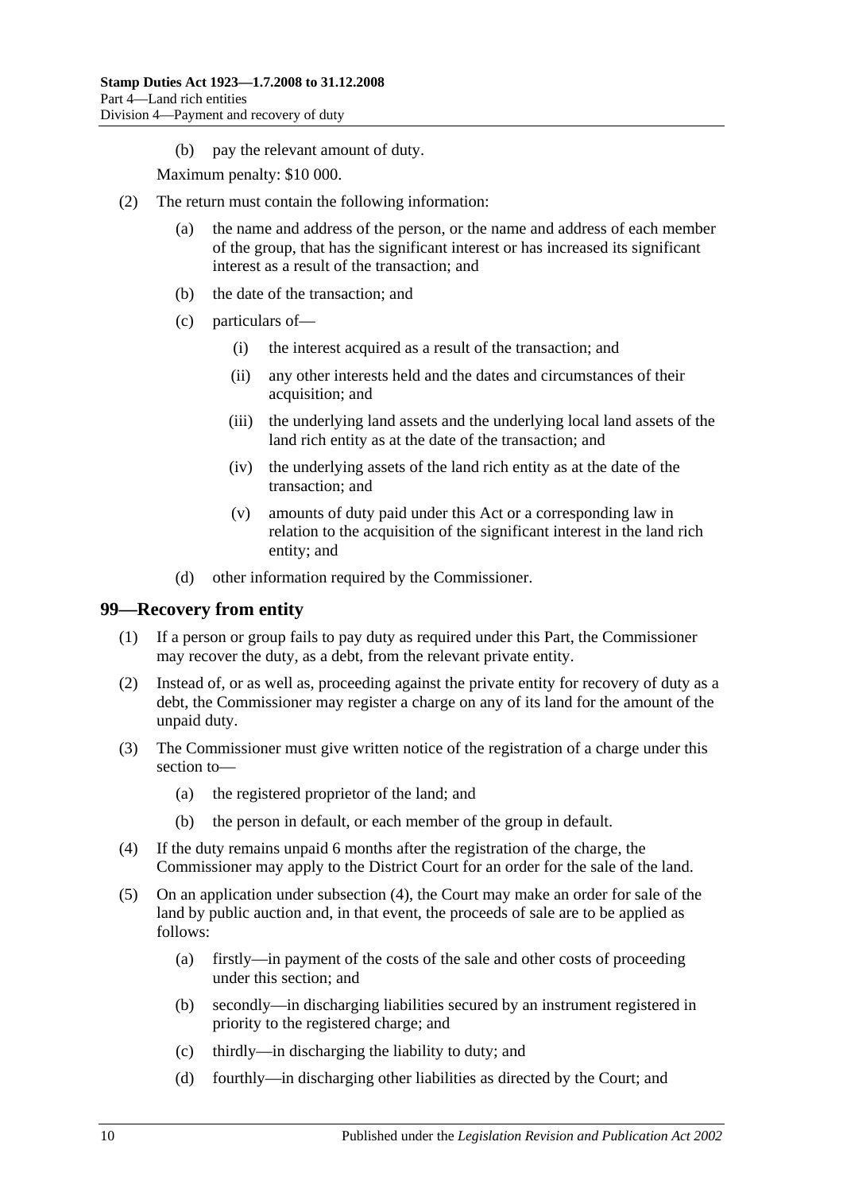(b) pay the relevant amount of duty.

Maximum penalty: $10 000.

(2) The return must contain the following information:

(a) the name and address of the person, or the name and address of each member of the group, that has the significant interest or has increased its significant interest as a result of the transaction; and

(b) the date of the transaction; and

(c) particulars of—

(i) the interest acquired as a result of the transaction; and

(ii) any other interests held and the dates and circumstances of their acquisition; and

(iii) the underlying land assets and the underlying local land assets of the land rich entity as at the date of the transaction; and

(iv) the underlying assets of the land rich entity as at the date of the transaction; and

(v) amounts of duty paid under this Act or a corresponding law in relation to the acquisition of the significant interest in the land rich entity; and

(d) other information required by the Commissioner.

## 99—Recovery from entity

(1) If a person or group fails to pay duty as required under this Part, the Commissioner may recover the duty, as a debt, from the relevant private entity.

(2) Instead of, or as well as, proceeding against the private entity for recovery of duty as a debt, the Commissioner may register a charge on any of its land for the amount of the unpaid duty.

(3) The Commissioner must give written notice of the registration of a charge under this section to—

(a) the registered proprietor of the land; and

(b) the person in default, or each member of the group in default.

(4) If the duty remains unpaid 6 months after the registration of the charge, the Commissioner may apply to the District Court for an order for the sale of the land.

(5) On an application under subsection (4), the Court may make an order for sale of the land by public auction and, in that event, the proceeds of sale are to be applied as follows:

(a) firstly—in payment of the costs of the sale and other costs of proceeding under this section; and

(b) secondly—in discharging liabilities secured by an instrument registered in priority to the registered charge; and

(c) thirdly—in discharging the liability to duty; and

(d) fourthly—in discharging other liabilities as directed by the Court; and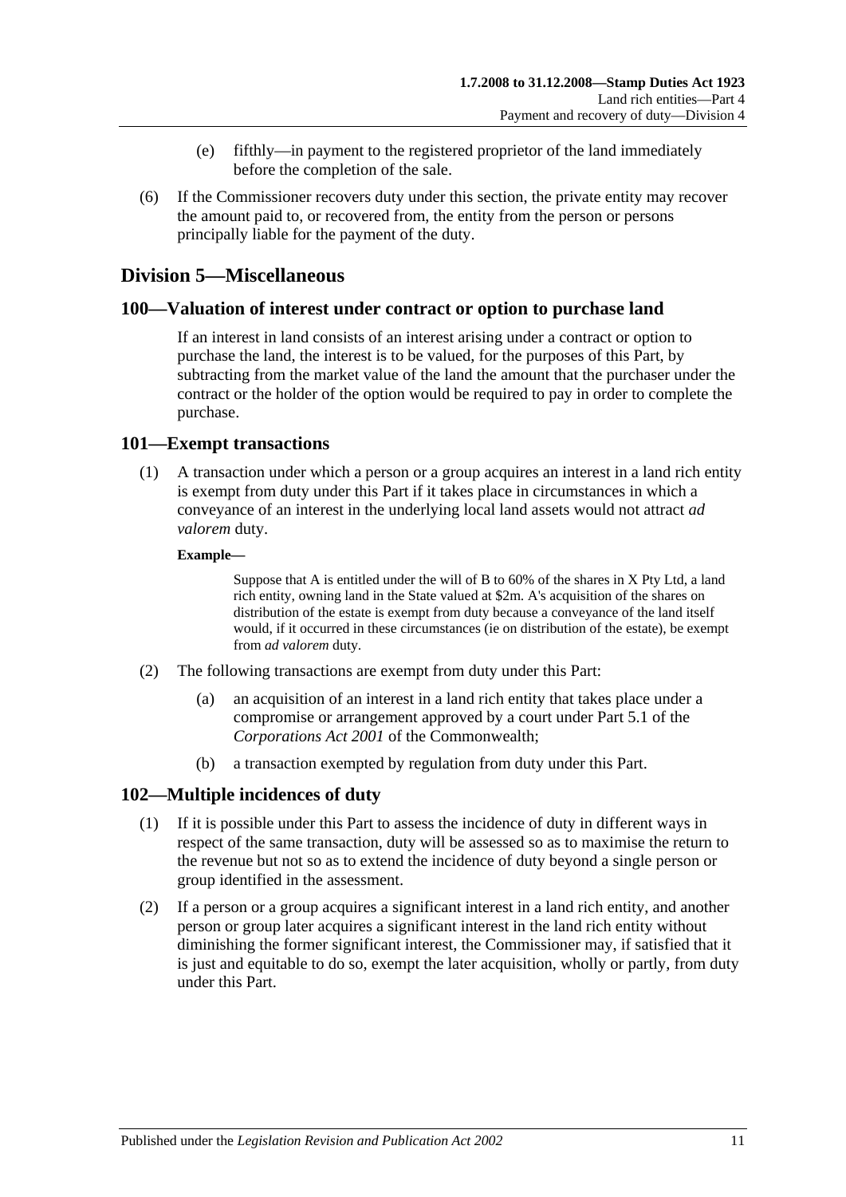(e) fifthly—in payment to the registered proprietor of the land immediately before the completion of the sale.

(6) If the Commissioner recovers duty under this section, the private entity may recover the amount paid to, or recovered from, the entity from the person or persons principally liable for the payment of the duty.

## Division 5—Miscellaneous

### 100—Valuation of interest under contract or option to purchase land

If an interest in land consists of an interest arising under a contract or option to purchase the land, the interest is to be valued, for the purposes of this Part, by subtracting from the market value of the land the amount that the purchaser under the contract or the holder of the option would be required to pay in order to complete the purchase.

### 101—Exempt transactions

(1) A transaction under which a person or a group acquires an interest in a land rich entity is exempt from duty under this Part if it takes place in circumstances in which a conveyance of an interest in the underlying local land assets would not attract *ad valorem* duty.

**Example—**

Suppose that A is entitled under the will of B to 60% of the shares in X Pty Ltd, a land rich entity, owning land in the State valued at $2m. A's acquisition of the shares on distribution of the estate is exempt from duty because a conveyance of the land itself would, if it occurred in these circumstances (ie on distribution of the estate), be exempt from *ad valorem* duty.

(2) The following transactions are exempt from duty under this Part:

(a) an acquisition of an interest in a land rich entity that takes place under a compromise or arrangement approved by a court under Part 5.1 of the *Corporations Act 2001* of the Commonwealth;

(b) a transaction exempted by regulation from duty under this Part.

### 102—Multiple incidences of duty

(1) If it is possible under this Part to assess the incidence of duty in different ways in respect of the same transaction, duty will be assessed so as to maximise the return to the revenue but not so as to extend the incidence of duty beyond a single person or group identified in the assessment.

(2) If a person or a group acquires a significant interest in a land rich entity, and another person or group later acquires a significant interest in the land rich entity without diminishing the former significant interest, the Commissioner may, if satisfied that it is just and equitable to do so, exempt the later acquisition, wholly or partly, from duty under this Part.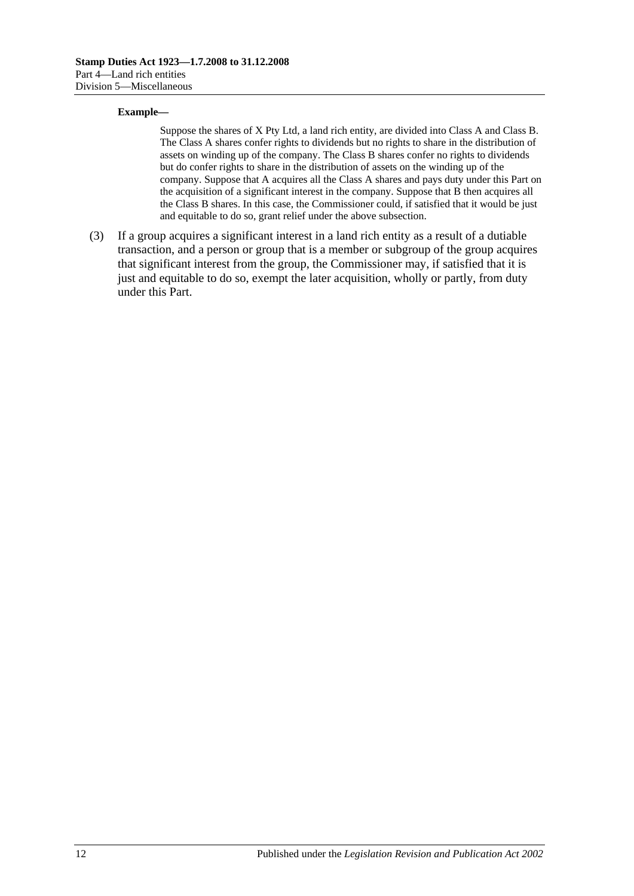**Example—**

Suppose the shares of X Pty Ltd, a land rich entity, are divided into Class A and Class B. The Class A shares confer rights to dividends but no rights to share in the distribution of assets on winding up of the company. The Class B shares confer no rights to dividends but do confer rights to share in the distribution of assets on the winding up of the company. Suppose that A acquires all the Class A shares and pays duty under this Part on the acquisition of a significant interest in the company. Suppose that B then acquires all the Class B shares. In this case, the Commissioner could, if satisfied that it would be just and equitable to do so, grant relief under the above subsection.

(3) If a group acquires a significant interest in a land rich entity as a result of a dutiable transaction, and a person or group that is a member or subgroup of the group acquires that significant interest from the group, the Commissioner may, if satisfied that it is just and equitable to do so, exempt the later acquisition, wholly or partly, from duty under this Part.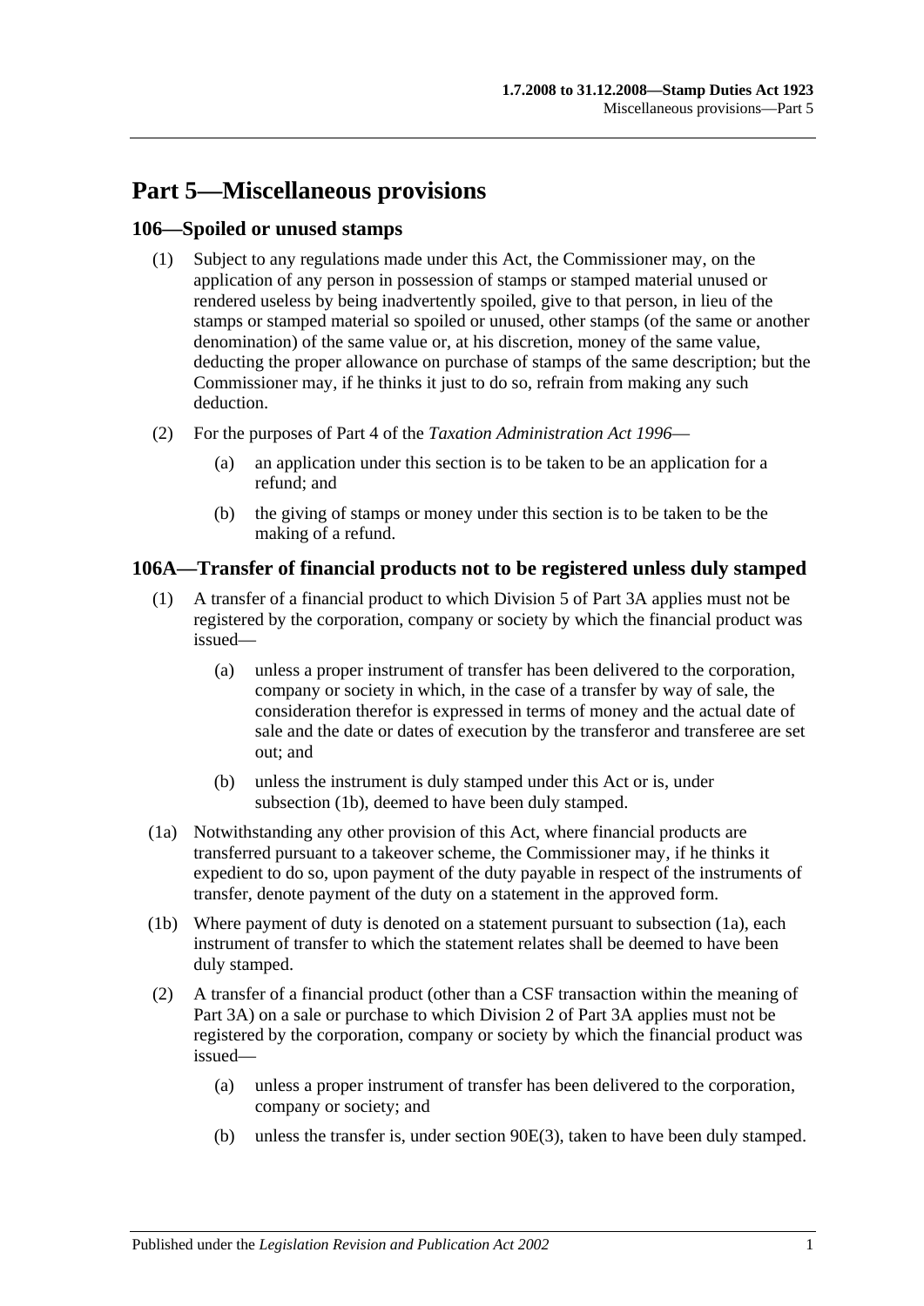# Part 5—Miscellaneous provisions

## 106—Spoiled or unused stamps

(1) Subject to any regulations made under this Act, the Commissioner may, on the application of any person in possession of stamps or stamped material unused or rendered useless by being inadvertently spoiled, give to that person, in lieu of the stamps or stamped material so spoiled or unused, other stamps (of the same or another denomination) of the same value or, at his discretion, money of the same value, deducting the proper allowance on purchase of stamps of the same description; but the Commissioner may, if he thinks it just to do so, refrain from making any such deduction.

(2) For the purposes of Part 4 of the *Taxation Administration Act 1996*—

(a) an application under this section is to be taken to be an application for a refund; and

(b) the giving of stamps or money under this section is to be taken to be the making of a refund.

## 106A—Transfer of financial products not to be registered unless duly stamped

(1) A transfer of a financial product to which Division 5 of Part 3A applies must not be registered by the corporation, company or society by which the financial product was issued—

(a) unless a proper instrument of transfer has been delivered to the corporation, company or society in which, in the case of a transfer by way of sale, the consideration therefor is expressed in terms of money and the actual date of sale and the date or dates of execution by the transferor and transferee are set out; and

(b) unless the instrument is duly stamped under this Act or is, under subsection (1b), deemed to have been duly stamped.

(1a) Notwithstanding any other provision of this Act, where financial products are transferred pursuant to a takeover scheme, the Commissioner may, if he thinks it expedient to do so, upon payment of the duty payable in respect of the instruments of transfer, denote payment of the duty on a statement in the approved form.

(1b) Where payment of duty is denoted on a statement pursuant to subsection (1a), each instrument of transfer to which the statement relates shall be deemed to have been duly stamped.

(2) A transfer of a financial product (other than a CSF transaction within the meaning of Part 3A) on a sale or purchase to which Division 2 of Part 3A applies must not be registered by the corporation, company or society by which the financial product was issued—

(a) unless a proper instrument of transfer has been delivered to the corporation, company or society; and

(b) unless the transfer is, under section 90E(3), taken to have been duly stamped.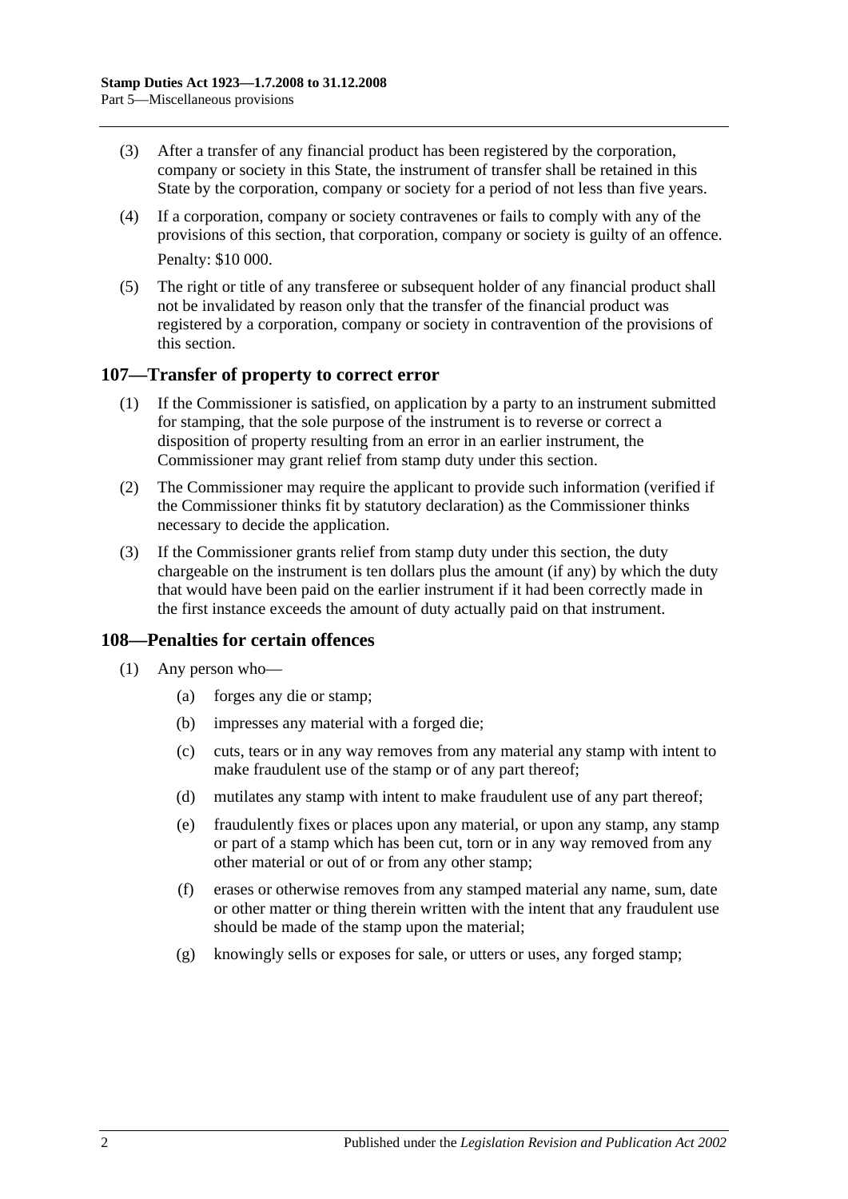(3) After a transfer of any financial product has been registered by the corporation, company or society in this State, the instrument of transfer shall be retained in this State by the corporation, company or society for a period of not less than five years.

(4) If a corporation, company or society contravenes or fails to comply with any of the provisions of this section, that corporation, company or society is guilty of an offence.

Penalty: $10 000.

(5) The right or title of any transferee or subsequent holder of any financial product shall not be invalidated by reason only that the transfer of the financial product was registered by a corporation, company or society in contravention of the provisions of this section.

## 107—Transfer of property to correct error

(1) If the Commissioner is satisfied, on application by a party to an instrument submitted for stamping, that the sole purpose of the instrument is to reverse or correct a disposition of property resulting from an error in an earlier instrument, the Commissioner may grant relief from stamp duty under this section.

(2) The Commissioner may require the applicant to provide such information (verified if the Commissioner thinks fit by statutory declaration) as the Commissioner thinks necessary to decide the application.

(3) If the Commissioner grants relief from stamp duty under this section, the duty chargeable on the instrument is ten dollars plus the amount (if any) by which the duty that would have been paid on the earlier instrument if it had been correctly made in the first instance exceeds the amount of duty actually paid on that instrument.

## 108—Penalties for certain offences

(1) Any person who—

(a) forges any die or stamp;

(b) impresses any material with a forged die;

(c) cuts, tears or in any way removes from any material any stamp with intent to make fraudulent use of the stamp or of any part thereof;

(d) mutilates any stamp with intent to make fraudulent use of any part thereof;

(e) fraudulently fixes or places upon any material, or upon any stamp, any stamp or part of a stamp which has been cut, torn or in any way removed from any other material or out of or from any other stamp;

(f) erases or otherwise removes from any stamped material any name, sum, date or other matter or thing therein written with the intent that any fraudulent use should be made of the stamp upon the material;

(g) knowingly sells or exposes for sale, or utters or uses, any forged stamp;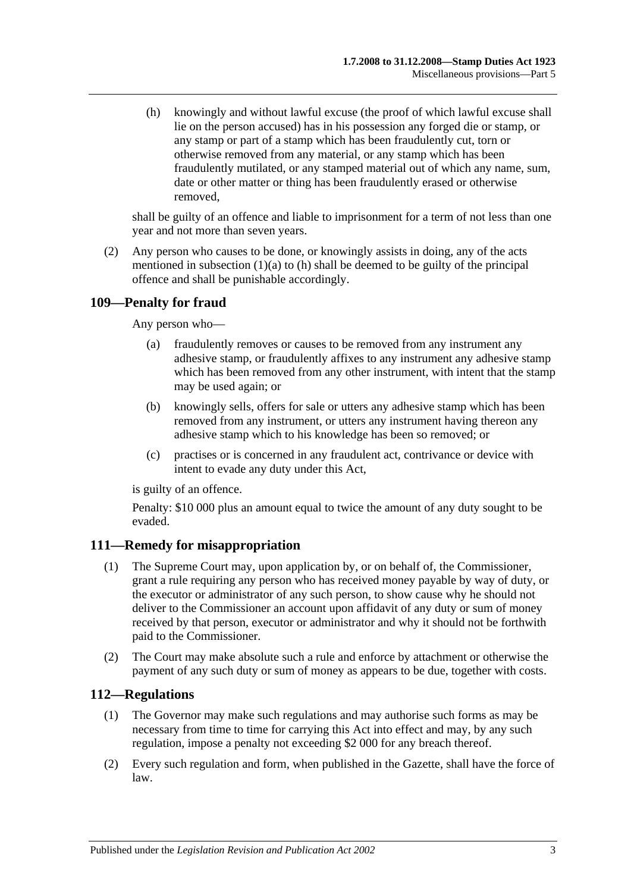(h) knowingly and without lawful excuse (the proof of which lawful excuse shall lie on the person accused) has in his possession any forged die or stamp, or any stamp or part of a stamp which has been fraudulently cut, torn or otherwise removed from any material, or any stamp which has been fraudulently mutilated, or any stamped material out of which any name, sum, date or other matter or thing has been fraudulently erased or otherwise removed,

shall be guilty of an offence and liable to imprisonment for a term of not less than one year and not more than seven years.

(2) Any person who causes to be done, or knowingly assists in doing, any of the acts mentioned in subsection (1)(a) to (h) shall be deemed to be guilty of the principal offence and shall be punishable accordingly.

## 109—Penalty for fraud

Any person who—

(a) fraudulently removes or causes to be removed from any instrument any adhesive stamp, or fraudulently affixes to any instrument any adhesive stamp which has been removed from any other instrument, with intent that the stamp may be used again; or

(b) knowingly sells, offers for sale or utters any adhesive stamp which has been removed from any instrument, or utters any instrument having thereon any adhesive stamp which to his knowledge has been so removed; or

(c) practises or is concerned in any fraudulent act, contrivance or device with intent to evade any duty under this Act,

is guilty of an offence.

Penalty: $10 000 plus an amount equal to twice the amount of any duty sought to be evaded.

## 111—Remedy for misappropriation

(1) The Supreme Court may, upon application by, or on behalf of, the Commissioner, grant a rule requiring any person who has received money payable by way of duty, or the executor or administrator of any such person, to show cause why he should not deliver to the Commissioner an account upon affidavit of any duty or sum of money received by that person, executor or administrator and why it should not be forthwith paid to the Commissioner.

(2) The Court may make absolute such a rule and enforce by attachment or otherwise the payment of any such duty or sum of money as appears to be due, together with costs.

## 112—Regulations

(1) The Governor may make such regulations and may authorise such forms as may be necessary from time to time for carrying this Act into effect and may, by any such regulation, impose a penalty not exceeding $2 000 for any breach thereof.

(2) Every such regulation and form, when published in the Gazette, shall have the force of law.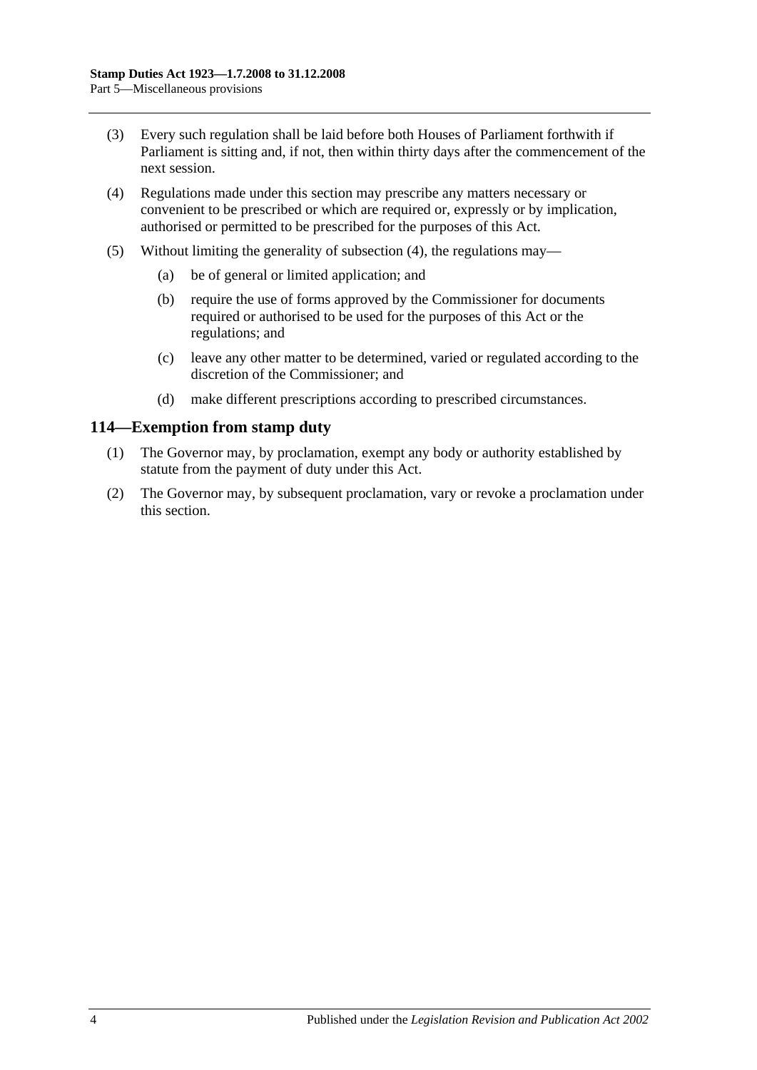(3) Every such regulation shall be laid before both Houses of Parliament forthwith if Parliament is sitting and, if not, then within thirty days after the commencement of the next session.

(4) Regulations made under this section may prescribe any matters necessary or convenient to be prescribed or which are required or, expressly or by implication, authorised or permitted to be prescribed for the purposes of this Act.

(5) Without limiting the generality of subsection (4), the regulations may—

(a) be of general or limited application; and

(b) require the use of forms approved by the Commissioner for documents required or authorised to be used for the purposes of this Act or the regulations; and

(c) leave any other matter to be determined, varied or regulated according to the discretion of the Commissioner; and

(d) make different prescriptions according to prescribed circumstances.

## 114—Exemption from stamp duty

(1) The Governor may, by proclamation, exempt any body or authority established by statute from the payment of duty under this Act.

(2) The Governor may, by subsequent proclamation, vary or revoke a proclamation under this section.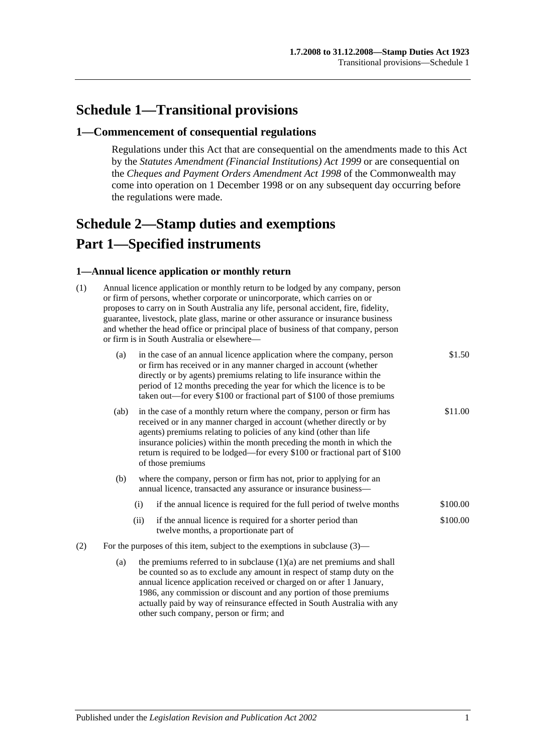# Schedule 1—Transitional provisions

## 1—Commencement of consequential regulations

Regulations under this Act that are consequential on the amendments made to this Act by the *Statutes Amendment (Financial Institutions) Act 1999* or are consequential on the *Cheques and Payment Orders Amendment Act 1998* of the Commonwealth may come into operation on 1 December 1998 or on any subsequent day occurring before the regulations were made.

# Schedule 2—Stamp duties and exemptions

# Part 1—Specified instruments

### 1—Annual licence application or monthly return

(1) Annual licence application or monthly return to be lodged by any company, person or firm of persons, whether corporate or unincorporate, which carries on or proposes to carry on in South Australia any life, personal accident, fire, fidelity, guarantee, livestock, plate glass, marine or other assurance or insurance business and whether the head office or principal place of business of that company, person or firm is in South Australia or elsewhere—

| | |
|---|---|
| (a) in the case of an annual licence application where the company, person or firm has received or in any manner charged in account (whether directly or by agents) premiums relating to life insurance within the period of 12 months preceding the year for which the licence is to be taken out—for every $100 or fractional part of $100 of those premiums | $1.50 |
| (ab) in the case of a monthly return where the company, person or firm has received or in any manner charged in account (whether directly or by agents) premiums relating to policies of any kind (other than life insurance policies) within the month preceding the month in which the return is required to be lodged—for every $100 or fractional part of $100 of those premiums | $11.00 |
| (b) where the company, person or firm has not, prior to applying for an annual licence, transacted any assurance or insurance business— | |
| (i) if the annual licence is required for the full period of twelve months | $100.00 |
| (ii) if the annual licence is required for a shorter period than twelve months, a proportionate part of | $100.00 |

(2) For the purposes of this item, subject to the exemptions in subclause (3)—

(a) the premiums referred to in subclause (1)(a) are net premiums and shall be counted so as to exclude any amount in respect of stamp duty on the annual licence application received or charged on or after 1 January, 1986, any commission or discount and any portion of those premiums actually paid by way of reinsurance effected in South Australia with any other such company, person or firm; and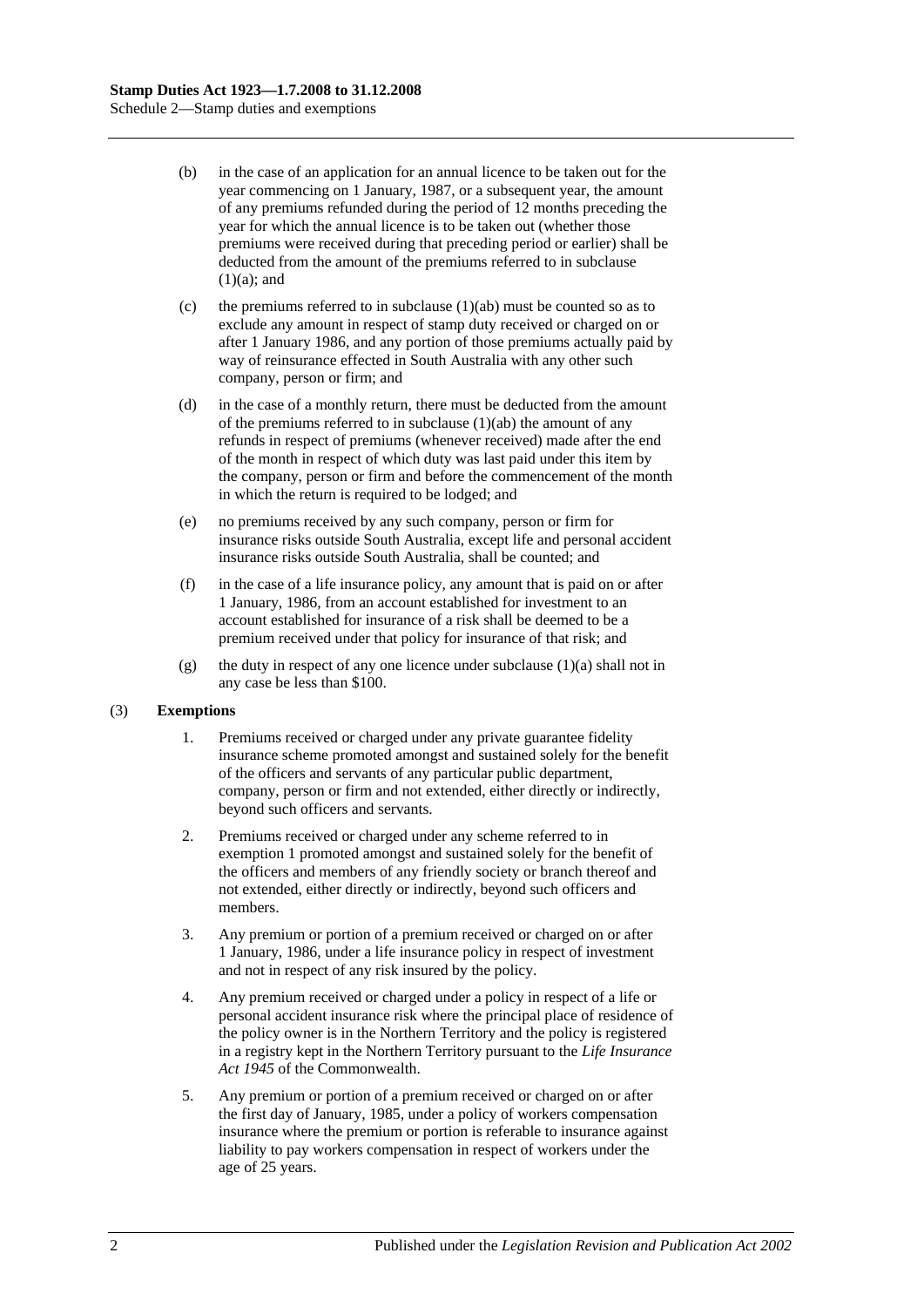(b) in the case of an application for an annual licence to be taken out for the year commencing on 1 January, 1987, or a subsequent year, the amount of any premiums refunded during the period of 12 months preceding the year for which the annual licence is to be taken out (whether those premiums were received during that preceding period or earlier) shall be deducted from the amount of the premiums referred to in subclause (1)(a); and

(c) the premiums referred to in subclause (1)(ab) must be counted so as to exclude any amount in respect of stamp duty received or charged on or after 1 January 1986, and any portion of those premiums actually paid by way of reinsurance effected in South Australia with any other such company, person or firm; and

(d) in the case of a monthly return, there must be deducted from the amount of the premiums referred to in subclause (1)(ab) the amount of any refunds in respect of premiums (whenever received) made after the end of the month in respect of which duty was last paid under this item by the company, person or firm and before the commencement of the month in which the return is required to be lodged; and

(e) no premiums received by any such company, person or firm for insurance risks outside South Australia, except life and personal accident insurance risks outside South Australia, shall be counted; and

(f) in the case of a life insurance policy, any amount that is paid on or after 1 January, 1986, from an account established for investment to an account established for insurance of a risk shall be deemed to be a premium received under that policy for insurance of that risk; and

(g) the duty in respect of any one licence under subclause (1)(a) shall not in any case be less than $100.

(3) **Exemptions**

1. Premiums received or charged under any private guarantee fidelity insurance scheme promoted amongst and sustained solely for the benefit of the officers and servants of any particular public department, company, person or firm and not extended, either directly or indirectly, beyond such officers and servants.

2. Premiums received or charged under any scheme referred to in exemption 1 promoted amongst and sustained solely for the benefit of the officers and members of any friendly society or branch thereof and not extended, either directly or indirectly, beyond such officers and members.

3. Any premium or portion of a premium received or charged on or after 1 January, 1986, under a life insurance policy in respect of investment and not in respect of any risk insured by the policy.

4. Any premium received or charged under a policy in respect of a life or personal accident insurance risk where the principal place of residence of the policy owner is in the Northern Territory and the policy is registered in a registry kept in the Northern Territory pursuant to the *Life Insurance Act 1945* of the Commonwealth.

5. Any premium or portion of a premium received or charged on or after the first day of January, 1985, under a policy of workers compensation insurance where the premium or portion is referable to insurance against liability to pay workers compensation in respect of workers under the age of 25 years.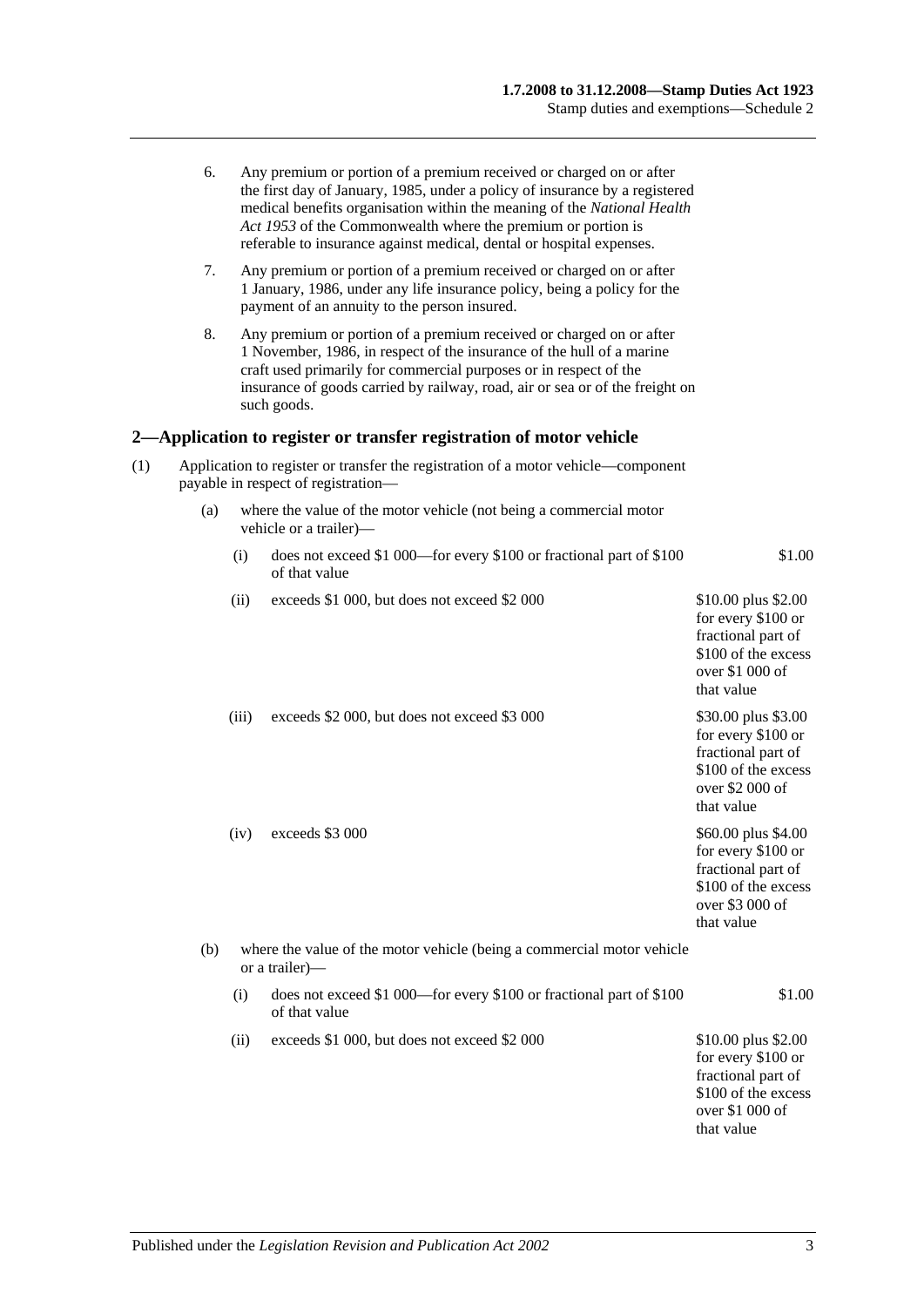6. Any premium or portion of a premium received or charged on or after the first day of January, 1985, under a policy of insurance by a registered medical benefits organisation within the meaning of the *National Health Act 1953* of the Commonwealth where the premium or portion is referable to insurance against medical, dental or hospital expenses.

7. Any premium or portion of a premium received or charged on or after 1 January, 1986, under any life insurance policy, being a policy for the payment of an annuity to the person insured.

8. Any premium or portion of a premium received or charged on or after 1 November, 1986, in respect of the insurance of the hull of a marine craft used primarily for commercial purposes or in respect of the insurance of goods carried by railway, road, air or sea or of the freight on such goods.

## 2—Application to register or transfer registration of motor vehicle

(1) Application to register or transfer the registration of a motor vehicle—component payable in respect of registration—

(a) where the value of the motor vehicle (not being a commercial motor vehicle or a trailer)—

| | | |
|---|---|---|
| (i) | does not exceed \$1 000—for every \$100 or fractional part of \$100 of that value | \$1.00 |
| (ii) | exceeds \$1 000, but does not exceed \$2 000 | \$10.00 plus \$2.00 for every \$100 or fractional part of \$100 of the excess over \$1 000 of that value |
| (iii) | exceeds \$2 000, but does not exceed \$3 000 | \$30.00 plus \$3.00 for every \$100 or fractional part of \$100 of the excess over \$2 000 of that value |
| (iv) | exceeds \$3 000 | \$60.00 plus \$4.00 for every \$100 or fractional part of \$100 of the excess over \$3 000 of that value |

(b) where the value of the motor vehicle (being a commercial motor vehicle or a trailer)—

| | | |
|---|---|---|
| (i) | does not exceed \$1 000—for every \$100 or fractional part of \$100 of that value | \$1.00 |
| (ii) | exceeds \$1 000, but does not exceed \$2 000 | \$10.00 plus \$2.00 for every \$100 or fractional part of \$100 of the excess over \$1 000 of that value |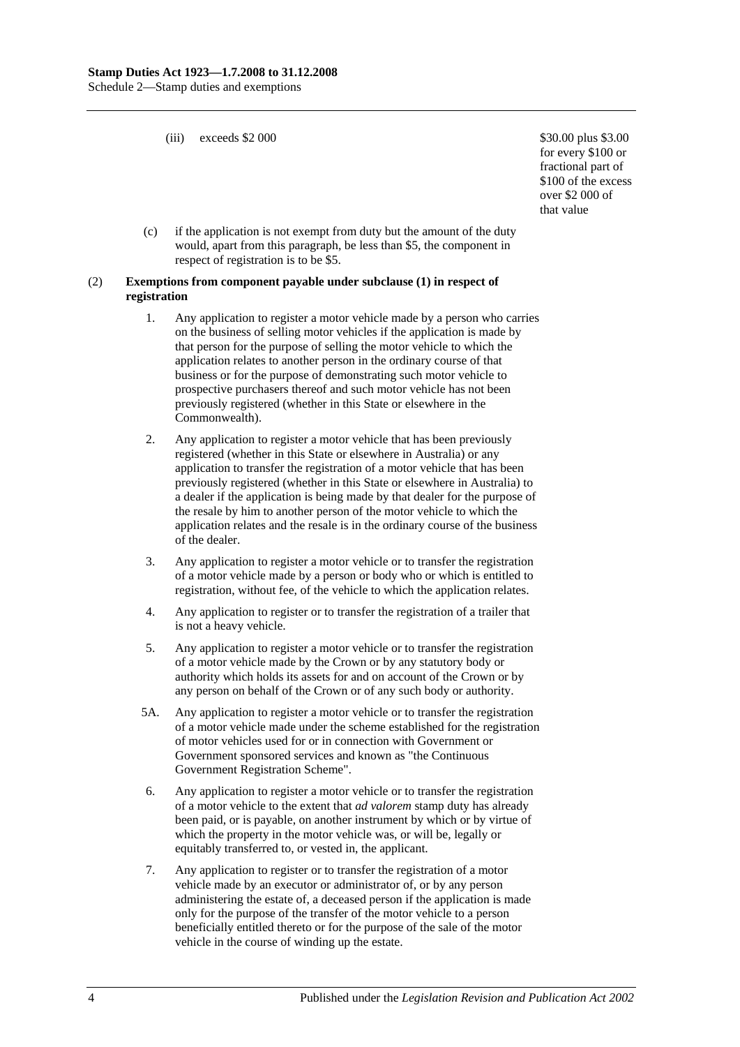(iii) exceeds $2 000 — $30.00 plus $3.00 for every $100 or fractional part of $100 of the excess over $2 000 of that value

(c) if the application is not exempt from duty but the amount of the duty would, apart from this paragraph, be less than $5, the component in respect of registration is to be $5.

(2) **Exemptions from component payable under subclause (1) in respect of registration**

1. Any application to register a motor vehicle made by a person who carries on the business of selling motor vehicles if the application is made by that person for the purpose of selling the motor vehicle to which the application relates to another person in the ordinary course of that business or for the purpose of demonstrating such motor vehicle to prospective purchasers thereof and such motor vehicle has not been previously registered (whether in this State or elsewhere in the Commonwealth).

2. Any application to register a motor vehicle that has been previously registered (whether in this State or elsewhere in Australia) or any application to transfer the registration of a motor vehicle that has been previously registered (whether in this State or elsewhere in Australia) to a dealer if the application is being made by that dealer for the purpose of the resale by him to another person of the motor vehicle to which the application relates and the resale is in the ordinary course of the business of the dealer.

3. Any application to register a motor vehicle or to transfer the registration of a motor vehicle made by a person or body who or which is entitled to registration, without fee, of the vehicle to which the application relates.

4. Any application to register or to transfer the registration of a trailer that is not a heavy vehicle.

5. Any application to register a motor vehicle or to transfer the registration of a motor vehicle made by the Crown or by any statutory body or authority which holds its assets for and on account of the Crown or by any person on behalf of the Crown or of any such body or authority.

5A. Any application to register a motor vehicle or to transfer the registration of a motor vehicle made under the scheme established for the registration of motor vehicles used for or in connection with Government or Government sponsored services and known as "the Continuous Government Registration Scheme".

6. Any application to register a motor vehicle or to transfer the registration of a motor vehicle to the extent that *ad valorem* stamp duty has already been paid, or is payable, on another instrument by which or by virtue of which the property in the motor vehicle was, or will be, legally or equitably transferred to, or vested in, the applicant.

7. Any application to register or to transfer the registration of a motor vehicle made by an executor or administrator of, or by any person administering the estate of, a deceased person if the application is made only for the purpose of the transfer of the motor vehicle to a person beneficially entitled thereto or for the purpose of the sale of the motor vehicle in the course of winding up the estate.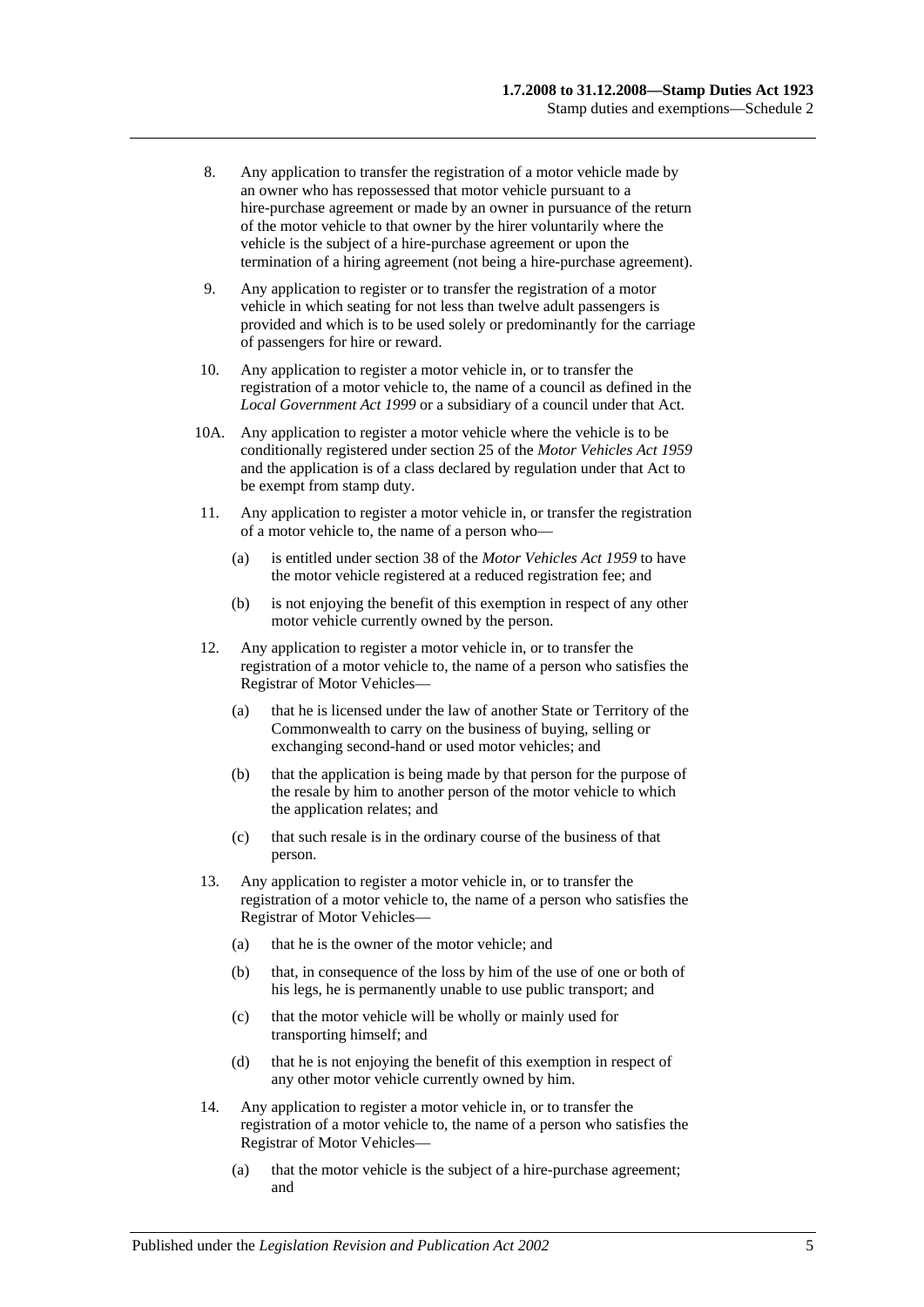8. Any application to transfer the registration of a motor vehicle made by an owner who has repossessed that motor vehicle pursuant to a hire-purchase agreement or made by an owner in pursuance of the return of the motor vehicle to that owner by the hirer voluntarily where the vehicle is the subject of a hire-purchase agreement or upon the termination of a hiring agreement (not being a hire-purchase agreement).

9. Any application to register or to transfer the registration of a motor vehicle in which seating for not less than twelve adult passengers is provided and which is to be used solely or predominantly for the carriage of passengers for hire or reward.

10. Any application to register a motor vehicle in, or to transfer the registration of a motor vehicle to, the name of a council as defined in the *Local Government Act 1999* or a subsidiary of a council under that Act.

10A. Any application to register a motor vehicle where the vehicle is to be conditionally registered under section 25 of the *Motor Vehicles Act 1959* and the application is of a class declared by regulation under that Act to be exempt from stamp duty.

11. Any application to register a motor vehicle in, or transfer the registration of a motor vehicle to, the name of a person who—

    (a) is entitled under section 38 of the *Motor Vehicles Act 1959* to have the motor vehicle registered at a reduced registration fee; and

    (b) is not enjoying the benefit of this exemption in respect of any other motor vehicle currently owned by the person.

12. Any application to register a motor vehicle in, or to transfer the registration of a motor vehicle to, the name of a person who satisfies the Registrar of Motor Vehicles—

    (a) that he is licensed under the law of another State or Territory of the Commonwealth to carry on the business of buying, selling or exchanging second-hand or used motor vehicles; and

    (b) that the application is being made by that person for the purpose of the resale by him to another person of the motor vehicle to which the application relates; and

    (c) that such resale is in the ordinary course of the business of that person.

13. Any application to register a motor vehicle in, or to transfer the registration of a motor vehicle to, the name of a person who satisfies the Registrar of Motor Vehicles—

    (a) that he is the owner of the motor vehicle; and

    (b) that, in consequence of the loss by him of the use of one or both of his legs, he is permanently unable to use public transport; and

    (c) that the motor vehicle will be wholly or mainly used for transporting himself; and

    (d) that he is not enjoying the benefit of this exemption in respect of any other motor vehicle currently owned by him.

14. Any application to register a motor vehicle in, or to transfer the registration of a motor vehicle to, the name of a person who satisfies the Registrar of Motor Vehicles—

    (a) that the motor vehicle is the subject of a hire-purchase agreement; and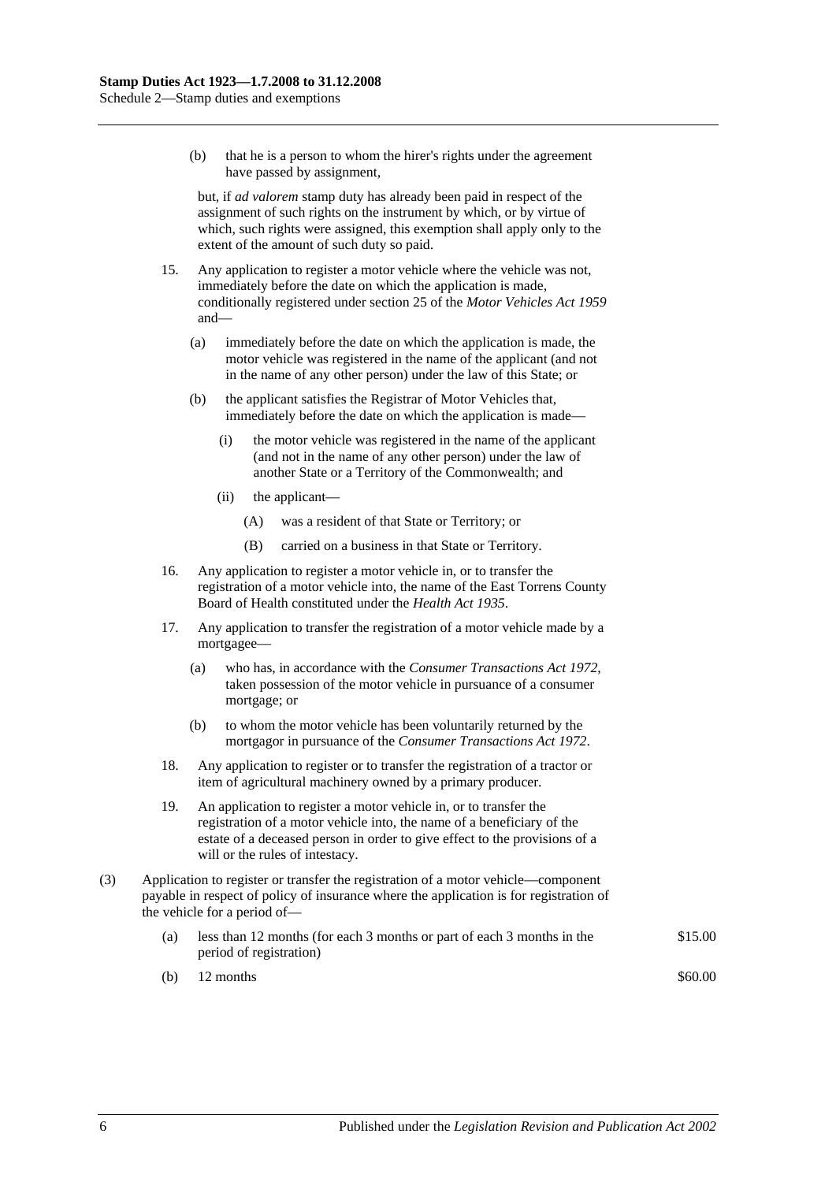(b) that he is a person to whom the hirer's rights under the agreement have passed by assignment,

but, if *ad valorem* stamp duty has already been paid in respect of the assignment of such rights on the instrument by which, or by virtue of which, such rights were assigned, this exemption shall apply only to the extent of the amount of such duty so paid.

15. Any application to register a motor vehicle where the vehicle was not, immediately before the date on which the application is made, conditionally registered under section 25 of the *Motor Vehicles Act 1959* and—

(a) immediately before the date on which the application is made, the motor vehicle was registered in the name of the applicant (and not in the name of any other person) under the law of this State; or

(b) the applicant satisfies the Registrar of Motor Vehicles that, immediately before the date on which the application is made—

(i) the motor vehicle was registered in the name of the applicant (and not in the name of any other person) under the law of another State or a Territory of the Commonwealth; and

(ii) the applicant—

(A) was a resident of that State or Territory; or

(B) carried on a business in that State or Territory.

16. Any application to register a motor vehicle in, or to transfer the registration of a motor vehicle into, the name of the East Torrens County Board of Health constituted under the *Health Act 1935*.

17. Any application to transfer the registration of a motor vehicle made by a mortgagee—

(a) who has, in accordance with the *Consumer Transactions Act 1972*, taken possession of the motor vehicle in pursuance of a consumer mortgage; or

(b) to whom the motor vehicle has been voluntarily returned by the mortgagor in pursuance of the *Consumer Transactions Act 1972*.

18. Any application to register or to transfer the registration of a tractor or item of agricultural machinery owned by a primary producer.

19. An application to register a motor vehicle in, or to transfer the registration of a motor vehicle into, the name of a beneficiary of the estate of a deceased person in order to give effect to the provisions of a will or the rules of intestacy.

(3) Application to register or transfer the registration of a motor vehicle—component payable in respect of policy of insurance where the application is for registration of the vehicle for a period of—

| | | |
|---|---|---|
| (a) | less than 12 months (for each 3 months or part of each 3 months in the period of registration) | $15.00 |
| (b) | 12 months | $60.00 |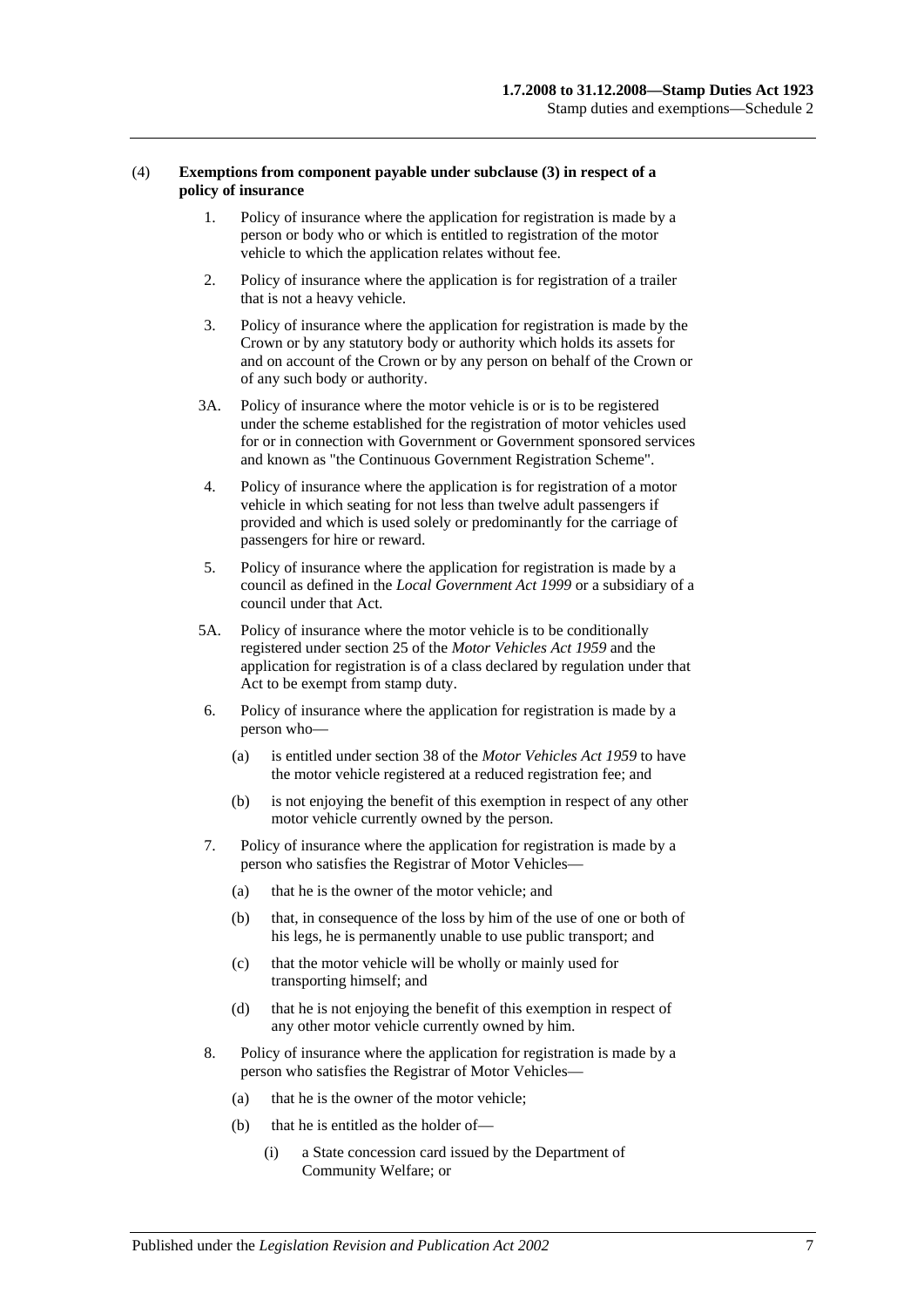(4) **Exemptions from component payable under subclause (3) in respect of a policy of insurance**

1. Policy of insurance where the application for registration is made by a person or body who or which is entitled to registration of the motor vehicle to which the application relates without fee.

2. Policy of insurance where the application is for registration of a trailer that is not a heavy vehicle.

3. Policy of insurance where the application for registration is made by the Crown or by any statutory body or authority which holds its assets for and on account of the Crown or by any person on behalf of the Crown or of any such body or authority.

3A. Policy of insurance where the motor vehicle is or is to be registered under the scheme established for the registration of motor vehicles used for or in connection with Government or Government sponsored services and known as "the Continuous Government Registration Scheme".

4. Policy of insurance where the application is for registration of a motor vehicle in which seating for not less than twelve adult passengers if provided and which is used solely or predominantly for the carriage of passengers for hire or reward.

5. Policy of insurance where the application for registration is made by a council as defined in the *Local Government Act 1999* or a subsidiary of a council under that Act.

5A. Policy of insurance where the motor vehicle is to be conditionally registered under section 25 of the *Motor Vehicles Act 1959* and the application for registration is of a class declared by regulation under that Act to be exempt from stamp duty.

6. Policy of insurance where the application for registration is made by a person who—

   (a) is entitled under section 38 of the *Motor Vehicles Act 1959* to have the motor vehicle registered at a reduced registration fee; and

   (b) is not enjoying the benefit of this exemption in respect of any other motor vehicle currently owned by the person.

7. Policy of insurance where the application for registration is made by a person who satisfies the Registrar of Motor Vehicles—

   (a) that he is the owner of the motor vehicle; and

   (b) that, in consequence of the loss by him of the use of one or both of his legs, he is permanently unable to use public transport; and

   (c) that the motor vehicle will be wholly or mainly used for transporting himself; and

   (d) that he is not enjoying the benefit of this exemption in respect of any other motor vehicle currently owned by him.

8. Policy of insurance where the application for registration is made by a person who satisfies the Registrar of Motor Vehicles—

   (a) that he is the owner of the motor vehicle;

   (b) that he is entitled as the holder of—

      (i) a State concession card issued by the Department of Community Welfare; or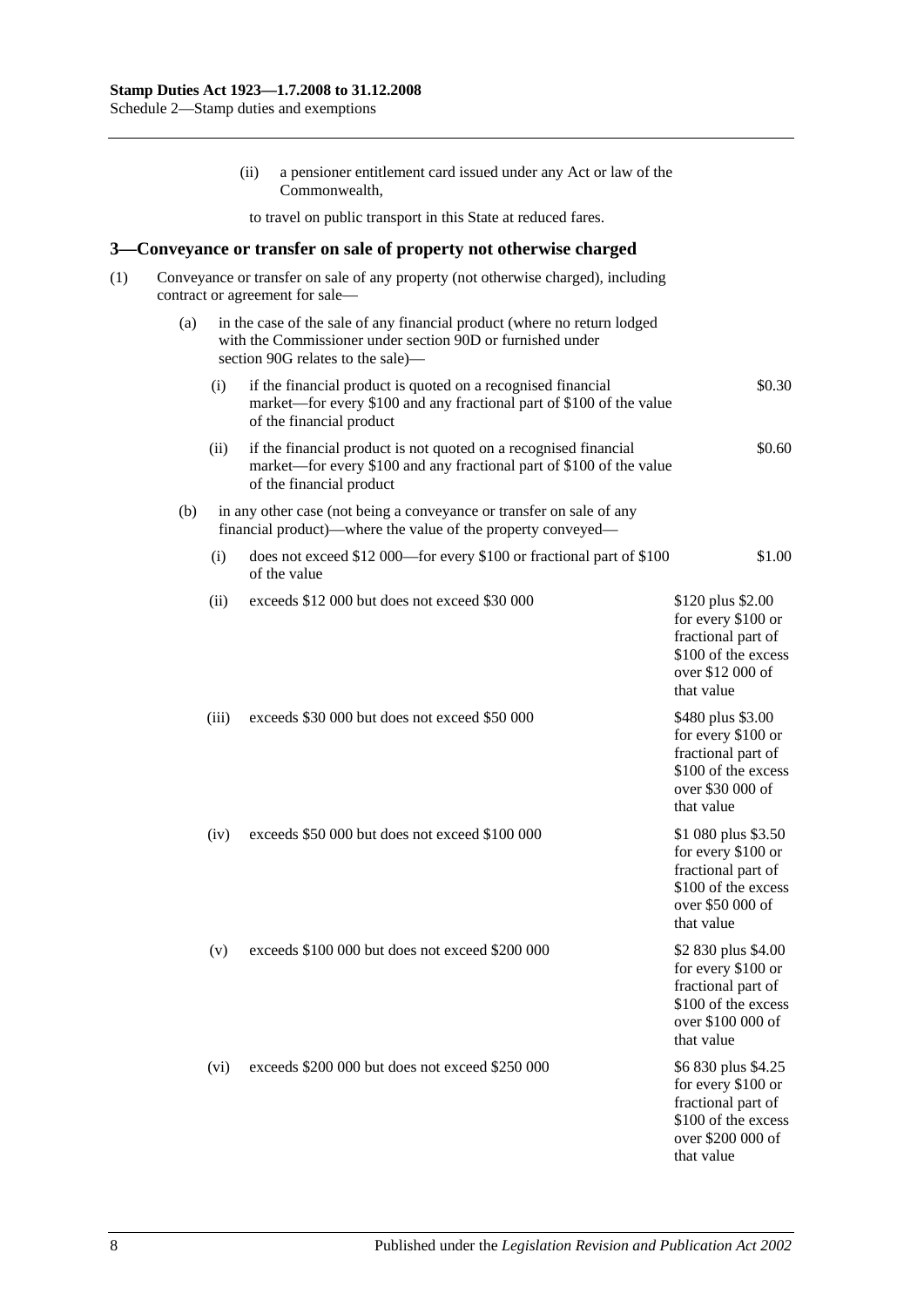(ii) a pensioner entitlement card issued under any Act or law of the Commonwealth,

to travel on public transport in this State at reduced fares.

## 3—Conveyance or transfer on sale of property not otherwise charged

(1) Conveyance or transfer on sale of any property (not otherwise charged), including contract or agreement for sale—

(a) in the case of the sale of any financial product (where no return lodged with the Commissioner under section 90D or furnished under section 90G relates to the sale)—

| | | |
|---|---|---|
| (i) | if the financial product is quoted on a recognised financial market—for every $100 and any fractional part of $100 of the value of the financial product | $0.30 |
| (ii) | if the financial product is not quoted on a recognised financial market—for every $100 and any fractional part of $100 of the value of the financial product | $0.60 |

(b) in any other case (not being a conveyance or transfer on sale of any financial product)—where the value of the property conveyed—

| | | |
|---|---|---|
| (i) | does not exceed $12 000—for every $100 or fractional part of $100 of the value | $1.00 |
| (ii) | exceeds $12 000 but does not exceed $30 000 | $120 plus $2.00 for every $100 or fractional part of $100 of the excess over $12 000 of that value |
| (iii) | exceeds $30 000 but does not exceed $50 000 | $480 plus $3.00 for every $100 or fractional part of $100 of the excess over $30 000 of that value |
| (iv) | exceeds $50 000 but does not exceed $100 000 | $1 080 plus $3.50 for every $100 or fractional part of $100 of the excess over $50 000 of that value |
| (v) | exceeds $100 000 but does not exceed $200 000 | $2 830 plus $4.00 for every $100 or fractional part of $100 of the excess over $100 000 of that value |
| (vi) | exceeds $200 000 but does not exceed $250 000 | $6 830 plus $4.25 for every $100 or fractional part of $100 of the excess over $200 000 of that value |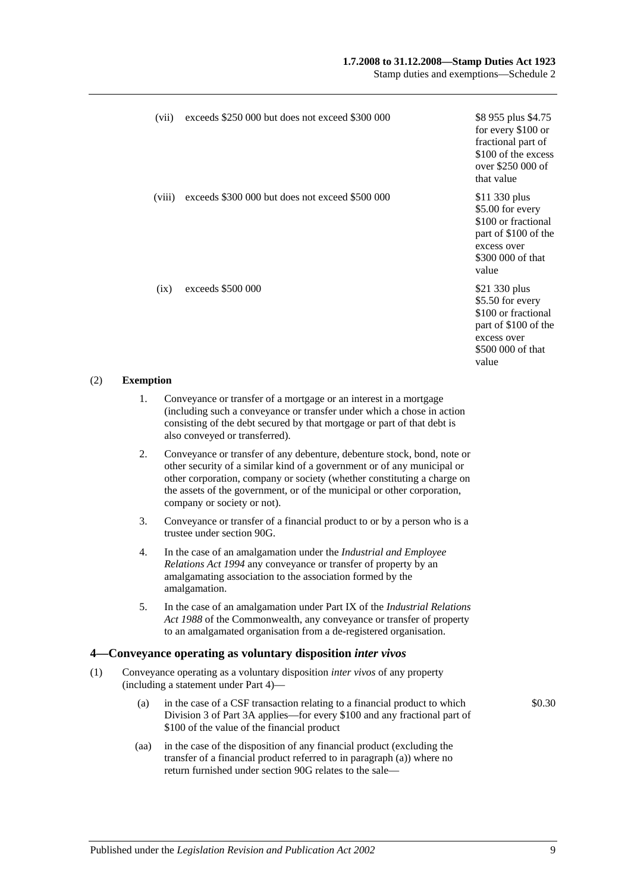| | | |
|---|---|---|
| (vii) | exceeds $250 000 but does not exceed $300 000 | $8 955 plus $4.75 for every $100 or fractional part of $100 of the excess over $250 000 of that value |
| (viii) | exceeds $300 000 but does not exceed $500 000 | $11 330 plus $5.00 for every $100 or fractional part of $100 of the excess over $300 000 of that value |
| (ix) | exceeds $500 000 | $21 330 plus $5.50 for every $100 or fractional part of $100 of the excess over $500 000 of that value |

(2) **Exemption**

1. Conveyance or transfer of a mortgage or an interest in a mortgage (including such a conveyance or transfer under which a chose in action consisting of the debt secured by that mortgage or part of that debt is also conveyed or transferred).

2. Conveyance or transfer of any debenture, debenture stock, bond, note or other security of a similar kind of a government or of any municipal or other corporation, company or society (whether constituting a charge on the assets of the government, or of the municipal or other corporation, company or society or not).

3. Conveyance or transfer of a financial product to or by a person who is a trustee under section 90G.

4. In the case of an amalgamation under the *Industrial and Employee Relations Act 1994* any conveyance or transfer of property by an amalgamating association to the association formed by the amalgamation.

5. In the case of an amalgamation under Part IX of the *Industrial Relations Act 1988* of the Commonwealth, any conveyance or transfer of property to an amalgamated organisation from a de-registered organisation.

## 4—Conveyance operating as voluntary disposition *inter vivos*

(1) Conveyance operating as a voluntary disposition *inter vivos* of any property (including a statement under Part 4)—

(a) in the case of a CSF transaction relating to a financial product to which Division 3 of Part 3A applies—for every $100 and any fractional part of $100 of the value of the financial product — $0.30

(aa) in the case of the disposition of any financial product (excluding the transfer of a financial product referred to in paragraph (a)) where no return furnished under section 90G relates to the sale—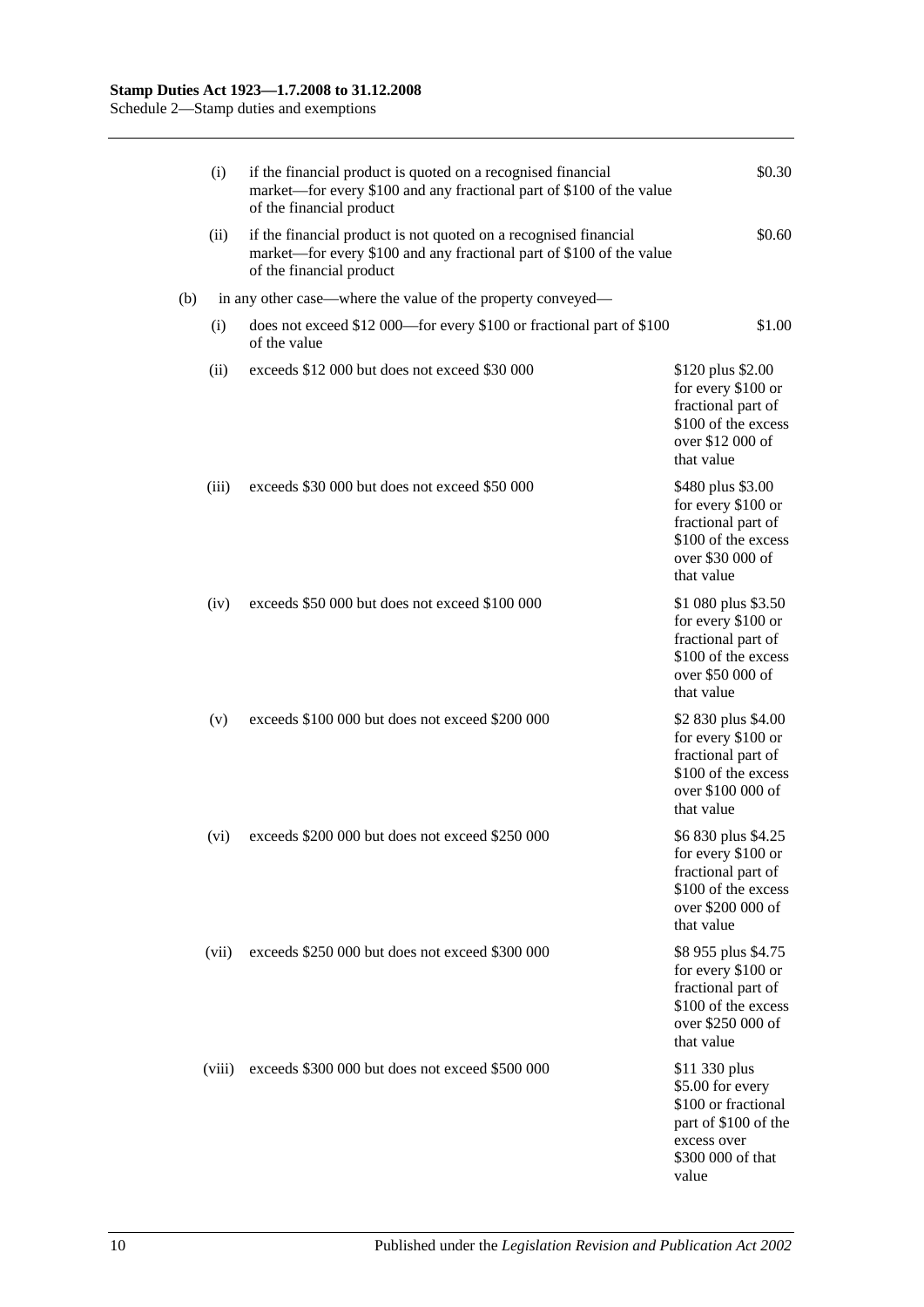| | | |
|---|---|---|
| (i) | if the financial product is quoted on a recognised financial market—for every $100 and any fractional part of $100 of the value of the financial product | $0.30 |
| (ii) | if the financial product is not quoted on a recognised financial market—for every $100 and any fractional part of $100 of the value of the financial product | $0.60 |

(b) in any other case—where the value of the property conveyed—

| | | |
|---|---|---|
| (i) | does not exceed $12 000—for every $100 or fractional part of $100 of the value | $1.00 |
| (ii) | exceeds $12 000 but does not exceed $30 000 | $120 plus $2.00 for every $100 or fractional part of $100 of the excess over $12 000 of that value |
| (iii) | exceeds $30 000 but does not exceed $50 000 | $480 plus $3.00 for every $100 or fractional part of $100 of the excess over $30 000 of that value |
| (iv) | exceeds $50 000 but does not exceed $100 000 | $1 080 plus $3.50 for every $100 or fractional part of $100 of the excess over $50 000 of that value |
| (v) | exceeds $100 000 but does not exceed $200 000 | $2 830 plus $4.00 for every $100 or fractional part of $100 of the excess over $100 000 of that value |
| (vi) | exceeds $200 000 but does not exceed $250 000 | $6 830 plus $4.25 for every $100 or fractional part of $100 of the excess over $200 000 of that value |
| (vii) | exceeds $250 000 but does not exceed $300 000 | $8 955 plus $4.75 for every $100 or fractional part of $100 of the excess over $250 000 of that value |
| (viii) | exceeds $300 000 but does not exceed $500 000 | $11 330 plus $5.00 for every $100 or fractional part of $100 of the excess over $300 000 of that value |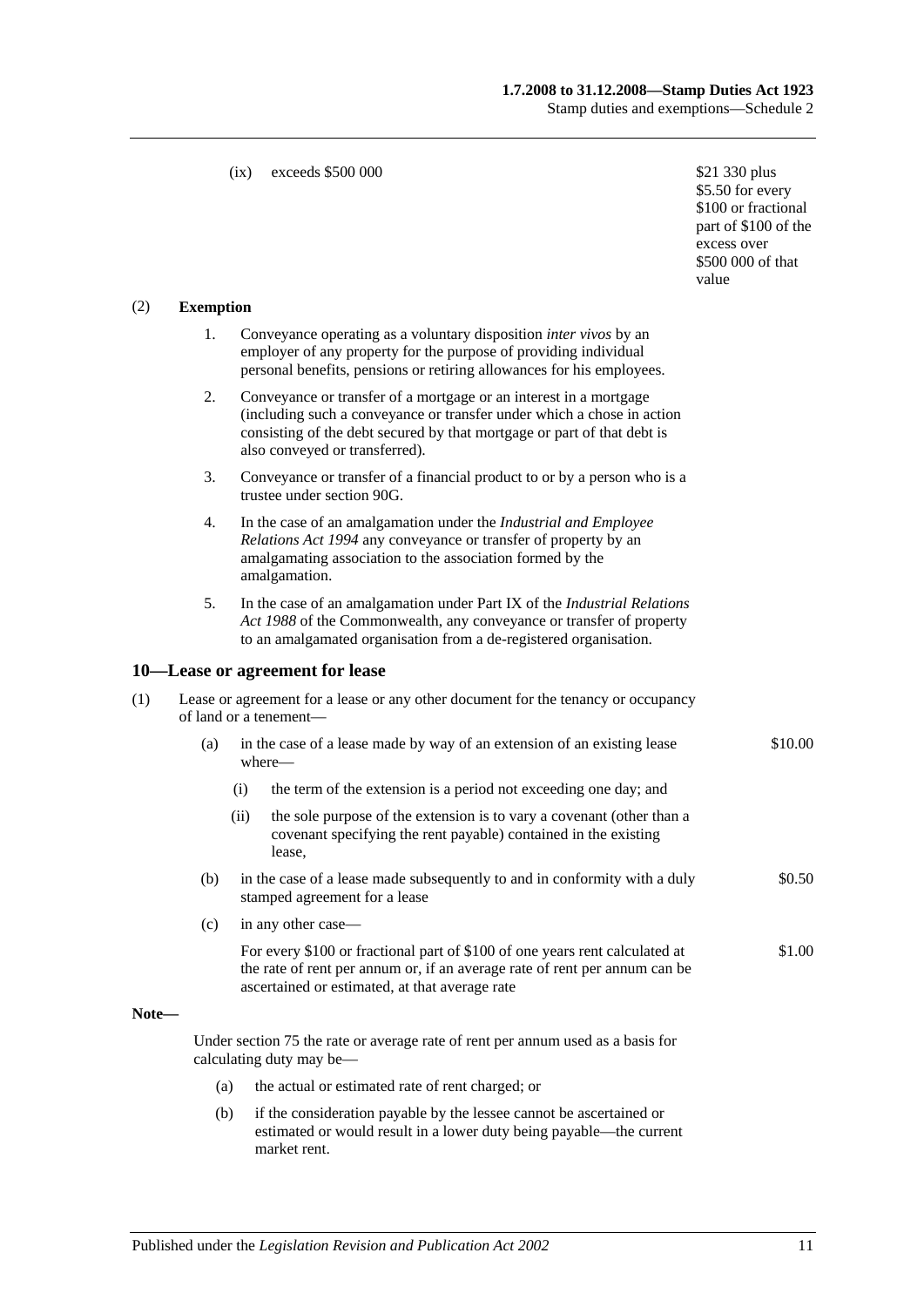(ix) exceeds $500 000 — $21 330 plus $5.50 for every $100 or fractional part of $100 of the excess over $500 000 of that value

(2) **Exemption**

1. Conveyance operating as a voluntary disposition *inter vivos* by an employer of any property for the purpose of providing individual personal benefits, pensions or retiring allowances for his employees.

2. Conveyance or transfer of a mortgage or an interest in a mortgage (including such a conveyance or transfer under which a chose in action consisting of the debt secured by that mortgage or part of that debt is also conveyed or transferred).

3. Conveyance or transfer of a financial product to or by a person who is a trustee under section 90G.

4. In the case of an amalgamation under the *Industrial and Employee Relations Act 1994* any conveyance or transfer of property by an amalgamating association to the association formed by the amalgamation.

5. In the case of an amalgamation under Part IX of the *Industrial Relations Act 1988* of the Commonwealth, any conveyance or transfer of property to an amalgamated organisation from a de-registered organisation.

## 10—Lease or agreement for lease

(1) Lease or agreement for a lease or any other document for the tenancy or occupancy of land or a tenement—

(a) in the case of a lease made by way of an extension of an existing lease where— — $10.00

(i) the term of the extension is a period not exceeding one day; and

(ii) the sole purpose of the extension is to vary a covenant (other than a covenant specifying the rent payable) contained in the existing lease,

(b) in the case of a lease made subsequently to and in conformity with a duly stamped agreement for a lease — $0.50

(c) in any other case—

For every $100 or fractional part of $100 of one years rent calculated at the rate of rent per annum or, if an average rate of rent per annum can be ascertained or estimated, at that average rate — $1.00

**Note—**

Under section 75 the rate or average rate of rent per annum used as a basis for calculating duty may be—

(a) the actual or estimated rate of rent charged; or

(b) if the consideration payable by the lessee cannot be ascertained or estimated or would result in a lower duty being payable—the current market rent.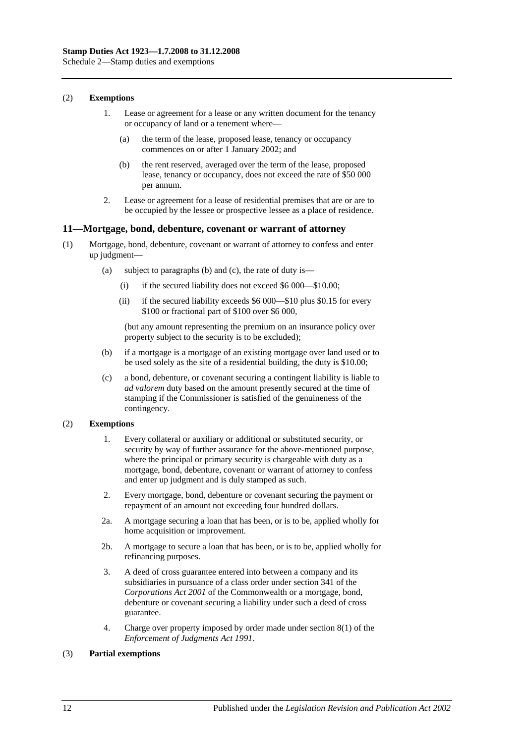(2) **Exemptions**

1. Lease or agreement for a lease or any written document for the tenancy or occupancy of land or a tenement where—

   (a) the term of the lease, proposed lease, tenancy or occupancy commences on or after 1 January 2002; and

   (b) the rent reserved, averaged over the term of the lease, proposed lease, tenancy or occupancy, does not exceed the rate of $50 000 per annum.

2. Lease or agreement for a lease of residential premises that are or are to be occupied by the lessee or prospective lessee as a place of residence.

## 11—Mortgage, bond, debenture, covenant or warrant of attorney

(1) Mortgage, bond, debenture, covenant or warrant of attorney to confess and enter up judgment—

   (a) subject to paragraphs (b) and (c), the rate of duty is—

      (i) if the secured liability does not exceed $6 000—$10.00;

      (ii) if the secured liability exceeds $6 000—$10 plus $0.15 for every $100 or fractional part of $100 over $6 000,

   (but any amount representing the premium on an insurance policy over property subject to the security is to be excluded);

   (b) if a mortgage is a mortgage of an existing mortgage over land used or to be used solely as the site of a residential building, the duty is $10.00;

   (c) a bond, debenture, or covenant securing a contingent liability is liable to *ad valorem* duty based on the amount presently secured at the time of stamping if the Commissioner is satisfied of the genuineness of the contingency.

(2) **Exemptions**

1. Every collateral or auxiliary or additional or substituted security, or security by way of further assurance for the above-mentioned purpose, where the principal or primary security is chargeable with duty as a mortgage, bond, debenture, covenant or warrant of attorney to confess and enter up judgment and is duly stamped as such.

2. Every mortgage, bond, debenture or covenant securing the payment or repayment of an amount not exceeding four hundred dollars.

2a. A mortgage securing a loan that has been, or is to be, applied wholly for home acquisition or improvement.

2b. A mortgage to secure a loan that has been, or is to be, applied wholly for refinancing purposes.

3. A deed of cross guarantee entered into between a company and its subsidiaries in pursuance of a class order under section 341 of the *Corporations Act 2001* of the Commonwealth or a mortgage, bond, debenture or covenant securing a liability under such a deed of cross guarantee.

4. Charge over property imposed by order made under section 8(1) of the *Enforcement of Judgments Act 1991*.

(3) **Partial exemptions**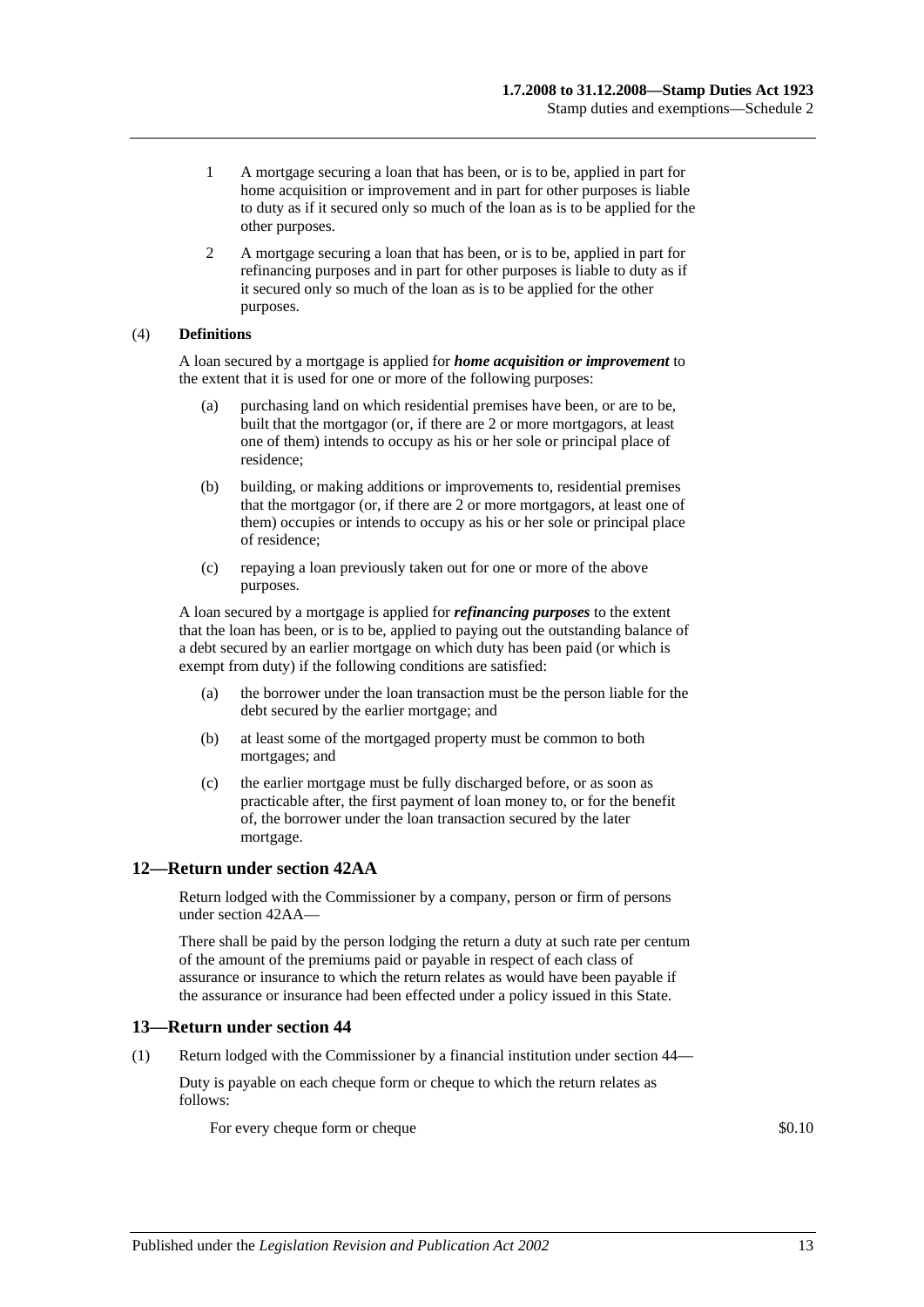1 A mortgage securing a loan that has been, or is to be, applied in part for home acquisition or improvement and in part for other purposes is liable to duty as if it secured only so much of the loan as is to be applied for the other purposes.

2 A mortgage securing a loan that has been, or is to be, applied in part for refinancing purposes and in part for other purposes is liable to duty as if it secured only so much of the loan as is to be applied for the other purposes.

(4) **Definitions**

A loan secured by a mortgage is applied for ***home acquisition or improvement*** to the extent that it is used for one or more of the following purposes:

(a) purchasing land on which residential premises have been, or are to be, built that the mortgagor (or, if there are 2 or more mortgagors, at least one of them) intends to occupy as his or her sole or principal place of residence;

(b) building, or making additions or improvements to, residential premises that the mortgagor (or, if there are 2 or more mortgagors, at least one of them) occupies or intends to occupy as his or her sole or principal place of residence;

(c) repaying a loan previously taken out for one or more of the above purposes.

A loan secured by a mortgage is applied for ***refinancing purposes*** to the extent that the loan has been, or is to be, applied to paying out the outstanding balance of a debt secured by an earlier mortgage on which duty has been paid (or which is exempt from duty) if the following conditions are satisfied:

(a) the borrower under the loan transaction must be the person liable for the debt secured by the earlier mortgage; and

(b) at least some of the mortgaged property must be common to both mortgages; and

(c) the earlier mortgage must be fully discharged before, or as soon as practicable after, the first payment of loan money to, or for the benefit of, the borrower under the loan transaction secured by the later mortgage.

## 12—Return under section 42AA

Return lodged with the Commissioner by a company, person or firm of persons under section 42AA—

There shall be paid by the person lodging the return a duty at such rate per centum of the amount of the premiums paid or payable in respect of each class of assurance or insurance to which the return relates as would have been payable if the assurance or insurance had been effected under a policy issued in this State.

## 13—Return under section 44

(1) Return lodged with the Commissioner by a financial institution under section 44—

Duty is payable on each cheque form or cheque to which the return relates as follows:

For every cheque form or cheque $0.10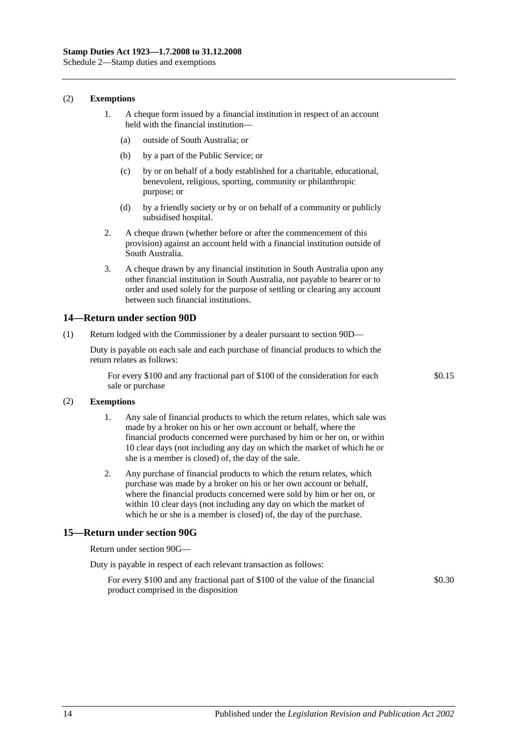(2) **Exemptions**

1. A cheque form issued by a financial institution in respect of an account held with the financial institution—

   (a) outside of South Australia; or

   (b) by a part of the Public Service; or

   (c) by or on behalf of a body established for a charitable, educational, benevolent, religious, sporting, community or philanthropic purpose; or

   (d) by a friendly society or by or on behalf of a community or publicly subsidised hospital.

2. A cheque drawn (whether before or after the commencement of this provision) against an account held with a financial institution outside of South Australia.

3. A cheque drawn by any financial institution in South Australia upon any other financial institution in South Australia, not payable to bearer or to order and used solely for the purpose of settling or clearing any account between such financial institutions.

## 14—Return under section 90D

(1) Return lodged with the Commissioner by a dealer pursuant to section 90D—

Duty is payable on each sale and each purchase of financial products to which the return relates as follows:

For every $100 and any fractional part of $100 of the consideration for each sale or purchase — $0.15

(2) **Exemptions**

1. Any sale of financial products to which the return relates, which sale was made by a broker on his or her own account or behalf, where the financial products concerned were purchased by him or her on, or within 10 clear days (not including any day on which the market of which he or she is a member is closed) of, the day of the sale.

2. Any purchase of financial products to which the return relates, which purchase was made by a broker on his or her own account or behalf, where the financial products concerned were sold by him or her on, or within 10 clear days (not including any day on which the market of which he or she is a member is closed) of, the day of the purchase.

## 15—Return under section 90G

Return under section 90G—

Duty is payable in respect of each relevant transaction as follows:

For every $100 and any fractional part of $100 of the value of the financial product comprised in the disposition — $0.30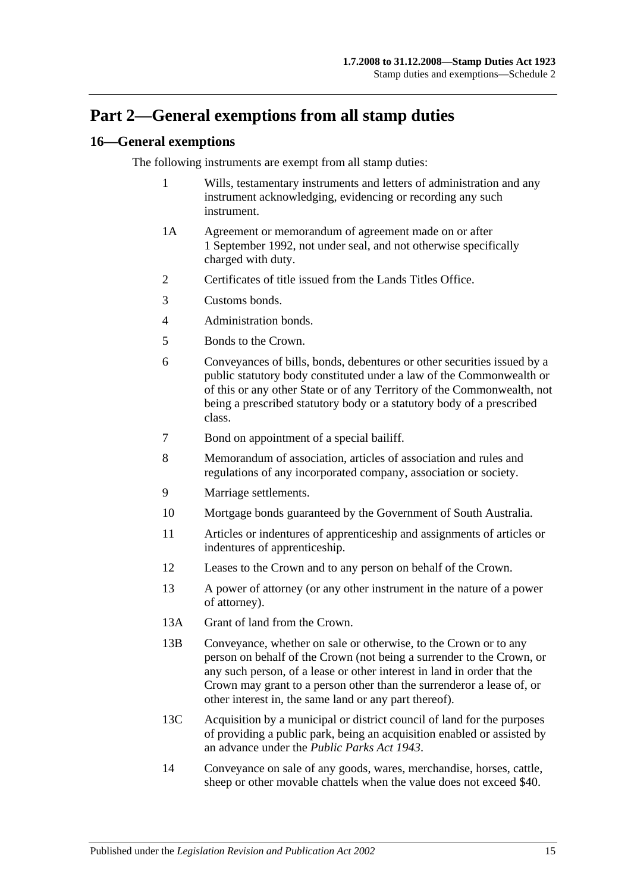## Part 2—General exemptions from all stamp duties

### 16—General exemptions

The following instruments are exempt from all stamp duties:

1 Wills, testamentary instruments and letters of administration and any instrument acknowledging, evidencing or recording any such instrument.

1A Agreement or memorandum of agreement made on or after 1 September 1992, not under seal, and not otherwise specifically charged with duty.

2 Certificates of title issued from the Lands Titles Office.

3 Customs bonds.

4 Administration bonds.

5 Bonds to the Crown.

6 Conveyances of bills, bonds, debentures or other securities issued by a public statutory body constituted under a law of the Commonwealth or of this or any other State or of any Territory of the Commonwealth, not being a prescribed statutory body or a statutory body of a prescribed class.

7 Bond on appointment of a special bailiff.

8 Memorandum of association, articles of association and rules and regulations of any incorporated company, association or society.

9 Marriage settlements.

10 Mortgage bonds guaranteed by the Government of South Australia.

11 Articles or indentures of apprenticeship and assignments of articles or indentures of apprenticeship.

12 Leases to the Crown and to any person on behalf of the Crown.

13 A power of attorney (or any other instrument in the nature of a power of attorney).

13A Grant of land from the Crown.

13B Conveyance, whether on sale or otherwise, to the Crown or to any person on behalf of the Crown (not being a surrender to the Crown, or any such person, of a lease or other interest in land in order that the Crown may grant to a person other than the surrenderor a lease of, or other interest in, the same land or any part thereof).

13C Acquisition by a municipal or district council of land for the purposes of providing a public park, being an acquisition enabled or assisted by an advance under the *Public Parks Act 1943*.

14 Conveyance on sale of any goods, wares, merchandise, horses, cattle, sheep or other movable chattels when the value does not exceed $40.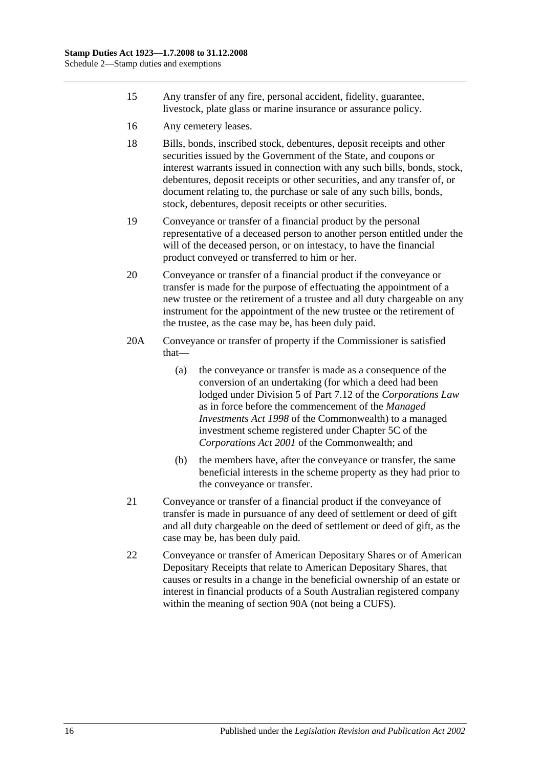15 Any transfer of any fire, personal accident, fidelity, guarantee, livestock, plate glass or marine insurance or assurance policy.

16 Any cemetery leases.

18 Bills, bonds, inscribed stock, debentures, deposit receipts and other securities issued by the Government of the State, and coupons or interest warrants issued in connection with any such bills, bonds, stock, debentures, deposit receipts or other securities, and any transfer of, or document relating to, the purchase or sale of any such bills, bonds, stock, debentures, deposit receipts or other securities.

19 Conveyance or transfer of a financial product by the personal representative of a deceased person to another person entitled under the will of the deceased person, or on intestacy, to have the financial product conveyed or transferred to him or her.

20 Conveyance or transfer of a financial product if the conveyance or transfer is made for the purpose of effectuating the appointment of a new trustee or the retirement of a trustee and all duty chargeable on any instrument for the appointment of the new trustee or the retirement of the trustee, as the case may be, has been duly paid.

20A Conveyance or transfer of property if the Commissioner is satisfied that—

(a) the conveyance or transfer is made as a consequence of the conversion of an undertaking (for which a deed had been lodged under Division 5 of Part 7.12 of the *Corporations Law* as in force before the commencement of the *Managed Investments Act 1998* of the Commonwealth) to a managed investment scheme registered under Chapter 5C of the *Corporations Act 2001* of the Commonwealth; and

(b) the members have, after the conveyance or transfer, the same beneficial interests in the scheme property as they had prior to the conveyance or transfer.

21 Conveyance or transfer of a financial product if the conveyance of transfer is made in pursuance of any deed of settlement or deed of gift and all duty chargeable on the deed of settlement or deed of gift, as the case may be, has been duly paid.

22 Conveyance or transfer of American Depositary Shares or of American Depositary Receipts that relate to American Depositary Shares, that causes or results in a change in the beneficial ownership of an estate or interest in financial products of a South Australian registered company within the meaning of section 90A (not being a CUFS).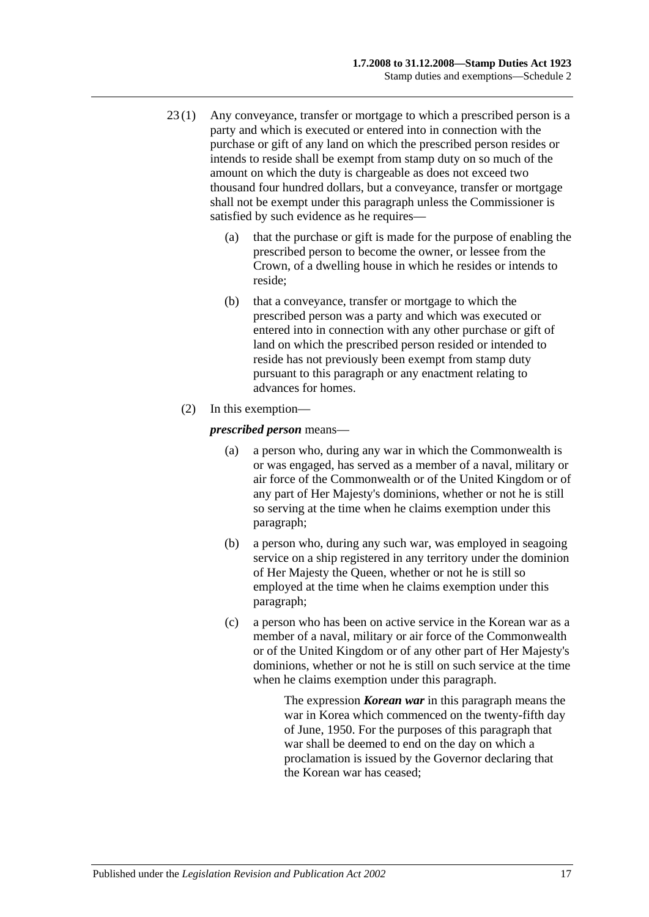23 (1) Any conveyance, transfer or mortgage to which a prescribed person is a party and which is executed or entered into in connection with the purchase or gift of any land on which the prescribed person resides or intends to reside shall be exempt from stamp duty on so much of the amount on which the duty is chargeable as does not exceed two thousand four hundred dollars, but a conveyance, transfer or mortgage shall not be exempt under this paragraph unless the Commissioner is satisfied by such evidence as he requires—

(a) that the purchase or gift is made for the purpose of enabling the prescribed person to become the owner, or lessee from the Crown, of a dwelling house in which he resides or intends to reside;

(b) that a conveyance, transfer or mortgage to which the prescribed person was a party and which was executed or entered into in connection with any other purchase or gift of land on which the prescribed person resided or intended to reside has not previously been exempt from stamp duty pursuant to this paragraph or any enactment relating to advances for homes.

(2) In this exemption—

***prescribed person*** means—

(a) a person who, during any war in which the Commonwealth is or was engaged, has served as a member of a naval, military or air force of the Commonwealth or of the United Kingdom or of any part of Her Majesty's dominions, whether or not he is still so serving at the time when he claims exemption under this paragraph;

(b) a person who, during any such war, was employed in seagoing service on a ship registered in any territory under the dominion of Her Majesty the Queen, whether or not he is still so employed at the time when he claims exemption under this paragraph;

(c) a person who has been on active service in the Korean war as a member of a naval, military or air force of the Commonwealth or of the United Kingdom or of any other part of Her Majesty's dominions, whether or not he is still on such service at the time when he claims exemption under this paragraph.

The expression ***Korean war*** in this paragraph means the war in Korea which commenced on the twenty-fifth day of June, 1950. For the purposes of this paragraph that war shall be deemed to end on the day on which a proclamation is issued by the Governor declaring that the Korean war has ceased;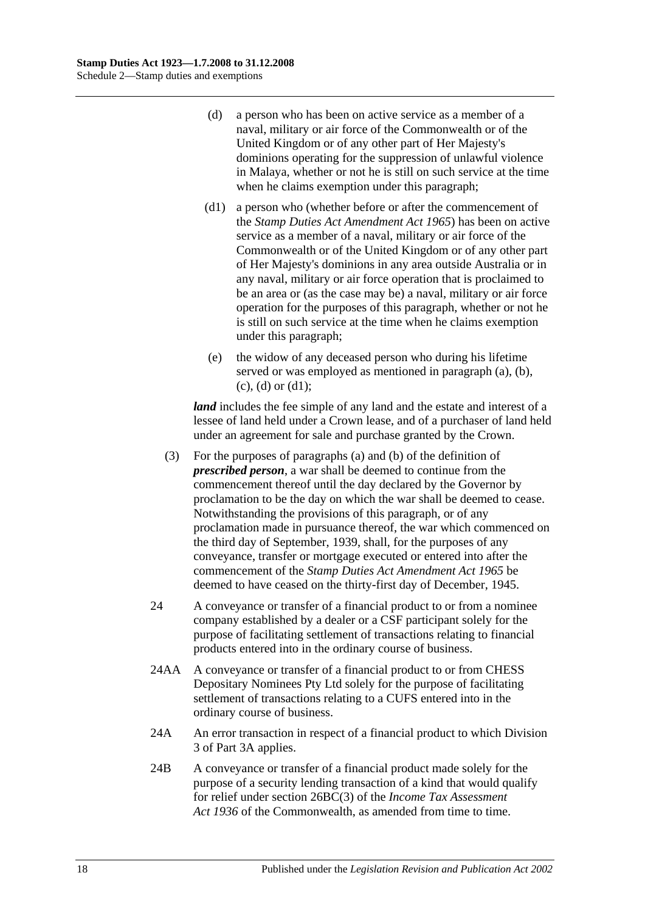(d) a person who has been on active service as a member of a naval, military or air force of the Commonwealth or of the United Kingdom or of any other part of Her Majesty's dominions operating for the suppression of unlawful violence in Malaya, whether or not he is still on such service at the time when he claims exemption under this paragraph;

(d1) a person who (whether before or after the commencement of the *Stamp Duties Act Amendment Act 1965*) has been on active service as a member of a naval, military or air force of the Commonwealth or of the United Kingdom or of any other part of Her Majesty's dominions in any area outside Australia or in any naval, military or air force operation that is proclaimed to be an area or (as the case may be) a naval, military or air force operation for the purposes of this paragraph, whether or not he is still on such service at the time when he claims exemption under this paragraph;

(e) the widow of any deceased person who during his lifetime served or was employed as mentioned in paragraph (a), (b), (c), (d) or (d1);

***land*** includes the fee simple of any land and the estate and interest of a lessee of land held under a Crown lease, and of a purchaser of land held under an agreement for sale and purchase granted by the Crown.

(3) For the purposes of paragraphs (a) and (b) of the definition of ***prescribed person***, a war shall be deemed to continue from the commencement thereof until the day declared by the Governor by proclamation to be the day on which the war shall be deemed to cease. Notwithstanding the provisions of this paragraph, or of any proclamation made in pursuance thereof, the war which commenced on the third day of September, 1939, shall, for the purposes of any conveyance, transfer or mortgage executed or entered into after the commencement of the *Stamp Duties Act Amendment Act 1965* be deemed to have ceased on the thirty-first day of December, 1945.

24 A conveyance or transfer of a financial product to or from a nominee company established by a dealer or a CSF participant solely for the purpose of facilitating settlement of transactions relating to financial products entered into in the ordinary course of business.

24AA A conveyance or transfer of a financial product to or from CHESS Depositary Nominees Pty Ltd solely for the purpose of facilitating settlement of transactions relating to a CUFS entered into in the ordinary course of business.

24A An error transaction in respect of a financial product to which Division 3 of Part 3A applies.

24B A conveyance or transfer of a financial product made solely for the purpose of a security lending transaction of a kind that would qualify for relief under section 26BC(3) of the *Income Tax Assessment Act 1936* of the Commonwealth, as amended from time to time.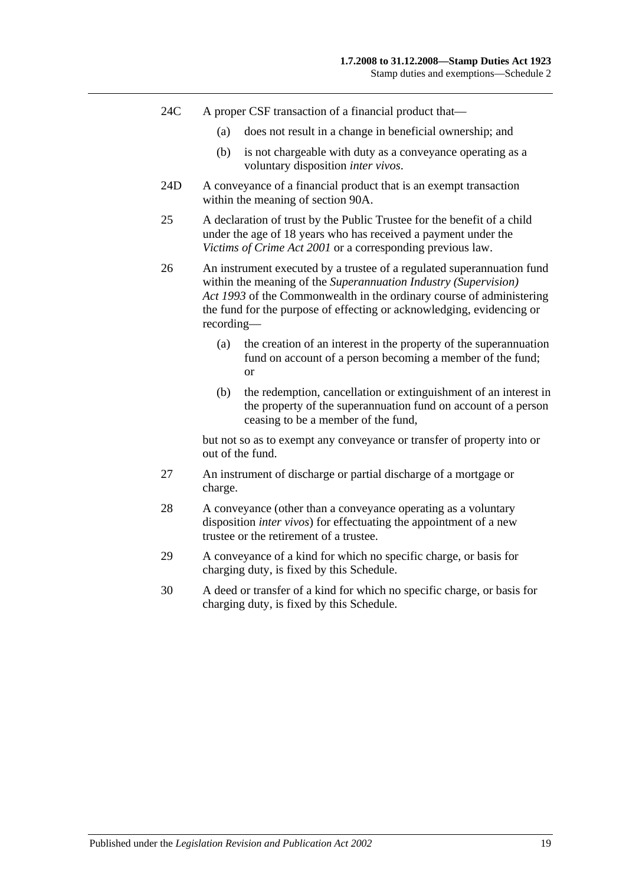24C A proper CSF transaction of a financial product that—

(a) does not result in a change in beneficial ownership; and

(b) is not chargeable with duty as a conveyance operating as a voluntary disposition *inter vivos*.

24D A conveyance of a financial product that is an exempt transaction within the meaning of section 90A.

25 A declaration of trust by the Public Trustee for the benefit of a child under the age of 18 years who has received a payment under the *Victims of Crime Act 2001* or a corresponding previous law.

26 An instrument executed by a trustee of a regulated superannuation fund within the meaning of the *Superannuation Industry (Supervision) Act 1993* of the Commonwealth in the ordinary course of administering the fund for the purpose of effecting or acknowledging, evidencing or recording—

(a) the creation of an interest in the property of the superannuation fund on account of a person becoming a member of the fund; or

(b) the redemption, cancellation or extinguishment of an interest in the property of the superannuation fund on account of a person ceasing to be a member of the fund,

but not so as to exempt any conveyance or transfer of property into or out of the fund.

27 An instrument of discharge or partial discharge of a mortgage or charge.

28 A conveyance (other than a conveyance operating as a voluntary disposition *inter vivos*) for effectuating the appointment of a new trustee or the retirement of a trustee.

29 A conveyance of a kind for which no specific charge, or basis for charging duty, is fixed by this Schedule.

30 A deed or transfer of a kind for which no specific charge, or basis for charging duty, is fixed by this Schedule.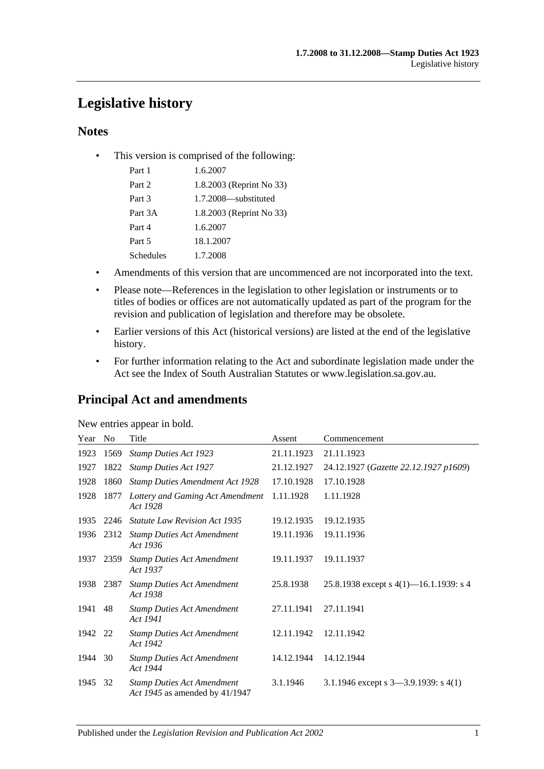# Legislative history

## Notes

- This version is comprised of the following:

| | |
|---|---|
| Part 1 | 1.6.2007 |
| Part 2 | 1.8.2003 (Reprint No 33) |
| Part 3 | 1.7.2008—substituted |
| Part 3A | 1.8.2003 (Reprint No 33) |
| Part 4 | 1.6.2007 |
| Part 5 | 18.1.2007 |
| Schedules | 1.7.2008 |

- Amendments of this version that are uncommenced are not incorporated into the text.
- Please note—References in the legislation to other legislation or instruments or to titles of bodies or offices are not automatically updated as part of the program for the revision and publication of legislation and therefore may be obsolete.
- Earlier versions of this Act (historical versions) are listed at the end of the legislative history.
- For further information relating to the Act and subordinate legislation made under the Act see the Index of South Australian Statutes or www.legislation.sa.gov.au.

## Principal Act and amendments

New entries appear in bold.

| Year | No | Title | Assent | Commencement |
|---|---|---|---|---|
| 1923 | 1569 | *Stamp Duties Act 1923* | 21.11.1923 | 21.11.1923 |
| 1927 | 1822 | *Stamp Duties Act 1927* | 21.12.1927 | 24.12.1927 (*Gazette 22.12.1927 p1609*) |
| 1928 | 1860 | *Stamp Duties Amendment Act 1928* | 17.10.1928 | 17.10.1928 |
| 1928 | 1877 | *Lottery and Gaming Act Amendment Act 1928* | 1.11.1928 | 1.11.1928 |
| 1935 | 2246 | *Statute Law Revision Act 1935* | 19.12.1935 | 19.12.1935 |
| 1936 | 2312 | *Stamp Duties Act Amendment Act 1936* | 19.11.1936 | 19.11.1936 |
| 1937 | 2359 | *Stamp Duties Act Amendment Act 1937* | 19.11.1937 | 19.11.1937 |
| 1938 | 2387 | *Stamp Duties Act Amendment Act 1938* | 25.8.1938 | 25.8.1938 except s 4(1)—16.1.1939: s 4 |
| 1941 | 48 | *Stamp Duties Act Amendment Act 1941* | 27.11.1941 | 27.11.1941 |
| 1942 | 22 | *Stamp Duties Act Amendment Act 1942* | 12.11.1942 | 12.11.1942 |
| 1944 | 30 | *Stamp Duties Act Amendment Act 1944* | 14.12.1944 | 14.12.1944 |
| 1945 | 32 | *Stamp Duties Act Amendment Act 1945* as amended by 41/1947 | 3.1.1946 | 3.1.1946 except s 3—3.9.1939: s 4(1) |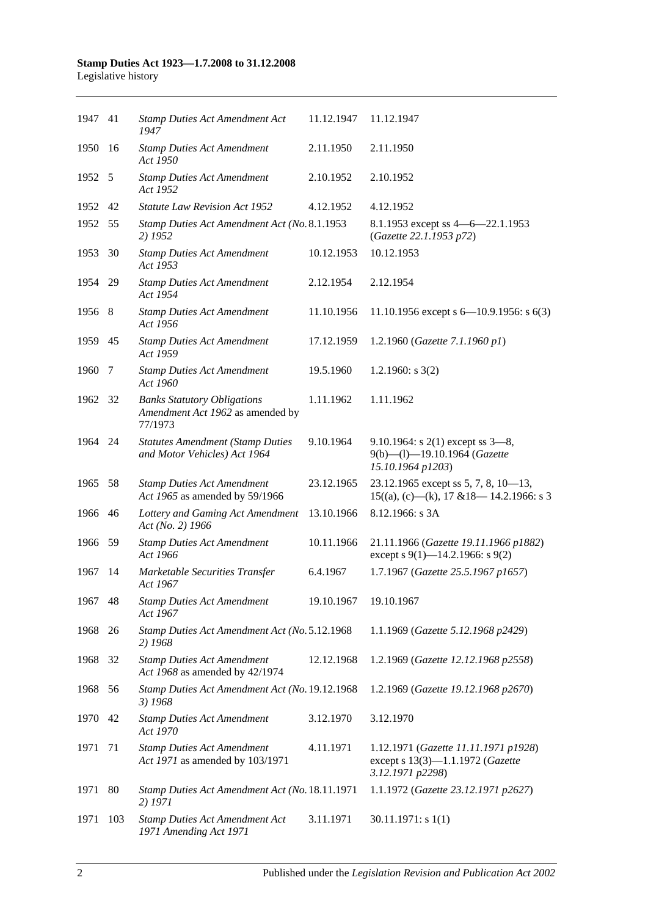| | | | | |
|---|---|---|---|---|
| 1947 | 41 | *Stamp Duties Act Amendment Act 1947* | 11.12.1947 | 11.12.1947 |
| 1950 | 16 | *Stamp Duties Act Amendment Act 1950* | 2.11.1950 | 2.11.1950 |
| 1952 | 5 | *Stamp Duties Act Amendment Act 1952* | 2.10.1952 | 2.10.1952 |
| 1952 | 42 | *Statute Law Revision Act 1952* | 4.12.1952 | 4.12.1952 |
| 1952 | 55 | *Stamp Duties Act Amendment Act (No. 2) 1952* | 8.1.1953 | 8.1.1953 except ss 4—6—22.1.1953 (*Gazette 22.1.1953 p72*) |
| 1953 | 30 | *Stamp Duties Act Amendment Act 1953* | 10.12.1953 | 10.12.1953 |
| 1954 | 29 | *Stamp Duties Act Amendment Act 1954* | 2.12.1954 | 2.12.1954 |
| 1956 | 8 | *Stamp Duties Act Amendment Act 1956* | 11.10.1956 | 11.10.1956 except s 6—10.9.1956: s 6(3) |
| 1959 | 45 | *Stamp Duties Act Amendment Act 1959* | 17.12.1959 | 1.2.1960 (*Gazette 7.1.1960 p1*) |
| 1960 | 7 | *Stamp Duties Act Amendment Act 1960* | 19.5.1960 | 1.2.1960: s 3(2) |
| 1962 | 32 | *Banks Statutory Obligations Amendment Act 1962* as amended by 77/1973 | 1.11.1962 | 1.11.1962 |
| 1964 | 24 | *Statutes Amendment (Stamp Duties and Motor Vehicles) Act 1964* | 9.10.1964 | 9.10.1964: s 2(1) except ss 3—8, 9(b)—(l)—19.10.1964 (*Gazette 15.10.1964 p1203*) |
| 1965 | 58 | *Stamp Duties Act Amendment Act 1965* as amended by 59/1966 | 23.12.1965 | 23.12.1965 except ss 5, 7, 8, 10—13, 15((a), (c)—(k), 17 &18— 14.2.1966: s 3 |
| 1966 | 46 | *Lottery and Gaming Act Amendment Act (No. 2) 1966* | 13.10.1966 | 8.12.1966: s 3A |
| 1966 | 59 | *Stamp Duties Act Amendment Act 1966* | 10.11.1966 | 21.11.1966 (*Gazette 19.11.1966 p1882*) except s 9(1)—14.2.1966: s 9(2) |
| 1967 | 14 | *Marketable Securities Transfer Act 1967* | 6.4.1967 | 1.7.1967 (*Gazette 25.5.1967 p1657*) |
| 1967 | 48 | *Stamp Duties Act Amendment Act 1967* | 19.10.1967 | 19.10.1967 |
| 1968 | 26 | *Stamp Duties Act Amendment Act (No. 2) 1968* | 5.12.1968 | 1.1.1969 (*Gazette 5.12.1968 p2429*) |
| 1968 | 32 | *Stamp Duties Act Amendment Act 1968* as amended by 42/1974 | 12.12.1968 | 1.2.1969 (*Gazette 12.12.1968 p2558*) |
| 1968 | 56 | *Stamp Duties Act Amendment Act (No. 3) 1968* | 19.12.1968 | 1.2.1969 (*Gazette 19.12.1968 p2670*) |
| 1970 | 42 | *Stamp Duties Act Amendment Act 1970* | 3.12.1970 | 3.12.1970 |
| 1971 | 71 | *Stamp Duties Act Amendment Act 1971* as amended by 103/1971 | 4.11.1971 | 1.12.1971 (*Gazette 11.11.1971 p1928*) except s 13(3)—1.1.1972 (*Gazette 3.12.1971 p2298*) |
| 1971 | 80 | *Stamp Duties Act Amendment Act (No. 2) 1971* | 18.11.1971 | 1.1.1972 (*Gazette 23.12.1971 p2627*) |
| 1971 | 103 | *Stamp Duties Act Amendment Act 1971 Amending Act 1971* | 3.11.1971 | 30.11.1971: s 1(1) |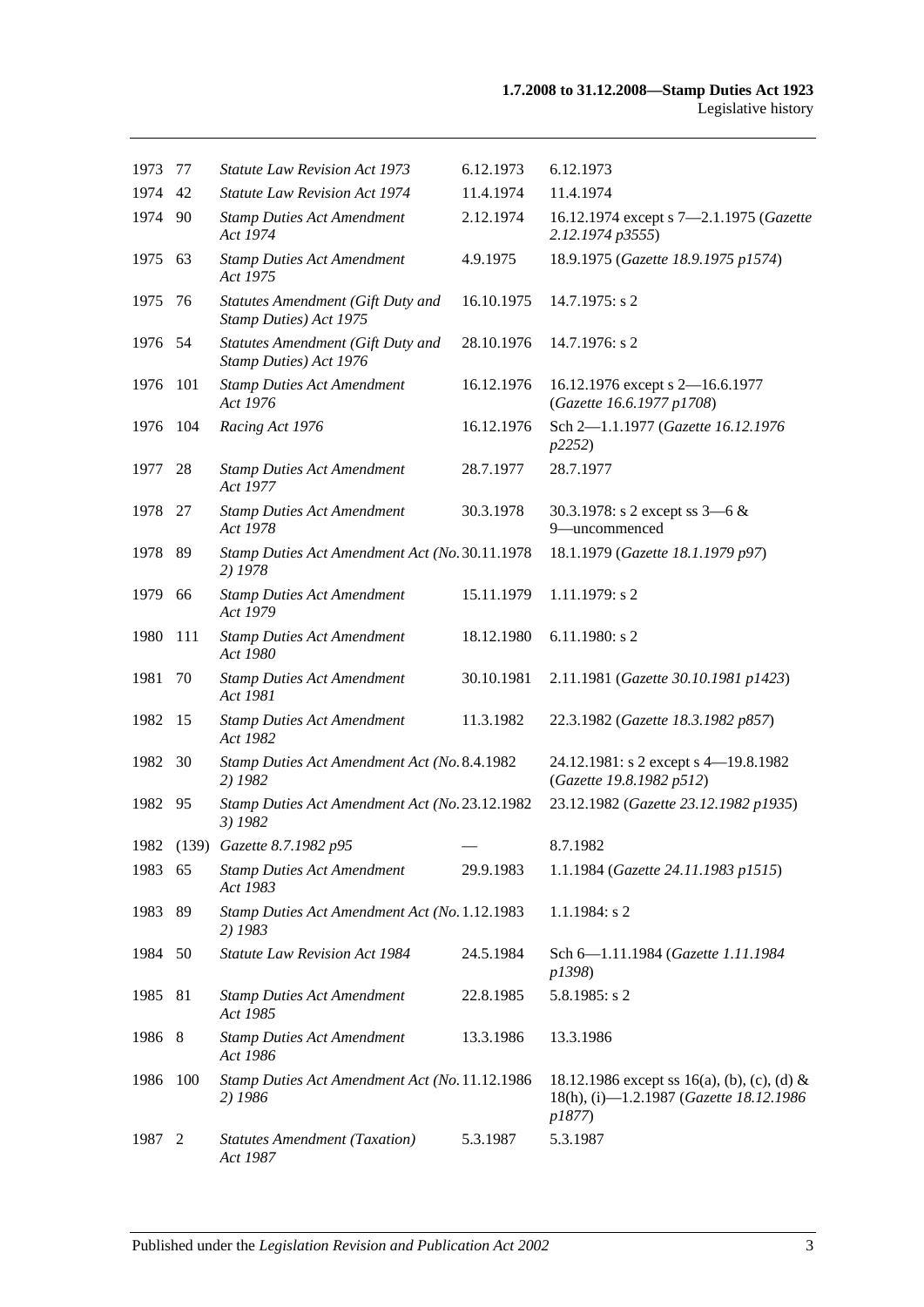| | | | | |
|---|---|---|---|---|
| 1973 | 77 | *Statute Law Revision Act 1973* | 6.12.1973 | 6.12.1973 |
| 1974 | 42 | *Statute Law Revision Act 1974* | 11.4.1974 | 11.4.1974 |
| 1974 | 90 | *Stamp Duties Act Amendment Act 1974* | 2.12.1974 | 16.12.1974 except s 7—2.1.1975 (*Gazette 2.12.1974 p3555*) |
| 1975 | 63 | *Stamp Duties Act Amendment Act 1975* | 4.9.1975 | 18.9.1975 (*Gazette 18.9.1975 p1574*) |
| 1975 | 76 | *Statutes Amendment (Gift Duty and Stamp Duties) Act 1975* | 16.10.1975 | 14.7.1975: s 2 |
| 1976 | 54 | *Statutes Amendment (Gift Duty and Stamp Duties) Act 1976* | 28.10.1976 | 14.7.1976: s 2 |
| 1976 | 101 | *Stamp Duties Act Amendment Act 1976* | 16.12.1976 | 16.12.1976 except s 2—16.6.1977 (*Gazette 16.6.1977 p1708*) |
| 1976 | 104 | *Racing Act 1976* | 16.12.1976 | Sch 2—1.1.1977 (*Gazette 16.12.1976 p2252*) |
| 1977 | 28 | *Stamp Duties Act Amendment Act 1977* | 28.7.1977 | 28.7.1977 |
| 1978 | 27 | *Stamp Duties Act Amendment Act 1978* | 30.3.1978 | 30.3.1978: s 2 except ss 3—6 & 9—uncommenced |
| 1978 | 89 | *Stamp Duties Act Amendment Act (No. 2) 1978* | 30.11.1978 | 18.1.1979 (*Gazette 18.1.1979 p97*) |
| 1979 | 66 | *Stamp Duties Act Amendment Act 1979* | 15.11.1979 | 1.11.1979: s 2 |
| 1980 | 111 | *Stamp Duties Act Amendment Act 1980* | 18.12.1980 | 6.11.1980: s 2 |
| 1981 | 70 | *Stamp Duties Act Amendment Act 1981* | 30.10.1981 | 2.11.1981 (*Gazette 30.10.1981 p1423*) |
| 1982 | 15 | *Stamp Duties Act Amendment Act 1982* | 11.3.1982 | 22.3.1982 (*Gazette 18.3.1982 p857*) |
| 1982 | 30 | *Stamp Duties Act Amendment Act (No. 2) 1982* | 8.4.1982 | 24.12.1981: s 2 except s 4—19.8.1982 (*Gazette 19.8.1982 p512*) |
| 1982 | 95 | *Stamp Duties Act Amendment Act (No. 3) 1982* | 23.12.1982 | 23.12.1982 (*Gazette 23.12.1982 p1935*) |
| 1982 | (139) | *Gazette 8.7.1982 p95* | — | 8.7.1982 |
| 1983 | 65 | *Stamp Duties Act Amendment Act 1983* | 29.9.1983 | 1.1.1984 (*Gazette 24.11.1983 p1515*) |
| 1983 | 89 | *Stamp Duties Act Amendment Act (No. 2) 1983* | 1.12.1983 | 1.1.1984: s 2 |
| 1984 | 50 | *Statute Law Revision Act 1984* | 24.5.1984 | Sch 6—1.11.1984 (*Gazette 1.11.1984 p1398*) |
| 1985 | 81 | *Stamp Duties Act Amendment Act 1985* | 22.8.1985 | 5.8.1985: s 2 |
| 1986 | 8 | *Stamp Duties Act Amendment Act 1986* | 13.3.1986 | 13.3.1986 |
| 1986 | 100 | *Stamp Duties Act Amendment Act (No. 2) 1986* | 11.12.1986 | 18.12.1986 except ss 16(a), (b), (c), (d) & 18(h), (i)—1.2.1987 (*Gazette 18.12.1986 p1877*) |
| 1987 | 2 | *Statutes Amendment (Taxation) Act 1987* | 5.3.1987 | 5.3.1987 |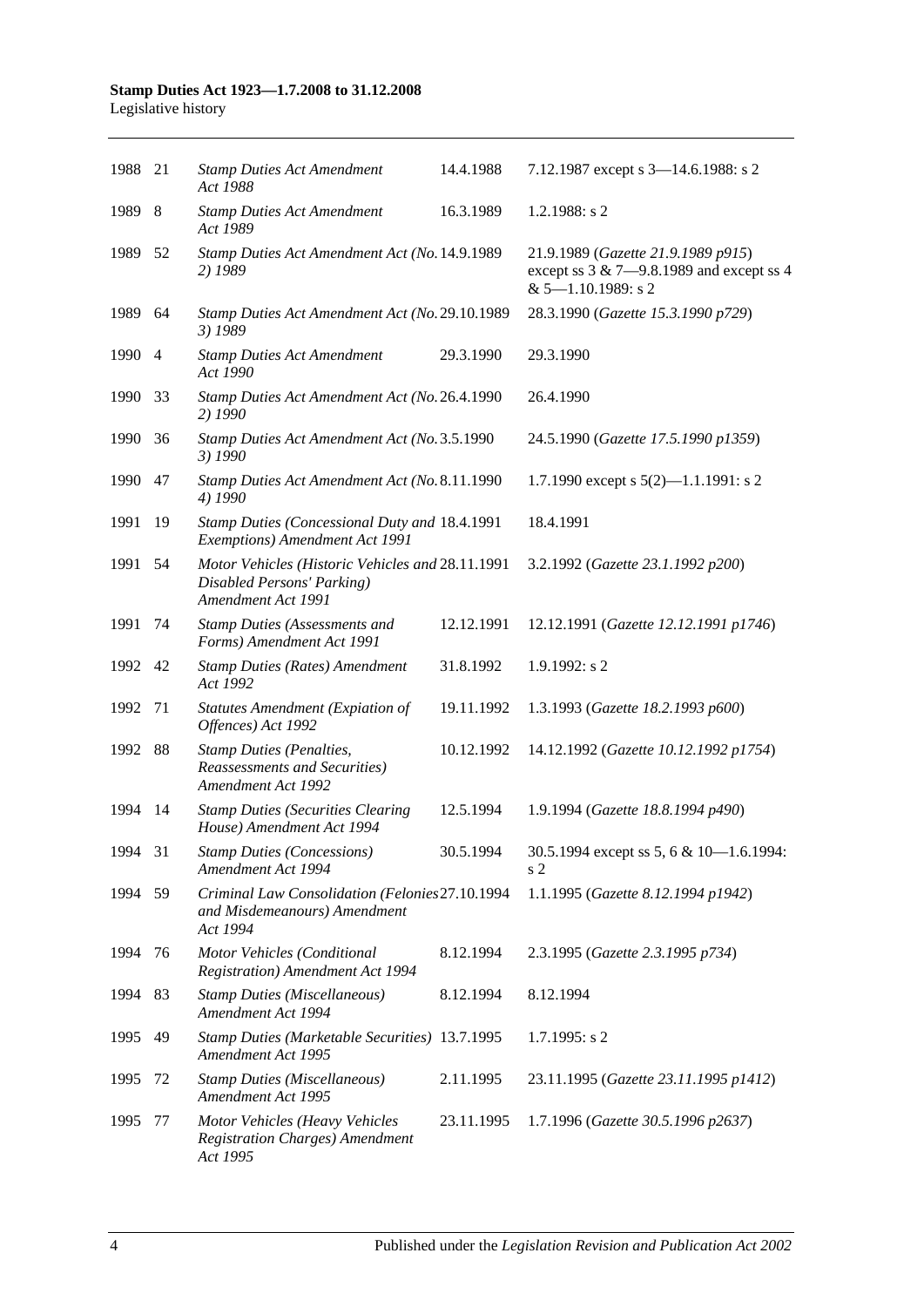| | | | | |
|---|---|---|---|---|
| 1988 | 21 | *Stamp Duties Act Amendment Act 1988* | 14.4.1988 | 7.12.1987 except s 3—14.6.1988: s 2 |
| 1989 | 8 | *Stamp Duties Act Amendment Act 1989* | 16.3.1989 | 1.2.1988: s 2 |
| 1989 | 52 | *Stamp Duties Act Amendment Act (No. 2) 1989* | 14.9.1989 | 21.9.1989 (*Gazette 21.9.1989 p915*) except ss 3 & 7—9.8.1989 and except ss 4 & 5—1.10.1989: s 2 |
| 1989 | 64 | *Stamp Duties Act Amendment Act (No. 3) 1989* | 29.10.1989 | 28.3.1990 (*Gazette 15.3.1990 p729*) |
| 1990 | 4 | *Stamp Duties Act Amendment Act 1990* | 29.3.1990 | 29.3.1990 |
| 1990 | 33 | *Stamp Duties Act Amendment Act (No. 2) 1990* | 26.4.1990 | 26.4.1990 |
| 1990 | 36 | *Stamp Duties Act Amendment Act (No. 3) 1990* | 3.5.1990 | 24.5.1990 (*Gazette 17.5.1990 p1359*) |
| 1990 | 47 | *Stamp Duties Act Amendment Act (No. 4) 1990* | 8.11.1990 | 1.7.1990 except s 5(2)—1.1.1991: s 2 |
| 1991 | 19 | *Stamp Duties (Concessional Duty and Exemptions) Amendment Act 1991* | 18.4.1991 | 18.4.1991 |
| 1991 | 54 | *Motor Vehicles (Historic Vehicles and Disabled Persons' Parking) Amendment Act 1991* | 28.11.1991 | 3.2.1992 (*Gazette 23.1.1992 p200*) |
| 1991 | 74 | *Stamp Duties (Assessments and Forms) Amendment Act 1991* | 12.12.1991 | 12.12.1991 (*Gazette 12.12.1991 p1746*) |
| 1992 | 42 | *Stamp Duties (Rates) Amendment Act 1992* | 31.8.1992 | 1.9.1992: s 2 |
| 1992 | 71 | *Statutes Amendment (Expiation of Offences) Act 1992* | 19.11.1992 | 1.3.1993 (*Gazette 18.2.1993 p600*) |
| 1992 | 88 | *Stamp Duties (Penalties, Reassessments and Securities) Amendment Act 1992* | 10.12.1992 | 14.12.1992 (*Gazette 10.12.1992 p1754*) |
| 1994 | 14 | *Stamp Duties (Securities Clearing House) Amendment Act 1994* | 12.5.1994 | 1.9.1994 (*Gazette 18.8.1994 p490*) |
| 1994 | 31 | *Stamp Duties (Concessions) Amendment Act 1994* | 30.5.1994 | 30.5.1994 except ss 5, 6 & 10—1.6.1994: s 2 |
| 1994 | 59 | *Criminal Law Consolidation (Felonies and Misdemeanours) Amendment Act 1994* | 27.10.1994 | 1.1.1995 (*Gazette 8.12.1994 p1942*) |
| 1994 | 76 | *Motor Vehicles (Conditional Registration) Amendment Act 1994* | 8.12.1994 | 2.3.1995 (*Gazette 2.3.1995 p734*) |
| 1994 | 83 | *Stamp Duties (Miscellaneous) Amendment Act 1994* | 8.12.1994 | 8.12.1994 |
| 1995 | 49 | *Stamp Duties (Marketable Securities) Amendment Act 1995* | 13.7.1995 | 1.7.1995: s 2 |
| 1995 | 72 | *Stamp Duties (Miscellaneous) Amendment Act 1995* | 2.11.1995 | 23.11.1995 (*Gazette 23.11.1995 p1412*) |
| 1995 | 77 | *Motor Vehicles (Heavy Vehicles Registration Charges) Amendment Act 1995* | 23.11.1995 | 1.7.1996 (*Gazette 30.5.1996 p2637*) |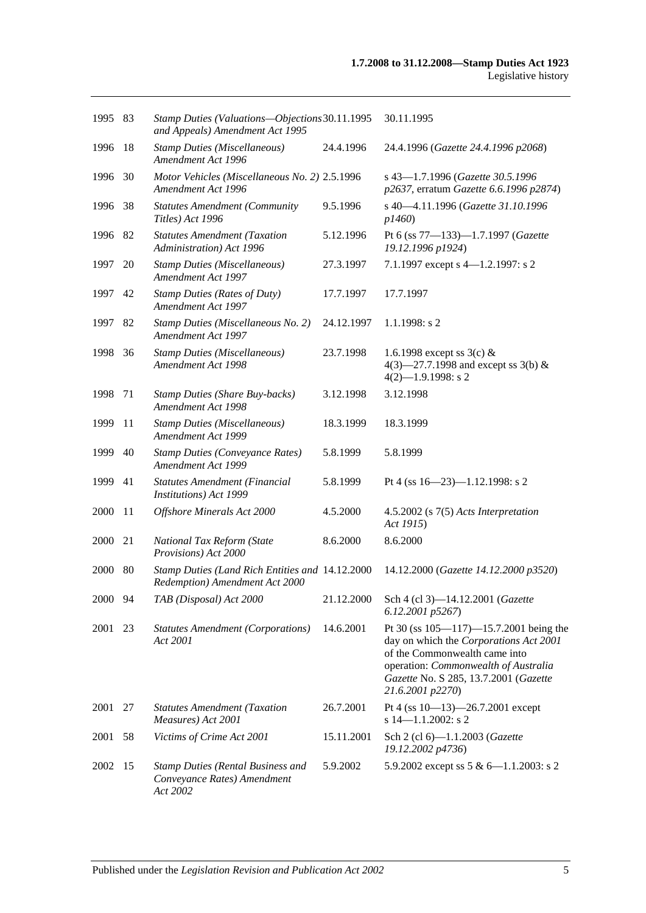| | | | | |
|---|---|---|---|---|
| 1995 | 83 | *Stamp Duties (Valuations—Objections and Appeals) Amendment Act 1995* | 30.11.1995 | 30.11.1995 |
| 1996 | 18 | *Stamp Duties (Miscellaneous) Amendment Act 1996* | 24.4.1996 | 24.4.1996 (*Gazette 24.4.1996 p2068*) |
| 1996 | 30 | *Motor Vehicles (Miscellaneous No. 2) Amendment Act 1996* | 2.5.1996 | s 43—1.7.1996 (*Gazette 30.5.1996 p2637*, erratum *Gazette 6.6.1996 p2874*) |
| 1996 | 38 | *Statutes Amendment (Community Titles) Act 1996* | 9.5.1996 | s 40—4.11.1996 (*Gazette 31.10.1996 p1460*) |
| 1996 | 82 | *Statutes Amendment (Taxation Administration) Act 1996* | 5.12.1996 | Pt 6 (ss 77—133)—1.7.1997 (*Gazette 19.12.1996 p1924*) |
| 1997 | 20 | *Stamp Duties (Miscellaneous) Amendment Act 1997* | 27.3.1997 | 7.1.1997 except s 4—1.2.1997: s 2 |
| 1997 | 42 | *Stamp Duties (Rates of Duty) Amendment Act 1997* | 17.7.1997 | 17.7.1997 |
| 1997 | 82 | *Stamp Duties (Miscellaneous No. 2) Amendment Act 1997* | 24.12.1997 | 1.1.1998: s 2 |
| 1998 | 36 | *Stamp Duties (Miscellaneous) Amendment Act 1998* | 23.7.1998 | 1.6.1998 except ss 3(c) & 4(3)—27.7.1998 and except ss 3(b) & 4(2)—1.9.1998: s 2 |
| 1998 | 71 | *Stamp Duties (Share Buy-backs) Amendment Act 1998* | 3.12.1998 | 3.12.1998 |
| 1999 | 11 | *Stamp Duties (Miscellaneous) Amendment Act 1999* | 18.3.1999 | 18.3.1999 |
| 1999 | 40 | *Stamp Duties (Conveyance Rates) Amendment Act 1999* | 5.8.1999 | 5.8.1999 |
| 1999 | 41 | *Statutes Amendment (Financial Institutions) Act 1999* | 5.8.1999 | Pt 4 (ss 16—23)—1.12.1998: s 2 |
| 2000 | 11 | *Offshore Minerals Act 2000* | 4.5.2000 | 4.5.2002 (s 7(5) *Acts Interpretation Act 1915*) |
| 2000 | 21 | *National Tax Reform (State Provisions) Act 2000* | 8.6.2000 | 8.6.2000 |
| 2000 | 80 | *Stamp Duties (Land Rich Entities and Redemption) Amendment Act 2000* | 14.12.2000 | 14.12.2000 (*Gazette 14.12.2000 p3520*) |
| 2000 | 94 | *TAB (Disposal) Act 2000* | 21.12.2000 | Sch 4 (cl 3)—14.12.2001 (*Gazette 6.12.2001 p5267*) |
| 2001 | 23 | *Statutes Amendment (Corporations) Act 2001* | 14.6.2001 | Pt 30 (ss 105—117)—15.7.2001 being the day on which the *Corporations Act 2001* of the Commonwealth came into operation: *Commonwealth of Australia Gazette* No. S 285, 13.7.2001 (*Gazette 21.6.2001 p2270*) |
| 2001 | 27 | *Statutes Amendment (Taxation Measures) Act 2001* | 26.7.2001 | Pt 4 (ss 10—13)—26.7.2001 except s 14—1.1.2002: s 2 |
| 2001 | 58 | *Victims of Crime Act 2001* | 15.11.2001 | Sch 2 (cl 6)—1.1.2003 (*Gazette 19.12.2002 p4736*) |
| 2002 | 15 | *Stamp Duties (Rental Business and Conveyance Rates) Amendment Act 2002* | 5.9.2002 | 5.9.2002 except ss 5 & 6—1.1.2003: s 2 |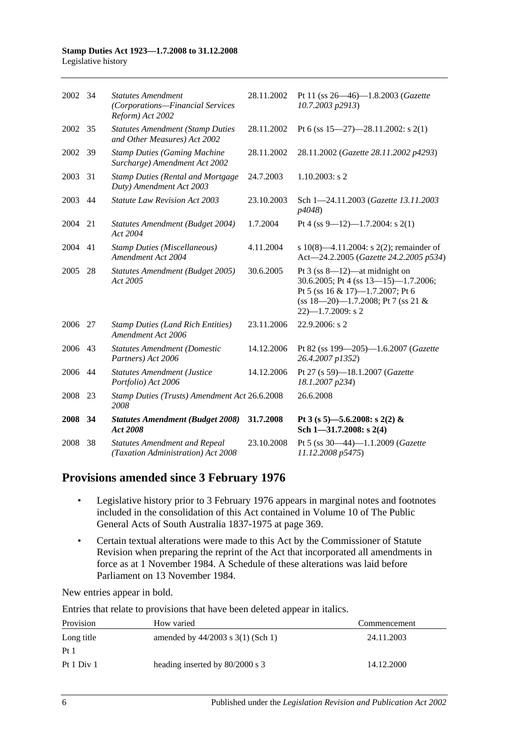| | | | | |
|---|---|---|---|---|
| 2002 | 34 | *Statutes Amendment (Corporations—Financial Services Reform) Act 2002* | 28.11.2002 | Pt 11 (ss 26—46)—1.8.2003 (*Gazette 10.7.2003 p2913*) |
| 2002 | 35 | *Statutes Amendment (Stamp Duties and Other Measures) Act 2002* | 28.11.2002 | Pt 6 (ss 15—27)—28.11.2002: s 2(1) |
| 2002 | 39 | *Stamp Duties (Gaming Machine Surcharge) Amendment Act 2002* | 28.11.2002 | 28.11.2002 (*Gazette 28.11.2002 p4293*) |
| 2003 | 31 | *Stamp Duties (Rental and Mortgage Duty) Amendment Act 2003* | 24.7.2003 | 1.10.2003: s 2 |
| 2003 | 44 | *Statute Law Revision Act 2003* | 23.10.2003 | Sch 1—24.11.2003 (*Gazette 13.11.2003 p4048*) |
| 2004 | 21 | *Statutes Amendment (Budget 2004) Act 2004* | 1.7.2004 | Pt 4 (ss 9—12)—1.7.2004: s 2(1) |
| 2004 | 41 | *Stamp Duties (Miscellaneous) Amendment Act 2004* | 4.11.2004 | s 10(8)—4.11.2004: s 2(2); remainder of Act—24.2.2005 (*Gazette 24.2.2005 p534*) |
| 2005 | 28 | *Statutes Amendment (Budget 2005) Act 2005* | 30.6.2005 | Pt 3 (ss 8—12)—at midnight on 30.6.2005; Pt 4 (ss 13—15)—1.7.2006; Pt 5 (ss 16 & 17)—1.7.2007; Pt 6 (ss 18—20)—1.7.2008; Pt 7 (ss 21 & 22)—1.7.2009: s 2 |
| 2006 | 27 | *Stamp Duties (Land Rich Entities) Amendment Act 2006* | 23.11.2006 | 22.9.2006: s 2 |
| 2006 | 43 | *Statutes Amendment (Domestic Partners) Act 2006* | 14.12.2006 | Pt 82 (ss 199—205)—1.6.2007 (*Gazette 26.4.2007 p1352*) |
| 2006 | 44 | *Statutes Amendment (Justice Portfolio) Act 2006* | 14.12.2006 | Pt 27 (s 59)—18.1.2007 (*Gazette 18.1.2007 p234*) |
| 2008 | 23 | *Stamp Duties (Trusts) Amendment Act 2008* | 26.6.2008 | 26.6.2008 |
| **2008** | **34** | ***Statutes Amendment (Budget 2008) Act 2008*** | **31.7.2008** | **Pt 3 (s 5)—5.6.2008: s 2(2) & Sch 1—31.7.2008: s 2(4)** |
| 2008 | 38 | *Statutes Amendment and Repeal (Taxation Administration) Act 2008* | 23.10.2008 | Pt 5 (ss 30—44)—1.1.2009 (*Gazette 11.12.2008 p5475*) |

## Provisions amended since 3 February 1976

- Legislative history prior to 3 February 1976 appears in marginal notes and footnotes included in the consolidation of this Act contained in Volume 10 of The Public General Acts of South Australia 1837-1975 at page 369.
- Certain textual alterations were made to this Act by the Commissioner of Statute Revision when preparing the reprint of the Act that incorporated all amendments in force as at 1 November 1984. A Schedule of these alterations was laid before Parliament on 13 November 1984.

New entries appear in bold.

Entries that relate to provisions that have been deleted appear in italics.

| Provision | How varied | Commencement |
|---|---|---|
| Long title | amended by 44/2003 s 3(1) (Sch 1) | 24.11.2003 |
| Pt 1 | | |
| Pt 1 Div 1 | heading inserted by 80/2000 s 3 | 14.12.2000 |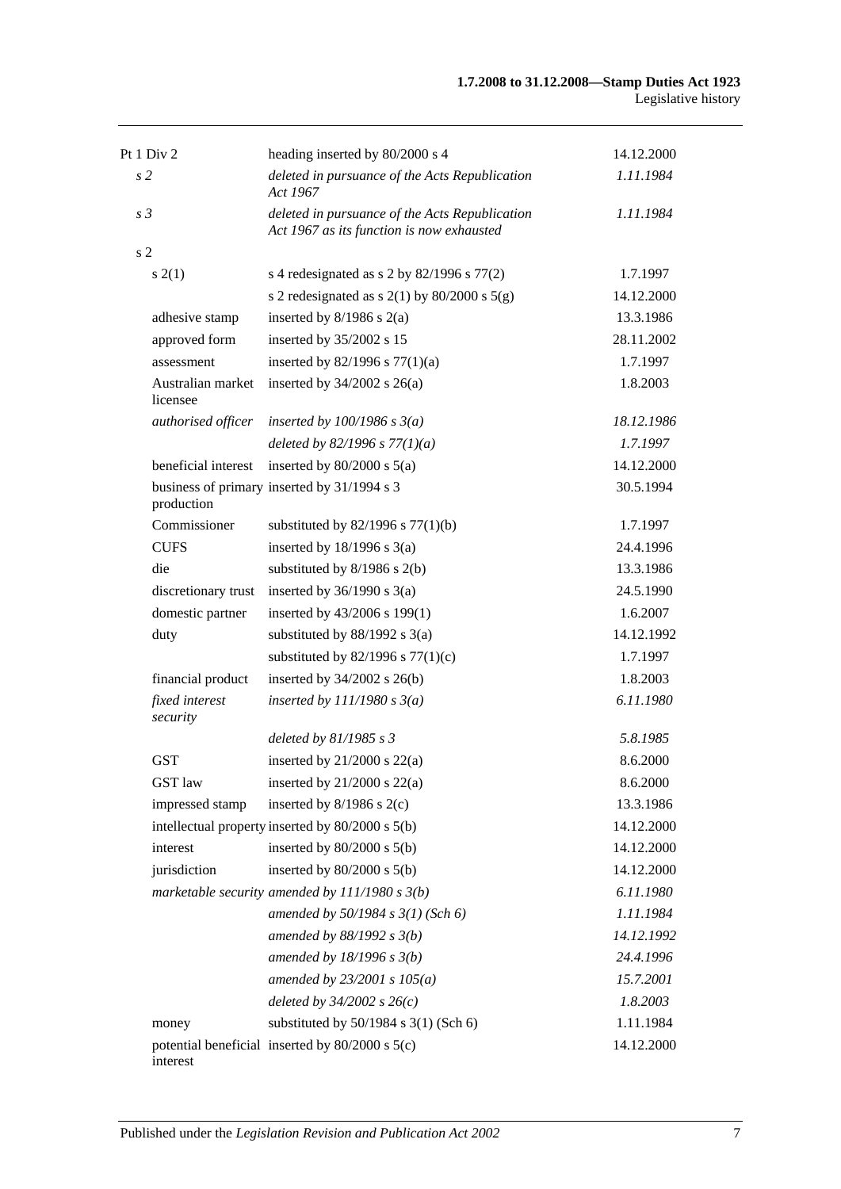| | | |
|---|---|---|
| Pt 1 Div 2 | heading inserted by 80/2000 s 4 | 14.12.2000 |
| *s 2* | *deleted in pursuance of the Acts Republication Act 1967* | *1.11.1984* |
| *s 3* | *deleted in pursuance of the Acts Republication Act 1967 as its function is now exhausted* | *1.11.1984* |
| s 2 | | |
| s 2(1) | s 4 redesignated as s 2 by 82/1996 s 77(2) | 1.7.1997 |
| | s 2 redesignated as s 2(1) by 80/2000 s 5(g) | 14.12.2000 |
| adhesive stamp | inserted by 8/1986 s 2(a) | 13.3.1986 |
| approved form | inserted by 35/2002 s 15 | 28.11.2002 |
| assessment | inserted by 82/1996 s 77(1)(a) | 1.7.1997 |
| Australian market licensee | inserted by 34/2002 s 26(a) | 1.8.2003 |
| *authorised officer* | *inserted by 100/1986 s 3(a)* | *18.12.1986* |
| | *deleted by 82/1996 s 77(1)(a)* | *1.7.1997* |
| beneficial interest | inserted by 80/2000 s 5(a) | 14.12.2000 |
| business of primary production | inserted by 31/1994 s 3 | 30.5.1994 |
| Commissioner | substituted by 82/1996 s 77(1)(b) | 1.7.1997 |
| CUFS | inserted by 18/1996 s 3(a) | 24.4.1996 |
| die | substituted by 8/1986 s 2(b) | 13.3.1986 |
| discretionary trust | inserted by 36/1990 s 3(a) | 24.5.1990 |
| domestic partner | inserted by 43/2006 s 199(1) | 1.6.2007 |
| duty | substituted by 88/1992 s 3(a) | 14.12.1992 |
| | substituted by 82/1996 s 77(1)(c) | 1.7.1997 |
| financial product | inserted by 34/2002 s 26(b) | 1.8.2003 |
| *fixed interest security* | *inserted by 111/1980 s 3(a)* | *6.11.1980* |
| | *deleted by 81/1985 s 3* | *5.8.1985* |
| GST | inserted by 21/2000 s 22(a) | 8.6.2000 |
| GST law | inserted by 21/2000 s 22(a) | 8.6.2000 |
| impressed stamp | inserted by 8/1986 s 2(c) | 13.3.1986 |
| intellectual property | inserted by 80/2000 s 5(b) | 14.12.2000 |
| interest | inserted by 80/2000 s 5(b) | 14.12.2000 |
| jurisdiction | inserted by 80/2000 s 5(b) | 14.12.2000 |
| *marketable security* | *amended by 111/1980 s 3(b)* | *6.11.1980* |
| | *amended by 50/1984 s 3(1) (Sch 6)* | *1.11.1984* |
| | *amended by 88/1992 s 3(b)* | *14.12.1992* |
| | *amended by 18/1996 s 3(b)* | *24.4.1996* |
| | *amended by 23/2001 s 105(a)* | *15.7.2001* |
| | *deleted by 34/2002 s 26(c)* | *1.8.2003* |
| money | substituted by 50/1984 s 3(1) (Sch 6) | 1.11.1984 |
| potential beneficial interest | inserted by 80/2000 s 5(c) | 14.12.2000 |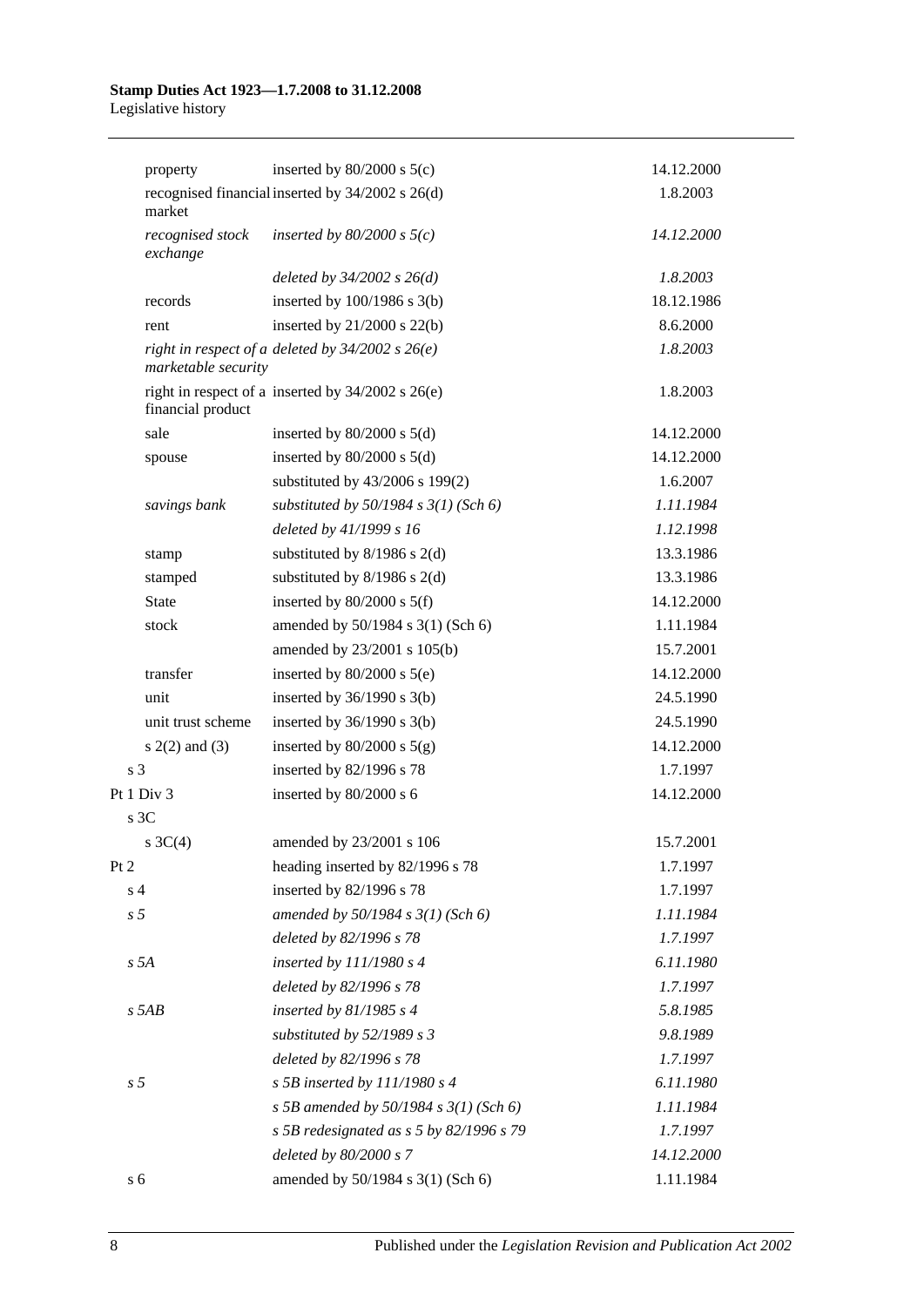| | | |
|---|---|---|
| property | inserted by 80/2000 s 5(c) | 14.12.2000 |
| recognised financial market | inserted by 34/2002 s 26(d) | 1.8.2003 |
| *recognised stock exchange* | *inserted by 80/2000 s 5(c)* | *14.12.2000* |
| | *deleted by 34/2002 s 26(d)* | *1.8.2003* |
| records | inserted by 100/1986 s 3(b) | 18.12.1986 |
| rent | inserted by 21/2000 s 22(b) | 8.6.2000 |
| *right in respect of a marketable security* | *deleted by 34/2002 s 26(e)* | *1.8.2003* |
| right in respect of a financial product | inserted by 34/2002 s 26(e) | 1.8.2003 |
| sale | inserted by 80/2000 s 5(d) | 14.12.2000 |
| spouse | inserted by 80/2000 s 5(d) | 14.12.2000 |
| | substituted by 43/2006 s 199(2) | 1.6.2007 |
| *savings bank* | *substituted by 50/1984 s 3(1) (Sch 6)* | *1.11.1984* |
| | *deleted by 41/1999 s 16* | *1.12.1998* |
| stamp | substituted by 8/1986 s 2(d) | 13.3.1986 |
| stamped | substituted by 8/1986 s 2(d) | 13.3.1986 |
| State | inserted by 80/2000 s 5(f) | 14.12.2000 |
| stock | amended by 50/1984 s 3(1) (Sch 6) | 1.11.1984 |
| | amended by 23/2001 s 105(b) | 15.7.2001 |
| transfer | inserted by 80/2000 s 5(e) | 14.12.2000 |
| unit | inserted by 36/1990 s 3(b) | 24.5.1990 |
| unit trust scheme | inserted by 36/1990 s 3(b) | 24.5.1990 |
| s 2(2) and (3) | inserted by 80/2000 s 5(g) | 14.12.2000 |
| s 3 | inserted by 82/1996 s 78 | 1.7.1997 |
| Pt 1 Div 3 | inserted by 80/2000 s 6 | 14.12.2000 |
| s 3C | | |
| s 3C(4) | amended by 23/2001 s 106 | 15.7.2001 |
| Pt 2 | heading inserted by 82/1996 s 78 | 1.7.1997 |
| s 4 | inserted by 82/1996 s 78 | 1.7.1997 |
| *s 5* | *amended by 50/1984 s 3(1) (Sch 6)* | *1.11.1984* |
| | *deleted by 82/1996 s 78* | *1.7.1997* |
| *s 5A* | *inserted by 111/1980 s 4* | *6.11.1980* |
| | *deleted by 82/1996 s 78* | *1.7.1997* |
| *s 5AB* | *inserted by 81/1985 s 4* | *5.8.1985* |
| | *substituted by 52/1989 s 3* | *9.8.1989* |
| | *deleted by 82/1996 s 78* | *1.7.1997* |
| *s 5* | *s 5B inserted by 111/1980 s 4* | *6.11.1980* |
| | *s 5B amended by 50/1984 s 3(1) (Sch 6)* | *1.11.1984* |
| | *s 5B redesignated as s 5 by 82/1996 s 79* | *1.7.1997* |
| | *deleted by 80/2000 s 7* | *14.12.2000* |
| s 6 | amended by 50/1984 s 3(1) (Sch 6) | 1.11.1984 |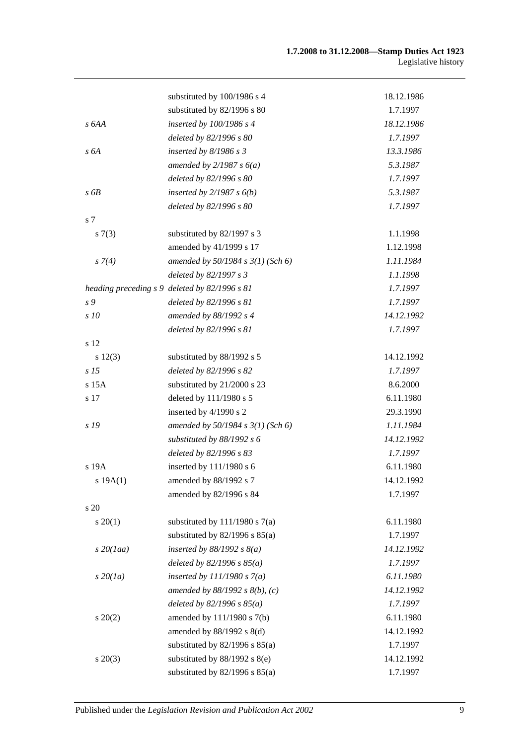| | | |
|---|---|---|
| | substituted by 100/1986 s 4 | 18.12.1986 |
| | substituted by 82/1996 s 80 | 1.7.1997 |
| *s 6AA* | *inserted by 100/1986 s 4* | *18.12.1986* |
| | *deleted by 82/1996 s 80* | *1.7.1997* |
| *s 6A* | *inserted by 8/1986 s 3* | *13.3.1986* |
| | *amended by 2/1987 s 6(a)* | *5.3.1987* |
| | *deleted by 82/1996 s 80* | *1.7.1997* |
| *s 6B* | *inserted by 2/1987 s 6(b)* | *5.3.1987* |
| | *deleted by 82/1996 s 80* | *1.7.1997* |
| s 7 | | |
| s 7(3) | substituted by 82/1997 s 3 | 1.1.1998 |
| | amended by 41/1999 s 17 | 1.12.1998 |
| *s 7(4)* | *amended by 50/1984 s 3(1) (Sch 6)* | *1.11.1984* |
| | *deleted by 82/1997 s 3* | *1.1.1998* |
| *heading preceding s 9* | *deleted by 82/1996 s 81* | *1.7.1997* |
| *s 9* | *deleted by 82/1996 s 81* | *1.7.1997* |
| *s 10* | *amended by 88/1992 s 4* | *14.12.1992* |
| | *deleted by 82/1996 s 81* | *1.7.1997* |
| s 12 | | |
| s 12(3) | substituted by 88/1992 s 5 | 14.12.1992 |
| *s 15* | *deleted by 82/1996 s 82* | *1.7.1997* |
| s 15A | substituted by 21/2000 s 23 | 8.6.2000 |
| s 17 | deleted by 111/1980 s 5 | 6.11.1980 |
| | inserted by 4/1990 s 2 | 29.3.1990 |
| *s 19* | *amended by 50/1984 s 3(1) (Sch 6)* | *1.11.1984* |
| | *substituted by 88/1992 s 6* | *14.12.1992* |
| | *deleted by 82/1996 s 83* | *1.7.1997* |
| s 19A | inserted by 111/1980 s 6 | 6.11.1980 |
| s 19A(1) | amended by 88/1992 s 7 | 14.12.1992 |
| | amended by 82/1996 s 84 | 1.7.1997 |
| s 20 | | |
| s 20(1) | substituted by 111/1980 s 7(a) | 6.11.1980 |
| | substituted by 82/1996 s 85(a) | 1.7.1997 |
| *s 20(1aa)* | *inserted by 88/1992 s 8(a)* | *14.12.1992* |
| | *deleted by 82/1996 s 85(a)* | *1.7.1997* |
| *s 20(1a)* | *inserted by 111/1980 s 7(a)* | *6.11.1980* |
| | *amended by 88/1992 s 8(b), (c)* | *14.12.1992* |
| | *deleted by 82/1996 s 85(a)* | *1.7.1997* |
| s 20(2) | amended by 111/1980 s 7(b) | 6.11.1980 |
| | amended by 88/1992 s 8(d) | 14.12.1992 |
| | substituted by 82/1996 s 85(a) | 1.7.1997 |
| s 20(3) | substituted by 88/1992 s 8(e) | 14.12.1992 |
| | substituted by 82/1996 s 85(a) | 1.7.1997 |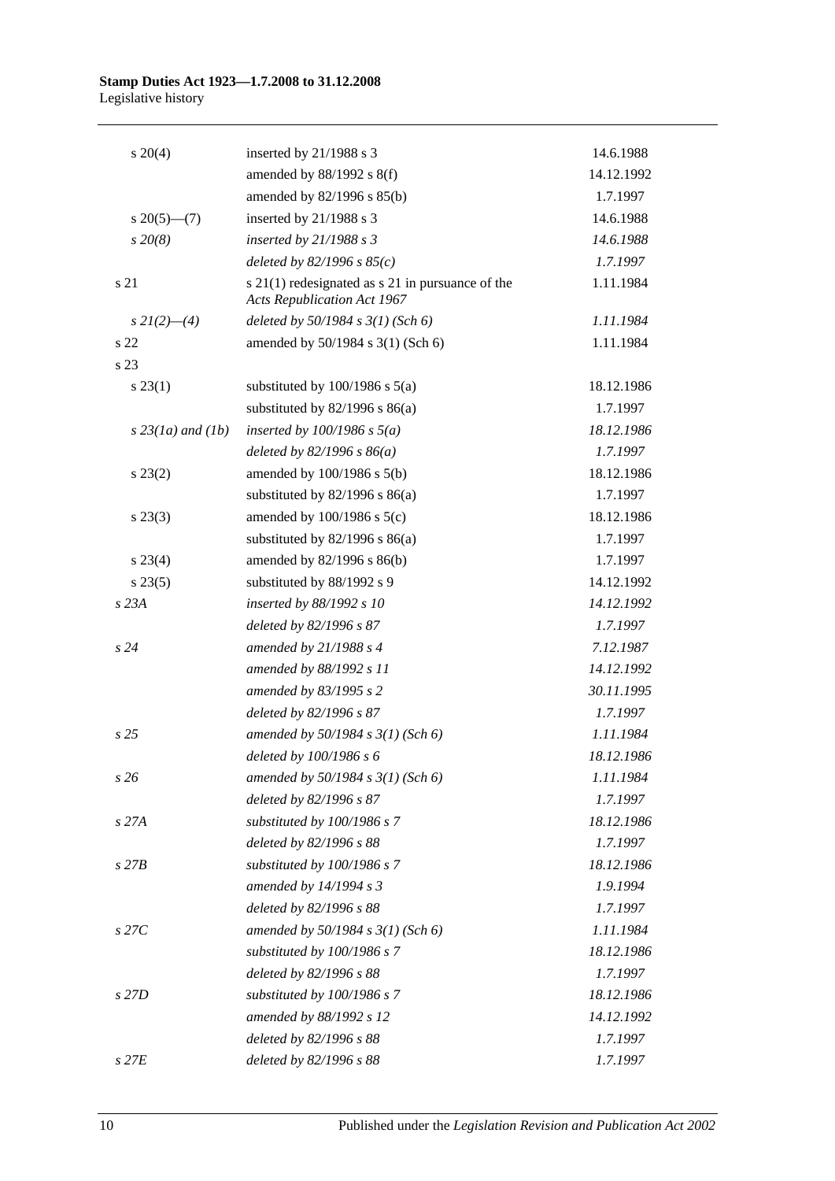| | | |
|---|---|---|
| s 20(4) | inserted by 21/1988 s 3 | 14.6.1988 |
| | amended by 88/1992 s 8(f) | 14.12.1992 |
| | amended by 82/1996 s 85(b) | 1.7.1997 |
| s 20(5)—(7) | inserted by 21/1988 s 3 | 14.6.1988 |
| *s 20(8)* | *inserted by 21/1988 s 3* | *14.6.1988* |
| | *deleted by 82/1996 s 85(c)* | *1.7.1997* |
| s 21 | s 21(1) redesignated as s 21 in pursuance of the *Acts Republication Act 1967* | 1.11.1984 |
| *s 21(2)—(4)* | *deleted by 50/1984 s 3(1) (Sch 6)* | *1.11.1984* |
| s 22 | amended by 50/1984 s 3(1) (Sch 6) | 1.11.1984 |
| s 23 | | |
| s 23(1) | substituted by 100/1986 s 5(a) | 18.12.1986 |
| | substituted by 82/1996 s 86(a) | 1.7.1997 |
| *s 23(1a) and (1b)* | *inserted by 100/1986 s 5(a)* | *18.12.1986* |
| | *deleted by 82/1996 s 86(a)* | *1.7.1997* |
| s 23(2) | amended by 100/1986 s 5(b) | 18.12.1986 |
| | substituted by 82/1996 s 86(a) | 1.7.1997 |
| s 23(3) | amended by 100/1986 s 5(c) | 18.12.1986 |
| | substituted by 82/1996 s 86(a) | 1.7.1997 |
| s 23(4) | amended by 82/1996 s 86(b) | 1.7.1997 |
| s 23(5) | substituted by 88/1992 s 9 | 14.12.1992 |
| *s 23A* | *inserted by 88/1992 s 10* | *14.12.1992* |
| | *deleted by 82/1996 s 87* | *1.7.1997* |
| *s 24* | *amended by 21/1988 s 4* | *7.12.1987* |
| | *amended by 88/1992 s 11* | *14.12.1992* |
| | *amended by 83/1995 s 2* | *30.11.1995* |
| | *deleted by 82/1996 s 87* | *1.7.1997* |
| *s 25* | *amended by 50/1984 s 3(1) (Sch 6)* | *1.11.1984* |
| | *deleted by 100/1986 s 6* | *18.12.1986* |
| *s 26* | *amended by 50/1984 s 3(1) (Sch 6)* | *1.11.1984* |
| | *deleted by 82/1996 s 87* | *1.7.1997* |
| *s 27A* | *substituted by 100/1986 s 7* | *18.12.1986* |
| | *deleted by 82/1996 s 88* | *1.7.1997* |
| *s 27B* | *substituted by 100/1986 s 7* | *18.12.1986* |
| | *amended by 14/1994 s 3* | *1.9.1994* |
| | *deleted by 82/1996 s 88* | *1.7.1997* |
| *s 27C* | *amended by 50/1984 s 3(1) (Sch 6)* | *1.11.1984* |
| | *substituted by 100/1986 s 7* | *18.12.1986* |
| | *deleted by 82/1996 s 88* | *1.7.1997* |
| *s 27D* | *substituted by 100/1986 s 7* | *18.12.1986* |
| | *amended by 88/1992 s 12* | *14.12.1992* |
| | *deleted by 82/1996 s 88* | *1.7.1997* |
| *s 27E* | *deleted by 82/1996 s 88* | *1.7.1997* |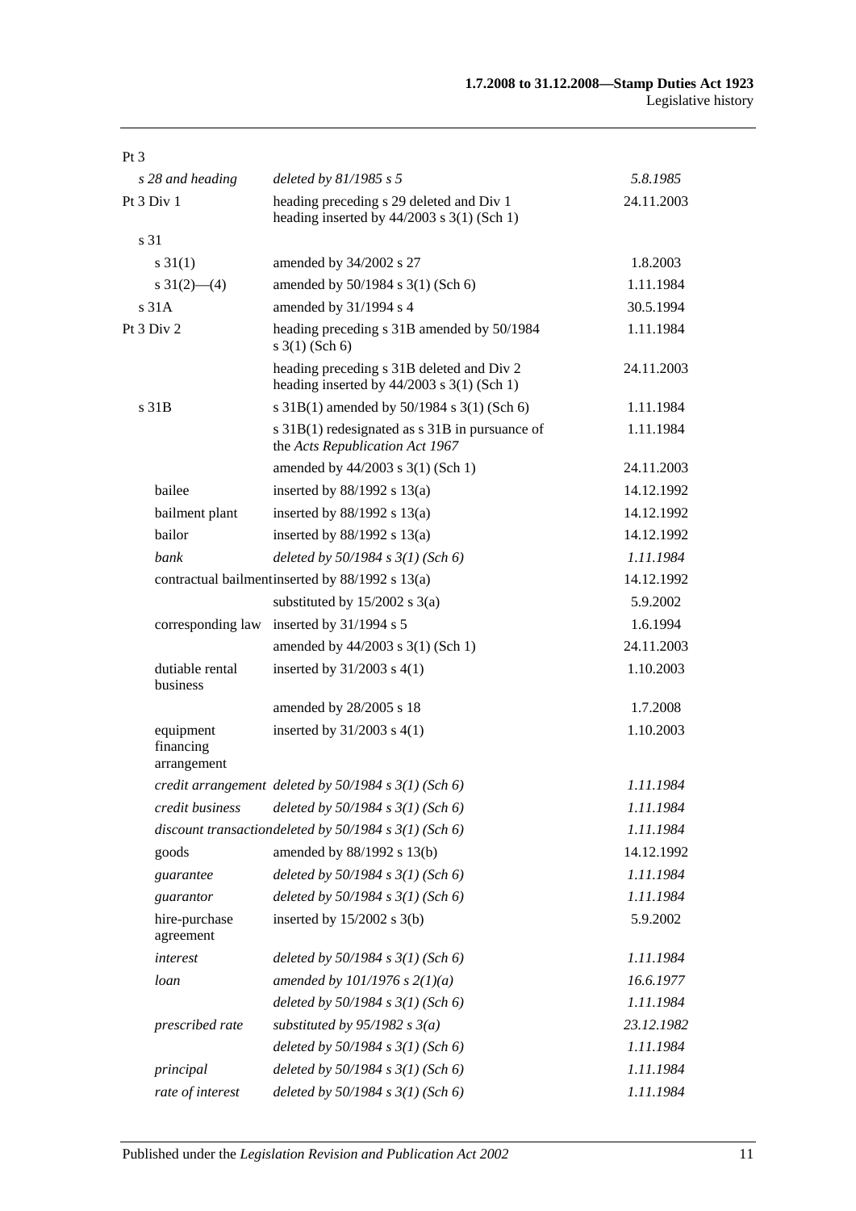| Provision | How varied | Commencement |
|---|---|---|
| Pt 3 | | |
| *s 28 and heading* | *deleted by 81/1985 s 5* | *5.8.1985* |
| Pt 3 Div 1 | heading preceding s 29 deleted and Div 1 heading inserted by 44/2003 s 3(1) (Sch 1) | 24.11.2003 |
| s 31 | | |
| s 31(1) | amended by 34/2002 s 27 | 1.8.2003 |
| s 31(2)—(4) | amended by 50/1984 s 3(1) (Sch 6) | 1.11.1984 |
| s 31A | amended by 31/1994 s 4 | 30.5.1994 |
| Pt 3 Div 2 | heading preceding s 31B amended by 50/1984 s 3(1) (Sch 6) | 1.11.1984 |
| | heading preceding s 31B deleted and Div 2 heading inserted by 44/2003 s 3(1) (Sch 1) | 24.11.2003 |
| s 31B | s 31B(1) amended by 50/1984 s 3(1) (Sch 6) | 1.11.1984 |
| | s 31B(1) redesignated as s 31B in pursuance of the *Acts Republication Act 1967* | 1.11.1984 |
| | amended by 44/2003 s 3(1) (Sch 1) | 24.11.2003 |
| bailee | inserted by 88/1992 s 13(a) | 14.12.1992 |
| bailment plant | inserted by 88/1992 s 13(a) | 14.12.1992 |
| bailor | inserted by 88/1992 s 13(a) | 14.12.1992 |
| *bank* | *deleted by 50/1984 s 3(1) (Sch 6)* | *1.11.1984* |
| contractual bailment | inserted by 88/1992 s 13(a) | 14.12.1992 |
| | substituted by 15/2002 s 3(a) | 5.9.2002 |
| corresponding law | inserted by 31/1994 s 5 | 1.6.1994 |
| | amended by 44/2003 s 3(1) (Sch 1) | 24.11.2003 |
| dutiable rental business | inserted by 31/2003 s 4(1) | 1.10.2003 |
| | amended by 28/2005 s 18 | 1.7.2008 |
| equipment financing arrangement | inserted by 31/2003 s 4(1) | 1.10.2003 |
| *credit arrangement* | *deleted by 50/1984 s 3(1) (Sch 6)* | *1.11.1984* |
| *credit business* | *deleted by 50/1984 s 3(1) (Sch 6)* | *1.11.1984* |
| *discount transaction* | *deleted by 50/1984 s 3(1) (Sch 6)* | *1.11.1984* |
| goods | amended by 88/1992 s 13(b) | 14.12.1992 |
| *guarantee* | *deleted by 50/1984 s 3(1) (Sch 6)* | *1.11.1984* |
| *guarantor* | *deleted by 50/1984 s 3(1) (Sch 6)* | *1.11.1984* |
| hire-purchase agreement | inserted by 15/2002 s 3(b) | 5.9.2002 |
| *interest* | *deleted by 50/1984 s 3(1) (Sch 6)* | *1.11.1984* |
| *loan* | *amended by 101/1976 s 2(1)(a)* | *16.6.1977* |
| | *deleted by 50/1984 s 3(1) (Sch 6)* | *1.11.1984* |
| *prescribed rate* | *substituted by 95/1982 s 3(a)* | *23.12.1982* |
| | *deleted by 50/1984 s 3(1) (Sch 6)* | *1.11.1984* |
| *principal* | *deleted by 50/1984 s 3(1) (Sch 6)* | *1.11.1984* |
| *rate of interest* | *deleted by 50/1984 s 3(1) (Sch 6)* | *1.11.1984* |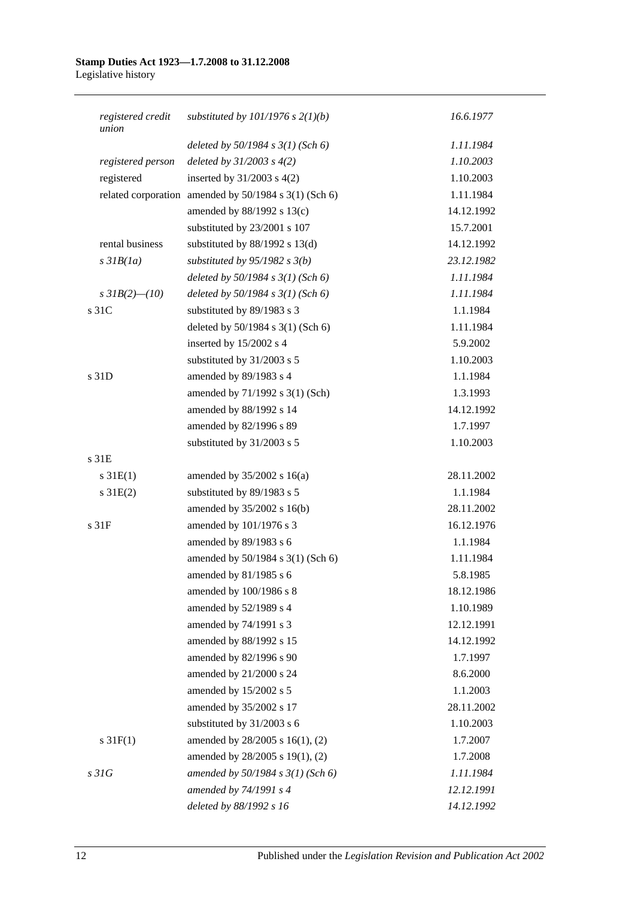| | | |
|---|---|---|
| *registered credit union* | *substituted by 101/1976 s 2(1)(b)* | *16.6.1977* |
| | *deleted by 50/1984 s 3(1) (Sch 6)* | *1.11.1984* |
| *registered person* | *deleted by 31/2003 s 4(2)* | *1.10.2003* |
| registered | inserted by 31/2003 s 4(2) | 1.10.2003 |
| related corporation | amended by 50/1984 s 3(1) (Sch 6) | 1.11.1984 |
| | amended by 88/1992 s 13(c) | 14.12.1992 |
| | substituted by 23/2001 s 107 | 15.7.2001 |
| rental business | substituted by 88/1992 s 13(d) | 14.12.1992 |
| *s 31B(1a)* | *substituted by 95/1982 s 3(b)* | *23.12.1982* |
| | *deleted by 50/1984 s 3(1) (Sch 6)* | *1.11.1984* |
| *s 31B(2)—(10)* | *deleted by 50/1984 s 3(1) (Sch 6)* | *1.11.1984* |
| s 31C | substituted by 89/1983 s 3 | 1.1.1984 |
| | deleted by 50/1984 s 3(1) (Sch 6) | 1.11.1984 |
| | inserted by 15/2002 s 4 | 5.9.2002 |
| | substituted by 31/2003 s 5 | 1.10.2003 |
| s 31D | amended by 89/1983 s 4 | 1.1.1984 |
| | amended by 71/1992 s 3(1) (Sch) | 1.3.1993 |
| | amended by 88/1992 s 14 | 14.12.1992 |
| | amended by 82/1996 s 89 | 1.7.1997 |
| | substituted by 31/2003 s 5 | 1.10.2003 |
| s 31E | | |
| s 31E(1) | amended by 35/2002 s 16(a) | 28.11.2002 |
| s 31E(2) | substituted by 89/1983 s 5 | 1.1.1984 |
| | amended by 35/2002 s 16(b) | 28.11.2002 |
| s 31F | amended by 101/1976 s 3 | 16.12.1976 |
| | amended by 89/1983 s 6 | 1.1.1984 |
| | amended by 50/1984 s 3(1) (Sch 6) | 1.11.1984 |
| | amended by 81/1985 s 6 | 5.8.1985 |
| | amended by 100/1986 s 8 | 18.12.1986 |
| | amended by 52/1989 s 4 | 1.10.1989 |
| | amended by 74/1991 s 3 | 12.12.1991 |
| | amended by 88/1992 s 15 | 14.12.1992 |
| | amended by 82/1996 s 90 | 1.7.1997 |
| | amended by 21/2000 s 24 | 8.6.2000 |
| | amended by 15/2002 s 5 | 1.1.2003 |
| | amended by 35/2002 s 17 | 28.11.2002 |
| | substituted by 31/2003 s 6 | 1.10.2003 |
| s 31F(1) | amended by 28/2005 s 16(1), (2) | 1.7.2007 |
| | amended by 28/2005 s 19(1), (2) | 1.7.2008 |
| *s 31G* | *amended by 50/1984 s 3(1) (Sch 6)* | *1.11.1984* |
| | *amended by 74/1991 s 4* | *12.12.1991* |
| | *deleted by 88/1992 s 16* | *14.12.1992* |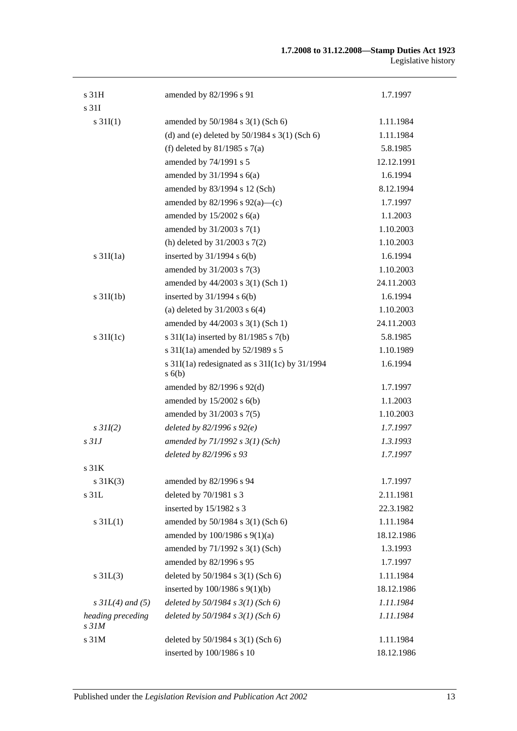| | | |
|---|---|---|
| s 31H | amended by 82/1996 s 91 | 1.7.1997 |
| s 31I | | |
| s 31I(1) | amended by 50/1984 s 3(1) (Sch 6) | 1.11.1984 |
| | (d) and (e) deleted by 50/1984 s 3(1) (Sch 6) | 1.11.1984 |
| | (f) deleted by 81/1985 s 7(a) | 5.8.1985 |
| | amended by 74/1991 s 5 | 12.12.1991 |
| | amended by 31/1994 s 6(a) | 1.6.1994 |
| | amended by 83/1994 s 12 (Sch) | 8.12.1994 |
| | amended by 82/1996 s 92(a)—(c) | 1.7.1997 |
| | amended by 15/2002 s 6(a) | 1.1.2003 |
| | amended by 31/2003 s 7(1) | 1.10.2003 |
| | (h) deleted by 31/2003 s 7(2) | 1.10.2003 |
| s 31I(1a) | inserted by 31/1994 s 6(b) | 1.6.1994 |
| | amended by 31/2003 s 7(3) | 1.10.2003 |
| | amended by 44/2003 s 3(1) (Sch 1) | 24.11.2003 |
| s 31I(1b) | inserted by 31/1994 s 6(b) | 1.6.1994 |
| | (a) deleted by 31/2003 s 6(4) | 1.10.2003 |
| | amended by 44/2003 s 3(1) (Sch 1) | 24.11.2003 |
| s 31I(1c) | s 31I(1a) inserted by 81/1985 s 7(b) | 5.8.1985 |
| | s 31I(1a) amended by 52/1989 s 5 | 1.10.1989 |
| | s 31I(1a) redesignated as s 31I(1c) by 31/1994 s 6(b) | 1.6.1994 |
| | amended by 82/1996 s 92(d) | 1.7.1997 |
| | amended by 15/2002 s 6(b) | 1.1.2003 |
| | amended by 31/2003 s 7(5) | 1.10.2003 |
| *s 31I(2)* | *deleted by 82/1996 s 92(e)* | *1.7.1997* |
| *s 31J* | *amended by 71/1992 s 3(1) (Sch)* | *1.3.1993* |
| | *deleted by 82/1996 s 93* | *1.7.1997* |
| s 31K | | |
| s 31K(3) | amended by 82/1996 s 94 | 1.7.1997 |
| s 31L | deleted by 70/1981 s 3 | 2.11.1981 |
| | inserted by 15/1982 s 3 | 22.3.1982 |
| s 31L(1) | amended by 50/1984 s 3(1) (Sch 6) | 1.11.1984 |
| | amended by 100/1986 s 9(1)(a) | 18.12.1986 |
| | amended by 71/1992 s 3(1) (Sch) | 1.3.1993 |
| | amended by 82/1996 s 95 | 1.7.1997 |
| s 31L(3) | deleted by 50/1984 s 3(1) (Sch 6) | 1.11.1984 |
| | inserted by 100/1986 s 9(1)(b) | 18.12.1986 |
| *s 31L(4) and (5)* | *deleted by 50/1984 s 3(1) (Sch 6)* | *1.11.1984* |
| *heading preceding s 31M* | *deleted by 50/1984 s 3(1) (Sch 6)* | *1.11.1984* |
| s 31M | deleted by 50/1984 s 3(1) (Sch 6) | 1.11.1984 |
| | inserted by 100/1986 s 10 | 18.12.1986 |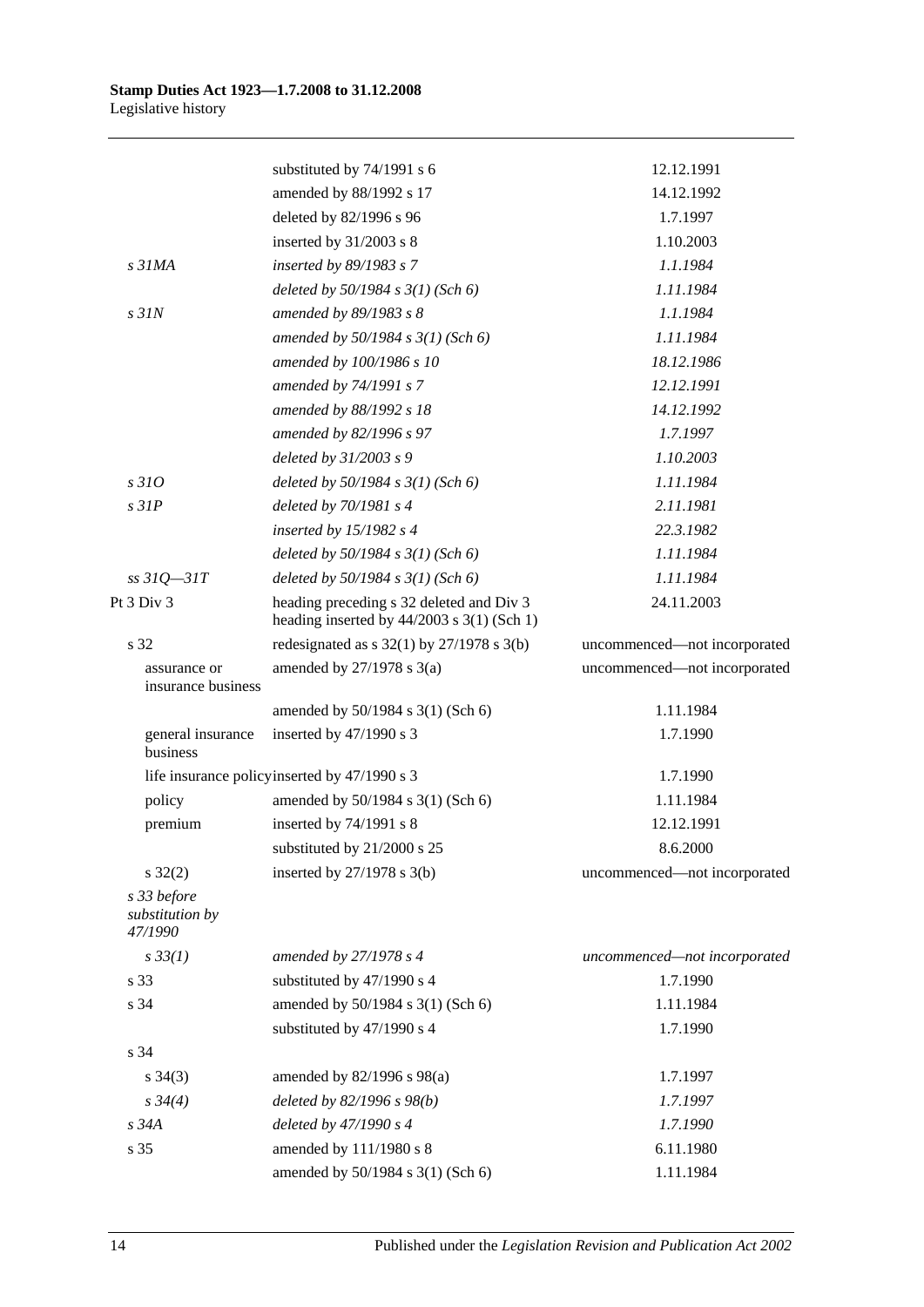| | | |
|---|---|---|
| | substituted by 74/1991 s 6 | 12.12.1991 |
| | amended by 88/1992 s 17 | 14.12.1992 |
| | deleted by 82/1996 s 96 | 1.7.1997 |
| | inserted by 31/2003 s 8 | 1.10.2003 |
| *s 31MA* | *inserted by 89/1983 s 7* | *1.1.1984* |
| | *deleted by 50/1984 s 3(1) (Sch 6)* | *1.11.1984* |
| *s 31N* | *amended by 89/1983 s 8* | *1.1.1984* |
| | *amended by 50/1984 s 3(1) (Sch 6)* | *1.11.1984* |
| | *amended by 100/1986 s 10* | *18.12.1986* |
| | *amended by 74/1991 s 7* | *12.12.1991* |
| | *amended by 88/1992 s 18* | *14.12.1992* |
| | *amended by 82/1996 s 97* | *1.7.1997* |
| | *deleted by 31/2003 s 9* | *1.10.2003* |
| *s 31O* | *deleted by 50/1984 s 3(1) (Sch 6)* | *1.11.1984* |
| *s 31P* | *deleted by 70/1981 s 4* | *2.11.1981* |
| | *inserted by 15/1982 s 4* | *22.3.1982* |
| | *deleted by 50/1984 s 3(1) (Sch 6)* | *1.11.1984* |
| *ss 31Q—31T* | *deleted by 50/1984 s 3(1) (Sch 6)* | *1.11.1984* |
| Pt 3 Div 3 | heading preceding s 32 deleted and Div 3 heading inserted by 44/2003 s 3(1) (Sch 1) | 24.11.2003 |
| s 32 | redesignated as s 32(1) by 27/1978 s 3(b) | uncommenced—not incorporated |
| assurance or insurance business | amended by 27/1978 s 3(a) | uncommenced—not incorporated |
| | amended by 50/1984 s 3(1) (Sch 6) | 1.11.1984 |
| general insurance business | inserted by 47/1990 s 3 | 1.7.1990 |
| life insurance policy | inserted by 47/1990 s 3 | 1.7.1990 |
| policy | amended by 50/1984 s 3(1) (Sch 6) | 1.11.1984 |
| premium | inserted by 74/1991 s 8 | 12.12.1991 |
| | substituted by 21/2000 s 25 | 8.6.2000 |
| s 32(2) | inserted by 27/1978 s 3(b) | uncommenced—not incorporated |
| *s 33 before substitution by 47/1990* | | |
| *s 33(1)* | *amended by 27/1978 s 4* | *uncommenced—not incorporated* |
| s 33 | substituted by 47/1990 s 4 | 1.7.1990 |
| s 34 | amended by 50/1984 s 3(1) (Sch 6) | 1.11.1984 |
| | substituted by 47/1990 s 4 | 1.7.1990 |
| s 34 | | |
| s 34(3) | amended by 82/1996 s 98(a) | 1.7.1997 |
| *s 34(4)* | *deleted by 82/1996 s 98(b)* | *1.7.1997* |
| *s 34A* | *deleted by 47/1990 s 4* | *1.7.1990* |
| s 35 | amended by 111/1980 s 8 | 6.11.1980 |
| | amended by 50/1984 s 3(1) (Sch 6) | 1.11.1984 |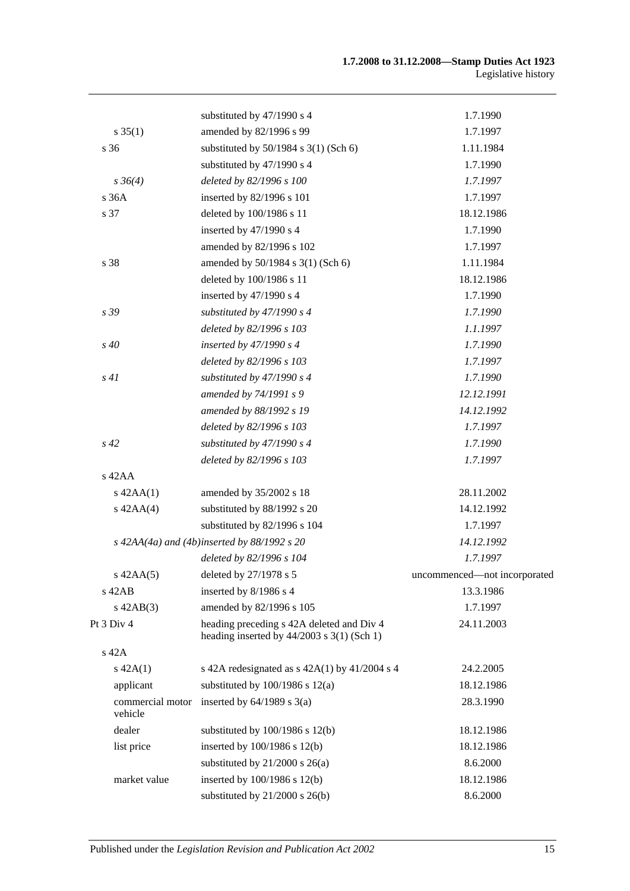| | | |
|---|---|---|
| | substituted by 47/1990 s 4 | 1.7.1990 |
| s 35(1) | amended by 82/1996 s 99 | 1.7.1997 |
| s 36 | substituted by 50/1984 s 3(1) (Sch 6) | 1.11.1984 |
| | substituted by 47/1990 s 4 | 1.7.1990 |
| *s 36(4)* | *deleted by 82/1996 s 100* | *1.7.1997* |
| s 36A | inserted by 82/1996 s 101 | 1.7.1997 |
| s 37 | deleted by 100/1986 s 11 | 18.12.1986 |
| | inserted by 47/1990 s 4 | 1.7.1990 |
| | amended by 82/1996 s 102 | 1.7.1997 |
| s 38 | amended by 50/1984 s 3(1) (Sch 6) | 1.11.1984 |
| | deleted by 100/1986 s 11 | 18.12.1986 |
| | inserted by 47/1990 s 4 | 1.7.1990 |
| *s 39* | *substituted by 47/1990 s 4* | *1.7.1990* |
| | *deleted by 82/1996 s 103* | *1.1.1997* |
| *s 40* | *inserted by 47/1990 s 4* | *1.7.1990* |
| | *deleted by 82/1996 s 103* | *1.7.1997* |
| *s 41* | *substituted by 47/1990 s 4* | *1.7.1990* |
| | *amended by 74/1991 s 9* | *12.12.1991* |
| | *amended by 88/1992 s 19* | *14.12.1992* |
| | *deleted by 82/1996 s 103* | *1.7.1997* |
| *s 42* | *substituted by 47/1990 s 4* | *1.7.1990* |
| | *deleted by 82/1996 s 103* | *1.7.1997* |
| s 42AA | | |
| s 42AA(1) | amended by 35/2002 s 18 | 28.11.2002 |
| s 42AA(4) | substituted by 88/1992 s 20 | 14.12.1992 |
| | substituted by 82/1996 s 104 | 1.7.1997 |
| *s 42AA(4a) and (4b)* | *inserted by 88/1992 s 20* | *14.12.1992* |
| | *deleted by 82/1996 s 104* | *1.7.1997* |
| s 42AA(5) | deleted by 27/1978 s 5 | uncommenced—not incorporated |
| s 42AB | inserted by 8/1986 s 4 | 13.3.1986 |
| s 42AB(3) | amended by 82/1996 s 105 | 1.7.1997 |
| Pt 3 Div 4 | heading preceding s 42A deleted and Div 4 heading inserted by 44/2003 s 3(1) (Sch 1) | 24.11.2003 |
| s 42A | | |
| s 42A(1) | s 42A redesignated as s 42A(1) by 41/2004 s 4 | 24.2.2005 |
| applicant | substituted by 100/1986 s 12(a) | 18.12.1986 |
| commercial motor vehicle | inserted by 64/1989 s 3(a) | 28.3.1990 |
| dealer | substituted by 100/1986 s 12(b) | 18.12.1986 |
| list price | inserted by 100/1986 s 12(b) | 18.12.1986 |
| | substituted by 21/2000 s 26(a) | 8.6.2000 |
| market value | inserted by 100/1986 s 12(b) | 18.12.1986 |
| | substituted by 21/2000 s 26(b) | 8.6.2000 |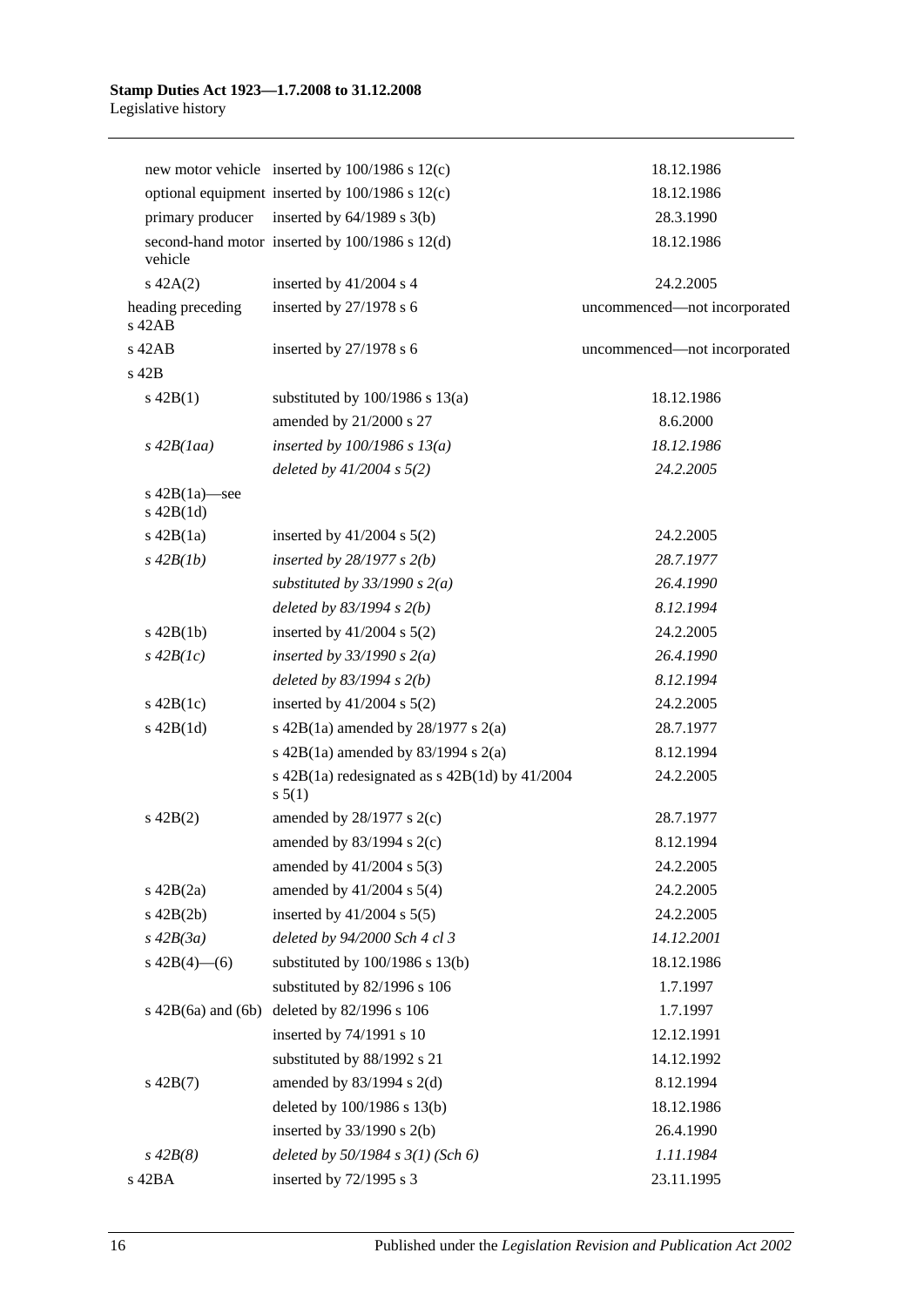| | | |
|---|---|---|
| new motor vehicle | inserted by 100/1986 s 12(c) | 18.12.1986 |
| optional equipment | inserted by 100/1986 s 12(c) | 18.12.1986 |
| primary producer | inserted by 64/1989 s 3(b) | 28.3.1990 |
| second-hand motor vehicle | inserted by 100/1986 s 12(d) | 18.12.1986 |
| s 42A(2) | inserted by 41/2004 s 4 | 24.2.2005 |
| heading preceding s 42AB | inserted by 27/1978 s 6 | uncommenced—not incorporated |
| s 42AB | inserted by 27/1978 s 6 | uncommenced—not incorporated |
| s 42B | | |
| s 42B(1) | substituted by 100/1986 s 13(a) | 18.12.1986 |
| | amended by 21/2000 s 27 | 8.6.2000 |
| *s 42B(1aa)* | *inserted by 100/1986 s 13(a)* | *18.12.1986* |
| | *deleted by 41/2004 s 5(2)* | *24.2.2005* |
| s 42B(1a)—see s 42B(1d) | | |
| s 42B(1a) | inserted by 41/2004 s 5(2) | 24.2.2005 |
| *s 42B(1b)* | *inserted by 28/1977 s 2(b)* | *28.7.1977* |
| | *substituted by 33/1990 s 2(a)* | *26.4.1990* |
| | *deleted by 83/1994 s 2(b)* | *8.12.1994* |
| s 42B(1b) | inserted by 41/2004 s 5(2) | 24.2.2005 |
| *s 42B(1c)* | *inserted by 33/1990 s 2(a)* | *26.4.1990* |
| | *deleted by 83/1994 s 2(b)* | *8.12.1994* |
| s 42B(1c) | inserted by 41/2004 s 5(2) | 24.2.2005 |
| s 42B(1d) | s 42B(1a) amended by 28/1977 s 2(a) | 28.7.1977 |
| | s 42B(1a) amended by 83/1994 s 2(a) | 8.12.1994 |
| | s 42B(1a) redesignated as s 42B(1d) by 41/2004 s 5(1) | 24.2.2005 |
| s 42B(2) | amended by 28/1977 s 2(c) | 28.7.1977 |
| | amended by 83/1994 s 2(c) | 8.12.1994 |
| | amended by 41/2004 s 5(3) | 24.2.2005 |
| s 42B(2a) | amended by 41/2004 s 5(4) | 24.2.2005 |
| s 42B(2b) | inserted by 41/2004 s 5(5) | 24.2.2005 |
| *s 42B(3a)* | *deleted by 94/2000 Sch 4 cl 3* | *14.12.2001* |
| s 42B(4)—(6) | substituted by 100/1986 s 13(b) | 18.12.1986 |
| | substituted by 82/1996 s 106 | 1.7.1997 |
| s 42B(6a) and (6b) | deleted by 82/1996 s 106 | 1.7.1997 |
| | inserted by 74/1991 s 10 | 12.12.1991 |
| | substituted by 88/1992 s 21 | 14.12.1992 |
| s 42B(7) | amended by 83/1994 s 2(d) | 8.12.1994 |
| | deleted by 100/1986 s 13(b) | 18.12.1986 |
| | inserted by 33/1990 s 2(b) | 26.4.1990 |
| *s 42B(8)* | *deleted by 50/1984 s 3(1) (Sch 6)* | *1.11.1984* |
| s 42BA | inserted by 72/1995 s 3 | 23.11.1995 |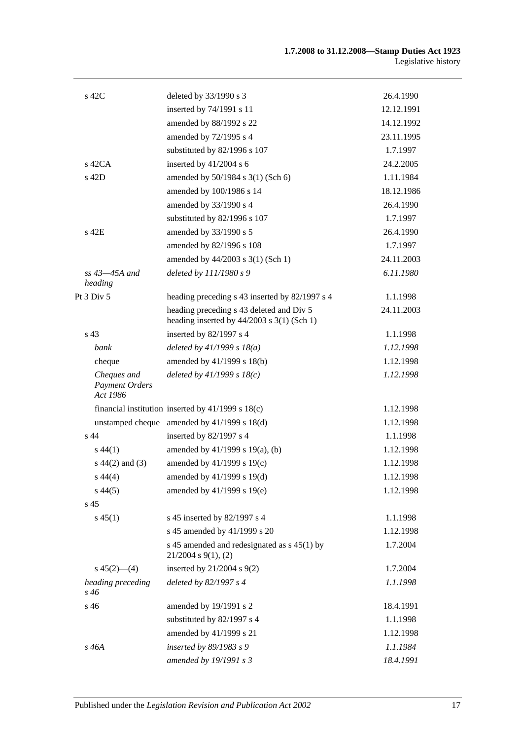| | | |
|---|---|---|
| s 42C | deleted by 33/1990 s 3 | 26.4.1990 |
| | inserted by 74/1991 s 11 | 12.12.1991 |
| | amended by 88/1992 s 22 | 14.12.1992 |
| | amended by 72/1995 s 4 | 23.11.1995 |
| | substituted by 82/1996 s 107 | 1.7.1997 |
| s 42CA | inserted by 41/2004 s 6 | 24.2.2005 |
| s 42D | amended by 50/1984 s 3(1) (Sch 6) | 1.11.1984 |
| | amended by 100/1986 s 14 | 18.12.1986 |
| | amended by 33/1990 s 4 | 26.4.1990 |
| | substituted by 82/1996 s 107 | 1.7.1997 |
| s 42E | amended by 33/1990 s 5 | 26.4.1990 |
| | amended by 82/1996 s 108 | 1.7.1997 |
| | amended by 44/2003 s 3(1) (Sch 1) | 24.11.2003 |
| *ss 43—45A and heading* | *deleted by 111/1980 s 9* | *6.11.1980* |
| Pt 3 Div 5 | heading preceding s 43 inserted by 82/1997 s 4 | 1.1.1998 |
| | heading preceding s 43 deleted and Div 5 heading inserted by 44/2003 s 3(1) (Sch 1) | 24.11.2003 |
| s 43 | inserted by 82/1997 s 4 | 1.1.1998 |
| *bank* | *deleted by 41/1999 s 18(a)* | *1.12.1998* |
| cheque | amended by 41/1999 s 18(b) | 1.12.1998 |
| *Cheques and Payment Orders Act 1986* | *deleted by 41/1999 s 18(c)* | *1.12.1998* |
| financial institution | inserted by 41/1999 s 18(c) | 1.12.1998 |
| unstamped cheque | amended by 41/1999 s 18(d) | 1.12.1998 |
| s 44 | inserted by 82/1997 s 4 | 1.1.1998 |
| s 44(1) | amended by 41/1999 s 19(a), (b) | 1.12.1998 |
| s 44(2) and (3) | amended by 41/1999 s 19(c) | 1.12.1998 |
| s 44(4) | amended by 41/1999 s 19(d) | 1.12.1998 |
| s 44(5) | amended by 41/1999 s 19(e) | 1.12.1998 |
| s 45 | | |
| s 45(1) | s 45 inserted by 82/1997 s 4 | 1.1.1998 |
| | s 45 amended by 41/1999 s 20 | 1.12.1998 |
| | s 45 amended and redesignated as s 45(1) by 21/2004 s 9(1), (2) | 1.7.2004 |
| s 45(2)—(4) | inserted by 21/2004 s 9(2) | 1.7.2004 |
| *heading preceding s 46* | *deleted by 82/1997 s 4* | *1.1.1998* |
| s 46 | amended by 19/1991 s 2 | 18.4.1991 |
| | substituted by 82/1997 s 4 | 1.1.1998 |
| | amended by 41/1999 s 21 | 1.12.1998 |
| *s 46A* | *inserted by 89/1983 s 9* | *1.1.1984* |
| | *amended by 19/1991 s 3* | *18.4.1991* |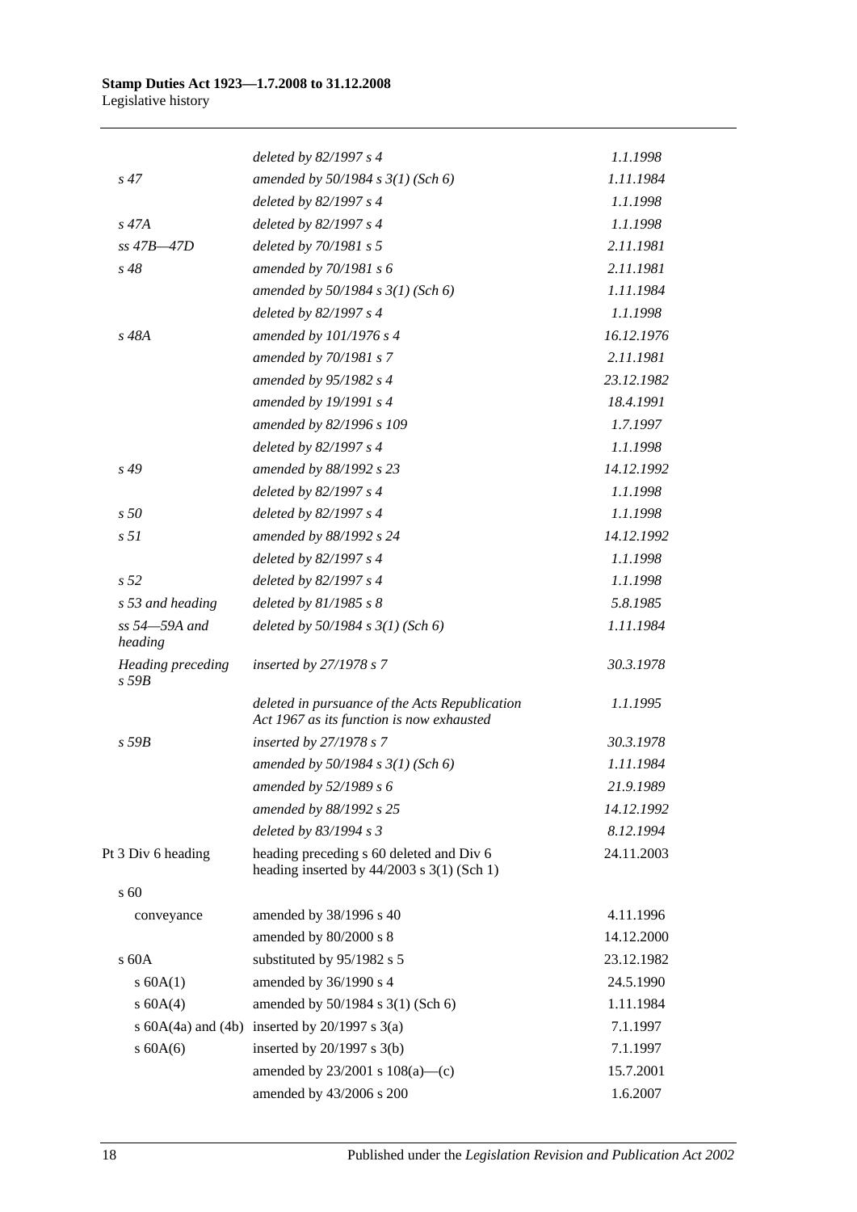| | | |
|---|---|---|
| | *deleted by 82/1997 s 4* | *1.1.1998* |
| *s 47* | *amended by 50/1984 s 3(1) (Sch 6)* | *1.11.1984* |
| | *deleted by 82/1997 s 4* | *1.1.1998* |
| *s 47A* | *deleted by 82/1997 s 4* | *1.1.1998* |
| *ss 47B—47D* | *deleted by 70/1981 s 5* | *2.11.1981* |
| *s 48* | *amended by 70/1981 s 6* | *2.11.1981* |
| | *amended by 50/1984 s 3(1) (Sch 6)* | *1.11.1984* |
| | *deleted by 82/1997 s 4* | *1.1.1998* |
| *s 48A* | *amended by 101/1976 s 4* | *16.12.1976* |
| | *amended by 70/1981 s 7* | *2.11.1981* |
| | *amended by 95/1982 s 4* | *23.12.1982* |
| | *amended by 19/1991 s 4* | *18.4.1991* |
| | *amended by 82/1996 s 109* | *1.7.1997* |
| | *deleted by 82/1997 s 4* | *1.1.1998* |
| *s 49* | *amended by 88/1992 s 23* | *14.12.1992* |
| | *deleted by 82/1997 s 4* | *1.1.1998* |
| *s 50* | *deleted by 82/1997 s 4* | *1.1.1998* |
| *s 51* | *amended by 88/1992 s 24* | *14.12.1992* |
| | *deleted by 82/1997 s 4* | *1.1.1998* |
| *s 52* | *deleted by 82/1997 s 4* | *1.1.1998* |
| *s 53 and heading* | *deleted by 81/1985 s 8* | *5.8.1985* |
| *ss 54—59A and heading* | *deleted by 50/1984 s 3(1) (Sch 6)* | *1.11.1984* |
| *Heading preceding s 59B* | *inserted by 27/1978 s 7* | *30.3.1978* |
| | *deleted in pursuance of the Acts Republication Act 1967 as its function is now exhausted* | *1.1.1995* |
| *s 59B* | *inserted by 27/1978 s 7* | *30.3.1978* |
| | *amended by 50/1984 s 3(1) (Sch 6)* | *1.11.1984* |
| | *amended by 52/1989 s 6* | *21.9.1989* |
| | *amended by 88/1992 s 25* | *14.12.1992* |
| | *deleted by 83/1994 s 3* | *8.12.1994* |
| Pt 3 Div 6 heading | heading preceding s 60 deleted and Div 6 heading inserted by 44/2003 s 3(1) (Sch 1) | 24.11.2003 |
| s 60 | | |
| conveyance | amended by 38/1996 s 40 | 4.11.1996 |
| | amended by 80/2000 s 8 | 14.12.2000 |
| s 60A | substituted by 95/1982 s 5 | 23.12.1982 |
| s 60A(1) | amended by 36/1990 s 4 | 24.5.1990 |
| s 60A(4) | amended by 50/1984 s 3(1) (Sch 6) | 1.11.1984 |
| s 60A(4a) and (4b) | inserted by 20/1997 s 3(a) | 7.1.1997 |
| s 60A(6) | inserted by 20/1997 s 3(b) | 7.1.1997 |
| | amended by 23/2001 s 108(a)—(c) | 15.7.2001 |
| | amended by 43/2006 s 200 | 1.6.2007 |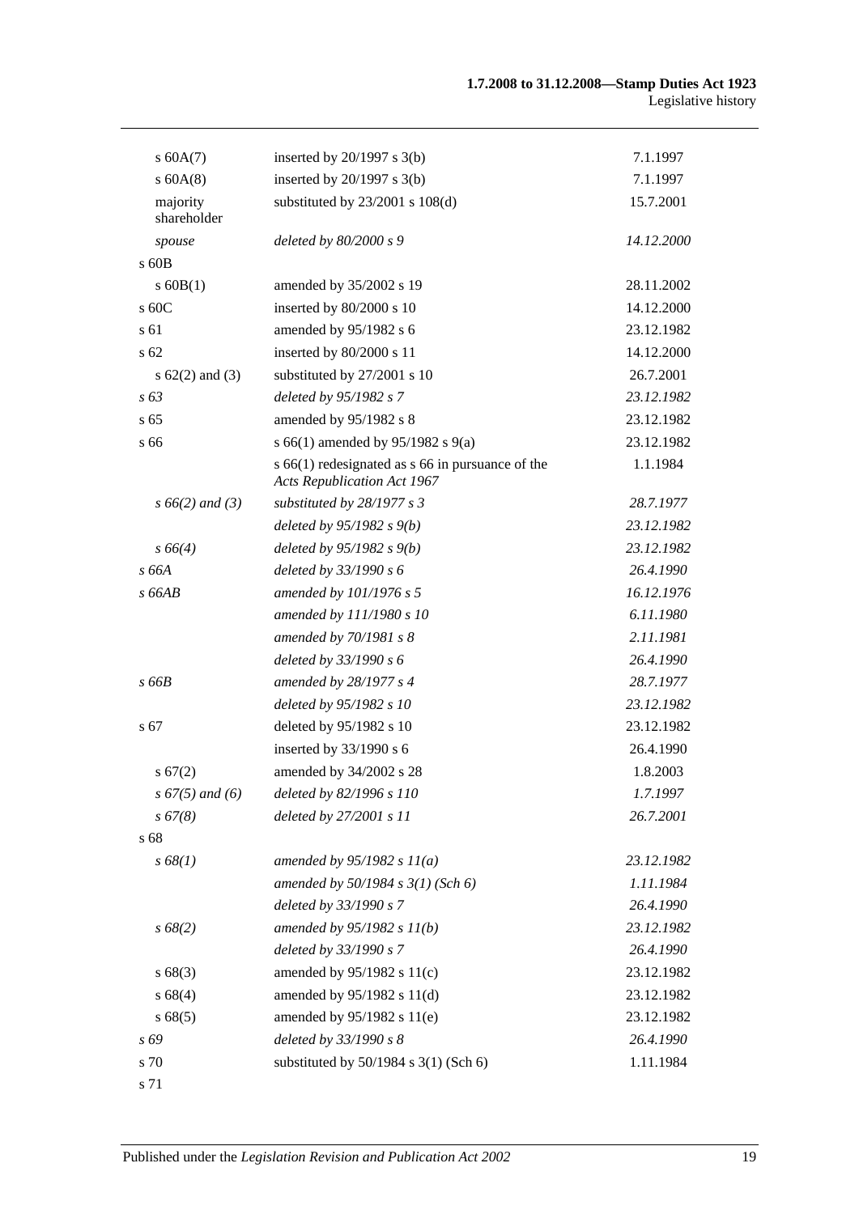| | | |
|---|---|---|
| s 60A(7) | inserted by 20/1997 s 3(b) | 7.1.1997 |
| s 60A(8) | inserted by 20/1997 s 3(b) | 7.1.1997 |
| majority shareholder | substituted by 23/2001 s 108(d) | 15.7.2001 |
| *spouse* | *deleted by 80/2000 s 9* | *14.12.2000* |
| s 60B | | |
| s 60B(1) | amended by 35/2002 s 19 | 28.11.2002 |
| s 60C | inserted by 80/2000 s 10 | 14.12.2000 |
| s 61 | amended by 95/1982 s 6 | 23.12.1982 |
| s 62 | inserted by 80/2000 s 11 | 14.12.2000 |
| s 62(2) and (3) | substituted by 27/2001 s 10 | 26.7.2001 |
| *s 63* | *deleted by 95/1982 s 7* | *23.12.1982* |
| s 65 | amended by 95/1982 s 8 | 23.12.1982 |
| s 66 | s 66(1) amended by 95/1982 s 9(a) | 23.12.1982 |
| | s 66(1) redesignated as s 66 in pursuance of the *Acts Republication Act 1967* | 1.1.1984 |
| *s 66(2) and (3)* | *substituted by 28/1977 s 3* | *28.7.1977* |
| | *deleted by 95/1982 s 9(b)* | *23.12.1982* |
| *s 66(4)* | *deleted by 95/1982 s 9(b)* | *23.12.1982* |
| *s 66A* | *deleted by 33/1990 s 6* | *26.4.1990* |
| *s 66AB* | *amended by 101/1976 s 5* | *16.12.1976* |
| | *amended by 111/1980 s 10* | *6.11.1980* |
| | *amended by 70/1981 s 8* | *2.11.1981* |
| | *deleted by 33/1990 s 6* | *26.4.1990* |
| *s 66B* | *amended by 28/1977 s 4* | *28.7.1977* |
| | *deleted by 95/1982 s 10* | *23.12.1982* |
| s 67 | deleted by 95/1982 s 10 | 23.12.1982 |
| | inserted by 33/1990 s 6 | 26.4.1990 |
| s 67(2) | amended by 34/2002 s 28 | 1.8.2003 |
| *s 67(5) and (6)* | *deleted by 82/1996 s 110* | *1.7.1997* |
| *s 67(8)* | *deleted by 27/2001 s 11* | *26.7.2001* |
| s 68 | | |
| *s 68(1)* | *amended by 95/1982 s 11(a)* | *23.12.1982* |
| | *amended by 50/1984 s 3(1) (Sch 6)* | *1.11.1984* |
| | *deleted by 33/1990 s 7* | *26.4.1990* |
| *s 68(2)* | *amended by 95/1982 s 11(b)* | *23.12.1982* |
| | *deleted by 33/1990 s 7* | *26.4.1990* |
| s 68(3) | amended by 95/1982 s 11(c) | 23.12.1982 |
| s 68(4) | amended by 95/1982 s 11(d) | 23.12.1982 |
| s 68(5) | amended by 95/1982 s 11(e) | 23.12.1982 |
| *s 69* | *deleted by 33/1990 s 8* | *26.4.1990* |
| s 70 | substituted by 50/1984 s 3(1) (Sch 6) | 1.11.1984 |
| s 71 | | |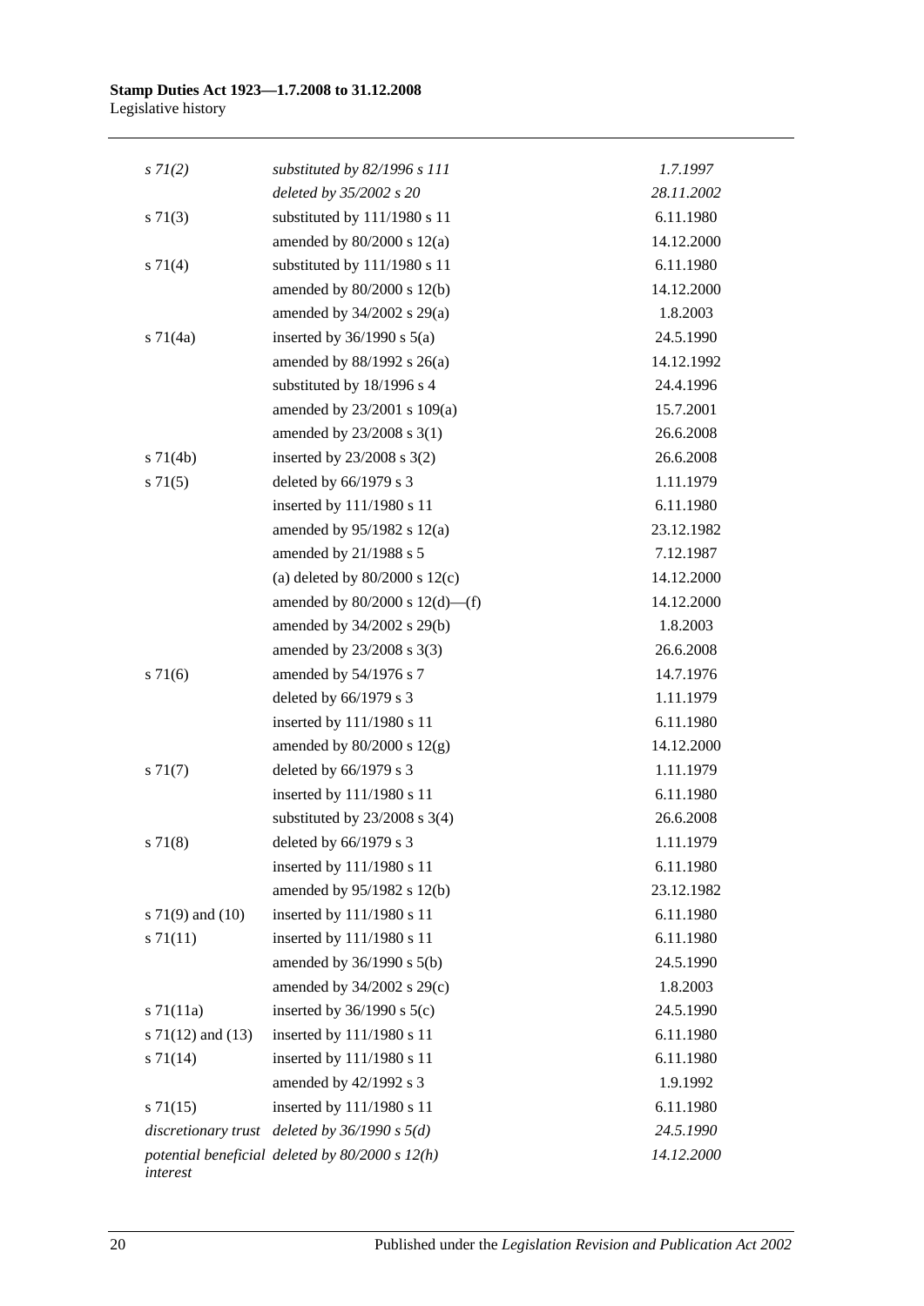| | | |
|---|---|---|
| *s 71(2)* | *substituted by 82/1996 s 111* | *1.7.1997* |
| | *deleted by 35/2002 s 20* | *28.11.2002* |
| s 71(3) | substituted by 111/1980 s 11 | 6.11.1980 |
| | amended by 80/2000 s 12(a) | 14.12.2000 |
| s 71(4) | substituted by 111/1980 s 11 | 6.11.1980 |
| | amended by 80/2000 s 12(b) | 14.12.2000 |
| | amended by 34/2002 s 29(a) | 1.8.2003 |
| s 71(4a) | inserted by 36/1990 s 5(a) | 24.5.1990 |
| | amended by 88/1992 s 26(a) | 14.12.1992 |
| | substituted by 18/1996 s 4 | 24.4.1996 |
| | amended by 23/2001 s 109(a) | 15.7.2001 |
| | amended by 23/2008 s 3(1) | 26.6.2008 |
| s 71(4b) | inserted by 23/2008 s 3(2) | 26.6.2008 |
| s 71(5) | deleted by 66/1979 s 3 | 1.11.1979 |
| | inserted by 111/1980 s 11 | 6.11.1980 |
| | amended by 95/1982 s 12(a) | 23.12.1982 |
| | amended by 21/1988 s 5 | 7.12.1987 |
| | (a) deleted by 80/2000 s 12(c) | 14.12.2000 |
| | amended by 80/2000 s 12(d)—(f) | 14.12.2000 |
| | amended by 34/2002 s 29(b) | 1.8.2003 |
| | amended by 23/2008 s 3(3) | 26.6.2008 |
| s 71(6) | amended by 54/1976 s 7 | 14.7.1976 |
| | deleted by 66/1979 s 3 | 1.11.1979 |
| | inserted by 111/1980 s 11 | 6.11.1980 |
| | amended by 80/2000 s 12(g) | 14.12.2000 |
| s 71(7) | deleted by 66/1979 s 3 | 1.11.1979 |
| | inserted by 111/1980 s 11 | 6.11.1980 |
| | substituted by 23/2008 s 3(4) | 26.6.2008 |
| s 71(8) | deleted by 66/1979 s 3 | 1.11.1979 |
| | inserted by 111/1980 s 11 | 6.11.1980 |
| | amended by 95/1982 s 12(b) | 23.12.1982 |
| s 71(9) and (10) | inserted by 111/1980 s 11 | 6.11.1980 |
| s 71(11) | inserted by 111/1980 s 11 | 6.11.1980 |
| | amended by 36/1990 s 5(b) | 24.5.1990 |
| | amended by 34/2002 s 29(c) | 1.8.2003 |
| s 71(11a) | inserted by 36/1990 s 5(c) | 24.5.1990 |
| s 71(12) and (13) | inserted by 111/1980 s 11 | 6.11.1980 |
| s 71(14) | inserted by 111/1980 s 11 | 6.11.1980 |
| | amended by 42/1992 s 3 | 1.9.1992 |
| s 71(15) | inserted by 111/1980 s 11 | 6.11.1980 |
| *discretionary trust* | *deleted by 36/1990 s 5(d)* | *24.5.1990* |
| *potential beneficial interest* | *deleted by 80/2000 s 12(h)* | *14.12.2000* |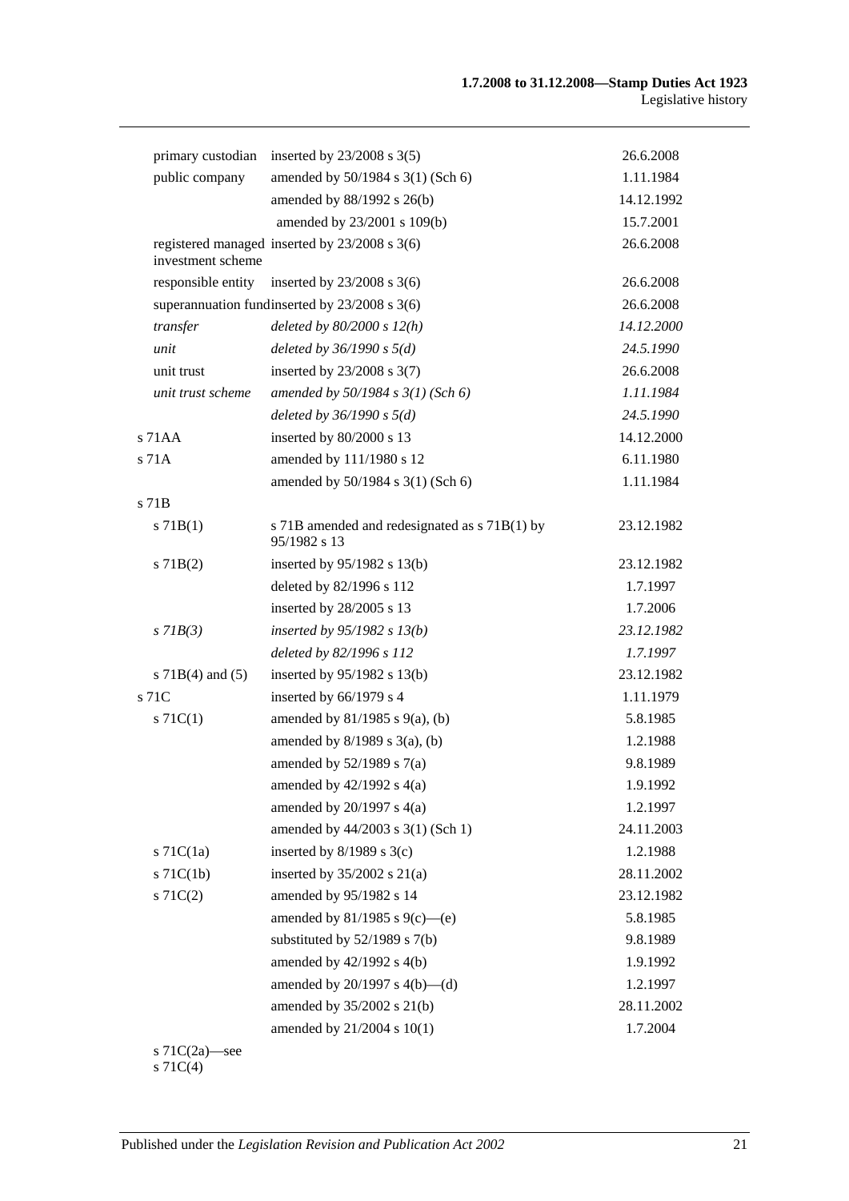| | | |
|---|---|---|
| primary custodian | inserted by 23/2008 s 3(5) | 26.6.2008 |
| public company | amended by 50/1984 s 3(1) (Sch 6) | 1.11.1984 |
| | amended by 88/1992 s 26(b) | 14.12.1992 |
| | amended by 23/2001 s 109(b) | 15.7.2001 |
| registered managed investment scheme | inserted by 23/2008 s 3(6) | 26.6.2008 |
| responsible entity | inserted by 23/2008 s 3(6) | 26.6.2008 |
| superannuation fund | inserted by 23/2008 s 3(6) | 26.6.2008 |
| *transfer* | *deleted by 80/2000 s 12(h)* | *14.12.2000* |
| *unit* | *deleted by 36/1990 s 5(d)* | *24.5.1990* |
| unit trust | inserted by 23/2008 s 3(7) | 26.6.2008 |
| *unit trust scheme* | *amended by 50/1984 s 3(1) (Sch 6)* | *1.11.1984* |
| | *deleted by 36/1990 s 5(d)* | *24.5.1990* |
| s 71AA | inserted by 80/2000 s 13 | 14.12.2000 |
| s 71A | amended by 111/1980 s 12 | 6.11.1980 |
| | amended by 50/1984 s 3(1) (Sch 6) | 1.11.1984 |
| s 71B | | |
| s 71B(1) | s 71B amended and redesignated as s 71B(1) by 95/1982 s 13 | 23.12.1982 |
| s 71B(2) | inserted by 95/1982 s 13(b) | 23.12.1982 |
| | deleted by 82/1996 s 112 | 1.7.1997 |
| | inserted by 28/2005 s 13 | 1.7.2006 |
| *s 71B(3)* | *inserted by 95/1982 s 13(b)* | *23.12.1982* |
| | *deleted by 82/1996 s 112* | *1.7.1997* |
| s 71B(4) and (5) | inserted by 95/1982 s 13(b) | 23.12.1982 |
| s 71C | inserted by 66/1979 s 4 | 1.11.1979 |
| s 71C(1) | amended by 81/1985 s 9(a), (b) | 5.8.1985 |
| | amended by 8/1989 s 3(a), (b) | 1.2.1988 |
| | amended by 52/1989 s 7(a) | 9.8.1989 |
| | amended by 42/1992 s 4(a) | 1.9.1992 |
| | amended by 20/1997 s 4(a) | 1.2.1997 |
| | amended by 44/2003 s 3(1) (Sch 1) | 24.11.2003 |
| s 71C(1a) | inserted by 8/1989 s 3(c) | 1.2.1988 |
| s 71C(1b) | inserted by 35/2002 s 21(a) | 28.11.2002 |
| s 71C(2) | amended by 95/1982 s 14 | 23.12.1982 |
| | amended by 81/1985 s 9(c)—(e) | 5.8.1985 |
| | substituted by 52/1989 s 7(b) | 9.8.1989 |
| | amended by 42/1992 s 4(b) | 1.9.1992 |
| | amended by 20/1997 s 4(b)—(d) | 1.2.1997 |
| | amended by 35/2002 s 21(b) | 28.11.2002 |
| | amended by 21/2004 s 10(1) | 1.7.2004 |
| s 71C(2a)—see s 71C(4) | | |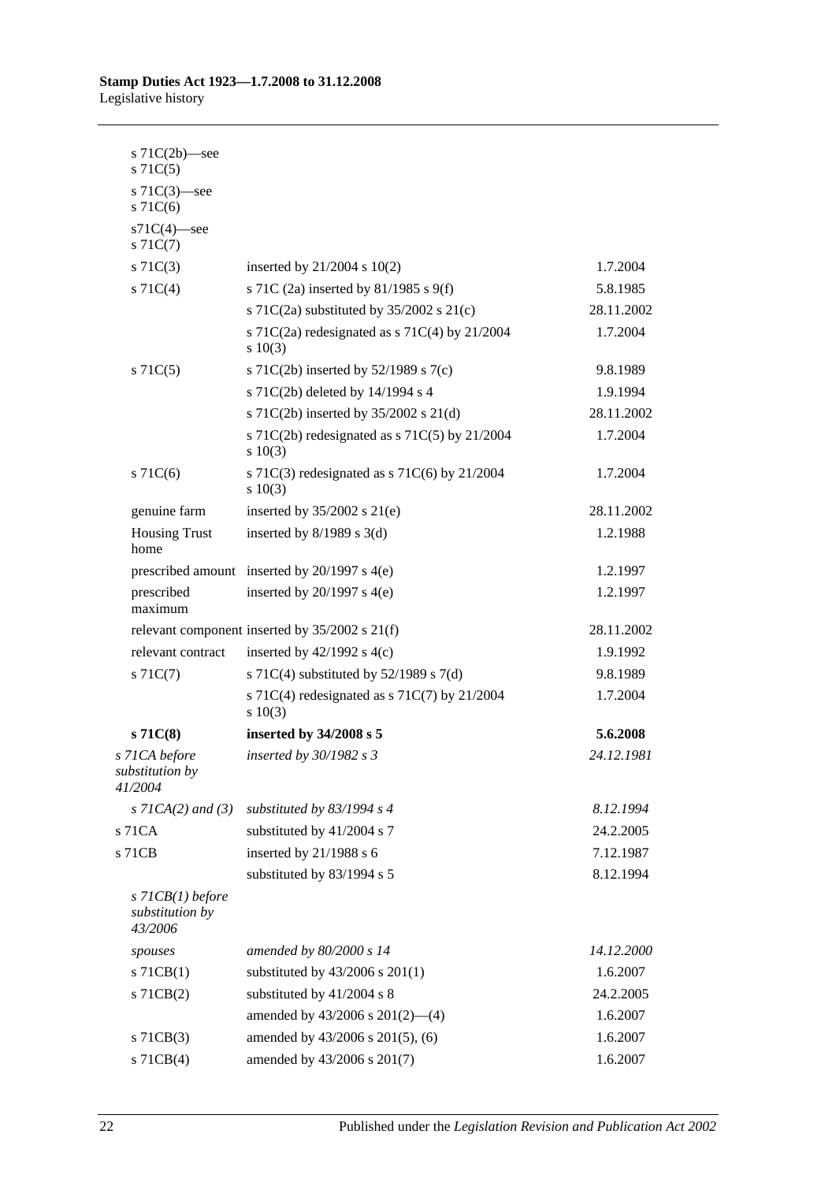| | | |
|---|---|---|
| s 71C(2b)—see s 71C(5) | | |
| s 71C(3)—see s 71C(6) | | |
| s71C(4)—see s 71C(7) | | |
| s 71C(3) | inserted by 21/2004 s 10(2) | 1.7.2004 |
| s 71C(4) | s 71C (2a) inserted by 81/1985 s 9(f) | 5.8.1985 |
| | s 71C(2a) substituted by 35/2002 s 21(c) | 28.11.2002 |
| | s 71C(2a) redesignated as s 71C(4) by 21/2004 s 10(3) | 1.7.2004 |
| s 71C(5) | s 71C(2b) inserted by 52/1989 s 7(c) | 9.8.1989 |
| | s 71C(2b) deleted by 14/1994 s 4 | 1.9.1994 |
| | s 71C(2b) inserted by 35/2002 s 21(d) | 28.11.2002 |
| | s 71C(2b) redesignated as s 71C(5) by 21/2004 s 10(3) | 1.7.2004 |
| s 71C(6) | s 71C(3) redesignated as s 71C(6) by 21/2004 s 10(3) | 1.7.2004 |
| genuine farm | inserted by 35/2002 s 21(e) | 28.11.2002 |
| Housing Trust home | inserted by 8/1989 s 3(d) | 1.2.1988 |
| prescribed amount | inserted by 20/1997 s 4(e) | 1.2.1997 |
| prescribed maximum | inserted by 20/1997 s 4(e) | 1.2.1997 |
| relevant component | inserted by 35/2002 s 21(f) | 28.11.2002 |
| relevant contract | inserted by 42/1992 s 4(c) | 1.9.1992 |
| s 71C(7) | s 71C(4) substituted by 52/1989 s 7(d) | 9.8.1989 |
| | s 71C(4) redesignated as s 71C(7) by 21/2004 s 10(3) | 1.7.2004 |
| **s 71C(8)** | **inserted by 34/2008 s 5** | **5.6.2008** |
| *s 71CA before substitution by 41/2004* | *inserted by 30/1982 s 3* | *24.12.1981* |
| *s 71CA(2) and (3)* | *substituted by 83/1994 s 4* | *8.12.1994* |
| s 71CA | substituted by 41/2004 s 7 | 24.2.2005 |
| s 71CB | inserted by 21/1988 s 6 | 7.12.1987 |
| | substituted by 83/1994 s 5 | 8.12.1994 |
| *s 71CB(1) before substitution by 43/2006* | | |
| *spouses* | *amended by 80/2000 s 14* | *14.12.2000* |
| s 71CB(1) | substituted by 43/2006 s 201(1) | 1.6.2007 |
| s 71CB(2) | substituted by 41/2004 s 8 | 24.2.2005 |
| | amended by 43/2006 s 201(2)—(4) | 1.6.2007 |
| s 71CB(3) | amended by 43/2006 s 201(5), (6) | 1.6.2007 |
| s 71CB(4) | amended by 43/2006 s 201(7) | 1.6.2007 |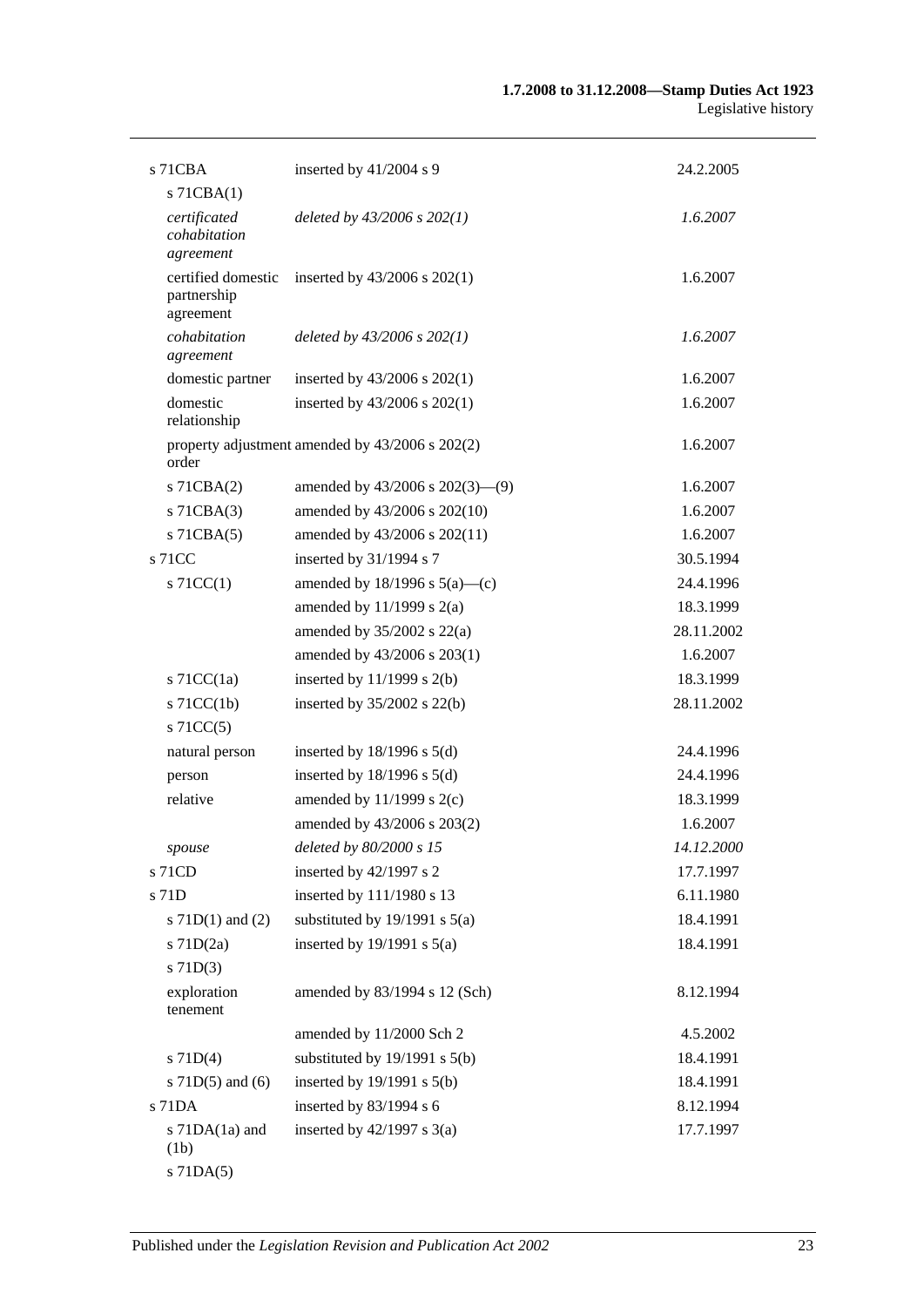| | | |
|---|---|---|
| s 71CBA | inserted by 41/2004 s 9 | 24.2.2005 |
| s 71CBA(1) | | |
| *certificated cohabitation agreement* | *deleted by 43/2006 s 202(1)* | *1.6.2007* |
| certified domestic partnership agreement | inserted by 43/2006 s 202(1) | 1.6.2007 |
| *cohabitation agreement* | *deleted by 43/2006 s 202(1)* | *1.6.2007* |
| domestic partner | inserted by 43/2006 s 202(1) | 1.6.2007 |
| domestic relationship | inserted by 43/2006 s 202(1) | 1.6.2007 |
| property adjustment order | amended by 43/2006 s 202(2) | 1.6.2007 |
| s 71CBA(2) | amended by 43/2006 s 202(3)—(9) | 1.6.2007 |
| s 71CBA(3) | amended by 43/2006 s 202(10) | 1.6.2007 |
| s 71CBA(5) | amended by 43/2006 s 202(11) | 1.6.2007 |
| s 71CC | inserted by 31/1994 s 7 | 30.5.1994 |
| s 71CC(1) | amended by 18/1996 s 5(a)—(c) | 24.4.1996 |
| | amended by 11/1999 s 2(a) | 18.3.1999 |
| | amended by 35/2002 s 22(a) | 28.11.2002 |
| | amended by 43/2006 s 203(1) | 1.6.2007 |
| s 71CC(1a) | inserted by 11/1999 s 2(b) | 18.3.1999 |
| s 71CC(1b) | inserted by 35/2002 s 22(b) | 28.11.2002 |
| s 71CC(5) | | |
| natural person | inserted by 18/1996 s 5(d) | 24.4.1996 |
| person | inserted by 18/1996 s 5(d) | 24.4.1996 |
| relative | amended by 11/1999 s 2(c) | 18.3.1999 |
| | amended by 43/2006 s 203(2) | 1.6.2007 |
| *spouse* | *deleted by 80/2000 s 15* | *14.12.2000* |
| s 71CD | inserted by 42/1997 s 2 | 17.7.1997 |
| s 71D | inserted by 111/1980 s 13 | 6.11.1980 |
| s 71D(1) and (2) | substituted by 19/1991 s 5(a) | 18.4.1991 |
| s 71D(2a) | inserted by 19/1991 s 5(a) | 18.4.1991 |
| s 71D(3) | | |
| exploration tenement | amended by 83/1994 s 12 (Sch) | 8.12.1994 |
| | amended by 11/2000 Sch 2 | 4.5.2002 |
| s 71D(4) | substituted by 19/1991 s 5(b) | 18.4.1991 |
| s 71D(5) and (6) | inserted by 19/1991 s 5(b) | 18.4.1991 |
| s 71DA | inserted by 83/1994 s 6 | 8.12.1994 |
| s 71DA(1a) and (1b) | inserted by 42/1997 s 3(a) | 17.7.1997 |
| s 71DA(5) | | |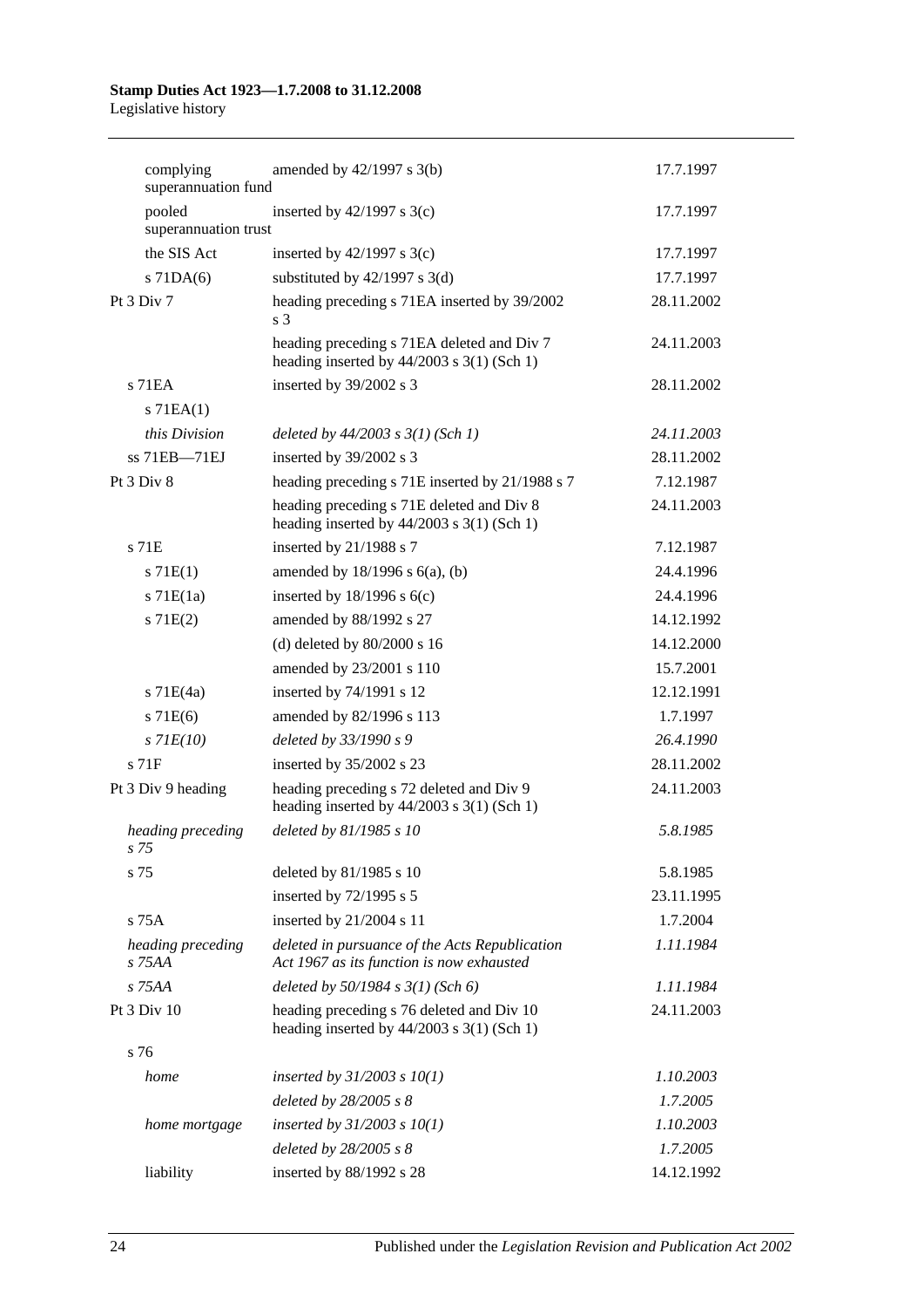| | | |
|---|---|---|
| complying superannuation fund | amended by 42/1997 s 3(b) | 17.7.1997 |
| pooled superannuation trust | inserted by 42/1997 s 3(c) | 17.7.1997 |
| the SIS Act | inserted by 42/1997 s 3(c) | 17.7.1997 |
| s 71DA(6) | substituted by 42/1997 s 3(d) | 17.7.1997 |
| Pt 3 Div 7 | heading preceding s 71EA inserted by 39/2002 s 3 | 28.11.2002 |
| | heading preceding s 71EA deleted and Div 7 heading inserted by 44/2003 s 3(1) (Sch 1) | 24.11.2003 |
| s 71EA | inserted by 39/2002 s 3 | 28.11.2002 |
| s 71EA(1) | | |
| *this Division* | *deleted by 44/2003 s 3(1) (Sch 1)* | *24.11.2003* |
| ss 71EB—71EJ | inserted by 39/2002 s 3 | 28.11.2002 |
| Pt 3 Div 8 | heading preceding s 71E inserted by 21/1988 s 7 | 7.12.1987 |
| | heading preceding s 71E deleted and Div 8 heading inserted by 44/2003 s 3(1) (Sch 1) | 24.11.2003 |
| s 71E | inserted by 21/1988 s 7 | 7.12.1987 |
| s 71E(1) | amended by 18/1996 s 6(a), (b) | 24.4.1996 |
| s 71E(1a) | inserted by 18/1996 s 6(c) | 24.4.1996 |
| s 71E(2) | amended by 88/1992 s 27 | 14.12.1992 |
| | (d) deleted by 80/2000 s 16 | 14.12.2000 |
| | amended by 23/2001 s 110 | 15.7.2001 |
| s 71E(4a) | inserted by 74/1991 s 12 | 12.12.1991 |
| s 71E(6) | amended by 82/1996 s 113 | 1.7.1997 |
| *s 71E(10)* | *deleted by 33/1990 s 9* | *26.4.1990* |
| s 71F | inserted by 35/2002 s 23 | 28.11.2002 |
| Pt 3 Div 9 heading | heading preceding s 72 deleted and Div 9 heading inserted by 44/2003 s 3(1) (Sch 1) | 24.11.2003 |
| *heading preceding s 75* | *deleted by 81/1985 s 10* | *5.8.1985* |
| s 75 | deleted by 81/1985 s 10 | 5.8.1985 |
| | inserted by 72/1995 s 5 | 23.11.1995 |
| s 75A | inserted by 21/2004 s 11 | 1.7.2004 |
| *heading preceding s 75AA* | *deleted in pursuance of the Acts Republication Act 1967 as its function is now exhausted* | *1.11.1984* |
| *s 75AA* | *deleted by 50/1984 s 3(1) (Sch 6)* | *1.11.1984* |
| Pt 3 Div 10 | heading preceding s 76 deleted and Div 10 heading inserted by 44/2003 s 3(1) (Sch 1) | 24.11.2003 |
| s 76 | | |
| *home* | *inserted by 31/2003 s 10(1)* | *1.10.2003* |
| | *deleted by 28/2005 s 8* | *1.7.2005* |
| *home mortgage* | *inserted by 31/2003 s 10(1)* | *1.10.2003* |
| | *deleted by 28/2005 s 8* | *1.7.2005* |
| liability | inserted by 88/1992 s 28 | 14.12.1992 |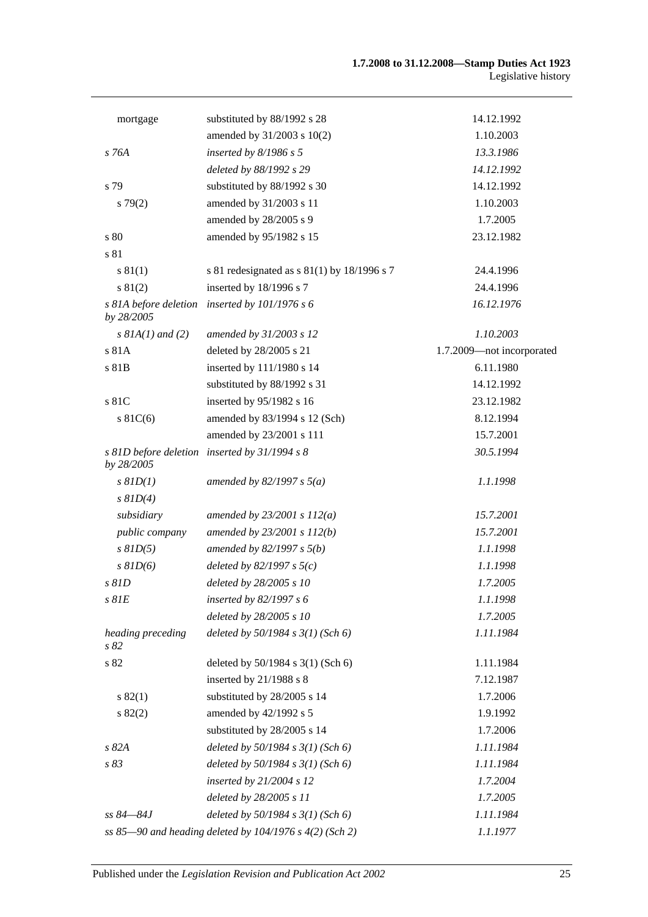| | | |
|---|---|---|
| mortgage | substituted by 88/1992 s 28 | 14.12.1992 |
| | amended by 31/2003 s 10(2) | 1.10.2003 |
| *s 76A* | *inserted by 8/1986 s 5* | *13.3.1986* |
| | *deleted by 88/1992 s 29* | *14.12.1992* |
| s 79 | substituted by 88/1992 s 30 | 14.12.1992 |
| s 79(2) | amended by 31/2003 s 11 | 1.10.2003 |
| | amended by 28/2005 s 9 | 1.7.2005 |
| s 80 | amended by 95/1982 s 15 | 23.12.1982 |
| s 81 | | |
| s 81(1) | s 81 redesignated as s 81(1) by 18/1996 s 7 | 24.4.1996 |
| s 81(2) | inserted by 18/1996 s 7 | 24.4.1996 |
| *s 81A before deletion by 28/2005* | *inserted by 101/1976 s 6* | *16.12.1976* |
| *s 81A(1) and (2)* | *amended by 31/2003 s 12* | *1.10.2003* |
| s 81A | deleted by 28/2005 s 21 | 1.7.2009—not incorporated |
| s 81B | inserted by 111/1980 s 14 | 6.11.1980 |
| | substituted by 88/1992 s 31 | 14.12.1992 |
| s 81C | inserted by 95/1982 s 16 | 23.12.1982 |
| s 81C(6) | amended by 83/1994 s 12 (Sch) | 8.12.1994 |
| | amended by 23/2001 s 111 | 15.7.2001 |
| *s 81D before deletion by 28/2005* | *inserted by 31/1994 s 8* | *30.5.1994* |
| *s 81D(1)* | *amended by 82/1997 s 5(a)* | *1.1.1998* |
| *s 81D(4)* | | |
| *subsidiary* | *amended by 23/2001 s 112(a)* | *15.7.2001* |
| *public company* | *amended by 23/2001 s 112(b)* | *15.7.2001* |
| *s 81D(5)* | *amended by 82/1997 s 5(b)* | *1.1.1998* |
| *s 81D(6)* | *deleted by 82/1997 s 5(c)* | *1.1.1998* |
| *s 81D* | *deleted by 28/2005 s 10* | *1.7.2005* |
| *s 81E* | *inserted by 82/1997 s 6* | *1.1.1998* |
| | *deleted by 28/2005 s 10* | *1.7.2005* |
| *heading preceding s 82* | *deleted by 50/1984 s 3(1) (Sch 6)* | *1.11.1984* |
| s 82 | deleted by 50/1984 s 3(1) (Sch 6) | 1.11.1984 |
| | inserted by 21/1988 s 8 | 7.12.1987 |
| s 82(1) | substituted by 28/2005 s 14 | 1.7.2006 |
| s 82(2) | amended by 42/1992 s 5 | 1.9.1992 |
| | substituted by 28/2005 s 14 | 1.7.2006 |
| *s 82A* | *deleted by 50/1984 s 3(1) (Sch 6)* | *1.11.1984* |
| *s 83* | *deleted by 50/1984 s 3(1) (Sch 6)* | *1.11.1984* |
| | *inserted by 21/2004 s 12* | *1.7.2004* |
| | *deleted by 28/2005 s 11* | *1.7.2005* |
| *ss 84—84J* | *deleted by 50/1984 s 3(1) (Sch 6)* | *1.11.1984* |
| *ss 85—90 and heading deleted by 104/1976 s 4(2) (Sch 2)* | | *1.1.1977* |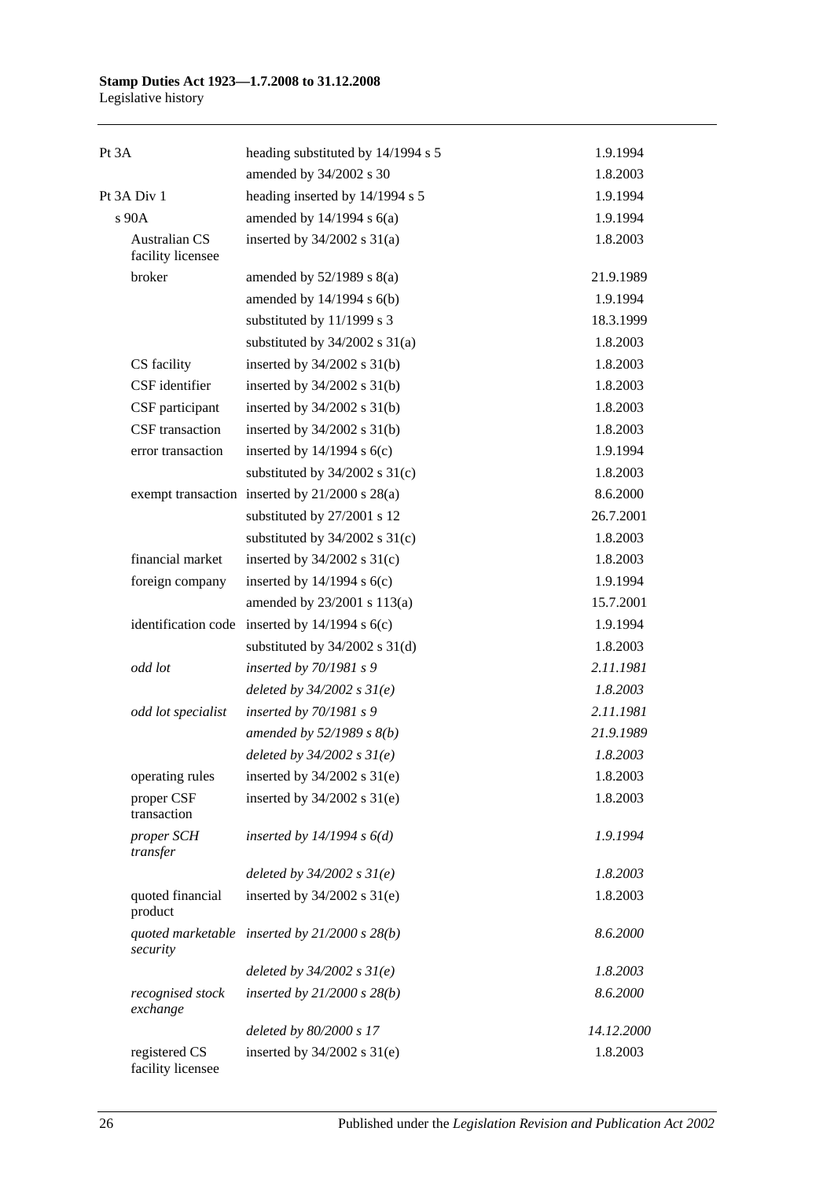| | | |
|---|---|---|
| Pt 3A | heading substituted by 14/1994 s 5 | 1.9.1994 |
| | amended by 34/2002 s 30 | 1.8.2003 |
| Pt 3A Div 1 | heading inserted by 14/1994 s 5 | 1.9.1994 |
| s 90A | amended by 14/1994 s 6(a) | 1.9.1994 |
| Australian CS facility licensee | inserted by 34/2002 s 31(a) | 1.8.2003 |
| broker | amended by 52/1989 s 8(a) | 21.9.1989 |
| | amended by 14/1994 s 6(b) | 1.9.1994 |
| | substituted by 11/1999 s 3 | 18.3.1999 |
| | substituted by 34/2002 s 31(a) | 1.8.2003 |
| CS facility | inserted by 34/2002 s 31(b) | 1.8.2003 |
| CSF identifier | inserted by 34/2002 s 31(b) | 1.8.2003 |
| CSF participant | inserted by 34/2002 s 31(b) | 1.8.2003 |
| CSF transaction | inserted by 34/2002 s 31(b) | 1.8.2003 |
| error transaction | inserted by 14/1994 s 6(c) | 1.9.1994 |
| | substituted by 34/2002 s 31(c) | 1.8.2003 |
| exempt transaction | inserted by 21/2000 s 28(a) | 8.6.2000 |
| | substituted by 27/2001 s 12 | 26.7.2001 |
| | substituted by 34/2002 s 31(c) | 1.8.2003 |
| financial market | inserted by 34/2002 s 31(c) | 1.8.2003 |
| foreign company | inserted by 14/1994 s 6(c) | 1.9.1994 |
| | amended by 23/2001 s 113(a) | 15.7.2001 |
| identification code | inserted by 14/1994 s 6(c) | 1.9.1994 |
| | substituted by 34/2002 s 31(d) | 1.8.2003 |
| *odd lot* | *inserted by 70/1981 s 9* | *2.11.1981* |
| | *deleted by 34/2002 s 31(e)* | *1.8.2003* |
| *odd lot specialist* | *inserted by 70/1981 s 9* | *2.11.1981* |
| | *amended by 52/1989 s 8(b)* | *21.9.1989* |
| | *deleted by 34/2002 s 31(e)* | *1.8.2003* |
| operating rules | inserted by 34/2002 s 31(e) | 1.8.2003 |
| proper CSF transaction | inserted by 34/2002 s 31(e) | 1.8.2003 |
| *proper SCH transfer* | *inserted by 14/1994 s 6(d)* | *1.9.1994* |
| | *deleted by 34/2002 s 31(e)* | *1.8.2003* |
| quoted financial product | inserted by 34/2002 s 31(e) | 1.8.2003 |
| *quoted marketable security* | *inserted by 21/2000 s 28(b)* | *8.6.2000* |
| | *deleted by 34/2002 s 31(e)* | *1.8.2003* |
| *recognised stock exchange* | *inserted by 21/2000 s 28(b)* | *8.6.2000* |
| | *deleted by 80/2000 s 17* | *14.12.2000* |
| registered CS facility licensee | inserted by 34/2002 s 31(e) | 1.8.2003 |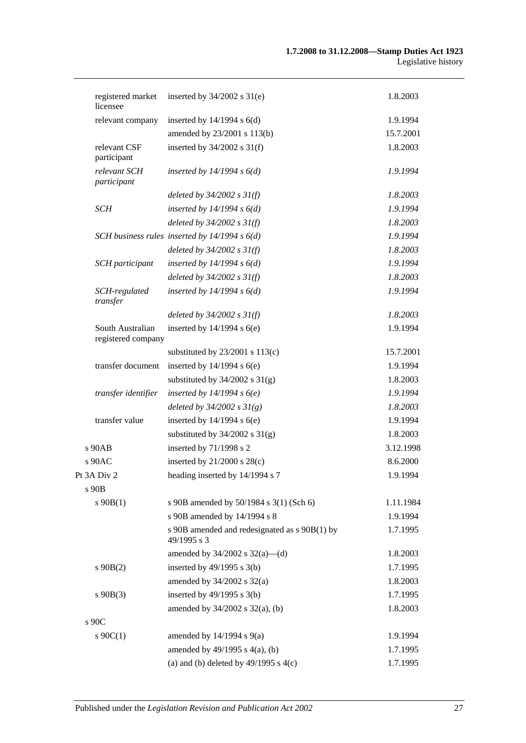| | | |
|---|---|---|
| registered market licensee | inserted by 34/2002 s 31(e) | 1.8.2003 |
| relevant company | inserted by 14/1994 s 6(d) | 1.9.1994 |
| | amended by 23/2001 s 113(b) | 15.7.2001 |
| relevant CSF participant | inserted by 34/2002 s 31(f) | 1.8.2003 |
| *relevant SCH participant* | *inserted by 14/1994 s 6(d)* | *1.9.1994* |
| | *deleted by 34/2002 s 31(f)* | *1.8.2003* |
| *SCH* | *inserted by 14/1994 s 6(d)* | *1.9.1994* |
| | *deleted by 34/2002 s 31(f)* | *1.8.2003* |
| *SCH business rules* | *inserted by 14/1994 s 6(d)* | *1.9.1994* |
| | *deleted by 34/2002 s 31(f)* | *1.8.2003* |
| *SCH participant* | *inserted by 14/1994 s 6(d)* | *1.9.1994* |
| | *deleted by 34/2002 s 31(f)* | *1.8.2003* |
| *SCH-regulated transfer* | *inserted by 14/1994 s 6(d)* | *1.9.1994* |
| | *deleted by 34/2002 s 31(f)* | *1.8.2003* |
| South Australian registered company | inserted by 14/1994 s 6(e) | 1.9.1994 |
| | substituted by 23/2001 s 113(c) | 15.7.2001 |
| transfer document | inserted by 14/1994 s 6(e) | 1.9.1994 |
| | substituted by 34/2002 s 31(g) | 1.8.2003 |
| *transfer identifier* | *inserted by 14/1994 s 6(e)* | *1.9.1994* |
| | *deleted by 34/2002 s 31(g)* | *1.8.2003* |
| transfer value | inserted by 14/1994 s 6(e) | 1.9.1994 |
| | substituted by 34/2002 s 31(g) | 1.8.2003 |
| s 90AB | inserted by 71/1998 s 2 | 3.12.1998 |
| s 90AC | inserted by 21/2000 s 28(c) | 8.6.2000 |
| Pt 3A Div 2 | heading inserted by 14/1994 s 7 | 1.9.1994 |
| s 90B | | |
| s 90B(1) | s 90B amended by 50/1984 s 3(1) (Sch 6) | 1.11.1984 |
| | s 90B amended by 14/1994 s 8 | 1.9.1994 |
| | s 90B amended and redesignated as s 90B(1) by 49/1995 s 3 | 1.7.1995 |
| | amended by 34/2002 s 32(a)—(d) | 1.8.2003 |
| s 90B(2) | inserted by 49/1995 s 3(b) | 1.7.1995 |
| | amended by 34/2002 s 32(a) | 1.8.2003 |
| s 90B(3) | inserted by 49/1995 s 3(b) | 1.7.1995 |
| | amended by 34/2002 s 32(a), (b) | 1.8.2003 |
| s 90C | | |
| s 90C(1) | amended by 14/1994 s 9(a) | 1.9.1994 |
| | amended by 49/1995 s 4(a), (b) | 1.7.1995 |
| | (a) and (b) deleted by 49/1995 s 4(c) | 1.7.1995 |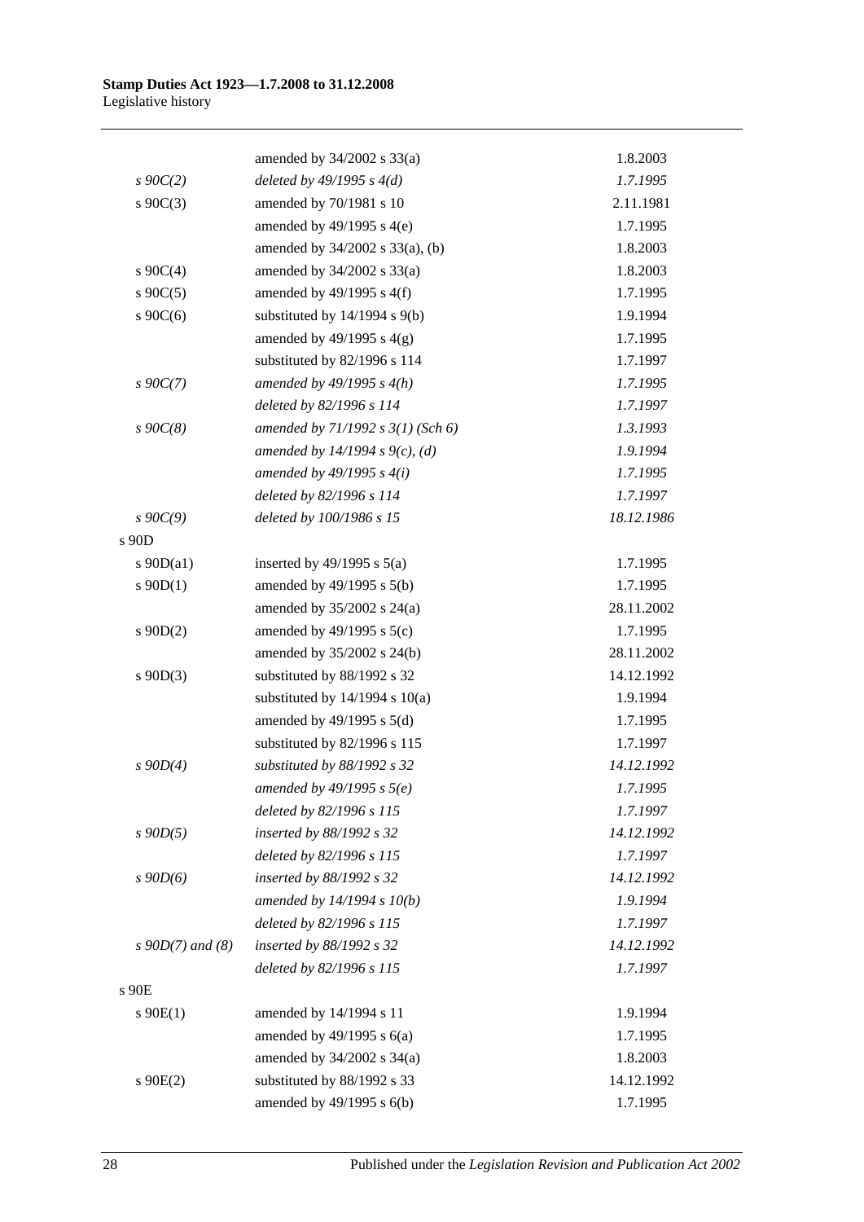| | | |
|---|---|---|
| | amended by 34/2002 s 33(a) | 1.8.2003 |
| *s 90C(2)* | *deleted by 49/1995 s 4(d)* | *1.7.1995* |
| s 90C(3) | amended by 70/1981 s 10 | 2.11.1981 |
| | amended by 49/1995 s 4(e) | 1.7.1995 |
| | amended by 34/2002 s 33(a), (b) | 1.8.2003 |
| s 90C(4) | amended by 34/2002 s 33(a) | 1.8.2003 |
| s 90C(5) | amended by 49/1995 s 4(f) | 1.7.1995 |
| s 90C(6) | substituted by 14/1994 s 9(b) | 1.9.1994 |
| | amended by 49/1995 s 4(g) | 1.7.1995 |
| | substituted by 82/1996 s 114 | 1.7.1997 |
| *s 90C(7)* | *amended by 49/1995 s 4(h)* | *1.7.1995* |
| | *deleted by 82/1996 s 114* | *1.7.1997* |
| *s 90C(8)* | *amended by 71/1992 s 3(1) (Sch 6)* | *1.3.1993* |
| | *amended by 14/1994 s 9(c), (d)* | *1.9.1994* |
| | *amended by 49/1995 s 4(i)* | *1.7.1995* |
| | *deleted by 82/1996 s 114* | *1.7.1997* |
| *s 90C(9)* | *deleted by 100/1986 s 15* | *18.12.1986* |
| s 90D | | |
| s 90D(a1) | inserted by 49/1995 s 5(a) | 1.7.1995 |
| s 90D(1) | amended by 49/1995 s 5(b) | 1.7.1995 |
| | amended by 35/2002 s 24(a) | 28.11.2002 |
| s 90D(2) | amended by 49/1995 s 5(c) | 1.7.1995 |
| | amended by 35/2002 s 24(b) | 28.11.2002 |
| s 90D(3) | substituted by 88/1992 s 32 | 14.12.1992 |
| | substituted by 14/1994 s 10(a) | 1.9.1994 |
| | amended by 49/1995 s 5(d) | 1.7.1995 |
| | substituted by 82/1996 s 115 | 1.7.1997 |
| *s 90D(4)* | *substituted by 88/1992 s 32* | *14.12.1992* |
| | *amended by 49/1995 s 5(e)* | *1.7.1995* |
| | *deleted by 82/1996 s 115* | *1.7.1997* |
| *s 90D(5)* | *inserted by 88/1992 s 32* | *14.12.1992* |
| | *deleted by 82/1996 s 115* | *1.7.1997* |
| *s 90D(6)* | *inserted by 88/1992 s 32* | *14.12.1992* |
| | *amended by 14/1994 s 10(b)* | *1.9.1994* |
| | *deleted by 82/1996 s 115* | *1.7.1997* |
| *s 90D(7) and (8)* | *inserted by 88/1992 s 32* | *14.12.1992* |
| | *deleted by 82/1996 s 115* | *1.7.1997* |
| s 90E | | |
| s 90E(1) | amended by 14/1994 s 11 | 1.9.1994 |
| | amended by 49/1995 s 6(a) | 1.7.1995 |
| | amended by 34/2002 s 34(a) | 1.8.2003 |
| s 90E(2) | substituted by 88/1992 s 33 | 14.12.1992 |
| | amended by 49/1995 s 6(b) | 1.7.1995 |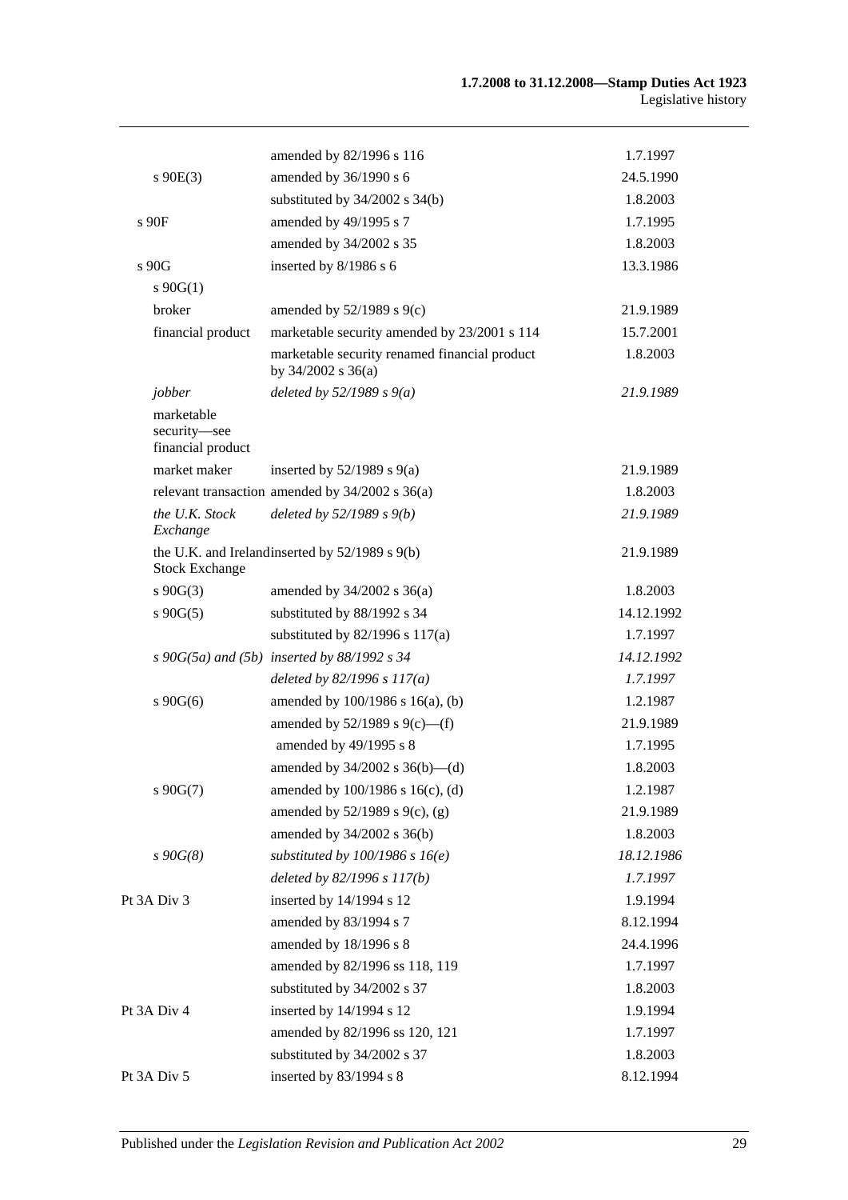| | | |
|---|---|---|
| | amended by 82/1996 s 116 | 1.7.1997 |
| s 90E(3) | amended by 36/1990 s 6 | 24.5.1990 |
| | substituted by 34/2002 s 34(b) | 1.8.2003 |
| s 90F | amended by 49/1995 s 7 | 1.7.1995 |
| | amended by 34/2002 s 35 | 1.8.2003 |
| s 90G | inserted by 8/1986 s 6 | 13.3.1986 |
| s 90G(1) | | |
| broker | amended by 52/1989 s 9(c) | 21.9.1989 |
| financial product | marketable security amended by 23/2001 s 114 | 15.7.2001 |
| | marketable security renamed financial product by 34/2002 s 36(a) | 1.8.2003 |
| *jobber* | *deleted by 52/1989 s 9(a)* | *21.9.1989* |
| marketable security—see financial product | | |
| market maker | inserted by 52/1989 s 9(a) | 21.9.1989 |
| relevant transaction | amended by 34/2002 s 36(a) | 1.8.2003 |
| *the U.K. Stock Exchange* | *deleted by 52/1989 s 9(b)* | *21.9.1989* |
| the U.K. and Ireland Stock Exchange | inserted by 52/1989 s 9(b) | 21.9.1989 |
| s 90G(3) | amended by 34/2002 s 36(a) | 1.8.2003 |
| s 90G(5) | substituted by 88/1992 s 34 | 14.12.1992 |
| | substituted by 82/1996 s 117(a) | 1.7.1997 |
| *s 90G(5a) and (5b)* | *inserted by 88/1992 s 34* | *14.12.1992* |
| | *deleted by 82/1996 s 117(a)* | *1.7.1997* |
| s 90G(6) | amended by 100/1986 s 16(a), (b) | 1.2.1987 |
| | amended by 52/1989 s 9(c)—(f) | 21.9.1989 |
| | amended by 49/1995 s 8 | 1.7.1995 |
| | amended by 34/2002 s 36(b)—(d) | 1.8.2003 |
| s 90G(7) | amended by 100/1986 s 16(c), (d) | 1.2.1987 |
| | amended by 52/1989 s 9(c), (g) | 21.9.1989 |
| | amended by 34/2002 s 36(b) | 1.8.2003 |
| *s 90G(8)* | *substituted by 100/1986 s 16(e)* | *18.12.1986* |
| | *deleted by 82/1996 s 117(b)* | *1.7.1997* |
| Pt 3A Div 3 | inserted by 14/1994 s 12 | 1.9.1994 |
| | amended by 83/1994 s 7 | 8.12.1994 |
| | amended by 18/1996 s 8 | 24.4.1996 |
| | amended by 82/1996 ss 118, 119 | 1.7.1997 |
| | substituted by 34/2002 s 37 | 1.8.2003 |
| Pt 3A Div 4 | inserted by 14/1994 s 12 | 1.9.1994 |
| | amended by 82/1996 ss 120, 121 | 1.7.1997 |
| | substituted by 34/2002 s 37 | 1.8.2003 |
| Pt 3A Div 5 | inserted by 83/1994 s 8 | 8.12.1994 |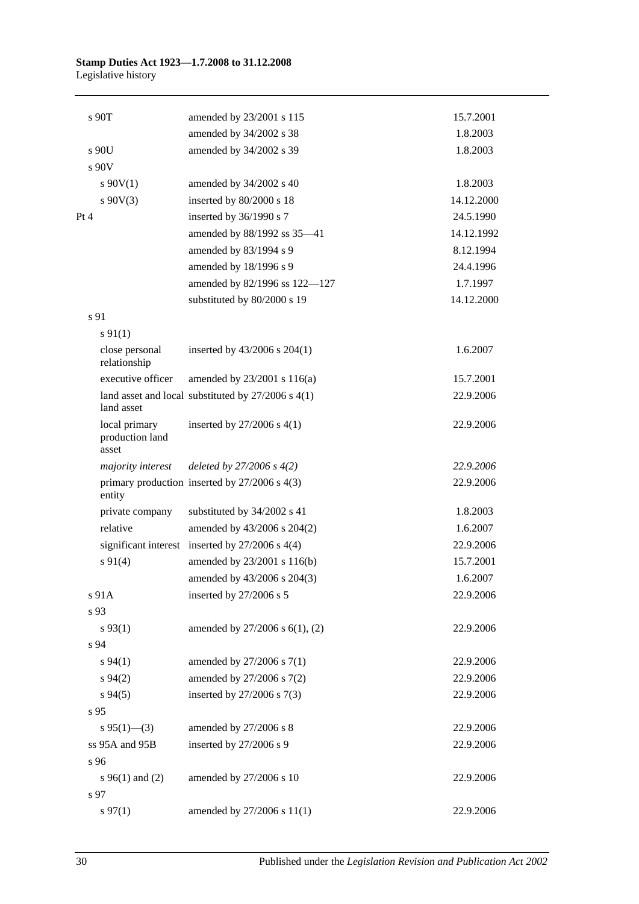| | | |
|---|---|---|
| s 90T | amended by 23/2001 s 115 | 15.7.2001 |
| | amended by 34/2002 s 38 | 1.8.2003 |
| s 90U | amended by 34/2002 s 39 | 1.8.2003 |
| s 90V | | |
| s 90V(1) | amended by 34/2002 s 40 | 1.8.2003 |
| s 90V(3) | inserted by 80/2000 s 18 | 14.12.2000 |
| Pt 4 | inserted by 36/1990 s 7 | 24.5.1990 |
| | amended by 88/1992 ss 35—41 | 14.12.1992 |
| | amended by 83/1994 s 9 | 8.12.1994 |
| | amended by 18/1996 s 9 | 24.4.1996 |
| | amended by 82/1996 ss 122—127 | 1.7.1997 |
| | substituted by 80/2000 s 19 | 14.12.2000 |
| s 91 | | |
| s 91(1) | | |
| close personal relationship | inserted by 43/2006 s 204(1) | 1.6.2007 |
| executive officer | amended by 23/2001 s 116(a) | 15.7.2001 |
| land asset and local land asset | substituted by 27/2006 s 4(1) | 22.9.2006 |
| local primary production land asset | inserted by 27/2006 s 4(1) | 22.9.2006 |
| *majority interest* | *deleted by 27/2006 s 4(2)* | *22.9.2006* |
| primary production entity | inserted by 27/2006 s 4(3) | 22.9.2006 |
| private company | substituted by 34/2002 s 41 | 1.8.2003 |
| relative | amended by 43/2006 s 204(2) | 1.6.2007 |
| significant interest | inserted by 27/2006 s 4(4) | 22.9.2006 |
| s 91(4) | amended by 23/2001 s 116(b) | 15.7.2001 |
| | amended by 43/2006 s 204(3) | 1.6.2007 |
| s 91A | inserted by 27/2006 s 5 | 22.9.2006 |
| s 93 | | |
| s 93(1) | amended by 27/2006 s 6(1), (2) | 22.9.2006 |
| s 94 | | |
| s 94(1) | amended by 27/2006 s 7(1) | 22.9.2006 |
| s 94(2) | amended by 27/2006 s 7(2) | 22.9.2006 |
| s 94(5) | inserted by 27/2006 s 7(3) | 22.9.2006 |
| s 95 | | |
| s 95(1)—(3) | amended by 27/2006 s 8 | 22.9.2006 |
| ss 95A and 95B | inserted by 27/2006 s 9 | 22.9.2006 |
| s 96 | | |
| s 96(1) and (2) | amended by 27/2006 s 10 | 22.9.2006 |
| s 97 | | |
| s 97(1) | amended by 27/2006 s 11(1) | 22.9.2006 |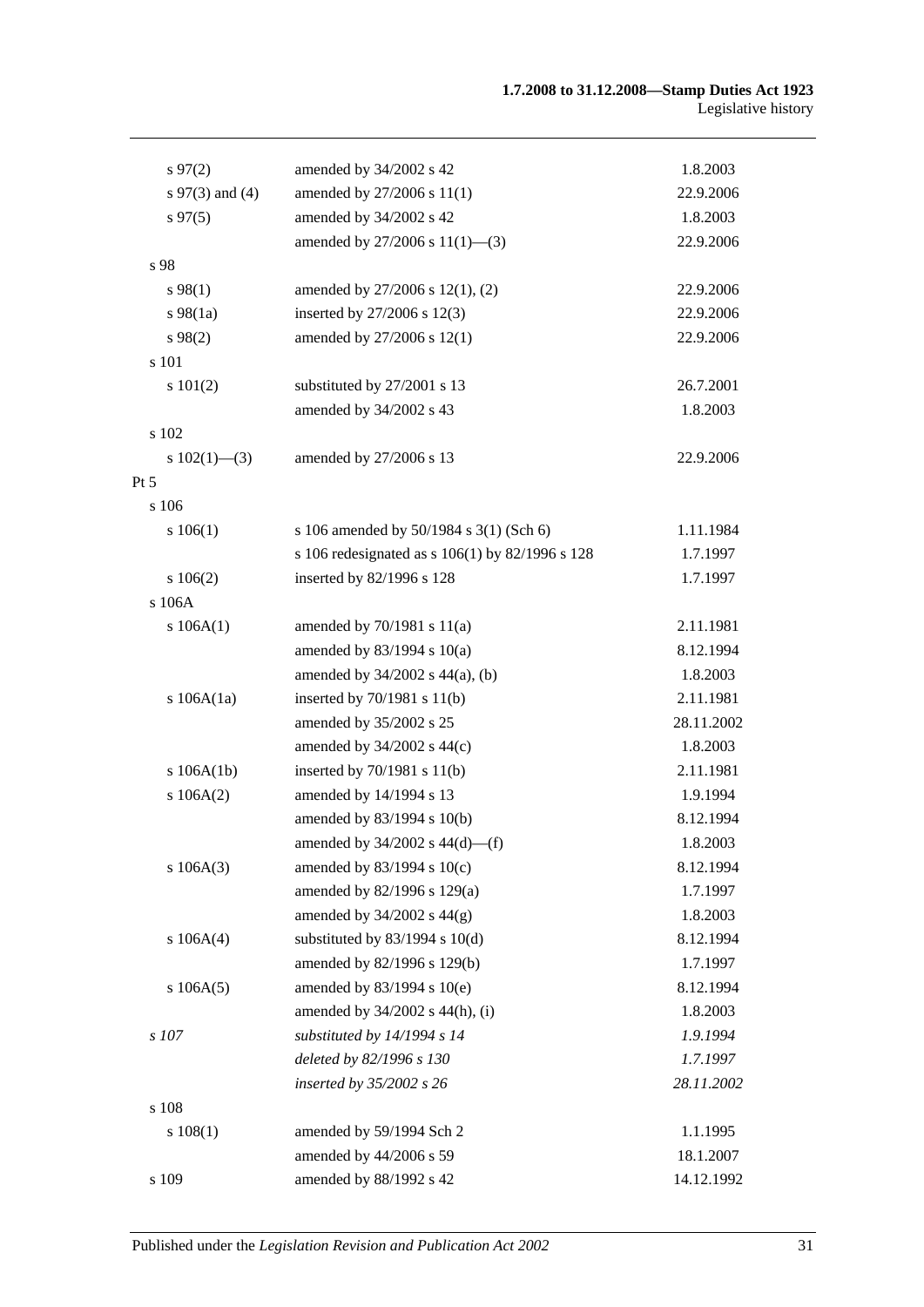| | | |
|---|---|---|
| s 97(2) | amended by 34/2002 s 42 | 1.8.2003 |
| s 97(3) and (4) | amended by 27/2006 s 11(1) | 22.9.2006 |
| s 97(5) | amended by 34/2002 s 42 | 1.8.2003 |
| | amended by 27/2006 s 11(1)—(3) | 22.9.2006 |
| s 98 | | |
| s 98(1) | amended by 27/2006 s 12(1), (2) | 22.9.2006 |
| s 98(1a) | inserted by 27/2006 s 12(3) | 22.9.2006 |
| s 98(2) | amended by 27/2006 s 12(1) | 22.9.2006 |
| s 101 | | |
| s 101(2) | substituted by 27/2001 s 13 | 26.7.2001 |
| | amended by 34/2002 s 43 | 1.8.2003 |
| s 102 | | |
| s 102(1)—(3) | amended by 27/2006 s 13 | 22.9.2006 |
| Pt 5 | | |
| s 106 | | |
| s 106(1) | s 106 amended by 50/1984 s 3(1) (Sch 6) | 1.11.1984 |
| | s 106 redesignated as s 106(1) by 82/1996 s 128 | 1.7.1997 |
| s 106(2) | inserted by 82/1996 s 128 | 1.7.1997 |
| s 106A | | |
| s 106A(1) | amended by 70/1981 s 11(a) | 2.11.1981 |
| | amended by 83/1994 s 10(a) | 8.12.1994 |
| | amended by 34/2002 s 44(a), (b) | 1.8.2003 |
| s 106A(1a) | inserted by 70/1981 s 11(b) | 2.11.1981 |
| | amended by 35/2002 s 25 | 28.11.2002 |
| | amended by 34/2002 s 44(c) | 1.8.2003 |
| s 106A(1b) | inserted by 70/1981 s 11(b) | 2.11.1981 |
| s 106A(2) | amended by 14/1994 s 13 | 1.9.1994 |
| | amended by 83/1994 s 10(b) | 8.12.1994 |
| | amended by 34/2002 s 44(d)—(f) | 1.8.2003 |
| s 106A(3) | amended by 83/1994 s 10(c) | 8.12.1994 |
| | amended by 82/1996 s 129(a) | 1.7.1997 |
| | amended by 34/2002 s 44(g) | 1.8.2003 |
| s 106A(4) | substituted by 83/1994 s 10(d) | 8.12.1994 |
| | amended by 82/1996 s 129(b) | 1.7.1997 |
| s 106A(5) | amended by 83/1994 s 10(e) | 8.12.1994 |
| | amended by 34/2002 s 44(h), (i) | 1.8.2003 |
| *s 107* | *substituted by 14/1994 s 14* | *1.9.1994* |
| | *deleted by 82/1996 s 130* | *1.7.1997* |
| | *inserted by 35/2002 s 26* | *28.11.2002* |
| s 108 | | |
| s 108(1) | amended by 59/1994 Sch 2 | 1.1.1995 |
| | amended by 44/2006 s 59 | 18.1.2007 |
| s 109 | amended by 88/1992 s 42 | 14.12.1992 |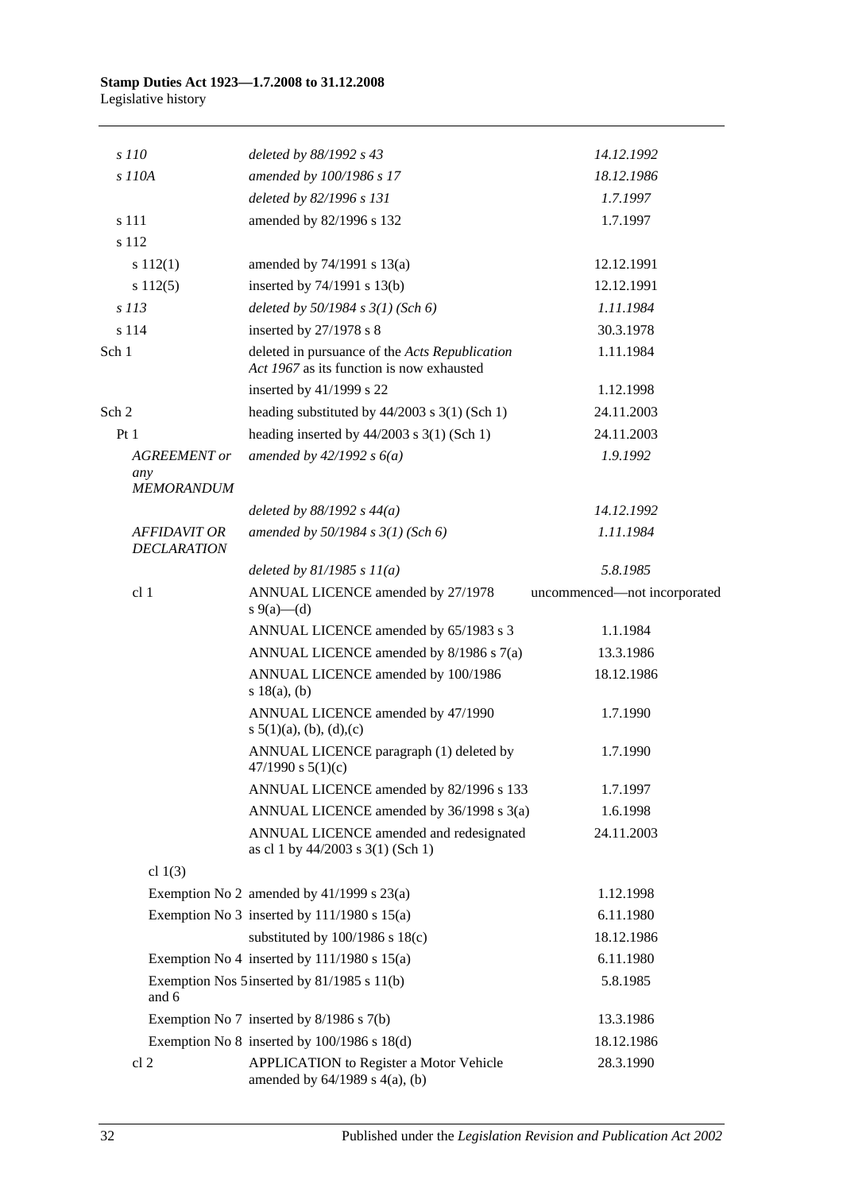| | | |
|---|---|---|
| *s 110* | *deleted by 88/1992 s 43* | *14.12.1992* |
| *s 110A* | *amended by 100/1986 s 17* | *18.12.1986* |
| | *deleted by 82/1996 s 131* | *1.7.1997* |
| s 111 | amended by 82/1996 s 132 | 1.7.1997 |
| s 112 | | |
| s 112(1) | amended by 74/1991 s 13(a) | 12.12.1991 |
| s 112(5) | inserted by 74/1991 s 13(b) | 12.12.1991 |
| *s 113* | *deleted by 50/1984 s 3(1) (Sch 6)* | *1.11.1984* |
| s 114 | inserted by 27/1978 s 8 | 30.3.1978 |
| Sch 1 | deleted in pursuance of the *Acts Republication Act 1967* as its function is now exhausted | 1.11.1984 |
| | inserted by 41/1999 s 22 | 1.12.1998 |
| Sch 2 | heading substituted by 44/2003 s 3(1) (Sch 1) | 24.11.2003 |
| Pt 1 | heading inserted by 44/2003 s 3(1) (Sch 1) | 24.11.2003 |
| *AGREEMENT or any MEMORANDUM* | *amended by 42/1992 s 6(a)* | *1.9.1992* |
| | *deleted by 88/1992 s 44(a)* | *14.12.1992* |
| *AFFIDAVIT OR DECLARATION* | *amended by 50/1984 s 3(1) (Sch 6)* | *1.11.1984* |
| | *deleted by 81/1985 s 11(a)* | *5.8.1985* |
| cl 1 | ANNUAL LICENCE amended by 27/1978 s 9(a)—(d) | uncommenced—not incorporated |
| | ANNUAL LICENCE amended by 65/1983 s 3 | 1.1.1984 |
| | ANNUAL LICENCE amended by 8/1986 s 7(a) | 13.3.1986 |
| | ANNUAL LICENCE amended by 100/1986 s 18(a), (b) | 18.12.1986 |
| | ANNUAL LICENCE amended by 47/1990 s 5(1)(a), (b), (d),(c) | 1.7.1990 |
| | ANNUAL LICENCE paragraph (1) deleted by 47/1990 s 5(1)(c) | 1.7.1990 |
| | ANNUAL LICENCE amended by 82/1996 s 133 | 1.7.1997 |
| | ANNUAL LICENCE amended by 36/1998 s 3(a) | 1.6.1998 |
| | ANNUAL LICENCE amended and redesignated as cl 1 by 44/2003 s 3(1) (Sch 1) | 24.11.2003 |
| cl 1(3) | | |
| Exemption No 2 | amended by 41/1999 s 23(a) | 1.12.1998 |
| Exemption No 3 | inserted by 111/1980 s 15(a) | 6.11.1980 |
| | substituted by 100/1986 s 18(c) | 18.12.1986 |
| Exemption No 4 | inserted by 111/1980 s 15(a) | 6.11.1980 |
| Exemption Nos 5 and 6 | inserted by 81/1985 s 11(b) | 5.8.1985 |
| Exemption No 7 | inserted by 8/1986 s 7(b) | 13.3.1986 |
| Exemption No 8 | inserted by 100/1986 s 18(d) | 18.12.1986 |
| cl 2 | APPLICATION to Register a Motor Vehicle amended by 64/1989 s 4(a), (b) | 28.3.1990 |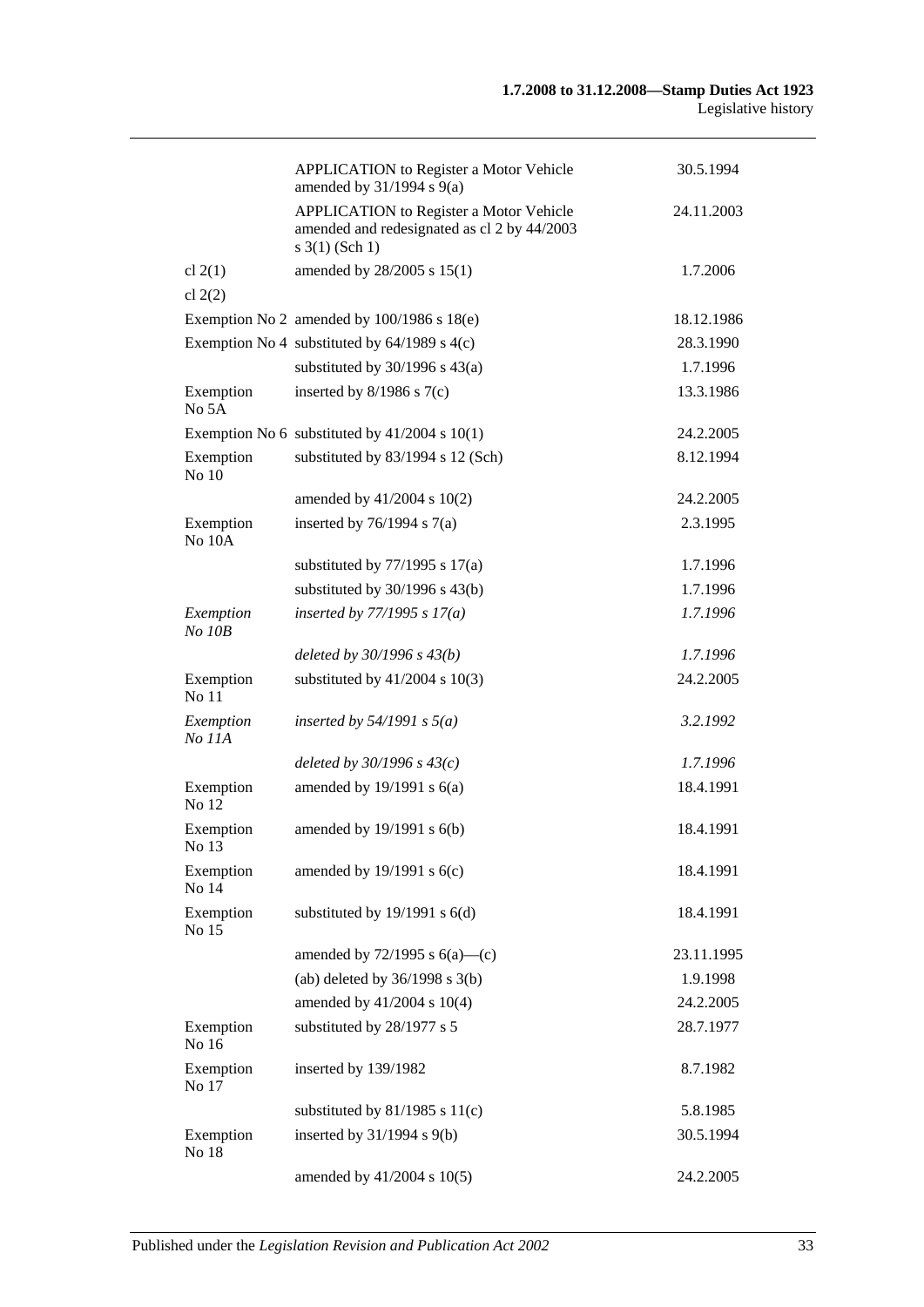| | | |
|---|---|---|
| | APPLICATION to Register a Motor Vehicle amended by 31/1994 s 9(a) | 30.5.1994 |
| | APPLICATION to Register a Motor Vehicle amended and redesignated as cl 2 by 44/2003 s 3(1) (Sch 1) | 24.11.2003 |
| cl 2(1) | amended by 28/2005 s 15(1) | 1.7.2006 |
| cl 2(2) | | |
| Exemption No 2 | amended by 100/1986 s 18(e) | 18.12.1986 |
| Exemption No 4 | substituted by 64/1989 s 4(c) | 28.3.1990 |
| | substituted by 30/1996 s 43(a) | 1.7.1996 |
| Exemption No 5A | inserted by 8/1986 s 7(c) | 13.3.1986 |
| Exemption No 6 | substituted by 41/2004 s 10(1) | 24.2.2005 |
| Exemption No 10 | substituted by 83/1994 s 12 (Sch) | 8.12.1994 |
| | amended by 41/2004 s 10(2) | 24.2.2005 |
| Exemption No 10A | inserted by 76/1994 s 7(a) | 2.3.1995 |
| | substituted by 77/1995 s 17(a) | 1.7.1996 |
| | substituted by 30/1996 s 43(b) | 1.7.1996 |
| *Exemption No 10B* | *inserted by 77/1995 s 17(a)* | *1.7.1996* |
| | *deleted by 30/1996 s 43(b)* | *1.7.1996* |
| Exemption No 11 | substituted by 41/2004 s 10(3) | 24.2.2005 |
| *Exemption No 11A* | *inserted by 54/1991 s 5(a)* | *3.2.1992* |
| | *deleted by 30/1996 s 43(c)* | *1.7.1996* |
| Exemption No 12 | amended by 19/1991 s 6(a) | 18.4.1991 |
| Exemption No 13 | amended by 19/1991 s 6(b) | 18.4.1991 |
| Exemption No 14 | amended by 19/1991 s 6(c) | 18.4.1991 |
| Exemption No 15 | substituted by 19/1991 s 6(d) | 18.4.1991 |
| | amended by 72/1995 s 6(a)—(c) | 23.11.1995 |
| | (ab) deleted by 36/1998 s 3(b) | 1.9.1998 |
| | amended by 41/2004 s 10(4) | 24.2.2005 |
| Exemption No 16 | substituted by 28/1977 s 5 | 28.7.1977 |
| Exemption No 17 | inserted by 139/1982 | 8.7.1982 |
| | substituted by 81/1985 s 11(c) | 5.8.1985 |
| Exemption No 18 | inserted by 31/1994 s 9(b) | 30.5.1994 |
| | amended by 41/2004 s 10(5) | 24.2.2005 |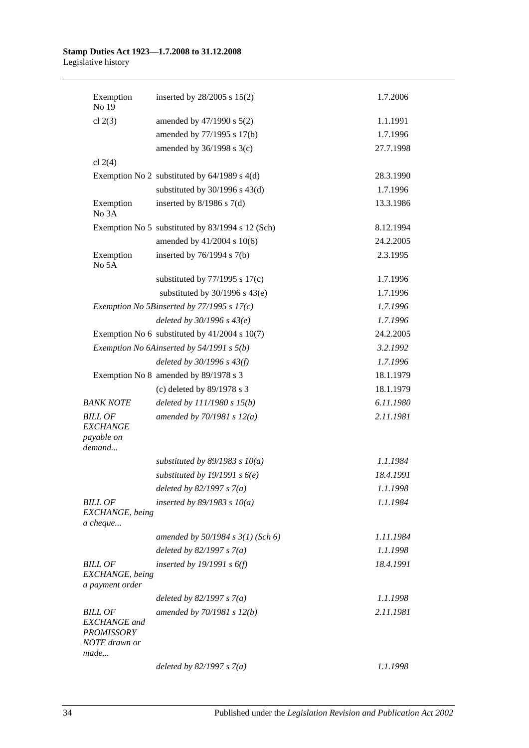| | | |
|---|---|---|
| Exemption No 19 | inserted by 28/2005 s 15(2) | 1.7.2006 |
| cl 2(3) | amended by 47/1990 s 5(2) | 1.1.1991 |
| | amended by 77/1995 s 17(b) | 1.7.1996 |
| | amended by 36/1998 s 3(c) | 27.7.1998 |
| cl 2(4) | | |
| Exemption No 2 | substituted by 64/1989 s 4(d) | 28.3.1990 |
| | substituted by 30/1996 s 43(d) | 1.7.1996 |
| Exemption No 3A | inserted by 8/1986 s 7(d) | 13.3.1986 |
| Exemption No 5 | substituted by 83/1994 s 12 (Sch) | 8.12.1994 |
| | amended by 41/2004 s 10(6) | 24.2.2005 |
| Exemption No 5A | inserted by 76/1994 s 7(b) | 2.3.1995 |
| | substituted by 77/1995 s 17(c) | 1.7.1996 |
| | substituted by 30/1996 s 43(e) | 1.7.1996 |
| *Exemption No 5B* | *inserted by 77/1995 s 17(c)* | *1.7.1996* |
| | *deleted by 30/1996 s 43(e)* | *1.7.1996* |
| Exemption No 6 | substituted by 41/2004 s 10(7) | 24.2.2005 |
| *Exemption No 6A* | *inserted by 54/1991 s 5(b)* | *3.2.1992* |
| | *deleted by 30/1996 s 43(f)* | *1.7.1996* |
| Exemption No 8 | amended by 89/1978 s 3 | 18.1.1979 |
| | (c) deleted by 89/1978 s 3 | 18.1.1979 |
| *BANK NOTE* | *deleted by 111/1980 s 15(b)* | *6.11.1980* |
| *BILL OF EXCHANGE payable on demand...* | *amended by 70/1981 s 12(a)* | *2.11.1981* |
| | *substituted by 89/1983 s 10(a)* | *1.1.1984* |
| | *substituted by 19/1991 s 6(e)* | *18.4.1991* |
| | *deleted by 82/1997 s 7(a)* | *1.1.1998* |
| *BILL OF EXCHANGE, being a cheque...* | *inserted by 89/1983 s 10(a)* | *1.1.1984* |
| | *amended by 50/1984 s 3(1) (Sch 6)* | *1.11.1984* |
| | *deleted by 82/1997 s 7(a)* | *1.1.1998* |
| *BILL OF EXCHANGE, being a payment order* | *inserted by 19/1991 s 6(f)* | *18.4.1991* |
| | *deleted by 82/1997 s 7(a)* | *1.1.1998* |
| *BILL OF EXCHANGE and PROMISSORY NOTE drawn or made...* | *amended by 70/1981 s 12(b)* | *2.11.1981* |
| | *deleted by 82/1997 s 7(a)* | *1.1.1998* |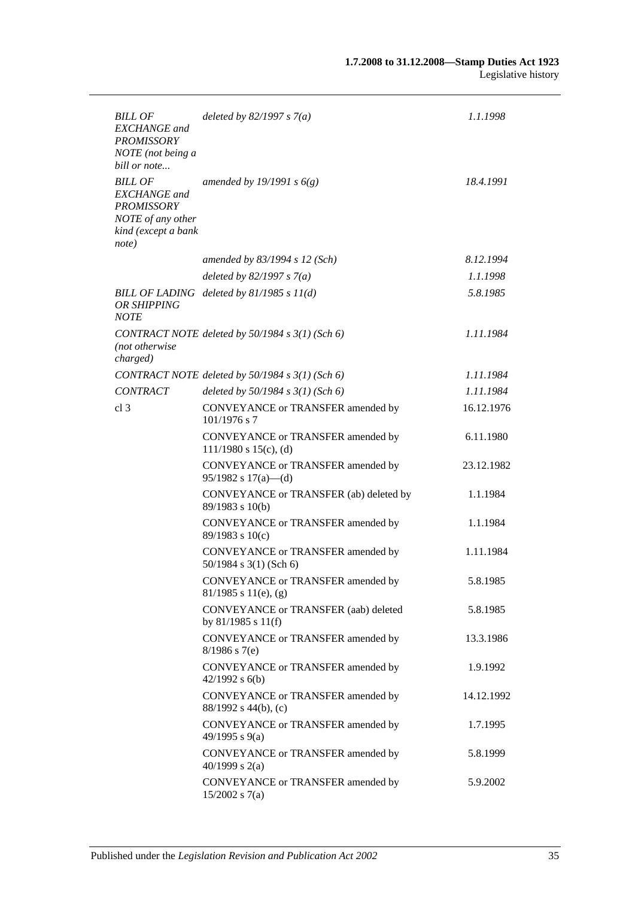| | | |
|---|---|---|
| *BILL OF EXCHANGE and PROMISSORY NOTE (not being a bill or note...* | *deleted by 82/1997 s 7(a)* | *1.1.1998* |
| *BILL OF EXCHANGE and PROMISSORY NOTE of any other kind (except a bank note)* | *amended by 19/1991 s 6(g)* | *18.4.1991* |
| | *amended by 83/1994 s 12 (Sch)* | *8.12.1994* |
| | *deleted by 82/1997 s 7(a)* | *1.1.1998* |
| *BILL OF LADING OR SHIPPING NOTE* | *deleted by 81/1985 s 11(d)* | *5.8.1985* |
| *CONTRACT NOTE (not otherwise charged)* | *deleted by 50/1984 s 3(1) (Sch 6)* | *1.11.1984* |
| *CONTRACT NOTE* | *deleted by 50/1984 s 3(1) (Sch 6)* | *1.11.1984* |
| *CONTRACT* | *deleted by 50/1984 s 3(1) (Sch 6)* | *1.11.1984* |
| cl 3 | CONVEYANCE or TRANSFER amended by 101/1976 s 7 | 16.12.1976 |
| | CONVEYANCE or TRANSFER amended by 111/1980 s 15(c), (d) | 6.11.1980 |
| | CONVEYANCE or TRANSFER amended by 95/1982 s 17(a)—(d) | 23.12.1982 |
| | CONVEYANCE or TRANSFER (ab) deleted by 89/1983 s 10(b) | 1.1.1984 |
| | CONVEYANCE or TRANSFER amended by 89/1983 s 10(c) | 1.1.1984 |
| | CONVEYANCE or TRANSFER amended by 50/1984 s 3(1) (Sch 6) | 1.11.1984 |
| | CONVEYANCE or TRANSFER amended by 81/1985 s 11(e), (g) | 5.8.1985 |
| | CONVEYANCE or TRANSFER (aab) deleted by 81/1985 s 11(f) | 5.8.1985 |
| | CONVEYANCE or TRANSFER amended by 8/1986 s 7(e) | 13.3.1986 |
| | CONVEYANCE or TRANSFER amended by 42/1992 s 6(b) | 1.9.1992 |
| | CONVEYANCE or TRANSFER amended by 88/1992 s 44(b), (c) | 14.12.1992 |
| | CONVEYANCE or TRANSFER amended by 49/1995 s 9(a) | 1.7.1995 |
| | CONVEYANCE or TRANSFER amended by 40/1999 s 2(a) | 5.8.1999 |
| | CONVEYANCE or TRANSFER amended by 15/2002 s 7(a) | 5.9.2002 |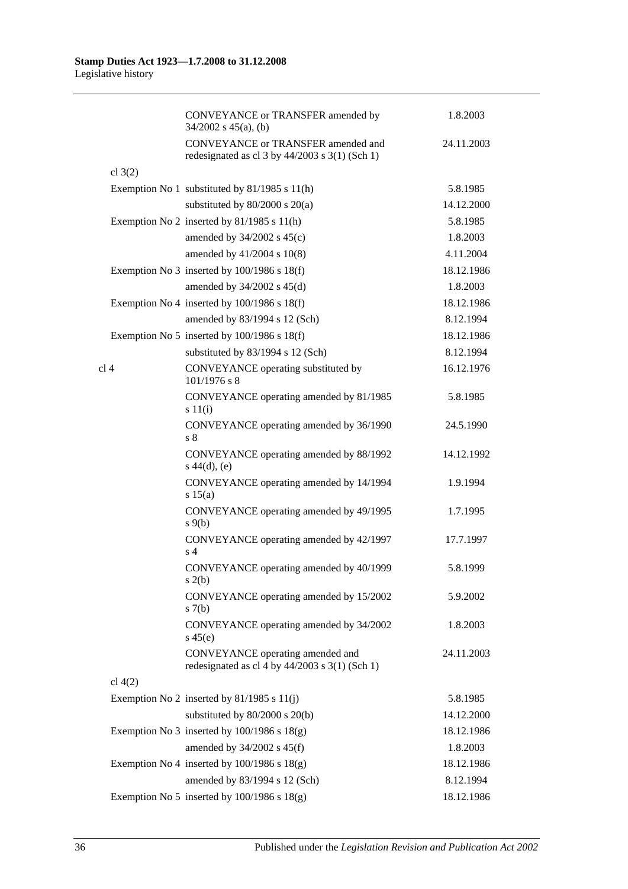| | | |
|---|---|---|
| | CONVEYANCE or TRANSFER amended by 34/2002 s 45(a), (b) | 1.8.2003 |
| | CONVEYANCE or TRANSFER amended and redesignated as cl 3 by 44/2003 s 3(1) (Sch 1) | 24.11.2003 |
| cl 3(2) | | |
| | Exemption No 1 substituted by 81/1985 s 11(h) | 5.8.1985 |
| | substituted by 80/2000 s 20(a) | 14.12.2000 |
| | Exemption No 2 inserted by 81/1985 s 11(h) | 5.8.1985 |
| | amended by 34/2002 s 45(c) | 1.8.2003 |
| | amended by 41/2004 s 10(8) | 4.11.2004 |
| | Exemption No 3 inserted by 100/1986 s 18(f) | 18.12.1986 |
| | amended by 34/2002 s 45(d) | 1.8.2003 |
| | Exemption No 4 inserted by 100/1986 s 18(f) | 18.12.1986 |
| | amended by 83/1994 s 12 (Sch) | 8.12.1994 |
| | Exemption No 5 inserted by 100/1986 s 18(f) | 18.12.1986 |
| | substituted by 83/1994 s 12 (Sch) | 8.12.1994 |
| cl 4 | CONVEYANCE operating substituted by 101/1976 s 8 | 16.12.1976 |
| | CONVEYANCE operating amended by 81/1985 s 11(i) | 5.8.1985 |
| | CONVEYANCE operating amended by 36/1990 s 8 | 24.5.1990 |
| | CONVEYANCE operating amended by 88/1992 s 44(d), (e) | 14.12.1992 |
| | CONVEYANCE operating amended by 14/1994 s 15(a) | 1.9.1994 |
| | CONVEYANCE operating amended by 49/1995 s 9(b) | 1.7.1995 |
| | CONVEYANCE operating amended by 42/1997 s 4 | 17.7.1997 |
| | CONVEYANCE operating amended by 40/1999 s 2(b) | 5.8.1999 |
| | CONVEYANCE operating amended by 15/2002 s 7(b) | 5.9.2002 |
| | CONVEYANCE operating amended by 34/2002 s 45(e) | 1.8.2003 |
| | CONVEYANCE operating amended and redesignated as cl 4 by 44/2003 s 3(1) (Sch 1) | 24.11.2003 |
| cl 4(2) | | |
| | Exemption No 2 inserted by 81/1985 s 11(j) | 5.8.1985 |
| | substituted by 80/2000 s 20(b) | 14.12.2000 |
| | Exemption No 3 inserted by 100/1986 s 18(g) | 18.12.1986 |
| | amended by 34/2002 s 45(f) | 1.8.2003 |
| | Exemption No 4 inserted by 100/1986 s 18(g) | 18.12.1986 |
| | amended by 83/1994 s 12 (Sch) | 8.12.1994 |
| | Exemption No 5 inserted by 100/1986 s 18(g) | 18.12.1986 |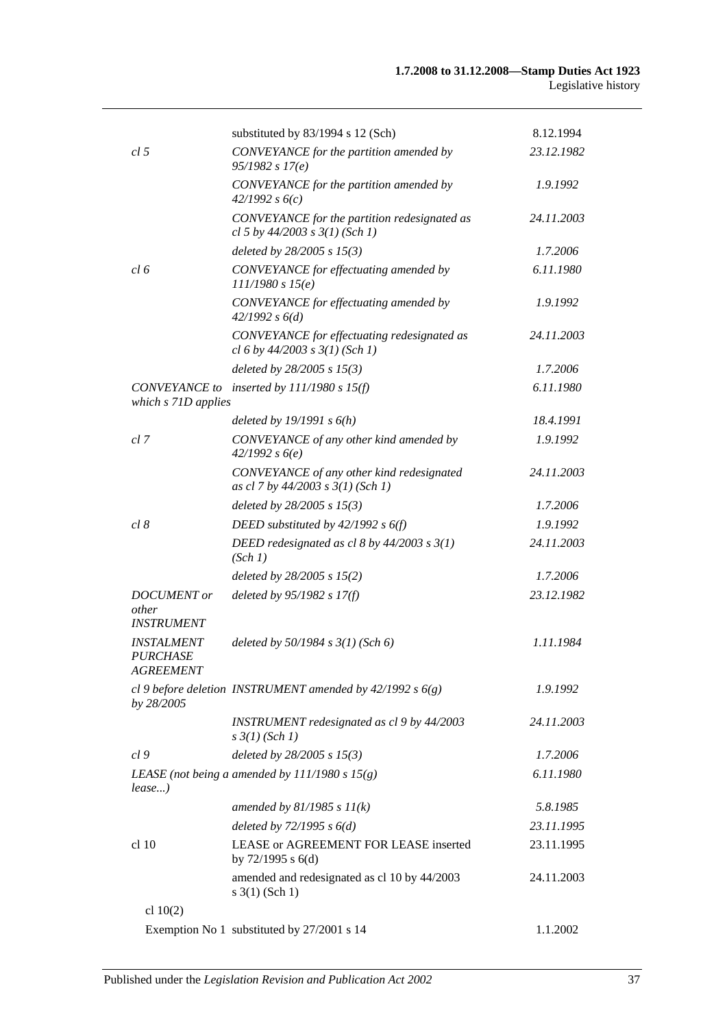| | | |
|---|---|---|
| | substituted by 83/1994 s 12 (Sch) | 8.12.1994 |
| *cl 5* | *CONVEYANCE for the partition amended by 95/1982 s 17(e)* | *23.12.1982* |
| | *CONVEYANCE for the partition amended by 42/1992 s 6(c)* | *1.9.1992* |
| | *CONVEYANCE for the partition redesignated as cl 5 by 44/2003 s 3(1) (Sch 1)* | *24.11.2003* |
| | *deleted by 28/2005 s 15(3)* | *1.7.2006* |
| *cl 6* | *CONVEYANCE for effectuating amended by 111/1980 s 15(e)* | *6.11.1980* |
| | *CONVEYANCE for effectuating amended by 42/1992 s 6(d)* | *1.9.1992* |
| | *CONVEYANCE for effectuating redesignated as cl 6 by 44/2003 s 3(1) (Sch 1)* | *24.11.2003* |
| | *deleted by 28/2005 s 15(3)* | *1.7.2006* |
| *CONVEYANCE to which s 71D applies* | *inserted by 111/1980 s 15(f)* | *6.11.1980* |
| | *deleted by 19/1991 s 6(h)* | *18.4.1991* |
| *cl 7* | *CONVEYANCE of any other kind amended by 42/1992 s 6(e)* | *1.9.1992* |
| | *CONVEYANCE of any other kind redesignated as cl 7 by 44/2003 s 3(1) (Sch 1)* | *24.11.2003* |
| | *deleted by 28/2005 s 15(3)* | *1.7.2006* |
| *cl 8* | *DEED substituted by 42/1992 s 6(f)* | *1.9.1992* |
| | *DEED redesignated as cl 8 by 44/2003 s 3(1) (Sch 1)* | *24.11.2003* |
| | *deleted by 28/2005 s 15(2)* | *1.7.2006* |
| *DOCUMENT or other INSTRUMENT* | *deleted by 95/1982 s 17(f)* | *23.12.1982* |
| *INSTALMENT PURCHASE AGREEMENT* | *deleted by 50/1984 s 3(1) (Sch 6)* | *1.11.1984* |
| *cl 9 before deletion by 28/2005* | *INSTRUMENT amended by 42/1992 s 6(g)* | *1.9.1992* |
| | *INSTRUMENT redesignated as cl 9 by 44/2003 s 3(1) (Sch 1)* | *24.11.2003* |
| *cl 9* | *deleted by 28/2005 s 15(3)* | *1.7.2006* |
| *LEASE (not being a lease...)* | *amended by 111/1980 s 15(g)* | *6.11.1980* |
| | *amended by 81/1985 s 11(k)* | *5.8.1985* |
| | *deleted by 72/1995 s 6(d)* | *23.11.1995* |
| cl 10 | LEASE or AGREEMENT FOR LEASE inserted by 72/1995 s 6(d) | 23.11.1995 |
| | amended and redesignated as cl 10 by 44/2003 s 3(1) (Sch 1) | 24.11.2003 |
| cl 10(2) | | |
| Exemption No 1 | substituted by 27/2001 s 14 | 1.1.2002 |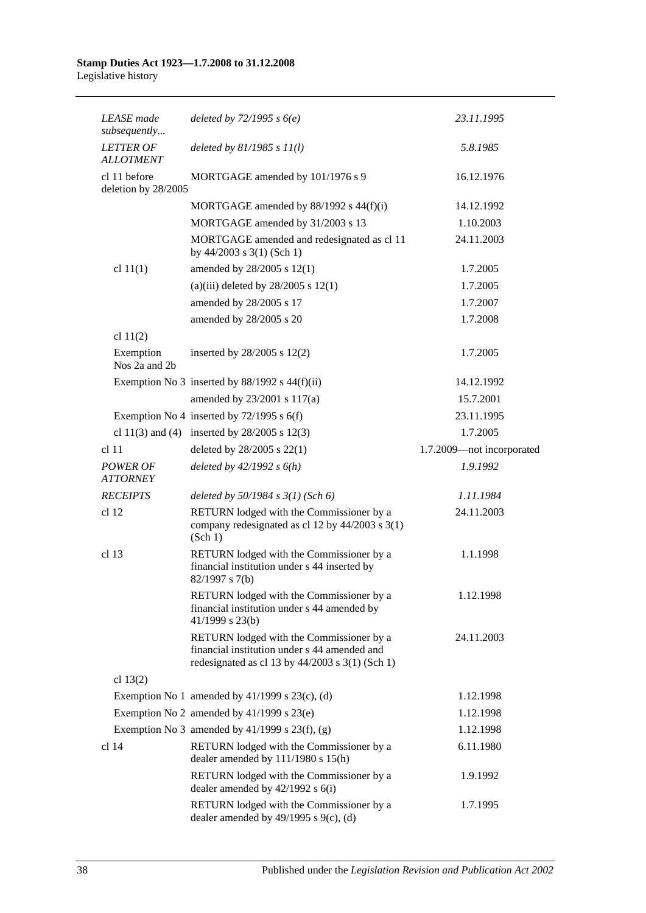| | | |
|---|---|---|
| *LEASE made subsequently...* | *deleted by 72/1995 s 6(e)* | *23.11.1995* |
| *LETTER OF ALLOTMENT* | *deleted by 81/1985 s 11(l)* | *5.8.1985* |
| cl 11 before deletion by 28/2005 | MORTGAGE amended by 101/1976 s 9 | 16.12.1976 |
| | MORTGAGE amended by 88/1992 s 44(f)(i) | 14.12.1992 |
| | MORTGAGE amended by 31/2003 s 13 | 1.10.2003 |
| | MORTGAGE amended and redesignated as cl 11 by 44/2003 s 3(1) (Sch 1) | 24.11.2003 |
| cl 11(1) | amended by 28/2005 s 12(1) | 1.7.2005 |
| | (a)(iii) deleted by 28/2005 s 12(1) | 1.7.2005 |
| | amended by 28/2005 s 17 | 1.7.2007 |
| | amended by 28/2005 s 20 | 1.7.2008 |
| cl 11(2) | | |
| Exemption Nos 2a and 2b | inserted by 28/2005 s 12(2) | 1.7.2005 |
| | Exemption No 3 inserted by 88/1992 s 44(f)(ii) | 14.12.1992 |
| | amended by 23/2001 s 117(a) | 15.7.2001 |
| | Exemption No 4 inserted by 72/1995 s 6(f) | 23.11.1995 |
| | cl 11(3) and (4) inserted by 28/2005 s 12(3) | 1.7.2005 |
| cl 11 | deleted by 28/2005 s 22(1) | 1.7.2009—not incorporated |
| *POWER OF ATTORNEY* | *deleted by 42/1992 s 6(h)* | *1.9.1992* |
| *RECEIPTS* | *deleted by 50/1984 s 3(1) (Sch 6)* | *1.11.1984* |
| cl 12 | RETURN lodged with the Commissioner by a company redesignated as cl 12 by 44/2003 s 3(1) (Sch 1) | 24.11.2003 |
| cl 13 | RETURN lodged with the Commissioner by a financial institution under s 44 inserted by 82/1997 s 7(b) | 1.1.1998 |
| | RETURN lodged with the Commissioner by a financial institution under s 44 amended by 41/1999 s 23(b) | 1.12.1998 |
| | RETURN lodged with the Commissioner by a financial institution under s 44 amended and redesignated as cl 13 by 44/2003 s 3(1) (Sch 1) | 24.11.2003 |
| cl 13(2) | | |
| | Exemption No 1 amended by 41/1999 s 23(c), (d) | 1.12.1998 |
| | Exemption No 2 amended by 41/1999 s 23(e) | 1.12.1998 |
| | Exemption No 3 amended by 41/1999 s 23(f), (g) | 1.12.1998 |
| cl 14 | RETURN lodged with the Commissioner by a dealer amended by 111/1980 s 15(h) | 6.11.1980 |
| | RETURN lodged with the Commissioner by a dealer amended by 42/1992 s 6(i) | 1.9.1992 |
| | RETURN lodged with the Commissioner by a dealer amended by 49/1995 s 9(c), (d) | 1.7.1995 |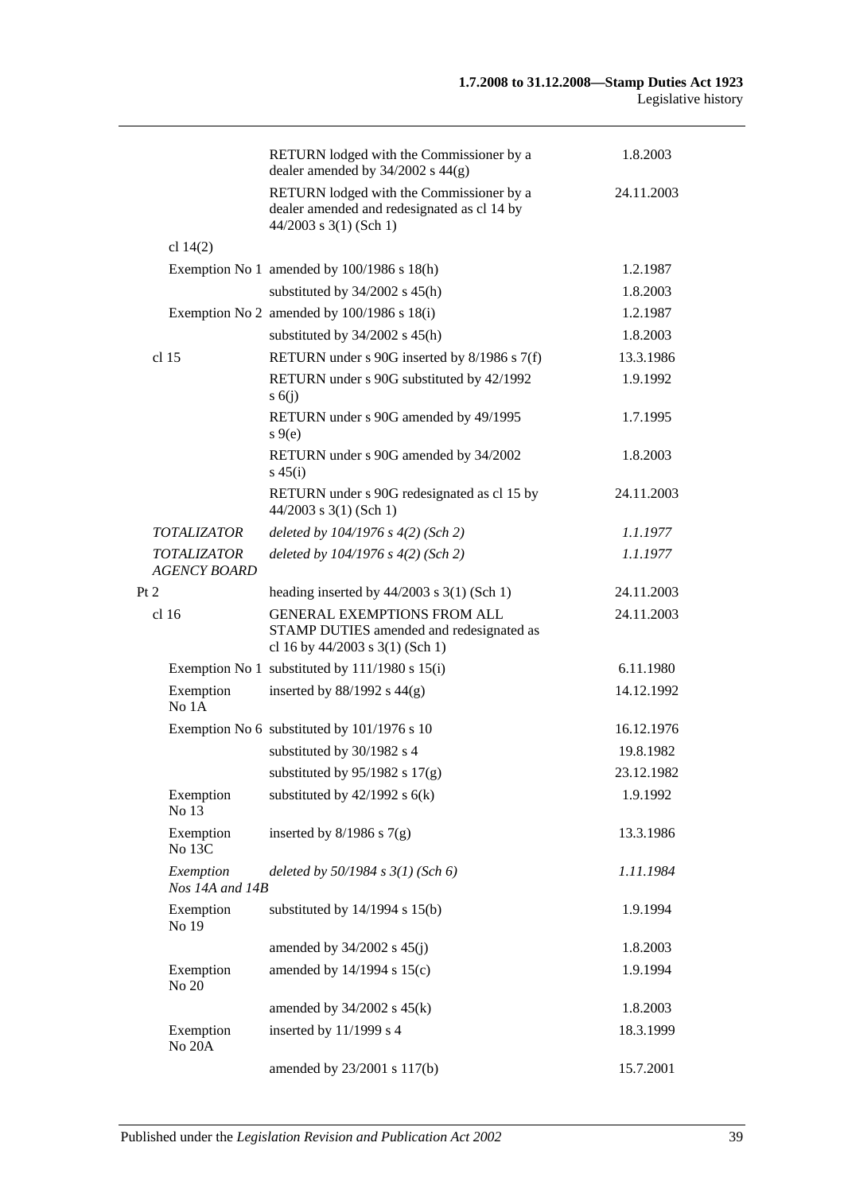| | | |
|---|---|---|
| | RETURN lodged with the Commissioner by a dealer amended by 34/2002 s 44(g) | 1.8.2003 |
| | RETURN lodged with the Commissioner by a dealer amended and redesignated as cl 14 by 44/2003 s 3(1) (Sch 1) | 24.11.2003 |
| cl 14(2) | | |
| Exemption No 1 | amended by 100/1986 s 18(h) | 1.2.1987 |
| | substituted by 34/2002 s 45(h) | 1.8.2003 |
| Exemption No 2 | amended by 100/1986 s 18(i) | 1.2.1987 |
| | substituted by 34/2002 s 45(h) | 1.8.2003 |
| cl 15 | RETURN under s 90G inserted by 8/1986 s 7(f) | 13.3.1986 |
| | RETURN under s 90G substituted by 42/1992 s 6(j) | 1.9.1992 |
| | RETURN under s 90G amended by 49/1995 s 9(e) | 1.7.1995 |
| | RETURN under s 90G amended by 34/2002 s 45(i) | 1.8.2003 |
| | RETURN under s 90G redesignated as cl 15 by 44/2003 s 3(1) (Sch 1) | 24.11.2003 |
| *TOTALIZATOR* | *deleted by 104/1976 s 4(2) (Sch 2)* | *1.1.1977* |
| *TOTALIZATOR AGENCY BOARD* | *deleted by 104/1976 s 4(2) (Sch 2)* | *1.1.1977* |
| Pt 2 | heading inserted by 44/2003 s 3(1) (Sch 1) | 24.11.2003 |
| cl 16 | GENERAL EXEMPTIONS FROM ALL STAMP DUTIES amended and redesignated as cl 16 by 44/2003 s 3(1) (Sch 1) | 24.11.2003 |
| Exemption No 1 | substituted by 111/1980 s 15(i) | 6.11.1980 |
| Exemption No 1A | inserted by 88/1992 s 44(g) | 14.12.1992 |
| Exemption No 6 | substituted by 101/1976 s 10 | 16.12.1976 |
| | substituted by 30/1982 s 4 | 19.8.1982 |
| | substituted by 95/1982 s 17(g) | 23.12.1982 |
| Exemption No 13 | substituted by 42/1992 s 6(k) | 1.9.1992 |
| Exemption No 13C | inserted by 8/1986 s 7(g) | 13.3.1986 |
| *Exemption Nos 14A and 14B* | *deleted by 50/1984 s 3(1) (Sch 6)* | *1.11.1984* |
| Exemption No 19 | substituted by 14/1994 s 15(b) | 1.9.1994 |
| | amended by 34/2002 s 45(j) | 1.8.2003 |
| Exemption No 20 | amended by 14/1994 s 15(c) | 1.9.1994 |
| | amended by 34/2002 s 45(k) | 1.8.2003 |
| Exemption No 20A | inserted by 11/1999 s 4 | 18.3.1999 |
| | amended by 23/2001 s 117(b) | 15.7.2001 |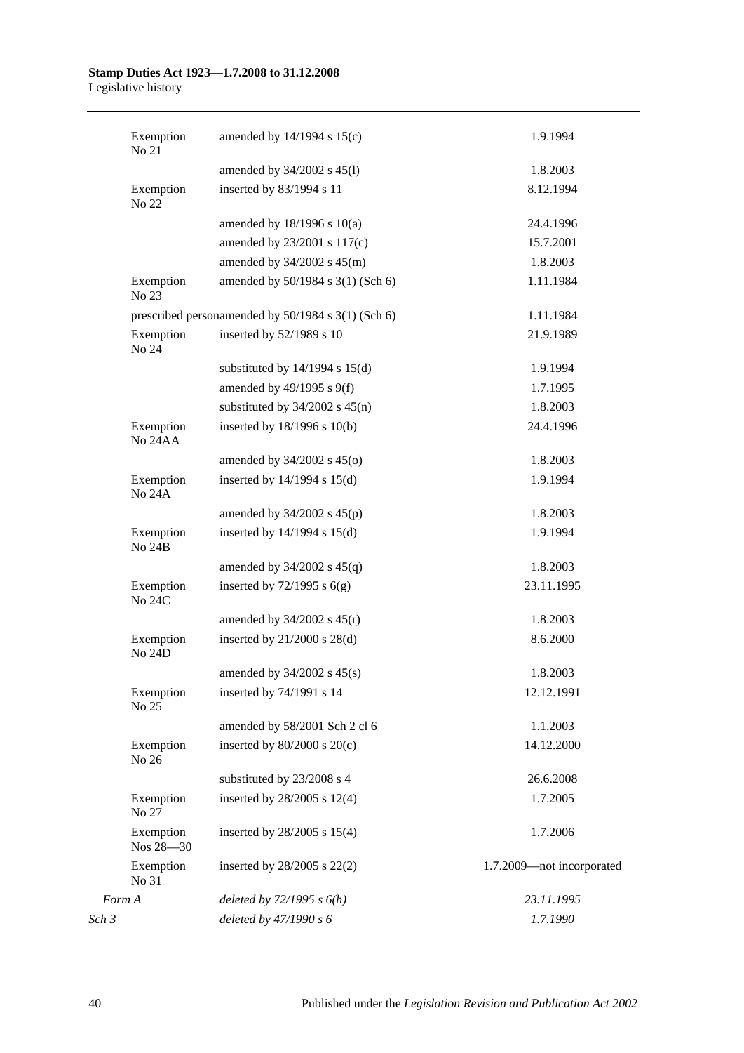| | | | |
|---|---|---|---|
| | Exemption No 21 | amended by 14/1994 s 15(c) | 1.9.1994 |
| | | amended by 34/2002 s 45(l) | 1.8.2003 |
| | Exemption No 22 | inserted by 83/1994 s 11 | 8.12.1994 |
| | | amended by 18/1996 s 10(a) | 24.4.1996 |
| | | amended by 23/2001 s 117(c) | 15.7.2001 |
| | | amended by 34/2002 s 45(m) | 1.8.2003 |
| | Exemption No 23 | amended by 50/1984 s 3(1) (Sch 6) | 1.11.1984 |
| | | prescribed personamended by 50/1984 s 3(1) (Sch 6) | 1.11.1984 |
| | Exemption No 24 | inserted by 52/1989 s 10 | 21.9.1989 |
| | | substituted by 14/1994 s 15(d) | 1.9.1994 |
| | | amended by 49/1995 s 9(f) | 1.7.1995 |
| | | substituted by 34/2002 s 45(n) | 1.8.2003 |
| | Exemption No 24AA | inserted by 18/1996 s 10(b) | 24.4.1996 |
| | | amended by 34/2002 s 45(o) | 1.8.2003 |
| | Exemption No 24A | inserted by 14/1994 s 15(d) | 1.9.1994 |
| | | amended by 34/2002 s 45(p) | 1.8.2003 |
| | Exemption No 24B | inserted by 14/1994 s 15(d) | 1.9.1994 |
| | | amended by 34/2002 s 45(q) | 1.8.2003 |
| | Exemption No 24C | inserted by 72/1995 s 6(g) | 23.11.1995 |
| | | amended by 34/2002 s 45(r) | 1.8.2003 |
| | Exemption No 24D | inserted by 21/2000 s 28(d) | 8.6.2000 |
| | | amended by 34/2002 s 45(s) | 1.8.2003 |
| | Exemption No 25 | inserted by 74/1991 s 14 | 12.12.1991 |
| | | amended by 58/2001 Sch 2 cl 6 | 1.1.2003 |
| | Exemption No 26 | inserted by 80/2000 s 20(c) | 14.12.2000 |
| | | substituted by 23/2008 s 4 | 26.6.2008 |
| | Exemption No 27 | inserted by 28/2005 s 12(4) | 1.7.2005 |
| | Exemption Nos 28—30 | inserted by 28/2005 s 15(4) | 1.7.2006 |
| | Exemption No 31 | inserted by 28/2005 s 22(2) | 1.7.2009—not incorporated |
| *Form A* | | *deleted by 72/1995 s 6(h)* | *23.11.1995* |
| *Sch 3* | | *deleted by 47/1990 s 6* | *1.7.1990* |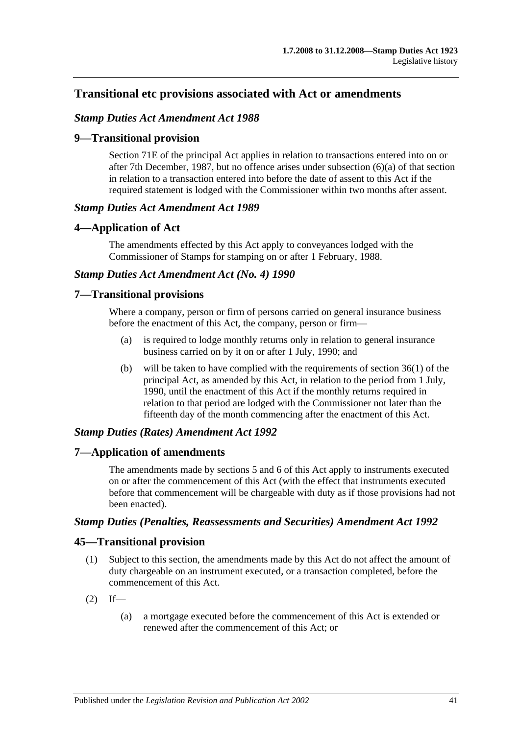## Transitional etc provisions associated with Act or amendments

### *Stamp Duties Act Amendment Act 1988*

### 9—Transitional provision

Section 71E of the principal Act applies in relation to transactions entered into on or after 7th December, 1987, but no offence arises under subsection (6)(a) of that section in relation to a transaction entered into before the date of assent to this Act if the required statement is lodged with the Commissioner within two months after assent.

### *Stamp Duties Act Amendment Act 1989*

### 4—Application of Act

The amendments effected by this Act apply to conveyances lodged with the Commissioner of Stamps for stamping on or after 1 February, 1988.

### *Stamp Duties Act Amendment Act (No. 4) 1990*

### 7—Transitional provisions

Where a company, person or firm of persons carried on general insurance business before the enactment of this Act, the company, person or firm—

(a) is required to lodge monthly returns only in relation to general insurance business carried on by it on or after 1 July, 1990; and

(b) will be taken to have complied with the requirements of section 36(1) of the principal Act, as amended by this Act, in relation to the period from 1 July, 1990, until the enactment of this Act if the monthly returns required in relation to that period are lodged with the Commissioner not later than the fifteenth day of the month commencing after the enactment of this Act.

### *Stamp Duties (Rates) Amendment Act 1992*

### 7—Application of amendments

The amendments made by sections 5 and 6 of this Act apply to instruments executed on or after the commencement of this Act (with the effect that instruments executed before that commencement will be chargeable with duty as if those provisions had not been enacted).

### *Stamp Duties (Penalties, Reassessments and Securities) Amendment Act 1992*

### 45—Transitional provision

(1) Subject to this section, the amendments made by this Act do not affect the amount of duty chargeable on an instrument executed, or a transaction completed, before the commencement of this Act.

(2) If—

(a) a mortgage executed before the commencement of this Act is extended or renewed after the commencement of this Act; or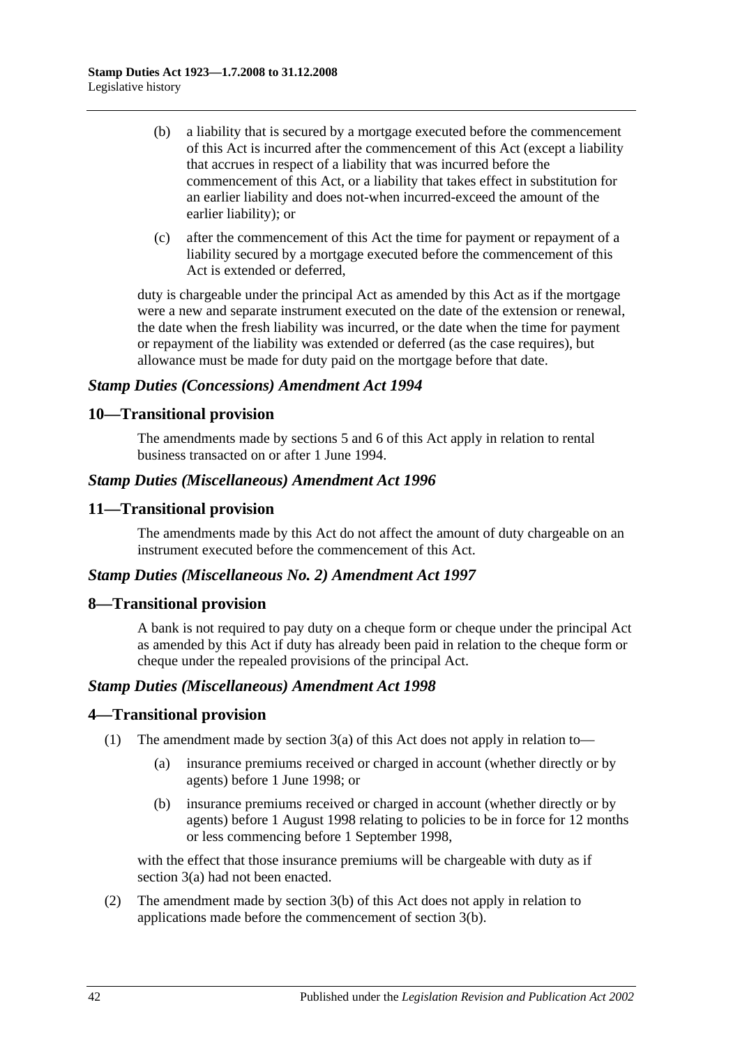(b) a liability that is secured by a mortgage executed before the commencement of this Act is incurred after the commencement of this Act (except a liability that accrues in respect of a liability that was incurred before the commencement of this Act, or a liability that takes effect in substitution for an earlier liability and does not-when incurred-exceed the amount of the earlier liability); or

(c) after the commencement of this Act the time for payment or repayment of a liability secured by a mortgage executed before the commencement of this Act is extended or deferred,

duty is chargeable under the principal Act as amended by this Act as if the mortgage were a new and separate instrument executed on the date of the extension or renewal, the date when the fresh liability was incurred, or the date when the time for payment or repayment of the liability was extended or deferred (as the case requires), but allowance must be made for duty paid on the mortgage before that date.

### *Stamp Duties (Concessions) Amendment Act 1994*

## 10—Transitional provision

The amendments made by sections 5 and 6 of this Act apply in relation to rental business transacted on or after 1 June 1994.

### *Stamp Duties (Miscellaneous) Amendment Act 1996*

## 11—Transitional provision

The amendments made by this Act do not affect the amount of duty chargeable on an instrument executed before the commencement of this Act.

### *Stamp Duties (Miscellaneous No. 2) Amendment Act 1997*

## 8—Transitional provision

A bank is not required to pay duty on a cheque form or cheque under the principal Act as amended by this Act if duty has already been paid in relation to the cheque form or cheque under the repealed provisions of the principal Act.

### *Stamp Duties (Miscellaneous) Amendment Act 1998*

## 4—Transitional provision

(1) The amendment made by section 3(a) of this Act does not apply in relation to—

(a) insurance premiums received or charged in account (whether directly or by agents) before 1 June 1998; or

(b) insurance premiums received or charged in account (whether directly or by agents) before 1 August 1998 relating to policies to be in force for 12 months or less commencing before 1 September 1998,

with the effect that those insurance premiums will be chargeable with duty as if section 3(a) had not been enacted.

(2) The amendment made by section 3(b) of this Act does not apply in relation to applications made before the commencement of section 3(b).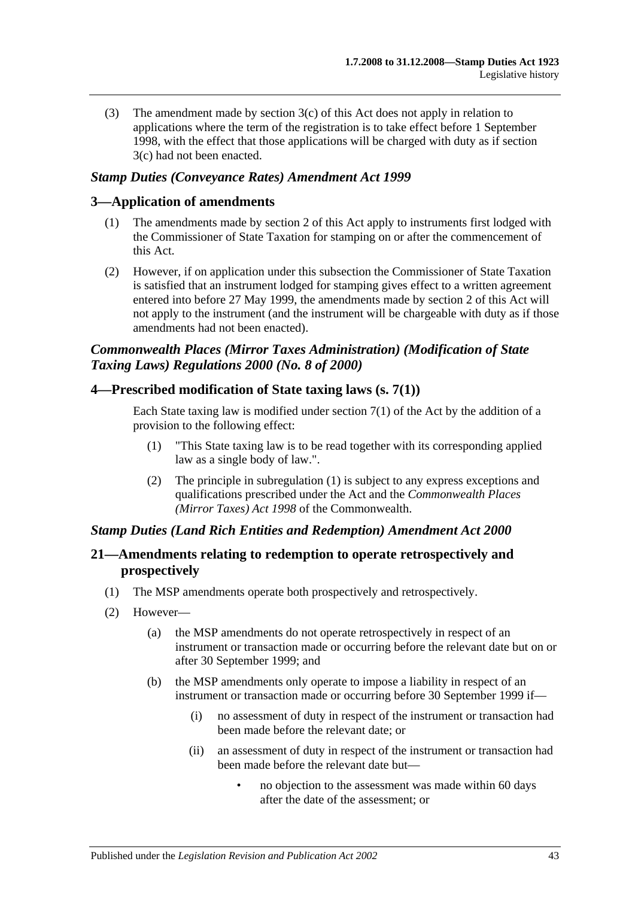(3) The amendment made by section 3(c) of this Act does not apply in relation to applications where the term of the registration is to take effect before 1 September 1998, with the effect that those applications will be charged with duty as if section 3(c) had not been enacted.

### *Stamp Duties (Conveyance Rates) Amendment Act 1999*

## 3—Application of amendments

(1) The amendments made by section 2 of this Act apply to instruments first lodged with the Commissioner of State Taxation for stamping on or after the commencement of this Act.

(2) However, if on application under this subsection the Commissioner of State Taxation is satisfied that an instrument lodged for stamping gives effect to a written agreement entered into before 27 May 1999, the amendments made by section 2 of this Act will not apply to the instrument (and the instrument will be chargeable with duty as if those amendments had not been enacted).

### *Commonwealth Places (Mirror Taxes Administration) (Modification of State Taxing Laws) Regulations 2000 (No. 8 of 2000)*

## 4—Prescribed modification of State taxing laws (s. 7(1))

Each State taxing law is modified under section 7(1) of the Act by the addition of a provision to the following effect:

(1) "This State taxing law is to be read together with its corresponding applied law as a single body of law.".

(2) The principle in subregulation (1) is subject to any express exceptions and qualifications prescribed under the Act and the *Commonwealth Places (Mirror Taxes) Act 1998* of the Commonwealth.

### *Stamp Duties (Land Rich Entities and Redemption) Amendment Act 2000*

## 21—Amendments relating to redemption to operate retrospectively and prospectively

(1) The MSP amendments operate both prospectively and retrospectively.

(2) However—

(a) the MSP amendments do not operate retrospectively in respect of an instrument or transaction made or occurring before the relevant date but on or after 30 September 1999; and

(b) the MSP amendments only operate to impose a liability in respect of an instrument or transaction made or occurring before 30 September 1999 if—

(i) no assessment of duty in respect of the instrument or transaction had been made before the relevant date; or

(ii) an assessment of duty in respect of the instrument or transaction had been made before the relevant date but—

- no objection to the assessment was made within 60 days after the date of the assessment; or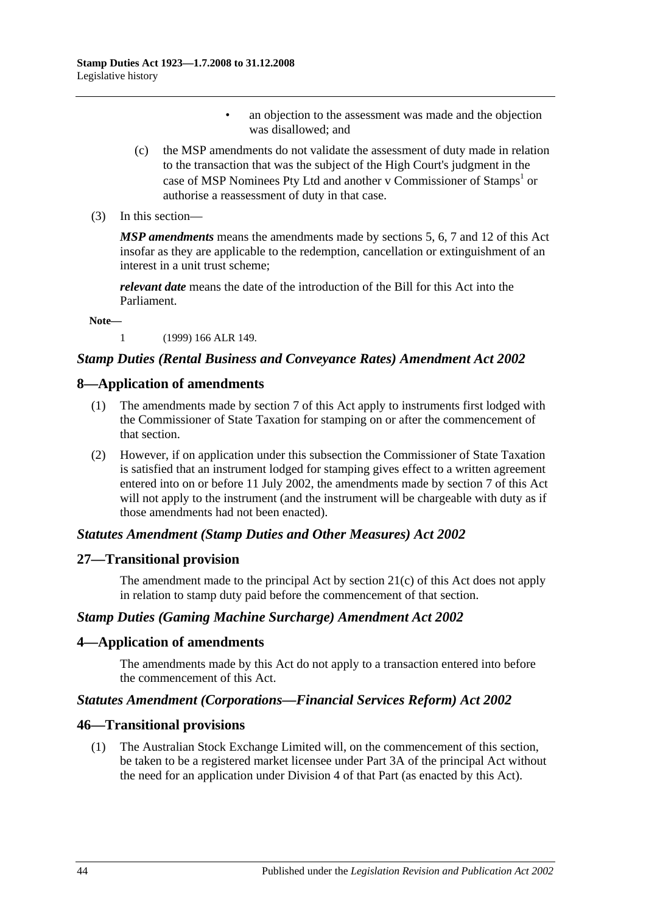- an objection to the assessment was made and the objection was disallowed; and

(c) the MSP amendments do not validate the assessment of duty made in relation to the transaction that was the subject of the High Court's judgment in the case of MSP Nominees Pty Ltd and another v Commissioner of Stamps[1] or authorise a reassessment of duty in that case.

(3) In this section—

***MSP amendments*** means the amendments made by sections 5, 6, 7 and 12 of this Act insofar as they are applicable to the redemption, cancellation or extinguishment of an interest in a unit trust scheme;

***relevant date*** means the date of the introduction of the Bill for this Act into the Parliament.

**Note—**

1 (1999) 166 ALR 149.

### *Stamp Duties (Rental Business and Conveyance Rates) Amendment Act 2002*

## 8—Application of amendments

(1) The amendments made by section 7 of this Act apply to instruments first lodged with the Commissioner of State Taxation for stamping on or after the commencement of that section.

(2) However, if on application under this subsection the Commissioner of State Taxation is satisfied that an instrument lodged for stamping gives effect to a written agreement entered into on or before 11 July 2002, the amendments made by section 7 of this Act will not apply to the instrument (and the instrument will be chargeable with duty as if those amendments had not been enacted).

### *Statutes Amendment (Stamp Duties and Other Measures) Act 2002*

## 27—Transitional provision

The amendment made to the principal Act by section 21(c) of this Act does not apply in relation to stamp duty paid before the commencement of that section.

### *Stamp Duties (Gaming Machine Surcharge) Amendment Act 2002*

## 4—Application of amendments

The amendments made by this Act do not apply to a transaction entered into before the commencement of this Act.

### *Statutes Amendment (Corporations—Financial Services Reform) Act 2002*

## 46—Transitional provisions

(1) The Australian Stock Exchange Limited will, on the commencement of this section, be taken to be a registered market licensee under Part 3A of the principal Act without the need for an application under Division 4 of that Part (as enacted by this Act).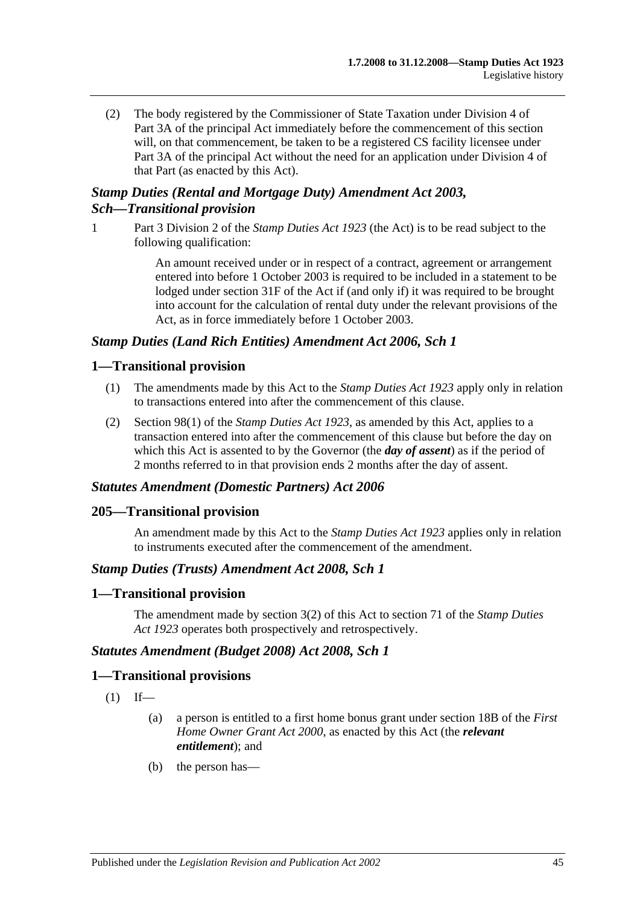(2) The body registered by the Commissioner of State Taxation under Division 4 of Part 3A of the principal Act immediately before the commencement of this section will, on that commencement, be taken to be a registered CS facility licensee under Part 3A of the principal Act without the need for an application under Division 4 of that Part (as enacted by this Act).

### *Stamp Duties (Rental and Mortgage Duty) Amendment Act 2003, Sch—Transitional provision*

1 Part 3 Division 2 of the *Stamp Duties Act 1923* (the Act) is to be read subject to the following qualification:

> An amount received under or in respect of a contract, agreement or arrangement entered into before 1 October 2003 is required to be included in a statement to be lodged under section 31F of the Act if (and only if) it was required to be brought into account for the calculation of rental duty under the relevant provisions of the Act, as in force immediately before 1 October 2003.

### *Stamp Duties (Land Rich Entities) Amendment Act 2006, Sch 1*

## 1—Transitional provision

(1) The amendments made by this Act to the *Stamp Duties Act 1923* apply only in relation to transactions entered into after the commencement of this clause.

(2) Section 98(1) of the *Stamp Duties Act 1923*, as amended by this Act, applies to a transaction entered into after the commencement of this clause but before the day on which this Act is assented to by the Governor (the ***day of assent***) as if the period of 2 months referred to in that provision ends 2 months after the day of assent.

### *Statutes Amendment (Domestic Partners) Act 2006*

## 205—Transitional provision

An amendment made by this Act to the *Stamp Duties Act 1923* applies only in relation to instruments executed after the commencement of the amendment.

### *Stamp Duties (Trusts) Amendment Act 2008, Sch 1*

## 1—Transitional provision

The amendment made by section 3(2) of this Act to section 71 of the *Stamp Duties Act 1923* operates both prospectively and retrospectively.

### *Statutes Amendment (Budget 2008) Act 2008, Sch 1*

## 1—Transitional provisions

(1) If—

(a) a person is entitled to a first home bonus grant under section 18B of the *First Home Owner Grant Act 2000*, as enacted by this Act (the ***relevant entitlement***); and

(b) the person has—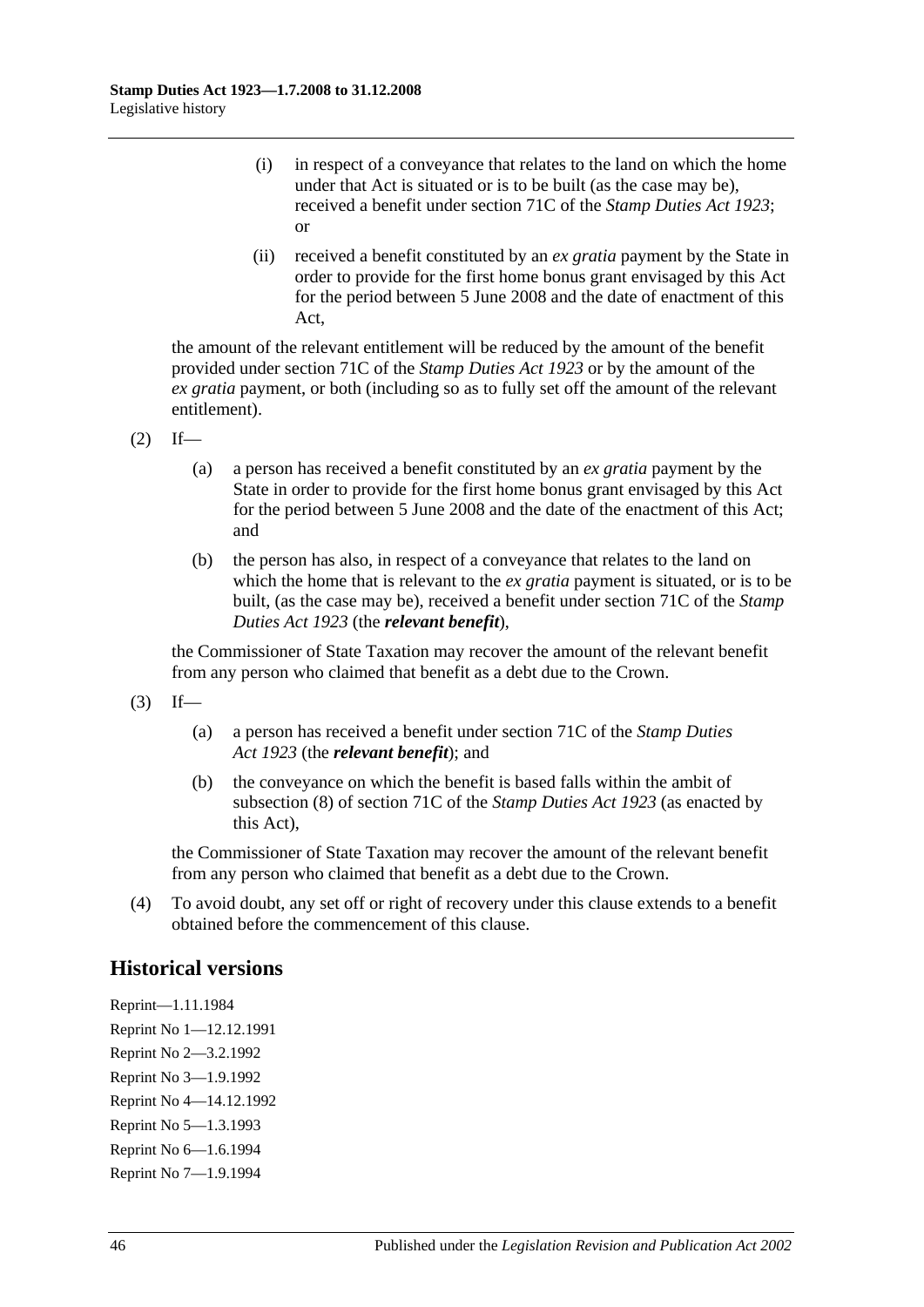(i) in respect of a conveyance that relates to the land on which the home under that Act is situated or is to be built (as the case may be), received a benefit under section 71C of the *Stamp Duties Act 1923*; or

(ii) received a benefit constituted by an *ex gratia* payment by the State in order to provide for the first home bonus grant envisaged by this Act for the period between 5 June 2008 and the date of enactment of this Act,

the amount of the relevant entitlement will be reduced by the amount of the benefit provided under section 71C of the *Stamp Duties Act 1923* or by the amount of the *ex gratia* payment, or both (including so as to fully set off the amount of the relevant entitlement).

(2) If—

(a) a person has received a benefit constituted by an *ex gratia* payment by the State in order to provide for the first home bonus grant envisaged by this Act for the period between 5 June 2008 and the date of the enactment of this Act; and

(b) the person has also, in respect of a conveyance that relates to the land on which the home that is relevant to the *ex gratia* payment is situated, or is to be built, (as the case may be), received a benefit under section 71C of the *Stamp Duties Act 1923* (the ***relevant benefit***),

the Commissioner of State Taxation may recover the amount of the relevant benefit from any person who claimed that benefit as a debt due to the Crown.

(3) If—

(a) a person has received a benefit under section 71C of the *Stamp Duties Act 1923* (the ***relevant benefit***); and

(b) the conveyance on which the benefit is based falls within the ambit of subsection (8) of section 71C of the *Stamp Duties Act 1923* (as enacted by this Act),

the Commissioner of State Taxation may recover the amount of the relevant benefit from any person who claimed that benefit as a debt due to the Crown.

(4) To avoid doubt, any set off or right of recovery under this clause extends to a benefit obtained before the commencement of this clause.

## Historical versions

Reprint—1.11.1984

Reprint No 1—12.12.1991

Reprint No 2—3.2.1992

Reprint No 3—1.9.1992

Reprint No 4—14.12.1992

Reprint No 5—1.3.1993

Reprint No 6—1.6.1994

Reprint No 7—1.9.1994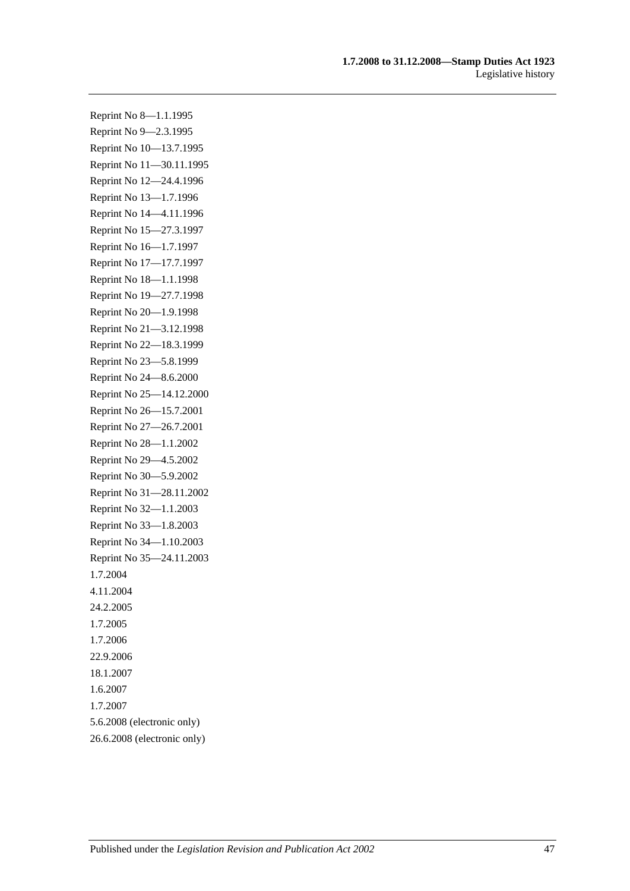Reprint No 8—1.1.1995

Reprint No 9—2.3.1995

Reprint No 10—13.7.1995

Reprint No 11—30.11.1995

Reprint No 12—24.4.1996

Reprint No 13—1.7.1996

Reprint No 14—4.11.1996

Reprint No 15—27.3.1997

Reprint No 16—1.7.1997

Reprint No 17—17.7.1997

Reprint No 18—1.1.1998

Reprint No 19—27.7.1998

Reprint No 20—1.9.1998

Reprint No 21—3.12.1998

Reprint No 22—18.3.1999

Reprint No 23—5.8.1999

Reprint No 24—8.6.2000

Reprint No 25—14.12.2000

Reprint No 26—15.7.2001

Reprint No 27—26.7.2001

Reprint No 28—1.1.2002

Reprint No 29—4.5.2002

Reprint No 30—5.9.2002

Reprint No 31—28.11.2002

Reprint No 32—1.1.2003

Reprint No 33—1.8.2003

Reprint No 34—1.10.2003

Reprint No 35—24.11.2003

1.7.2004

4.11.2004

24.2.2005

1.7.2005

1.7.2006

22.9.2006

18.1.2007

1.6.2007

1.7.2007

5.6.2008 (electronic only)

26.6.2008 (electronic only)